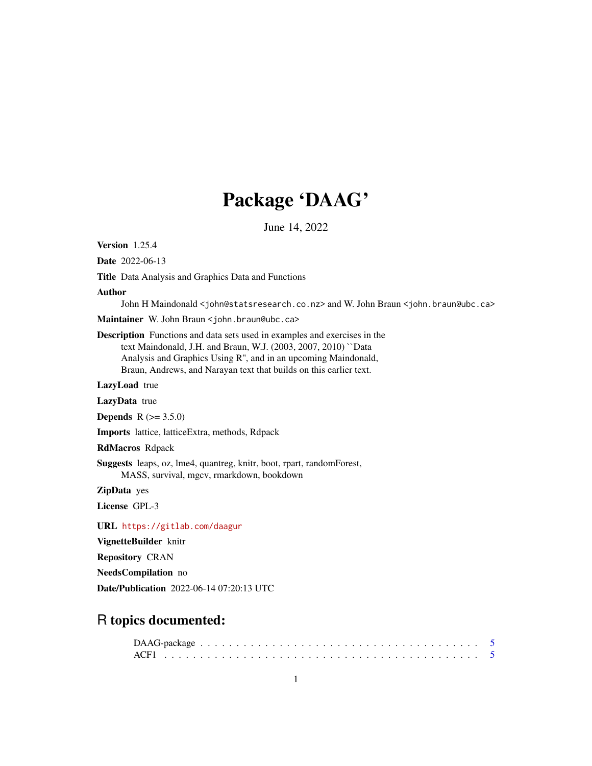# Package 'DAAG'

June 14, 2022

**Version** 1.25.4

**Date** 2022-06-13

**Title** Data Analysis and Graphics Data and Functions

**Author**
John H Maindonald <john@statsresearch.co.nz> and W. John Braun <john.braun@ubc.ca>

**Maintainer** W. John Braun <john.braun@ubc.ca>

**Description** Functions and data sets used in examples and exercises in the text Maindonald, J.H. and Braun, W.J. (2003, 2007, 2010) ``Data Analysis and Graphics Using R'', and in an upcoming Maindonald, Braun, Andrews, and Narayan text that builds on this earlier text.

**LazyLoad** true

**LazyData** true

**Depends** R (>= 3.5.0)

**Imports** lattice, latticeExtra, methods, Rdpack

**RdMacros** Rdpack

**Suggests** leaps, oz, lme4, quantreg, knitr, boot, rpart, randomForest, MASS, survival, mgcv, rmarkdown, bookdown

**ZipData** yes

**License** GPL-3

**URL** https://gitlab.com/daagur

**VignetteBuilder** knitr

**Repository** CRAN

**NeedsCompilation** no

**Date/Publication** 2022-06-14 07:20:13 UTC

## R topics documented:

DAAG-package . . . . . . . . . . . . . . . . . . . . . . . . . . . . . . . . . . . . . . . 5
ACF1 . . . . . . . . . . . . . . . . . . . . . . . . . . . . . . . . . . . . . . . . . . . . 5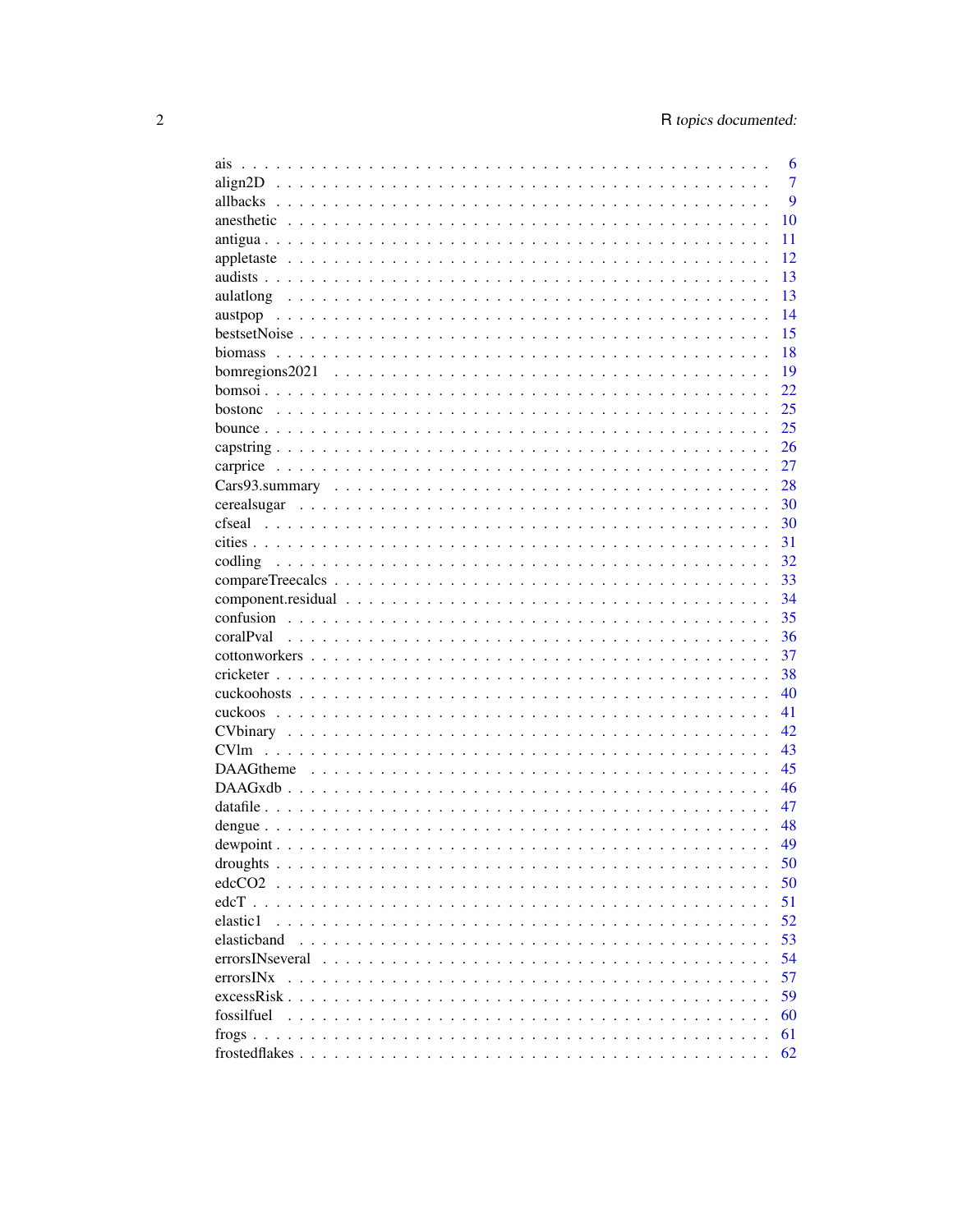ais . . . . . . . . . . . . . . . . . . . . . . . . . . . . . . . . . . . . . . . . . . . 6
align2D . . . . . . . . . . . . . . . . . . . . . . . . . . . . . . . . . . . . . . . . . 7
allbacks . . . . . . . . . . . . . . . . . . . . . . . . . . . . . . . . . . . . . . . . . 9
anesthetic . . . . . . . . . . . . . . . . . . . . . . . . . . . . . . . . . . . . . . . . 10
antigua . . . . . . . . . . . . . . . . . . . . . . . . . . . . . . . . . . . . . . . . . 11
appletaste . . . . . . . . . . . . . . . . . . . . . . . . . . . . . . . . . . . . . . . . 12
audists . . . . . . . . . . . . . . . . . . . . . . . . . . . . . . . . . . . . . . . . . 13
aulatlong . . . . . . . . . . . . . . . . . . . . . . . . . . . . . . . . . . . . . . . . 13
austpop . . . . . . . . . . . . . . . . . . . . . . . . . . . . . . . . . . . . . . . . . 14
bestsetNoise . . . . . . . . . . . . . . . . . . . . . . . . . . . . . . . . . . . . . . . 15
biomass . . . . . . . . . . . . . . . . . . . . . . . . . . . . . . . . . . . . . . . . . 18
bomregions2021 . . . . . . . . . . . . . . . . . . . . . . . . . . . . . . . . . . . . . 19
bomsoi . . . . . . . . . . . . . . . . . . . . . . . . . . . . . . . . . . . . . . . . . 22
bostonc . . . . . . . . . . . . . . . . . . . . . . . . . . . . . . . . . . . . . . . . . 25
bounce . . . . . . . . . . . . . . . . . . . . . . . . . . . . . . . . . . . . . . . . . 25
capstring . . . . . . . . . . . . . . . . . . . . . . . . . . . . . . . . . . . . . . . . 26
carprice . . . . . . . . . . . . . . . . . . . . . . . . . . . . . . . . . . . . . . . . . 27
Cars93.summary . . . . . . . . . . . . . . . . . . . . . . . . . . . . . . . . . . . . . 28
cerealsugar . . . . . . . . . . . . . . . . . . . . . . . . . . . . . . . . . . . . . . . 30
cfseal . . . . . . . . . . . . . . . . . . . . . . . . . . . . . . . . . . . . . . . . . . 30
cities . . . . . . . . . . . . . . . . . . . . . . . . . . . . . . . . . . . . . . . . . . 31
codling . . . . . . . . . . . . . . . . . . . . . . . . . . . . . . . . . . . . . . . . . 32
compareTreecalcs . . . . . . . . . . . . . . . . . . . . . . . . . . . . . . . . . . . . 33
component.residual . . . . . . . . . . . . . . . . . . . . . . . . . . . . . . . . . . . 34
confusion . . . . . . . . . . . . . . . . . . . . . . . . . . . . . . . . . . . . . . . . 35
coralPval . . . . . . . . . . . . . . . . . . . . . . . . . . . . . . . . . . . . . . . . 36
cottonworkers . . . . . . . . . . . . . . . . . . . . . . . . . . . . . . . . . . . . . . 37
cricketer . . . . . . . . . . . . . . . . . . . . . . . . . . . . . . . . . . . . . . . . 38
cuckoohosts . . . . . . . . . . . . . . . . . . . . . . . . . . . . . . . . . . . . . . . 40
cuckoos . . . . . . . . . . . . . . . . . . . . . . . . . . . . . . . . . . . . . . . . . 41
CVbinary . . . . . . . . . . . . . . . . . . . . . . . . . . . . . . . . . . . . . . . . 42
CVlm . . . . . . . . . . . . . . . . . . . . . . . . . . . . . . . . . . . . . . . . . . 43
DAAGtheme . . . . . . . . . . . . . . . . . . . . . . . . . . . . . . . . . . . . . . . 45
DAAGxdb . . . . . . . . . . . . . . . . . . . . . . . . . . . . . . . . . . . . . . . . 46
datafile . . . . . . . . . . . . . . . . . . . . . . . . . . . . . . . . . . . . . . . . . 47
dengue . . . . . . . . . . . . . . . . . . . . . . . . . . . . . . . . . . . . . . . . . 48
dewpoint . . . . . . . . . . . . . . . . . . . . . . . . . . . . . . . . . . . . . . . . 49
droughts . . . . . . . . . . . . . . . . . . . . . . . . . . . . . . . . . . . . . . . . 50
edcCO2 . . . . . . . . . . . . . . . . . . . . . . . . . . . . . . . . . . . . . . . . . 50
edcT . . . . . . . . . . . . . . . . . . . . . . . . . . . . . . . . . . . . . . . . . . 51
elastic1 . . . . . . . . . . . . . . . . . . . . . . . . . . . . . . . . . . . . . . . . . 52
elasticband . . . . . . . . . . . . . . . . . . . . . . . . . . . . . . . . . . . . . . . 53
errorsINseveral . . . . . . . . . . . . . . . . . . . . . . . . . . . . . . . . . . . . . 54
errorsINx . . . . . . . . . . . . . . . . . . . . . . . . . . . . . . . . . . . . . . . . 57
excessRisk . . . . . . . . . . . . . . . . . . . . . . . . . . . . . . . . . . . . . . . . 59
fossilfuel . . . . . . . . . . . . . . . . . . . . . . . . . . . . . . . . . . . . . . . . 60
frogs . . . . . . . . . . . . . . . . . . . . . . . . . . . . . . . . . . . . . . . . . . 61
frostedflakes . . . . . . . . . . . . . . . . . . . . . . . . . . . . . . . . . . . . . . 62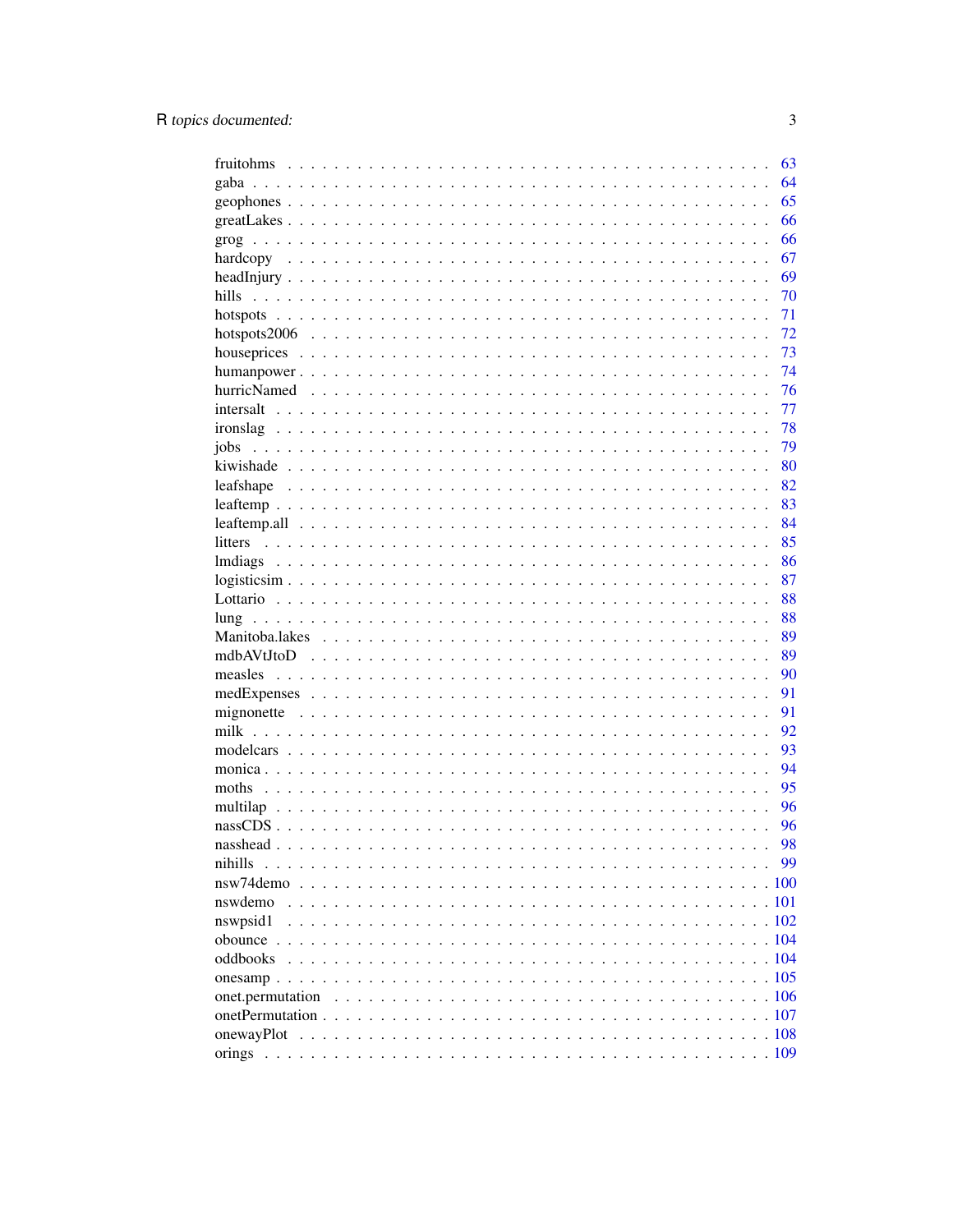fruitohms . . . . . . . . . . . . . . . . . . . . . . . . . . . . . . . . . . . . . . . . 63
gaba . . . . . . . . . . . . . . . . . . . . . . . . . . . . . . . . . . . . . . . . . . . 64
geophones . . . . . . . . . . . . . . . . . . . . . . . . . . . . . . . . . . . . . . . . 65
greatLakes . . . . . . . . . . . . . . . . . . . . . . . . . . . . . . . . . . . . . . . . 66
grog . . . . . . . . . . . . . . . . . . . . . . . . . . . . . . . . . . . . . . . . . . . 66
hardcopy . . . . . . . . . . . . . . . . . . . . . . . . . . . . . . . . . . . . . . . . . 67
headInjury . . . . . . . . . . . . . . . . . . . . . . . . . . . . . . . . . . . . . . . . 69
hills . . . . . . . . . . . . . . . . . . . . . . . . . . . . . . . . . . . . . . . . . . . 70
hotspots . . . . . . . . . . . . . . . . . . . . . . . . . . . . . . . . . . . . . . . . . 71
hotspots2006 . . . . . . . . . . . . . . . . . . . . . . . . . . . . . . . . . . . . . . . 72
houseprices . . . . . . . . . . . . . . . . . . . . . . . . . . . . . . . . . . . . . . . 73
humanpower . . . . . . . . . . . . . . . . . . . . . . . . . . . . . . . . . . . . . . . 74
hurricNamed . . . . . . . . . . . . . . . . . . . . . . . . . . . . . . . . . . . . . . . 76
intersalt . . . . . . . . . . . . . . . . . . . . . . . . . . . . . . . . . . . . . . . . . 77
ironslag . . . . . . . . . . . . . . . . . . . . . . . . . . . . . . . . . . . . . . . . . 78
jobs . . . . . . . . . . . . . . . . . . . . . . . . . . . . . . . . . . . . . . . . . . . 79
kiwishade . . . . . . . . . . . . . . . . . . . . . . . . . . . . . . . . . . . . . . . . 80
leafshape . . . . . . . . . . . . . . . . . . . . . . . . . . . . . . . . . . . . . . . . 82
leaftemp . . . . . . . . . . . . . . . . . . . . . . . . . . . . . . . . . . . . . . . . . 83
leaftemp.all . . . . . . . . . . . . . . . . . . . . . . . . . . . . . . . . . . . . . . . 84
litters . . . . . . . . . . . . . . . . . . . . . . . . . . . . . . . . . . . . . . . . . . 85
lmdiags . . . . . . . . . . . . . . . . . . . . . . . . . . . . . . . . . . . . . . . . . 86
logisticsim . . . . . . . . . . . . . . . . . . . . . . . . . . . . . . . . . . . . . . . . 87
Lottario . . . . . . . . . . . . . . . . . . . . . . . . . . . . . . . . . . . . . . . . . 88
lung . . . . . . . . . . . . . . . . . . . . . . . . . . . . . . . . . . . . . . . . . . . 88
Manitoba.lakes . . . . . . . . . . . . . . . . . . . . . . . . . . . . . . . . . . . . . . 89
mdbAVtJtoD . . . . . . . . . . . . . . . . . . . . . . . . . . . . . . . . . . . . . . . 89
measles . . . . . . . . . . . . . . . . . . . . . . . . . . . . . . . . . . . . . . . . . 90
medExpenses . . . . . . . . . . . . . . . . . . . . . . . . . . . . . . . . . . . . . . . 91
mignonette . . . . . . . . . . . . . . . . . . . . . . . . . . . . . . . . . . . . . . . . 91
milk . . . . . . . . . . . . . . . . . . . . . . . . . . . . . . . . . . . . . . . . . . . 92
modelcars . . . . . . . . . . . . . . . . . . . . . . . . . . . . . . . . . . . . . . . . 93
monica . . . . . . . . . . . . . . . . . . . . . . . . . . . . . . . . . . . . . . . . . . 94
moths . . . . . . . . . . . . . . . . . . . . . . . . . . . . . . . . . . . . . . . . . . 95
multilap . . . . . . . . . . . . . . . . . . . . . . . . . . . . . . . . . . . . . . . . . 96
nassCDS . . . . . . . . . . . . . . . . . . . . . . . . . . . . . . . . . . . . . . . . . 96
nasshead . . . . . . . . . . . . . . . . . . . . . . . . . . . . . . . . . . . . . . . . . 98
nihills . . . . . . . . . . . . . . . . . . . . . . . . . . . . . . . . . . . . . . . . . . 99
nsw74demo . . . . . . . . . . . . . . . . . . . . . . . . . . . . . . . . . . . . . . . . 100
nswdemo . . . . . . . . . . . . . . . . . . . . . . . . . . . . . . . . . . . . . . . . . 101
nswpsid1 . . . . . . . . . . . . . . . . . . . . . . . . . . . . . . . . . . . . . . . . . 102
obounce . . . . . . . . . . . . . . . . . . . . . . . . . . . . . . . . . . . . . . . . . 104
oddbooks . . . . . . . . . . . . . . . . . . . . . . . . . . . . . . . . . . . . . . . . . 104
onesamp . . . . . . . . . . . . . . . . . . . . . . . . . . . . . . . . . . . . . . . . . 105
onet.permutation . . . . . . . . . . . . . . . . . . . . . . . . . . . . . . . . . . . . . 106
onetPermutation . . . . . . . . . . . . . . . . . . . . . . . . . . . . . . . . . . . . . 107
onewayPlot . . . . . . . . . . . . . . . . . . . . . . . . . . . . . . . . . . . . . . . . 108
orings . . . . . . . . . . . . . . . . . . . . . . . . . . . . . . . . . . . . . . . . . . 109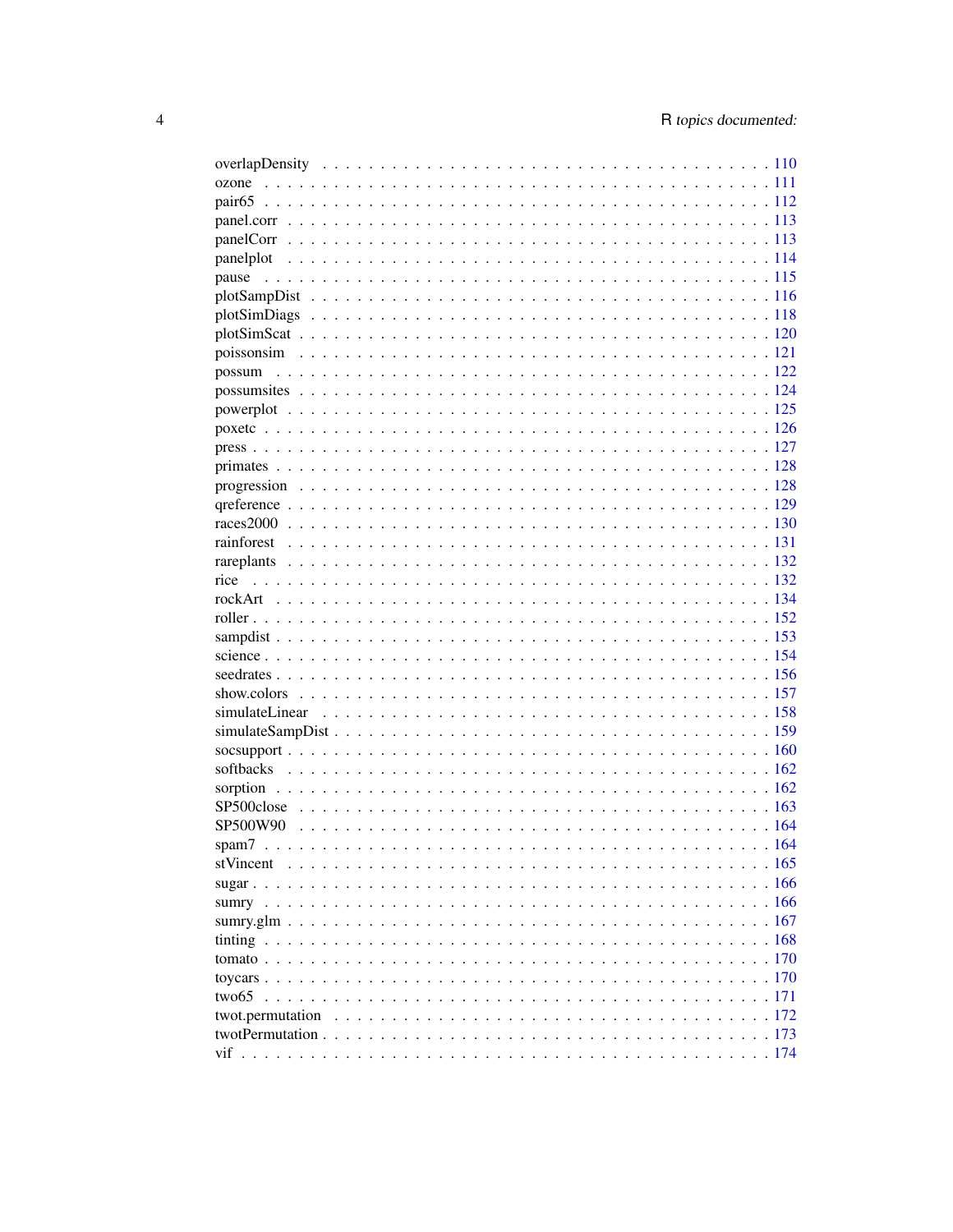overlapDensity . . . . . . . . . . . . . . . . . . . . . . . . . . . . . . . . . . . . 110
ozone . . . . . . . . . . . . . . . . . . . . . . . . . . . . . . . . . . . . . . . . . 111
pair65 . . . . . . . . . . . . . . . . . . . . . . . . . . . . . . . . . . . . . . . . . 112
panel.corr . . . . . . . . . . . . . . . . . . . . . . . . . . . . . . . . . . . . . . . 113
panelCorr . . . . . . . . . . . . . . . . . . . . . . . . . . . . . . . . . . . . . . . 113
panelplot . . . . . . . . . . . . . . . . . . . . . . . . . . . . . . . . . . . . . . . 114
pause . . . . . . . . . . . . . . . . . . . . . . . . . . . . . . . . . . . . . . . . . 115
plotSampDist . . . . . . . . . . . . . . . . . . . . . . . . . . . . . . . . . . . . . 116
plotSimDiags . . . . . . . . . . . . . . . . . . . . . . . . . . . . . . . . . . . . . 118
plotSimScat . . . . . . . . . . . . . . . . . . . . . . . . . . . . . . . . . . . . . . 120
poissonsim . . . . . . . . . . . . . . . . . . . . . . . . . . . . . . . . . . . . . . 121
possum . . . . . . . . . . . . . . . . . . . . . . . . . . . . . . . . . . . . . . . . 122
possumsites . . . . . . . . . . . . . . . . . . . . . . . . . . . . . . . . . . . . . 124
powerplot . . . . . . . . . . . . . . . . . . . . . . . . . . . . . . . . . . . . . . . 125
poxetc . . . . . . . . . . . . . . . . . . . . . . . . . . . . . . . . . . . . . . . . 126
press . . . . . . . . . . . . . . . . . . . . . . . . . . . . . . . . . . . . . . . . . 127
primates . . . . . . . . . . . . . . . . . . . . . . . . . . . . . . . . . . . . . . . 128
progression . . . . . . . . . . . . . . . . . . . . . . . . . . . . . . . . . . . . . 128
qreference . . . . . . . . . . . . . . . . . . . . . . . . . . . . . . . . . . . . . . 129
races2000 . . . . . . . . . . . . . . . . . . . . . . . . . . . . . . . . . . . . . . 130
rainforest . . . . . . . . . . . . . . . . . . . . . . . . . . . . . . . . . . . . . . 131
rareplants . . . . . . . . . . . . . . . . . . . . . . . . . . . . . . . . . . . . . . 132
rice . . . . . . . . . . . . . . . . . . . . . . . . . . . . . . . . . . . . . . . . . . 132
rockArt . . . . . . . . . . . . . . . . . . . . . . . . . . . . . . . . . . . . . . . . 134
roller . . . . . . . . . . . . . . . . . . . . . . . . . . . . . . . . . . . . . . . . . 152
sampdist . . . . . . . . . . . . . . . . . . . . . . . . . . . . . . . . . . . . . . . 153
science . . . . . . . . . . . . . . . . . . . . . . . . . . . . . . . . . . . . . . . . 154
seedrates . . . . . . . . . . . . . . . . . . . . . . . . . . . . . . . . . . . . . . . 156
show.colors . . . . . . . . . . . . . . . . . . . . . . . . . . . . . . . . . . . . . 157
simulateLinear . . . . . . . . . . . . . . . . . . . . . . . . . . . . . . . . . . . 158
simulateSampDist . . . . . . . . . . . . . . . . . . . . . . . . . . . . . . . . . . 159
socsupport . . . . . . . . . . . . . . . . . . . . . . . . . . . . . . . . . . . . . . 160
softbacks . . . . . . . . . . . . . . . . . . . . . . . . . . . . . . . . . . . . . . . 162
sorption . . . . . . . . . . . . . . . . . . . . . . . . . . . . . . . . . . . . . . . 162
SP500close . . . . . . . . . . . . . . . . . . . . . . . . . . . . . . . . . . . . . . 163
SP500W90 . . . . . . . . . . . . . . . . . . . . . . . . . . . . . . . . . . . . . . . 164
spam7 . . . . . . . . . . . . . . . . . . . . . . . . . . . . . . . . . . . . . . . . . 164
stVincent . . . . . . . . . . . . . . . . . . . . . . . . . . . . . . . . . . . . . . . 165
sugar . . . . . . . . . . . . . . . . . . . . . . . . . . . . . . . . . . . . . . . . . 166
sumry . . . . . . . . . . . . . . . . . . . . . . . . . . . . . . . . . . . . . . . . . 166
sumry.glm . . . . . . . . . . . . . . . . . . . . . . . . . . . . . . . . . . . . . . . 167
tinting . . . . . . . . . . . . . . . . . . . . . . . . . . . . . . . . . . . . . . . . 168
tomato . . . . . . . . . . . . . . . . . . . . . . . . . . . . . . . . . . . . . . . . 170
toycars . . . . . . . . . . . . . . . . . . . . . . . . . . . . . . . . . . . . . . . . 170
two65 . . . . . . . . . . . . . . . . . . . . . . . . . . . . . . . . . . . . . . . . . 171
twot.permutation . . . . . . . . . . . . . . . . . . . . . . . . . . . . . . . . . . 172
twotPermutation . . . . . . . . . . . . . . . . . . . . . . . . . . . . . . . . . . . 173
vif . . . . . . . . . . . . . . . . . . . . . . . . . . . . . . . . . . . . . . . . . . . 174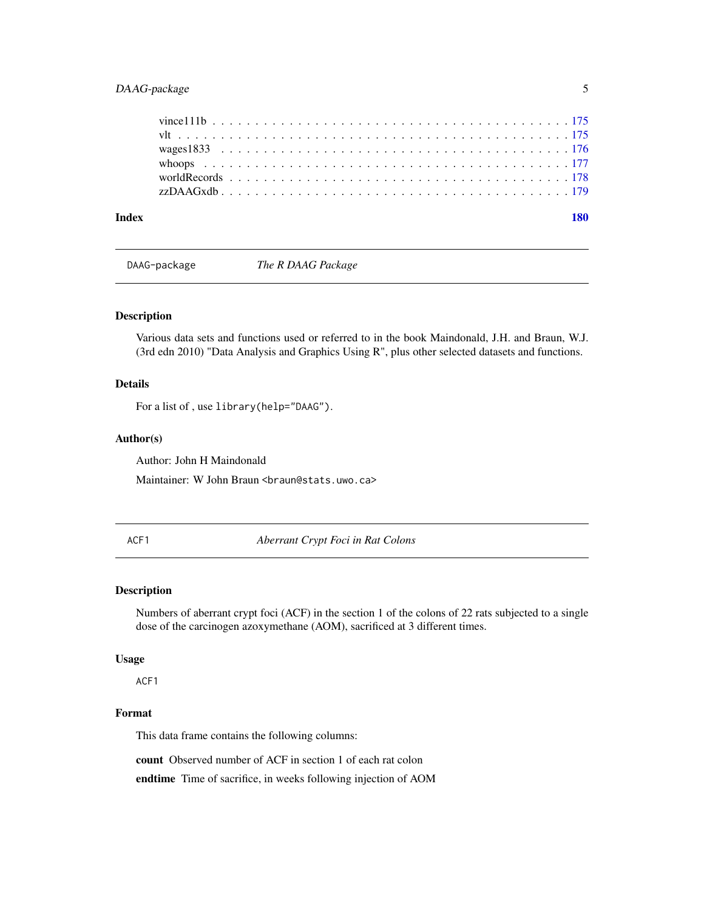vince111b . . . . . . . . . . . . . . . . . . . . . . . . . . . . . . . . . . . . . . . . 175
vlt . . . . . . . . . . . . . . . . . . . . . . . . . . . . . . . . . . . . . . . . . . . . 175
wages1833 . . . . . . . . . . . . . . . . . . . . . . . . . . . . . . . . . . . . . . . . 176
whoops . . . . . . . . . . . . . . . . . . . . . . . . . . . . . . . . . . . . . . . . . . 177
worldRecords . . . . . . . . . . . . . . . . . . . . . . . . . . . . . . . . . . . . . . 178
zzDAAGxdb . . . . . . . . . . . . . . . . . . . . . . . . . . . . . . . . . . . . . . . 179

**Index** **180**

---

`DAAG-package` *The R DAAG Package*

---

## Description

Various data sets and functions used or referred to in the book Maindonald, J.H. and Braun, W.J. (3rd edn 2010) "Data Analysis and Graphics Using R", plus other selected datasets and functions.

## Details

For a list of , use `library(help="DAAG")`.

## Author(s)

Author: John H Maindonald

Maintainer: W John Braun `<braun@stats.uwo.ca>`

---

`ACF1` *Aberrant Crypt Foci in Rat Colons*

---

## Description

Numbers of aberrant crypt foci (ACF) in the section 1 of the colons of 22 rats subjected to a single dose of the carcinogen azoxymethane (AOM), sacrificed at 3 different times.

## Usage

```
ACF1
```

## Format

This data frame contains the following columns:

**count** Observed number of ACF in section 1 of each rat colon

**endtime** Time of sacrifice, in weeks following injection of AOM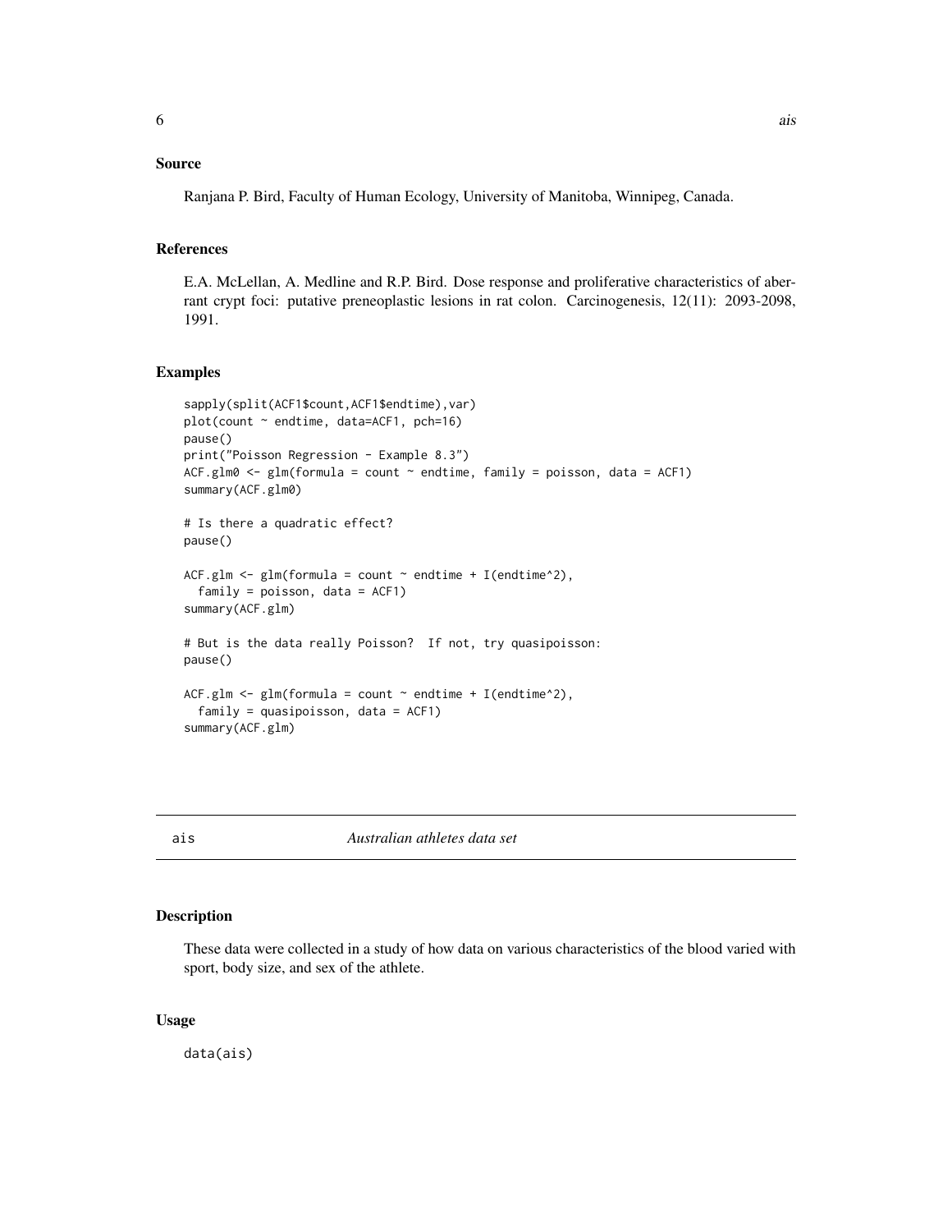### Source

Ranjana P. Bird, Faculty of Human Ecology, University of Manitoba, Winnipeg, Canada.

### References

E.A. McLellan, A. Medline and R.P. Bird. Dose response and proliferative characteristics of aberrant crypt foci: putative preneoplastic lesions in rat colon. Carcinogenesis, 12(11): 2093-2098, 1991.

### Examples

```
sapply(split(ACF1$count,ACF1$endtime),var)
plot(count ~ endtime, data=ACF1, pch=16)
pause()
print("Poisson Regression - Example 8.3")
ACF.glm0 <- glm(formula = count ~ endtime, family = poisson, data = ACF1)
summary(ACF.glm0)

# Is there a quadratic effect?
pause()

ACF.glm <- glm(formula = count ~ endtime + I(endtime^2),
  family = poisson, data = ACF1)
summary(ACF.glm)

# But is the data really Poisson?  If not, try quasipoisson:
pause()

ACF.glm <- glm(formula = count ~ endtime + I(endtime^2),
  family = quasipoisson, data = ACF1)
summary(ACF.glm)
```

---

## ais — *Australian athletes data set*

### Description

These data were collected in a study of how data on various characteristics of the blood varied with sport, body size, and sex of the athlete.

### Usage

```
data(ais)
```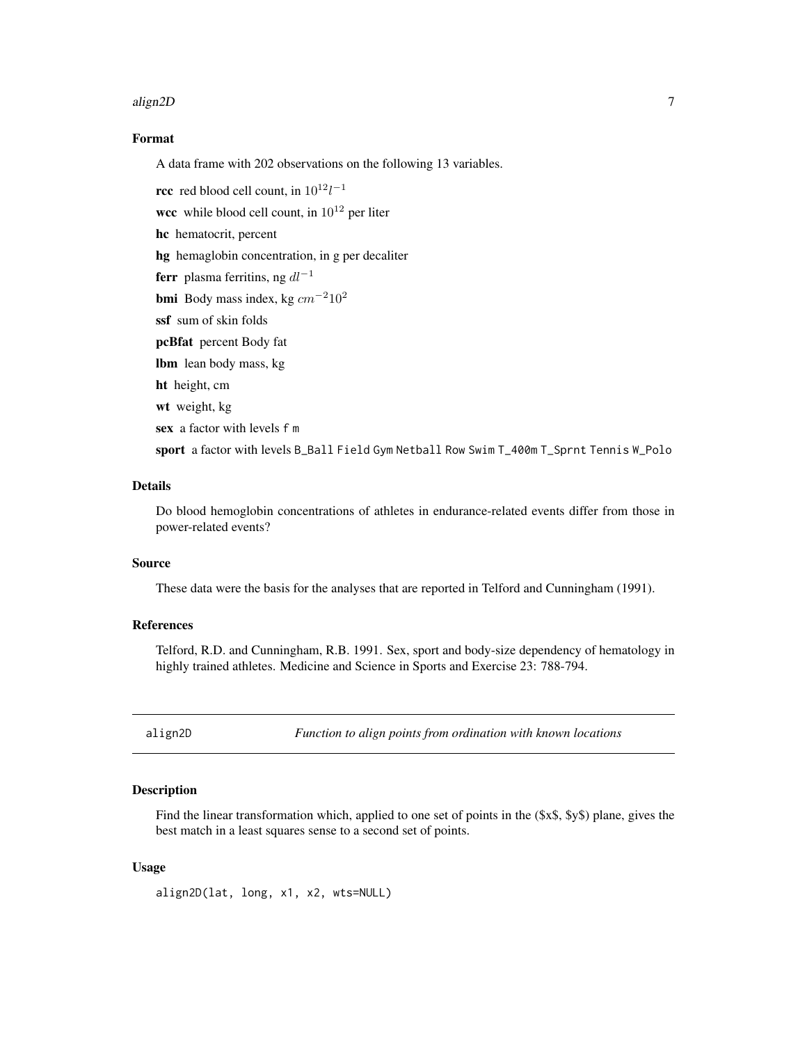### Format

A data frame with 202 observations on the following 13 variables.

**rcc** red blood cell count, in $10^{12}l^{-1}$

**wcc** while blood cell count, in $10^{12}$ per liter

**hc** hematocrit, percent

**hg** hemaglobin concentration, in g per decaliter

**ferr** plasma ferritins, ng $dl^{-1}$

**bmi** Body mass index, kg $cm^{-2}10^2$

**ssf** sum of skin folds

**pcBfat** percent Body fat

**lbm** lean body mass, kg

**ht** height, cm

**wt** weight, kg

**sex** a factor with levels `f` `m`

**sport** a factor with levels `B_Ball` `Field` `Gym` `Netball` `Row` `Swim` `T_400m` `T_Sprnt` `Tennis` `W_Polo`

### Details

Do blood hemoglobin concentrations of athletes in endurance-related events differ from those in power-related events?

### Source

These data were the basis for the analyses that are reported in Telford and Cunningham (1991).

### References

Telford, R.D. and Cunningham, R.B. 1991. Sex, sport and body-size dependency of hematology in highly trained athletes. Medicine and Science in Sports and Exercise 23: 788-794.

---

## align2D — *Function to align points from ordination with known locations*

### Description

Find the linear transformation which, applied to one set of points in the ($x$, $y$) plane, gives the best match in a least squares sense to a second set of points.

### Usage

```
align2D(lat, long, x1, x2, wts=NULL)
```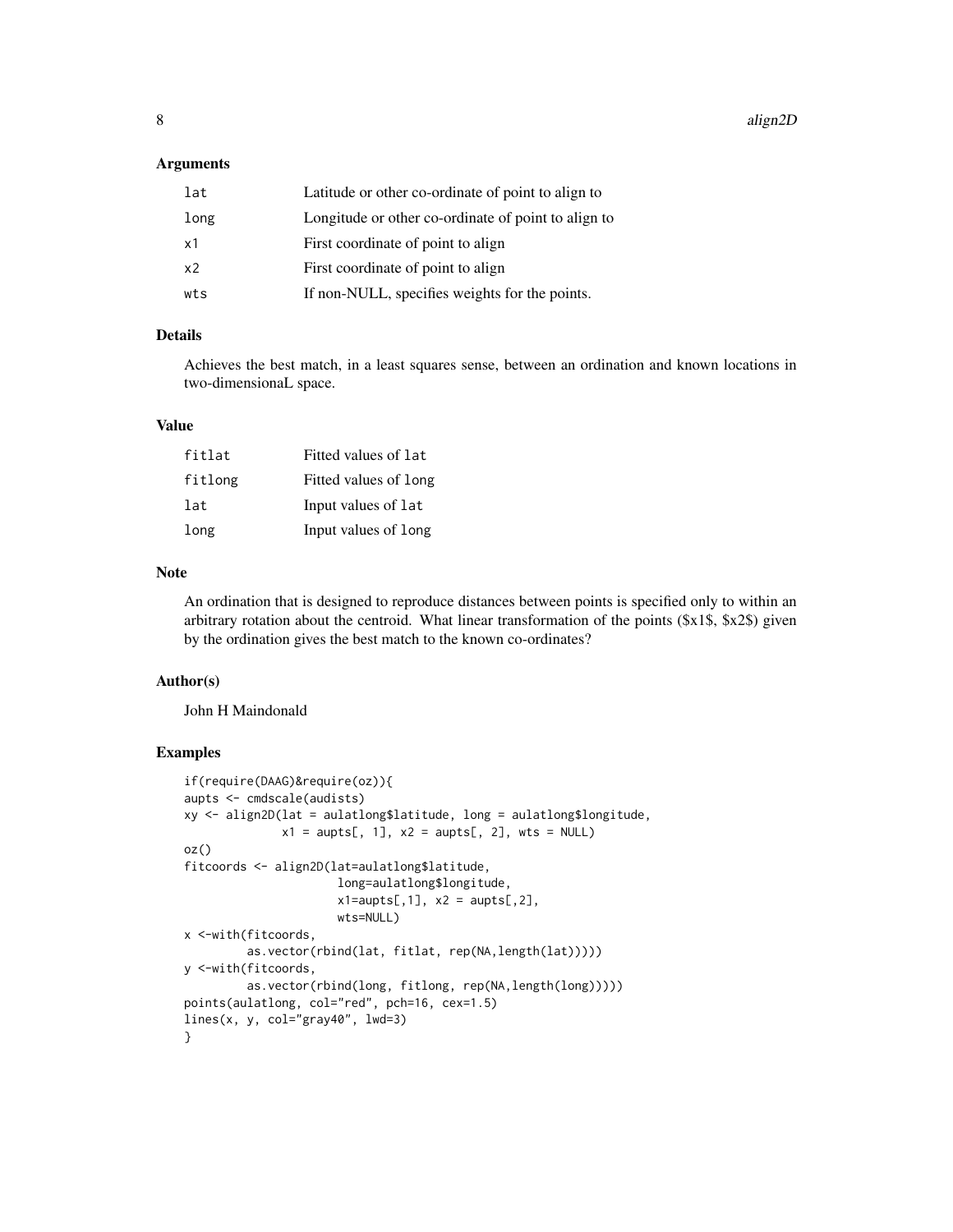### Arguments

| | |
|---|---|
| lat | Latitude or other co-ordinate of point to align to |
| long | Longitude or other co-ordinate of point to align to |
| x1 | First coordinate of point to align |
| x2 | First coordinate of point to align |
| wts | If non-NULL, specifies weights for the points. |

### Details

Achieves the best match, in a least squares sense, between an ordination and known locations in two-dimensionaL space.

### Value

| | |
|---|---|
| fitlat | Fitted values of `lat` |
| fitlong | Fitted values of `long` |
| lat | Input values of `lat` |
| long | Input values of `long` |

### Note

An ordination that is designed to reproduce distances between points is specified only to within an arbitrary rotation about the centroid. What linear transformation of the points ($x1$, $x2$) given by the ordination gives the best match to the known co-ordinates?

### Author(s)

John H Maindonald

### Examples

```
if(require(DAAG)&require(oz)){
aupts <- cmdscale(audists)
xy <- align2D(lat = aulatlong$latitude, long = aulatlong$longitude,
              x1 = aupts[, 1], x2 = aupts[, 2], wts = NULL)
oz()
fitcoords <- align2D(lat=aulatlong$latitude,
                     long=aulatlong$longitude,
                     x1=aupts[,1], x2 = aupts[,2],
                     wts=NULL)
x <-with(fitcoords,
         as.vector(rbind(lat, fitlat, rep(NA,length(lat)))))
y <-with(fitcoords,
         as.vector(rbind(long, fitlong, rep(NA,length(long)))))
points(aulatlong, col="red", pch=16, cex=1.5)
lines(x, y, col="gray40", lwd=3)
}
```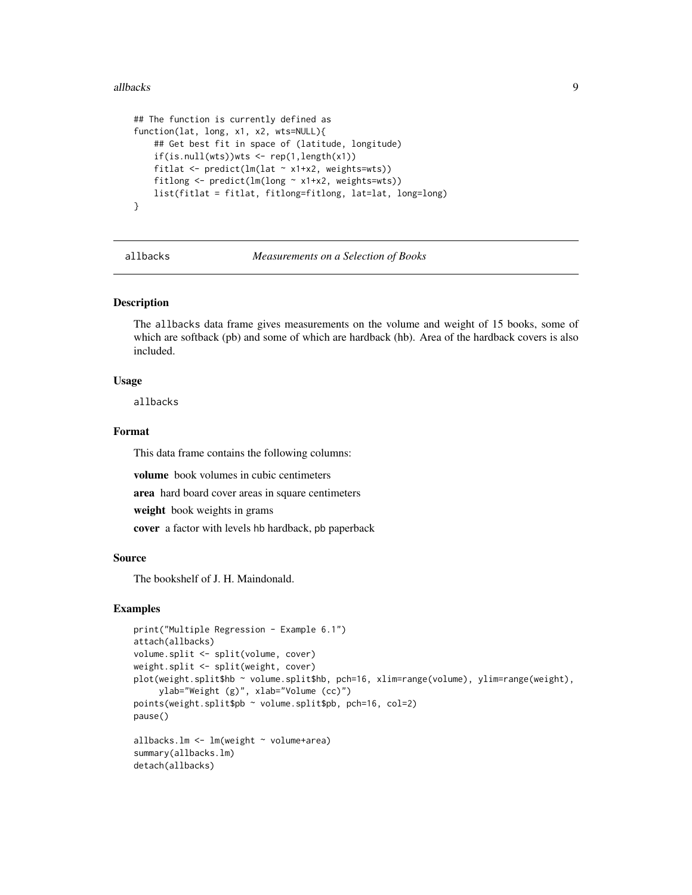```
## The function is currently defined as
function(lat, long, x1, x2, wts=NULL){
    ## Get best fit in space of (latitude, longitude)
    if(is.null(wts))wts <- rep(1,length(x1))
    fitlat <- predict(lm(lat ~ x1+x2, weights=wts))
    fitlong <- predict(lm(long ~ x1+x2, weights=wts))
    list(fitlat = fitlat, fitlong=fitlong, lat=lat, long=long)
}
```

---

## allbacks *Measurements on a Selection of Books*

---

### Description

The allbacks data frame gives measurements on the volume and weight of 15 books, some of which are softback (pb) and some of which are hardback (hb). Area of the hardback covers is also included.

### Usage

allbacks

### Format

This data frame contains the following columns:

**volume** book volumes in cubic centimeters

**area** hard board cover areas in square centimeters

**weight** book weights in grams

**cover** a factor with levels hb hardback, pb paperback

### Source

The bookshelf of J. H. Maindonald.

### Examples

```
print("Multiple Regression - Example 6.1")
attach(allbacks)
volume.split <- split(volume, cover)
weight.split <- split(weight, cover)
plot(weight.split$hb ~ volume.split$hb, pch=16, xlim=range(volume), ylim=range(weight),
     ylab="Weight (g)", xlab="Volume (cc)")
points(weight.split$pb ~ volume.split$pb, pch=16, col=2)
pause()

allbacks.lm <- lm(weight ~ volume+area)
summary(allbacks.lm)
detach(allbacks)
```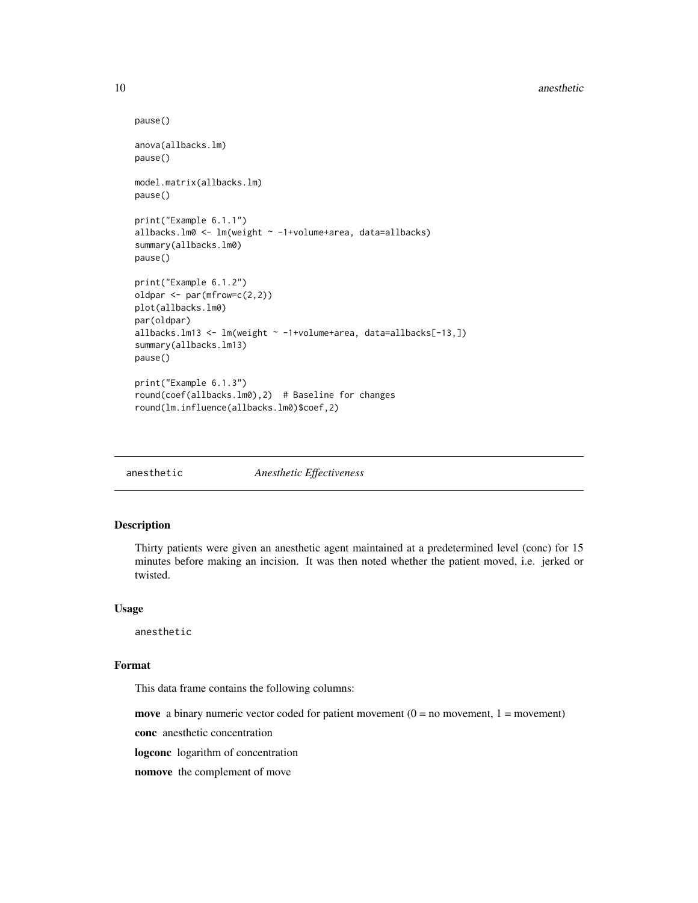```
pause()

anova(allbacks.lm)
pause()

model.matrix(allbacks.lm)
pause()

print("Example 6.1.1")
allbacks.lm0 <- lm(weight ~ -1+volume+area, data=allbacks)
summary(allbacks.lm0)
pause()

print("Example 6.1.2")
oldpar <- par(mfrow=c(2,2))
plot(allbacks.lm0)
par(oldpar)
allbacks.lm13 <- lm(weight ~ -1+volume+area, data=allbacks[-13,])
summary(allbacks.lm13)
pause()

print("Example 6.1.3")
round(coef(allbacks.lm0),2)  # Baseline for changes
round(lm.influence(allbacks.lm0)$coef,2)
```

---

## anesthetic — *Anesthetic Effectiveness*

### Description

Thirty patients were given an anesthetic agent maintained at a predetermined level (conc) for 15 minutes before making an incision. It was then noted whether the patient moved, i.e. jerked or twisted.

### Usage

```
anesthetic
```

### Format

This data frame contains the following columns:

**move** a binary numeric vector coded for patient movement (0 = no movement, 1 = movement)

**conc** anesthetic concentration

**logconc** logarithm of concentration

**nomove** the complement of move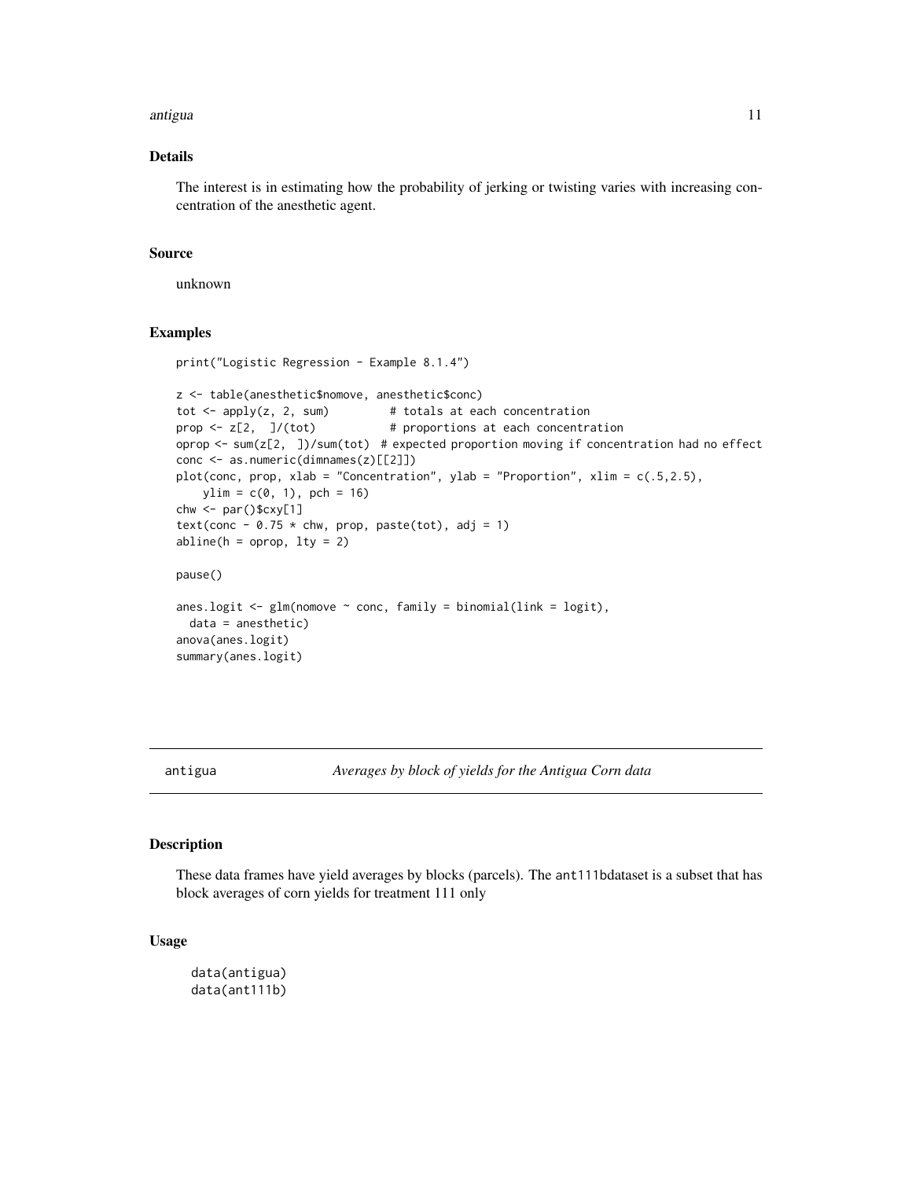### Details

The interest is in estimating how the probability of jerking or twisting varies with increasing concentration of the anesthetic agent.

### Source

unknown

### Examples

```
print("Logistic Regression - Example 8.1.4")

z <- table(anesthetic$nomove, anesthetic$conc)
tot <- apply(z, 2, sum)         # totals at each concentration
prop <- z[2,  ]/(tot)           # proportions at each concentration
oprop <- sum(z[2,  ])/sum(tot)  # expected proportion moving if concentration had no effect
conc <- as.numeric(dimnames(z)[[2]])
plot(conc, prop, xlab = "Concentration", ylab = "Proportion", xlim = c(.5,2.5),
    ylim = c(0, 1), pch = 16)
chw <- par()$cxy[1]
text(conc - 0.75 * chw, prop, paste(tot), adj = 1)
abline(h = oprop, lty = 2)

pause()

anes.logit <- glm(nomove ~ conc, family = binomial(link = logit),
  data = anesthetic)
anova(anes.logit)
summary(anes.logit)
```

---

## antigua — *Averages by block of yields for the Antigua Corn data*

### Description

These data frames have yield averages by blocks (parcels). The ant111bdataset is a subset that has block averages of corn yields for treatment 111 only

### Usage

```
data(antigua)
data(ant111b)
```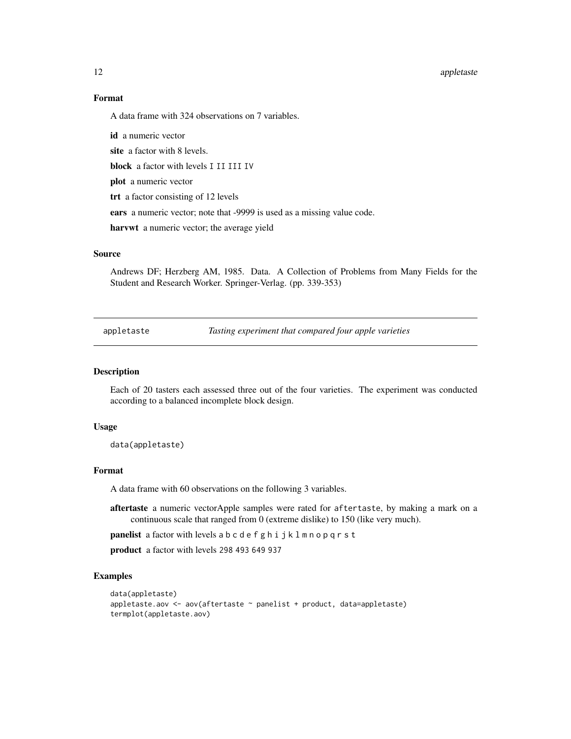### Format

A data frame with 324 observations on 7 variables.

**id** a numeric vector

**site** a factor with 8 levels.

**block** a factor with levels I II III IV

**plot** a numeric vector

**trt** a factor consisting of 12 levels

**ears** a numeric vector; note that -9999 is used as a missing value code.

**harvwt** a numeric vector; the average yield

### Source

Andrews DF; Herzberg AM, 1985. Data. A Collection of Problems from Many Fields for the Student and Research Worker. Springer-Verlag. (pp. 339-353)

---

## appletaste *Tasting experiment that compared four apple varieties*

---

### Description

Each of 20 tasters each assessed three out of the four varieties. The experiment was conducted according to a balanced incomplete block design.

### Usage

```
data(appletaste)
```

### Format

A data frame with 60 observations on the following 3 variables.

**aftertaste** a numeric vectorApple samples were rated for aftertaste, by making a mark on a continuous scale that ranged from 0 (extreme dislike) to 150 (like very much).

**panelist** a factor with levels a b c d e f g h i j k l m n o p q r s t

**product** a factor with levels 298 493 649 937

### Examples

```
data(appletaste)
appletaste.aov <- aov(aftertaste ~ panelist + product, data=appletaste)
termplot(appletaste.aov)
```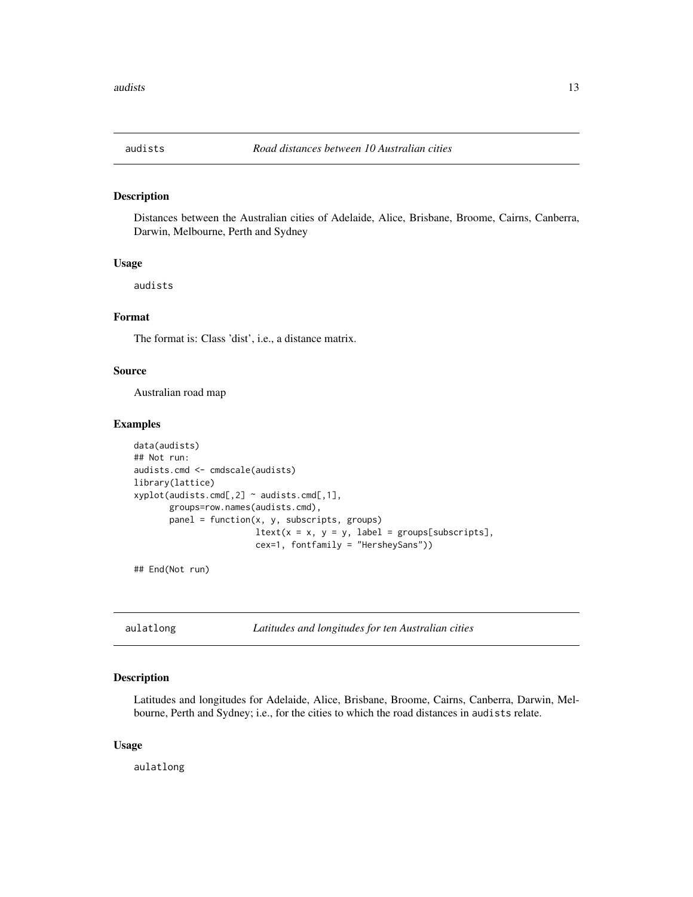## audists — *Road distances between 10 Australian cities*

### Description

Distances between the Australian cities of Adelaide, Alice, Brisbane, Broome, Cairns, Canberra, Darwin, Melbourne, Perth and Sydney

### Usage

```
audists
```

### Format

The format is: Class 'dist', i.e., a distance matrix.

### Source

Australian road map

### Examples

```
data(audists)
## Not run:
audists.cmd <- cmdscale(audists)
library(lattice)
xyplot(audists.cmd[,2] ~ audists.cmd[,1],
       groups=row.names(audists.cmd),
       panel = function(x, y, subscripts, groups)
                      ltext(x = x, y = y, label = groups[subscripts],
                      cex=1, fontfamily = "HersheySans"))

## End(Not run)
```

## aulatlong — *Latitudes and longitudes for ten Australian cities*

### Description

Latitudes and longitudes for Adelaide, Alice, Brisbane, Broome, Cairns, Canberra, Darwin, Melbourne, Perth and Sydney; i.e., for the cities to which the road distances in `audists` relate.

### Usage

```
aulatlong
```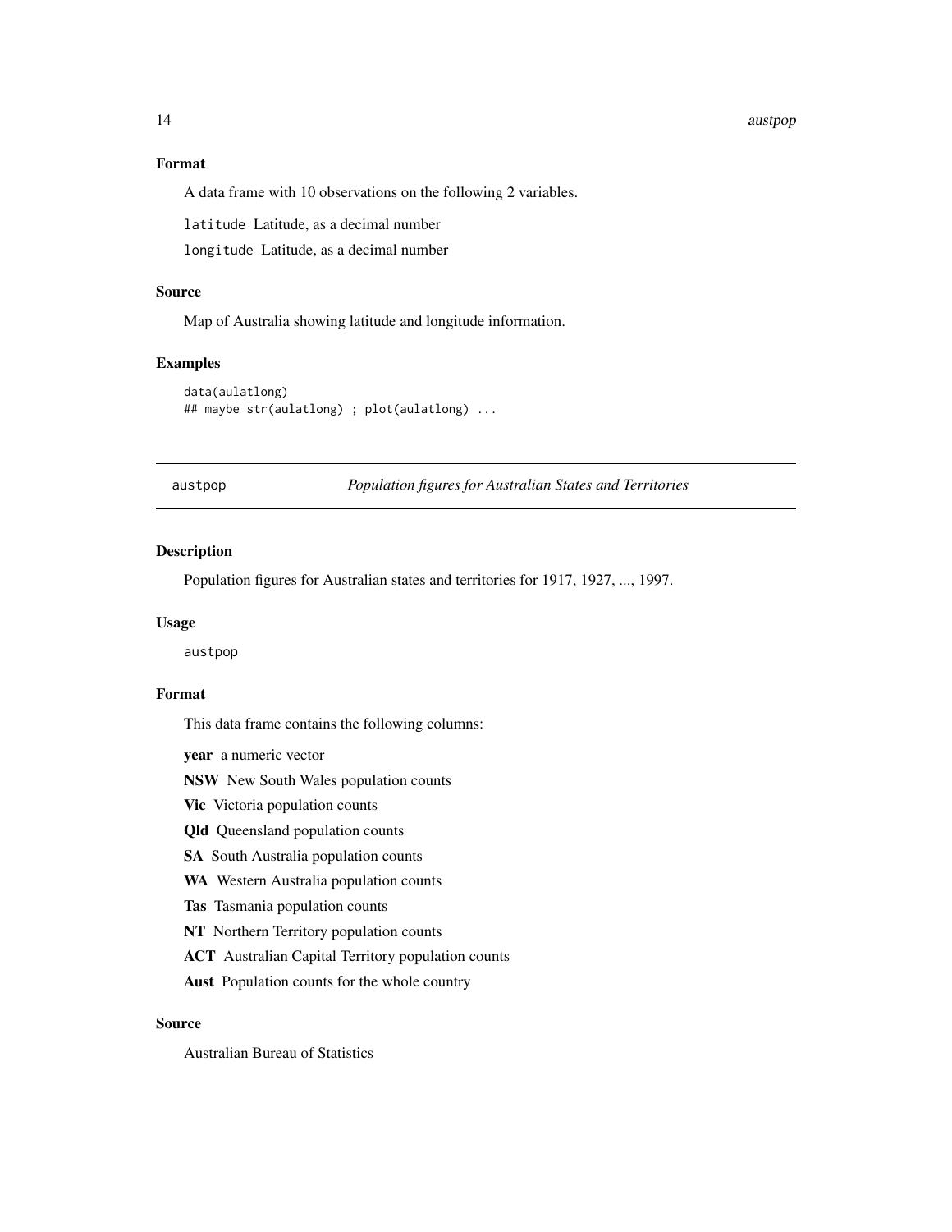### Format

A data frame with 10 observations on the following 2 variables.

`latitude` Latitude, as a decimal number

`longitude` Latitude, as a decimal number

### Source

Map of Australia showing latitude and longitude information.

### Examples

```
data(aulatlong)
## maybe str(aulatlong) ; plot(aulatlong) ...
```

---

## austpop *Population figures for Australian States and Territories*

---

### Description

Population figures for Australian states and territories for 1917, 1927, ..., 1997.

### Usage

```
austpop
```

### Format

This data frame contains the following columns:

**year** a numeric vector

**NSW** New South Wales population counts

**Vic** Victoria population counts

**Qld** Queensland population counts

**SA** South Australia population counts

**WA** Western Australia population counts

**Tas** Tasmania population counts

**NT** Northern Territory population counts

**ACT** Australian Capital Territory population counts

**Aust** Population counts for the whole country

### Source

Australian Bureau of Statistics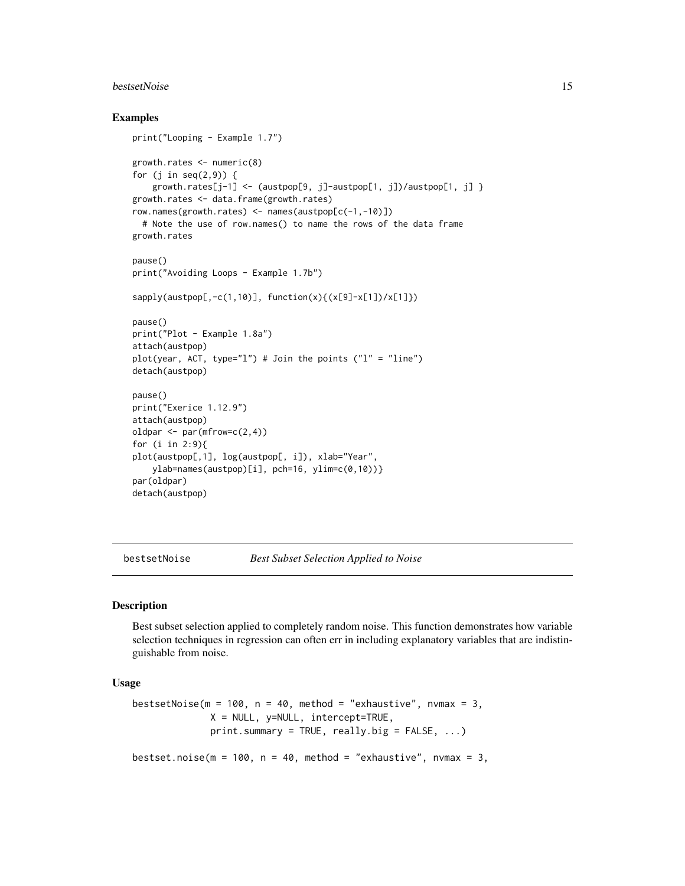## Examples

```
print("Looping - Example 1.7")

growth.rates <- numeric(8)
for (j in seq(2,9)) {
    growth.rates[j-1] <- (austpop[9, j]-austpop[1, j])/austpop[1, j] }
growth.rates <- data.frame(growth.rates)
row.names(growth.rates) <- names(austpop[c(-1,-10)])
  # Note the use of row.names() to name the rows of the data frame
growth.rates

pause()
print("Avoiding Loops - Example 1.7b")

sapply(austpop[,-c(1,10)], function(x){(x[9]-x[1])/x[1]})

pause()
print("Plot - Example 1.8a")
attach(austpop)
plot(year, ACT, type="l") # Join the points ("l" = "line")
detach(austpop)

pause()
print("Exerice 1.12.9")
attach(austpop)
oldpar <- par(mfrow=c(2,4))
for (i in 2:9){
plot(austpop[,1], log(austpop[, i]), xlab="Year",
    ylab=names(austpop)[i], pch=16, ylim=c(0,10))}
par(oldpar)
detach(austpop)
```

---

# bestsetNoise *Best Subset Selection Applied to Noise*

## Description

Best subset selection applied to completely random noise. This function demonstrates how variable selection techniques in regression can often err in including explanatory variables that are indistinguishable from noise.

## Usage

```
bestsetNoise(m = 100, n = 40, method = "exhaustive", nvmax = 3,
             X = NULL, y=NULL, intercept=TRUE,
             print.summary = TRUE, really.big = FALSE, ...)

bestset.noise(m = 100, n = 40, method = "exhaustive", nvmax = 3,
```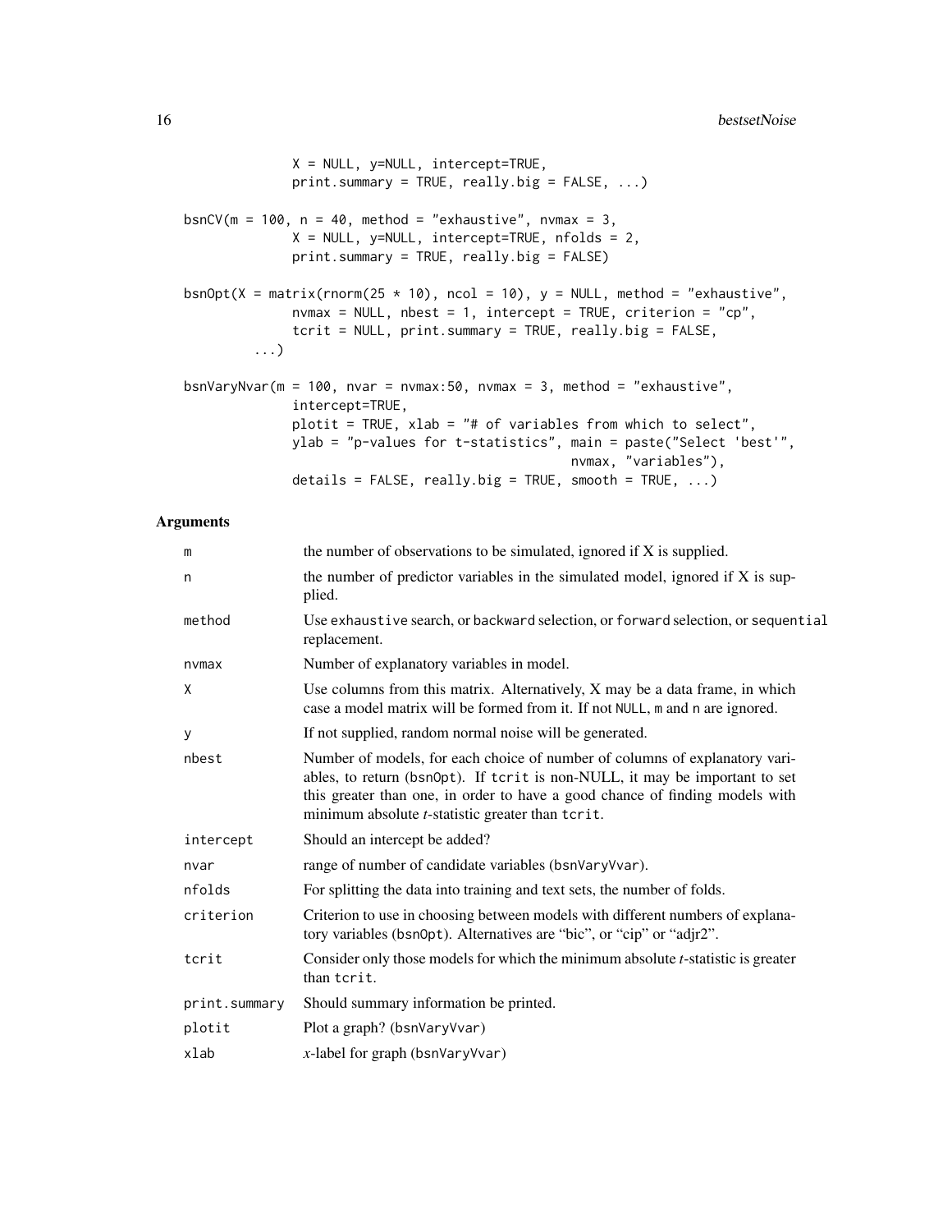```
             X = NULL, y=NULL, intercept=TRUE,
             print.summary = TRUE, really.big = FALSE, ...)

bsnCV(m = 100, n = 40, method = "exhaustive", nvmax = 3,
             X = NULL, y=NULL, intercept=TRUE, nfolds = 2,
             print.summary = TRUE, really.big = FALSE)

bsnOpt(X = matrix(rnorm(25 * 10), ncol = 10), y = NULL, method = "exhaustive",
             nvmax = NULL, nbest = 1, intercept = TRUE, criterion = "cp",
             tcrit = NULL, print.summary = TRUE, really.big = FALSE,
        ...)

bsnVaryNvar(m = 100, nvar = nvmax:50, nvmax = 3, method = "exhaustive",
             intercept=TRUE,
             plotit = TRUE, xlab = "# of variables from which to select",
             ylab = "p-values for t-statistics", main = paste("Select 'best'",
                                              nvmax, "variables"),
             details = FALSE, really.big = TRUE, smooth = TRUE, ...)
```

## Arguments

| | |
|---|---|
| `m` | the number of observations to be simulated, ignored if X is supplied. |
| `n` | the number of predictor variables in the simulated model, ignored if X is supplied. |
| `method` | Use `exhaustive` search, or `backward` selection, or `forward` selection, or `sequential` replacement. |
| `nvmax` | Number of explanatory variables in model. |
| `X` | Use columns from this matrix. Alternatively, X may be a data frame, in which case a model matrix will be formed from it. If not `NULL`, `m` and `n` are ignored. |
| `y` | If not supplied, random normal noise will be generated. |
| `nbest` | Number of models, for each choice of number of columns of explanatory variables, to return (`bsnOpt`). If `tcrit` is non-NULL, it may be important to set this greater than one, in order to have a good chance of finding models with minimum absolute *t*-statistic greater than `tcrit`. |
| `intercept` | Should an intercept be added? |
| `nvar` | range of number of candidate variables (`bsnVaryVvar`). |
| `nfolds` | For splitting the data into training and text sets, the number of folds. |
| `criterion` | Criterion to use in choosing between models with different numbers of explanatory variables (`bsnOpt`). Alternatives are "bic", or "cip" or "adjr2". |
| `tcrit` | Consider only those models for which the minimum absolute *t*-statistic is greater than `tcrit`. |
| `print.summary` | Should summary information be printed. |
| `plotit` | Plot a graph? (`bsnVaryVvar`) |
| `xlab` | *x*-label for graph (`bsnVaryVvar`) |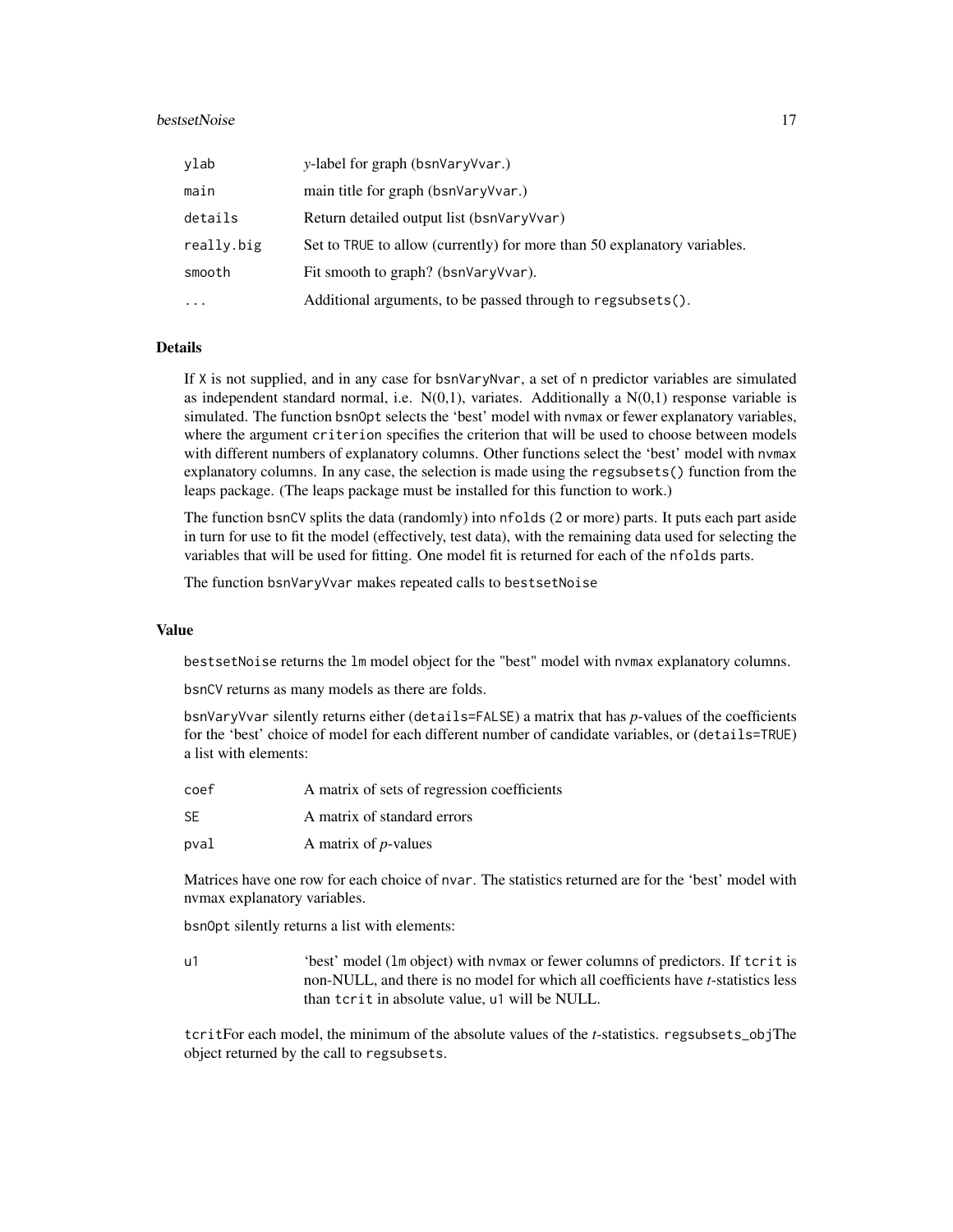| | |
|---|---|
| ylab | *y*-label for graph (bsnVaryVvar.) |
| main | main title for graph (bsnVaryVvar.) |
| details | Return detailed output list (bsnVaryVvar) |
| really.big | Set to TRUE to allow (currently) for more than 50 explanatory variables. |
| smooth | Fit smooth to graph? (bsnVaryVvar). |
| ... | Additional arguments, to be passed through to regsubsets(). |

### Details

If X is not supplied, and in any case for bsnVaryNvar, a set of n predictor variables are simulated as independent standard normal, i.e. N(0,1), variates. Additionally a N(0,1) response variable is simulated. The function bsnOpt selects the 'best' model with nvmax or fewer explanatory variables, where the argument criterion specifies the criterion that will be used to choose between models with different numbers of explanatory columns. Other functions select the 'best' model with nvmax explanatory columns. In any case, the selection is made using the regsubsets() function from the leaps package. (The leaps package must be installed for this function to work.)

The function bsnCV splits the data (randomly) into nfolds (2 or more) parts. It puts each part aside in turn for use to fit the model (effectively, test data), with the remaining data used for selecting the variables that will be used for fitting. One model fit is returned for each of the nfolds parts.

The function bsnVaryVvar makes repeated calls to bestsetNoise

### Value

bestsetNoise returns the lm model object for the "best" model with nvmax explanatory columns.

bsnCV returns as many models as there are folds.

bsnVaryVvar silently returns either (details=FALSE) a matrix that has *p*-values of the coefficients for the 'best' choice of model for each different number of candidate variables, or (details=TRUE) a list with elements:

| | |
|---|---|
| coef | A matrix of sets of regression coefficients |
| SE | A matrix of standard errors |
| pval | A matrix of *p*-values |

Matrices have one row for each choice of nvar. The statistics returned are for the 'best' model with nvmax explanatory variables.

bsnOpt silently returns a list with elements:

| | |
|---|---|
| u1 | 'best' model (lm object) with nvmax or fewer columns of predictors. If tcrit is non-NULL, and there is no model for which all coefficients have *t*-statistics less than tcrit in absolute value, u1 will be NULL. |

tcritFor each model, the minimum of the absolute values of the *t*-statistics. regsubsets_objThe object returned by the call to regsubsets.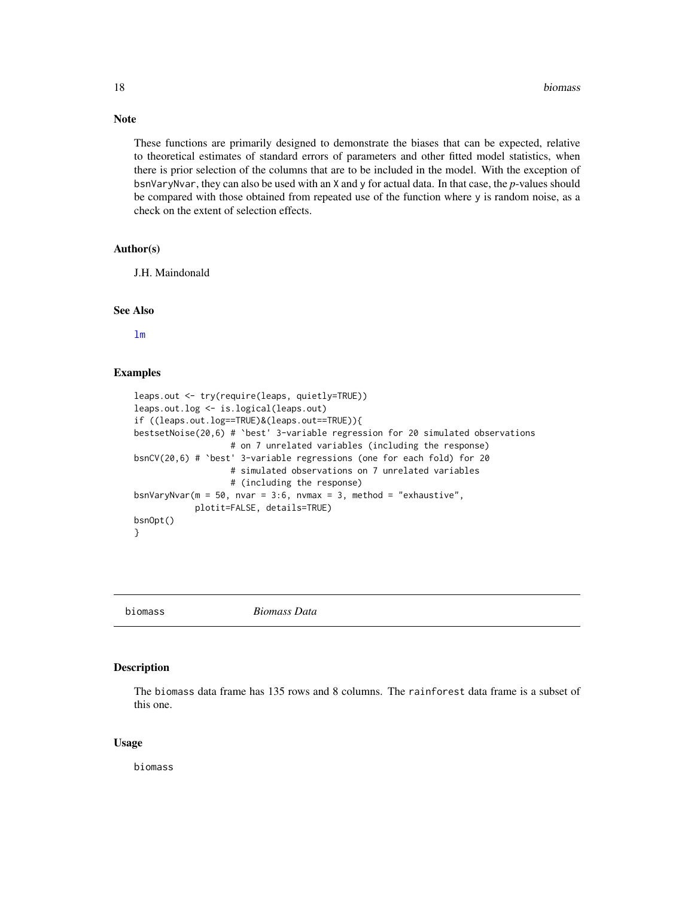## Note

These functions are primarily designed to demonstrate the biases that can be expected, relative to theoretical estimates of standard errors of parameters and other fitted model statistics, when there is prior selection of the columns that are to be included in the model. With the exception of bsnVaryNvar, they can also be used with an X and y for actual data. In that case, the *p*-values should be compared with those obtained from repeated use of the function where y is random noise, as a check on the extent of selection effects.

## Author(s)

J.H. Maindonald

## See Also

lm

## Examples

```
leaps.out <- try(require(leaps, quietly=TRUE))
leaps.out.log <- is.logical(leaps.out)
if ((leaps.out.log==TRUE)&(leaps.out==TRUE)){
bestsetNoise(20,6) # `best' 3-variable regression for 20 simulated observations
                   # on 7 unrelated variables (including the response)
bsnCV(20,6) # `best' 3-variable regressions (one for each fold) for 20
                   # simulated observations on 7 unrelated variables
                   # (including the response)
bsnVaryNvar(m = 50, nvar = 3:6, nvmax = 3, method = "exhaustive",
            plotit=FALSE, details=TRUE)
bsnOpt()
}
```

---

# biomass &nbsp;&nbsp;&nbsp;&nbsp; *Biomass Data*

## Description

The biomass data frame has 135 rows and 8 columns. The rainforest data frame is a subset of this one.

## Usage

biomass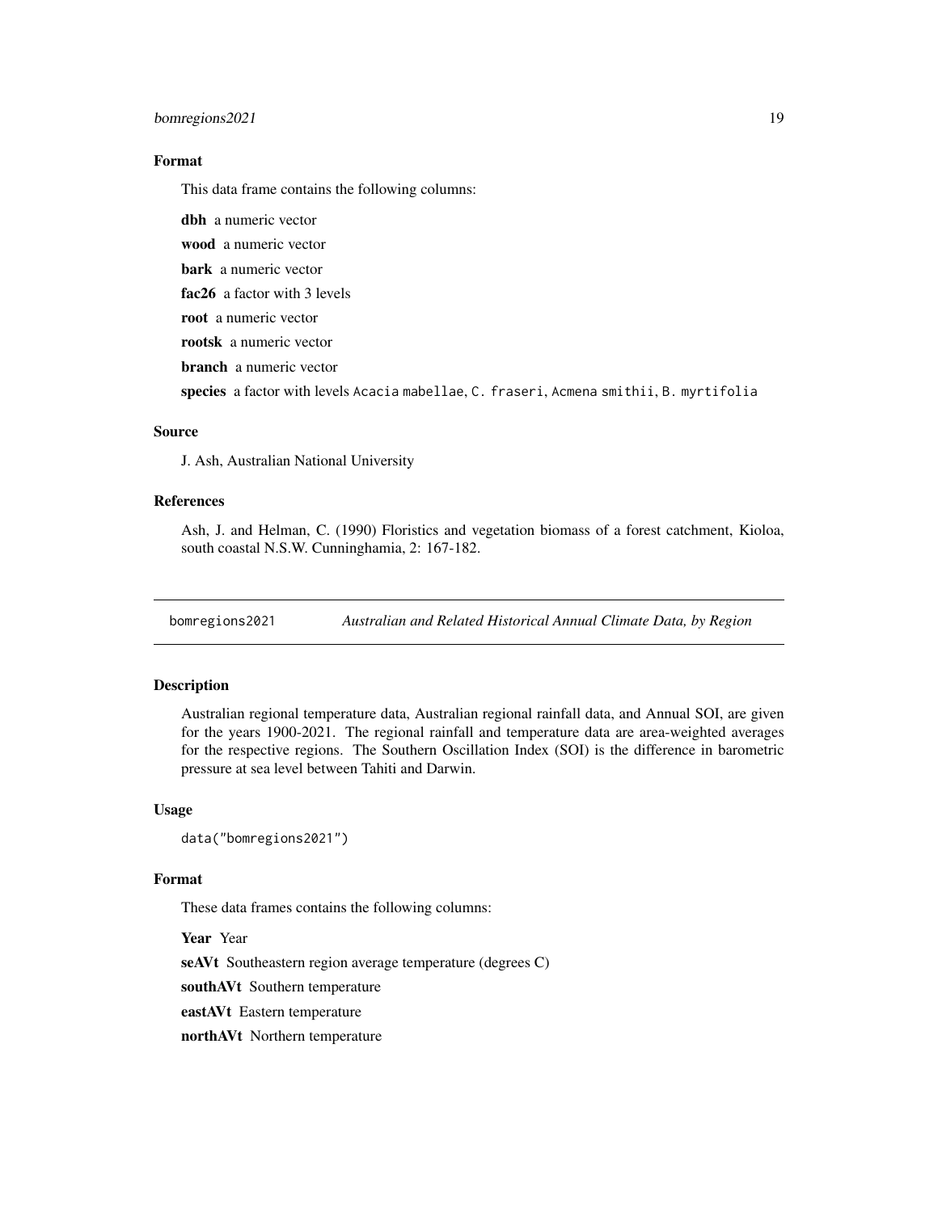### Format

This data frame contains the following columns:

**dbh** a numeric vector

**wood** a numeric vector

**bark** a numeric vector

**fac26** a factor with 3 levels

**root** a numeric vector

**rootsk** a numeric vector

**branch** a numeric vector

**species** a factor with levels `Acacia mabellae`, `C. fraseri`, `Acmena smithii`, `B. myrtifolia`

### Source

J. Ash, Australian National University

### References

Ash, J. and Helman, C. (1990) Floristics and vegetation biomass of a forest catchment, Kioloa, south coastal N.S.W. Cunninghamia, 2: 167-182.

---

## bomregions2021 — *Australian and Related Historical Annual Climate Data, by Region*

### Description

Australian regional temperature data, Australian regional rainfall data, and Annual SOI, are given for the years 1900-2021. The regional rainfall and temperature data are area-weighted averages for the respective regions. The Southern Oscillation Index (SOI) is the difference in barometric pressure at sea level between Tahiti and Darwin.

### Usage

```
data("bomregions2021")
```

### Format

These data frames contains the following columns:

**Year** Year

**seAVt** Southeastern region average temperature (degrees C)

**southAVt** Southern temperature

**eastAVt** Eastern temperature

**northAVt** Northern temperature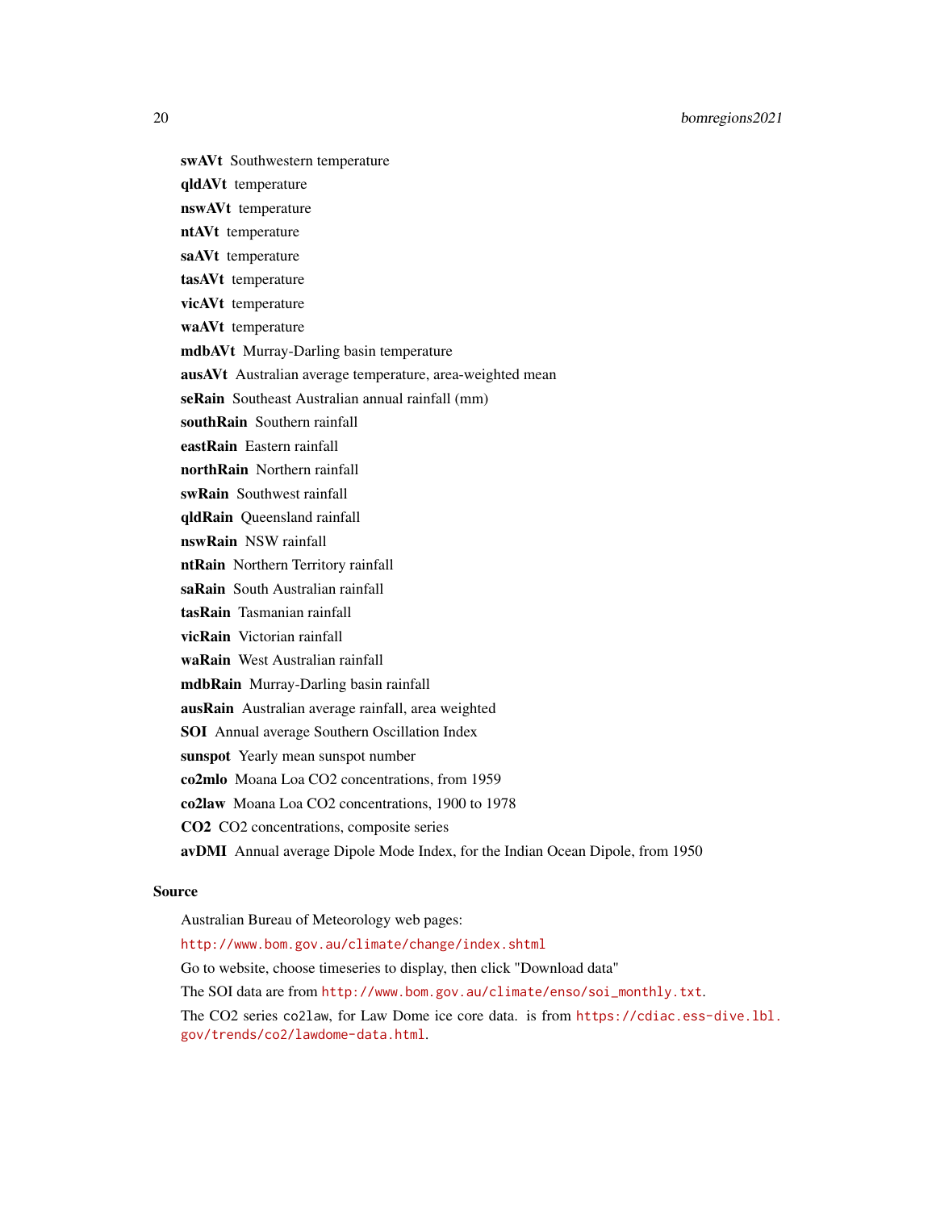**swAVt** Southwestern temperature

**qldAVt** temperature

**nswAVt** temperature

**ntAVt** temperature

**saAVt** temperature

**tasAVt** temperature

**vicAVt** temperature

**waAVt** temperature

**mdbAVt** Murray-Darling basin temperature

**ausAVt** Australian average temperature, area-weighted mean

**seRain** Southeast Australian annual rainfall (mm)

**southRain** Southern rainfall

**eastRain** Eastern rainfall

**northRain** Northern rainfall

**swRain** Southwest rainfall

**qldRain** Queensland rainfall

**nswRain** NSW rainfall

**ntRain** Northern Territory rainfall

**saRain** South Australian rainfall

**tasRain** Tasmanian rainfall

**vicRain** Victorian rainfall

**waRain** West Australian rainfall

**mdbRain** Murray-Darling basin rainfall

**ausRain** Australian average rainfall, area weighted

**SOI** Annual average Southern Oscillation Index

**sunspot** Yearly mean sunspot number

**co2mlo** Moana Loa CO2 concentrations, from 1959

**co2law** Moana Loa CO2 concentrations, 1900 to 1978

**CO2** CO2 concentrations, composite series

**avDMI** Annual average Dipole Mode Index, for the Indian Ocean Dipole, from 1950

## Source

Australian Bureau of Meteorology web pages:

http://www.bom.gov.au/climate/change/index.shtml

Go to website, choose timeseries to display, then click "Download data"

The SOI data are from http://www.bom.gov.au/climate/enso/soi_monthly.txt.

The CO2 series `co2law`, for Law Dome ice core data. is from https://cdiac.ess-dive.lbl.gov/trends/co2/lawdome-data.html.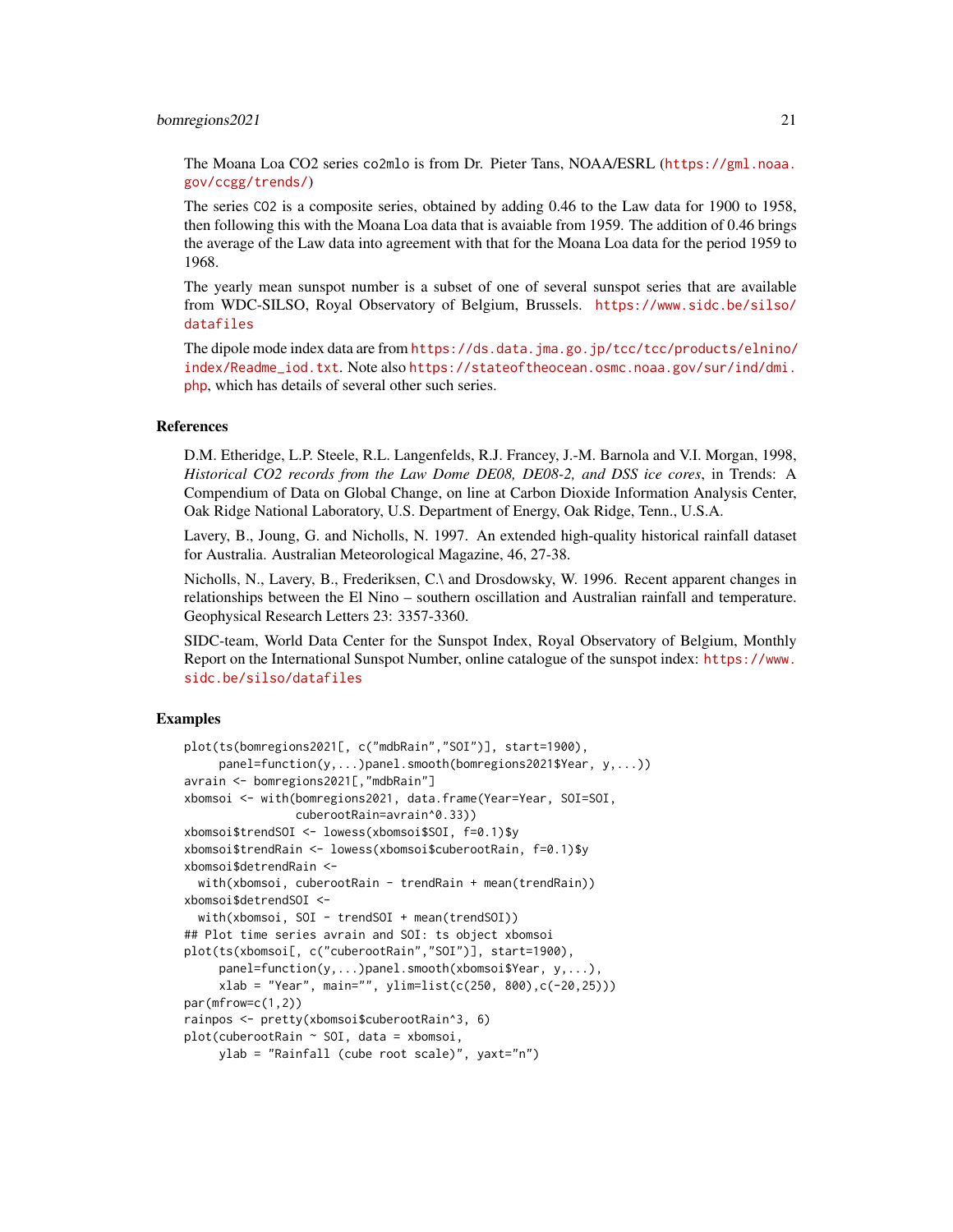The Moana Loa CO2 series co2mlo is from Dr. Pieter Tans, NOAA/ESRL (https://gml.noaa.gov/ccgg/trends/)

The series CO2 is a composite series, obtained by adding 0.46 to the Law data for 1900 to 1958, then following this with the Moana Loa data that is avaiable from 1959. The addition of 0.46 brings the average of the Law data into agreement with that for the Moana Loa data for the period 1959 to 1968.

The yearly mean sunspot number is a subset of one of several sunspot series that are available from WDC-SILSO, Royal Observatory of Belgium, Brussels. https://www.sidc.be/silso/datafiles

The dipole mode index data are from https://ds.data.jma.go.jp/tcc/tcc/products/elnino/index/Readme_iod.txt. Note also https://stateoftheocean.osmc.noaa.gov/sur/ind/dmi.php, which has details of several other such series.

### References

D.M. Etheridge, L.P. Steele, R.L. Langenfelds, R.J. Francey, J.-M. Barnola and V.I. Morgan, 1998, *Historical CO2 records from the Law Dome DE08, DE08-2, and DSS ice cores*, in Trends: A Compendium of Data on Global Change, on line at Carbon Dioxide Information Analysis Center, Oak Ridge National Laboratory, U.S. Department of Energy, Oak Ridge, Tenn., U.S.A.

Lavery, B., Joung, G. and Nicholls, N. 1997. An extended high-quality historical rainfall dataset for Australia. Australian Meteorological Magazine, 46, 27-38.

Nicholls, N., Lavery, B., Frederiksen, C.\ and Drosdowsky, W. 1996. Recent apparent changes in relationships between the El Nino – southern oscillation and Australian rainfall and temperature. Geophysical Research Letters 23: 3357-3360.

SIDC-team, World Data Center for the Sunspot Index, Royal Observatory of Belgium, Monthly Report on the International Sunspot Number, online catalogue of the sunspot index: https://www.sidc.be/silso/datafiles

### Examples

```
plot(ts(bomregions2021[, c("mdbRain","SOI")], start=1900),
     panel=function(y,...)panel.smooth(bomregions2021$Year, y,...))
avrain <- bomregions2021[,"mdbRain"]
xbomsoi <- with(bomregions2021, data.frame(Year=Year, SOI=SOI,
               cuberootRain=avrain^0.33))
xbomsoi$trendSOI <- lowess(xbomsoi$SOI, f=0.1)$y
xbomsoi$trendRain <- lowess(xbomsoi$cuberootRain, f=0.1)$y
xbomsoi$detrendRain <-
  with(xbomsoi, cuberootRain - trendRain + mean(trendRain))
xbomsoi$detrendSOI <-
  with(xbomsoi, SOI - trendSOI + mean(trendSOI))
## Plot time series avrain and SOI: ts object xbomsoi
plot(ts(xbomsoi[, c("cuberootRain","SOI")], start=1900),
     panel=function(y,...)panel.smooth(xbomsoi$Year, y,...),
     xlab = "Year", main="", ylim=list(c(250, 800),c(-20,25)))
par(mfrow=c(1,2))
rainpos <- pretty(xbomsoi$cuberootRain^3, 6)
plot(cuberootRain ~ SOI, data = xbomsoi,
     ylab = "Rainfall (cube root scale)", yaxt="n")
```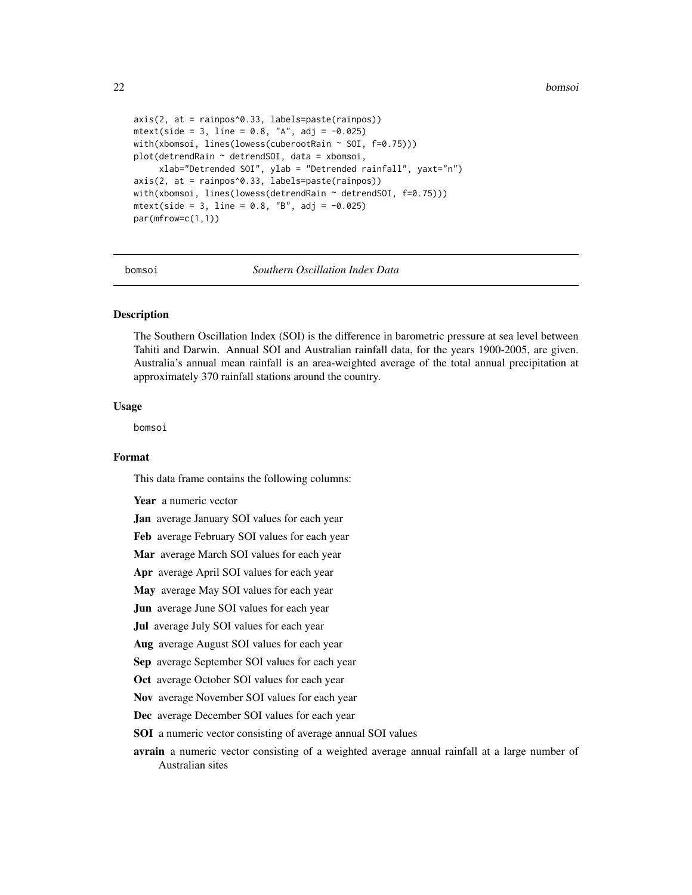```
axis(2, at = rainpos^0.33, labels=paste(rainpos))
mtext(side = 3, line = 0.8, "A", adj = -0.025)
with(xbomsoi, lines(lowess(cuberootRain ~ SOI, f=0.75)))
plot(detrendRain ~ detrendSOI, data = xbomsoi,
     xlab="Detrended SOI", ylab = "Detrended rainfall", yaxt="n")
axis(2, at = rainpos^0.33, labels=paste(rainpos))
with(xbomsoi, lines(lowess(detrendRain ~ detrendSOI, f=0.75)))
mtext(side = 3, line = 0.8, "B", adj = -0.025)
par(mfrow=c(1,1))
```

---

bomsoi *Southern Oscillation Index Data*

---

## Description

The Southern Oscillation Index (SOI) is the difference in barometric pressure at sea level between Tahiti and Darwin. Annual SOI and Australian rainfall data, for the years 1900-2005, are given. Australia's annual mean rainfall is an area-weighted average of the total annual precipitation at approximately 370 rainfall stations around the country.

## Usage

bomsoi

## Format

This data frame contains the following columns:

**Year** a numeric vector

**Jan** average January SOI values for each year

**Feb** average February SOI values for each year

**Mar** average March SOI values for each year

**Apr** average April SOI values for each year

**May** average May SOI values for each year

**Jun** average June SOI values for each year

**Jul** average July SOI values for each year

**Aug** average August SOI values for each year

**Sep** average September SOI values for each year

**Oct** average October SOI values for each year

**Nov** average November SOI values for each year

**Dec** average December SOI values for each year

**SOI** a numeric vector consisting of average annual SOI values

**avrain** a numeric vector consisting of a weighted average annual rainfall at a large number of Australian sites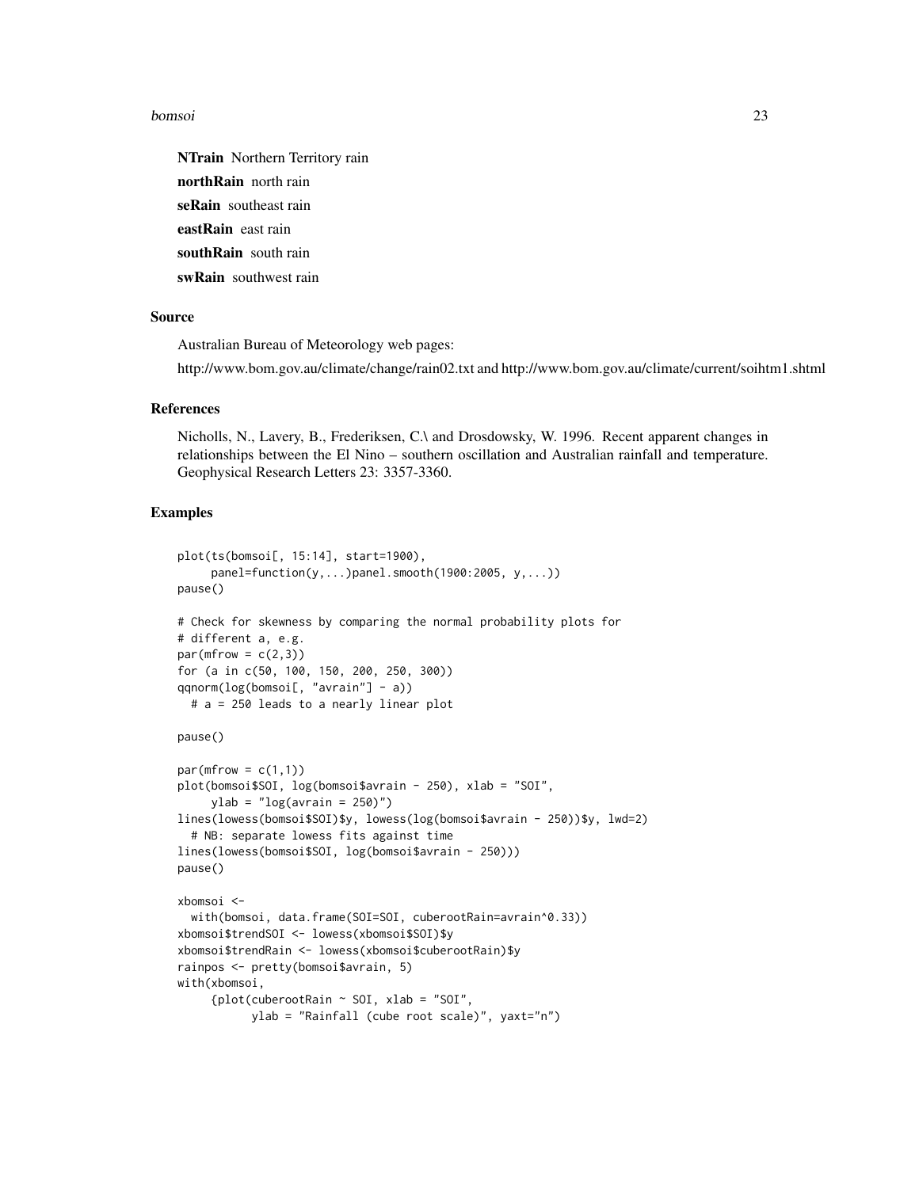**NTrain** Northern Territory rain

**northRain** north rain

**seRain** southeast rain

**eastRain** east rain

**southRain** south rain

**swRain** southwest rain

### Source

Australian Bureau of Meteorology web pages:

http://www.bom.gov.au/climate/change/rain02.txt and http://www.bom.gov.au/climate/current/soihtm1.shtml

### References

Nicholls, N., Lavery, B., Frederiksen, C.\ and Drosdowsky, W. 1996. Recent apparent changes in relationships between the El Nino – southern oscillation and Australian rainfall and temperature. Geophysical Research Letters 23: 3357-3360.

### Examples

```
plot(ts(bomsoi[, 15:14], start=1900),
     panel=function(y,...)panel.smooth(1900:2005, y,...))
pause()

# Check for skewness by comparing the normal probability plots for
# different a, e.g.
par(mfrow = c(2,3))
for (a in c(50, 100, 150, 200, 250, 300))
qqnorm(log(bomsoi[, "avrain"] - a))
  # a = 250 leads to a nearly linear plot

pause()

par(mfrow = c(1,1))
plot(bomsoi$SOI, log(bomsoi$avrain - 250), xlab = "SOI",
     ylab = "log(avrain = 250)")
lines(lowess(bomsoi$SOI)$y, lowess(log(bomsoi$avrain - 250))$y, lwd=2)
  # NB: separate lowess fits against time
lines(lowess(bomsoi$SOI, log(bomsoi$avrain - 250)))
pause()

xbomsoi <-
  with(bomsoi, data.frame(SOI=SOI, cuberootRain=avrain^0.33))
xbomsoi$trendSOI <- lowess(xbomsoi$SOI)$y
xbomsoi$trendRain <- lowess(xbomsoi$cuberootRain)$y
rainpos <- pretty(bomsoi$avrain, 5)
with(xbomsoi,
     {plot(cuberootRain ~ SOI, xlab = "SOI",
           ylab = "Rainfall (cube root scale)", yaxt="n")
```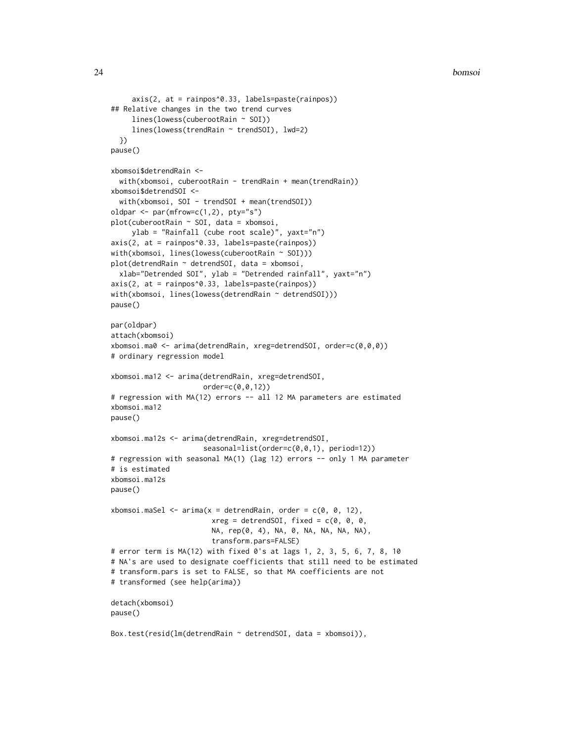```
     axis(2, at = rainpos^0.33, labels=paste(rainpos))
## Relative changes in the two trend curves
     lines(lowess(cuberootRain ~ SOI))
     lines(lowess(trendRain ~ trendSOI), lwd=2)
  })
pause()

xbomsoi$detrendRain <-
  with(xbomsoi, cuberootRain - trendRain + mean(trendRain))
xbomsoi$detrendSOI <-
  with(xbomsoi, SOI - trendSOI + mean(trendSOI))
oldpar <- par(mfrow=c(1,2), pty="s")
plot(cuberootRain ~ SOI, data = xbomsoi,
     ylab = "Rainfall (cube root scale)", yaxt="n")
axis(2, at = rainpos^0.33, labels=paste(rainpos))
with(xbomsoi, lines(lowess(cuberootRain ~ SOI)))
plot(detrendRain ~ detrendSOI, data = xbomsoi,
  xlab="Detrended SOI", ylab = "Detrended rainfall", yaxt="n")
axis(2, at = rainpos^0.33, labels=paste(rainpos))
with(xbomsoi, lines(lowess(detrendRain ~ detrendSOI)))
pause()

par(oldpar)
attach(xbomsoi)
xbomsoi.ma0 <- arima(detrendRain, xreg=detrendSOI, order=c(0,0,0))
# ordinary regression model

xbomsoi.ma12 <- arima(detrendRain, xreg=detrendSOI,
                      order=c(0,0,12))
# regression with MA(12) errors -- all 12 MA parameters are estimated
xbomsoi.ma12
pause()

xbomsoi.ma12s <- arima(detrendRain, xreg=detrendSOI,
                      seasonal=list(order=c(0,0,1), period=12))
# regression with seasonal MA(1) (lag 12) errors -- only 1 MA parameter
# is estimated
xbomsoi.ma12s
pause()

xbomsoi.maSel <- arima(x = detrendRain, order = c(0, 0, 12),
                        xreg = detrendSOI, fixed = c(0, 0, 0,
                        NA, rep(0, 4), NA, 0, NA, NA, NA, NA),
                        transform.pars=FALSE)
# error term is MA(12) with fixed 0's at lags 1, 2, 3, 5, 6, 7, 8, 10
# NA's are used to designate coefficients that still need to be estimated
# transform.pars is set to FALSE, so that MA coefficients are not
# transformed (see help(arima))

detach(xbomsoi)
pause()

Box.test(resid(lm(detrendRain ~ detrendSOI, data = xbomsoi)),
```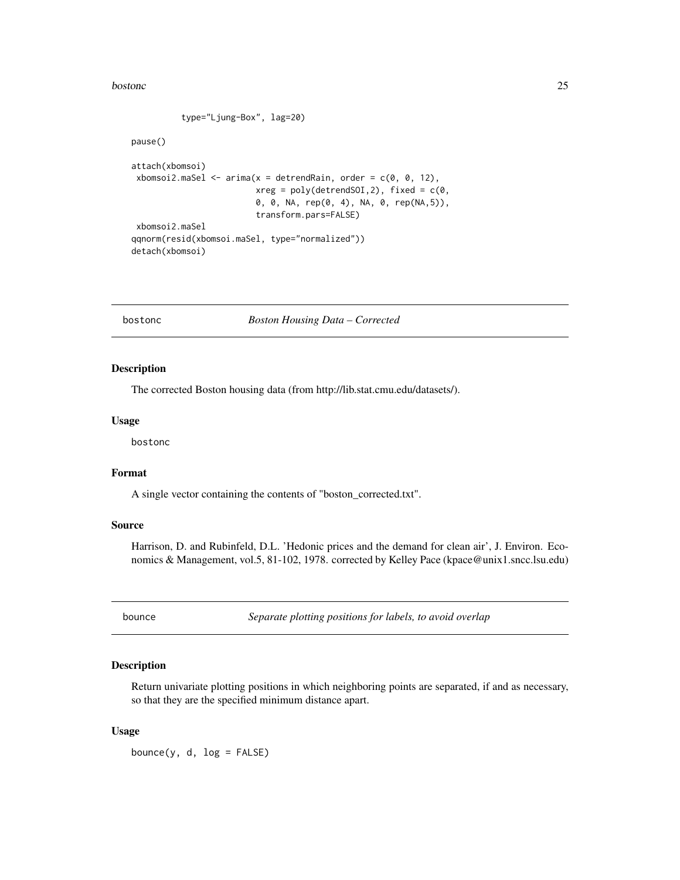```
          type="Ljung-Box", lag=20)

pause()

attach(xbomsoi)
 xbomsoi2.maSel <- arima(x = detrendRain, order = c(0, 0, 12),
                         xreg = poly(detrendSOI,2), fixed = c(0,
                         0, 0, NA, rep(0, 4), NA, 0, rep(NA,5)),
                         transform.pars=FALSE)
 xbomsoi2.maSel
qqnorm(resid(xbomsoi.maSel, type="normalized"))
detach(xbomsoi)
```

## bostonc — *Boston Housing Data – Corrected*

### Description

The corrected Boston housing data (from http://lib.stat.cmu.edu/datasets/).

### Usage

```
bostonc
```

### Format

A single vector containing the contents of "boston_corrected.txt".

### Source

Harrison, D. and Rubinfeld, D.L. 'Hedonic prices and the demand for clean air', J. Environ. Economics & Management, vol.5, 81-102, 1978. corrected by Kelley Pace (kpace@unix1.sncc.lsu.edu)

## bounce — *Separate plotting positions for labels, to avoid overlap*

### Description

Return univariate plotting positions in which neighboring points are separated, if and as necessary, so that they are the specified minimum distance apart.

### Usage

```
bounce(y, d, log = FALSE)
```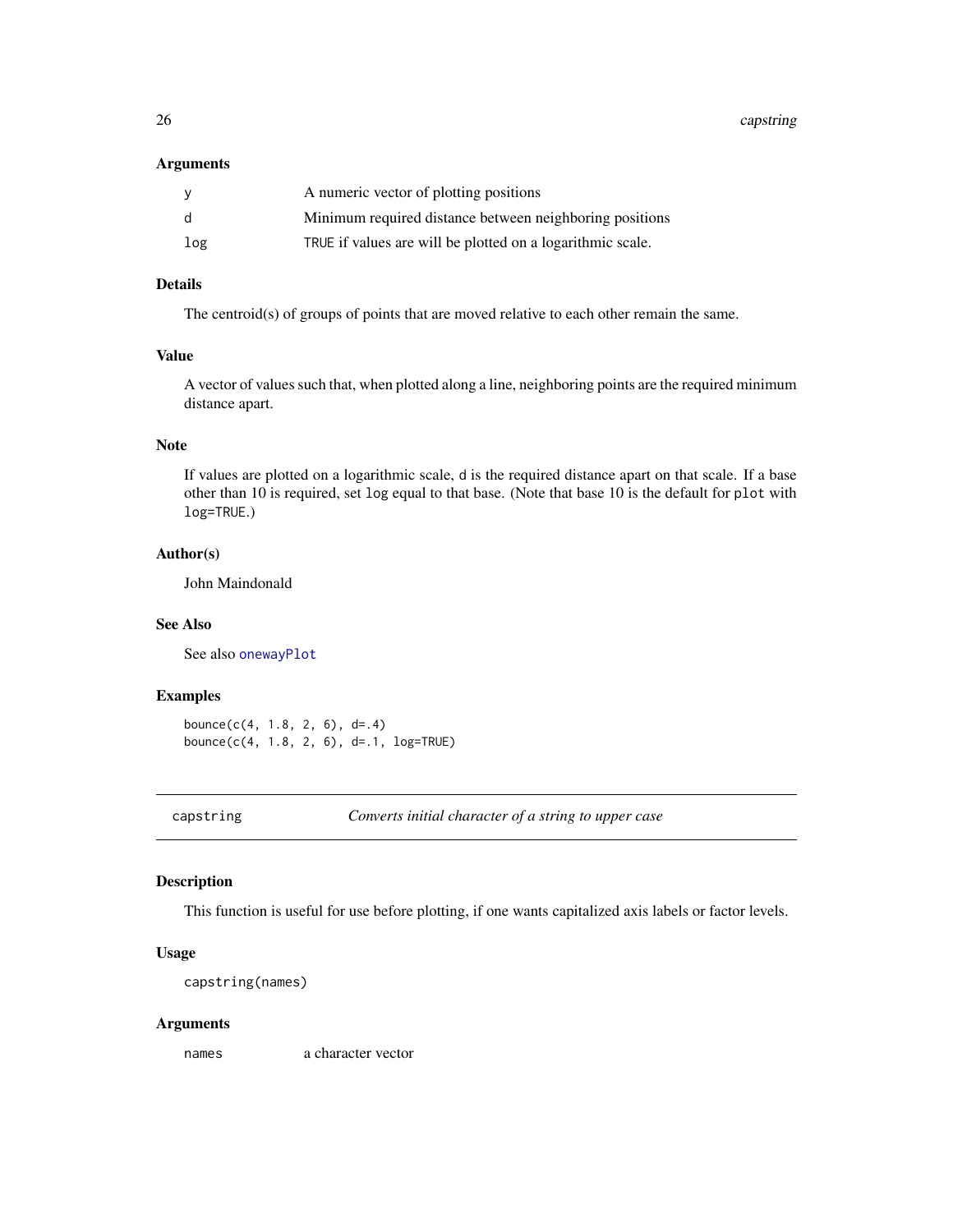### Arguments

| | |
|---|---|
| y | A numeric vector of plotting positions |
| d | Minimum required distance between neighboring positions |
| log | TRUE if values are will be plotted on a logarithmic scale. |

### Details

The centroid(s) of groups of points that are moved relative to each other remain the same.

### Value

A vector of values such that, when plotted along a line, neighboring points are the required minimum distance apart.

### Note

If values are plotted on a logarithmic scale, d is the required distance apart on that scale. If a base other than 10 is required, set log equal to that base. (Note that base 10 is the default for plot with log=TRUE.)

### Author(s)

John Maindonald

### See Also

See also onewayPlot

### Examples

```
bounce(c(4, 1.8, 2, 6), d=.4)
bounce(c(4, 1.8, 2, 6), d=.1, log=TRUE)
```

---

## capstring    *Converts initial character of a string to upper case*

### Description

This function is useful for use before plotting, if one wants capitalized axis labels or factor levels.

### Usage

```
capstring(names)
```

### Arguments

| | |
|---|---|
| names | a character vector |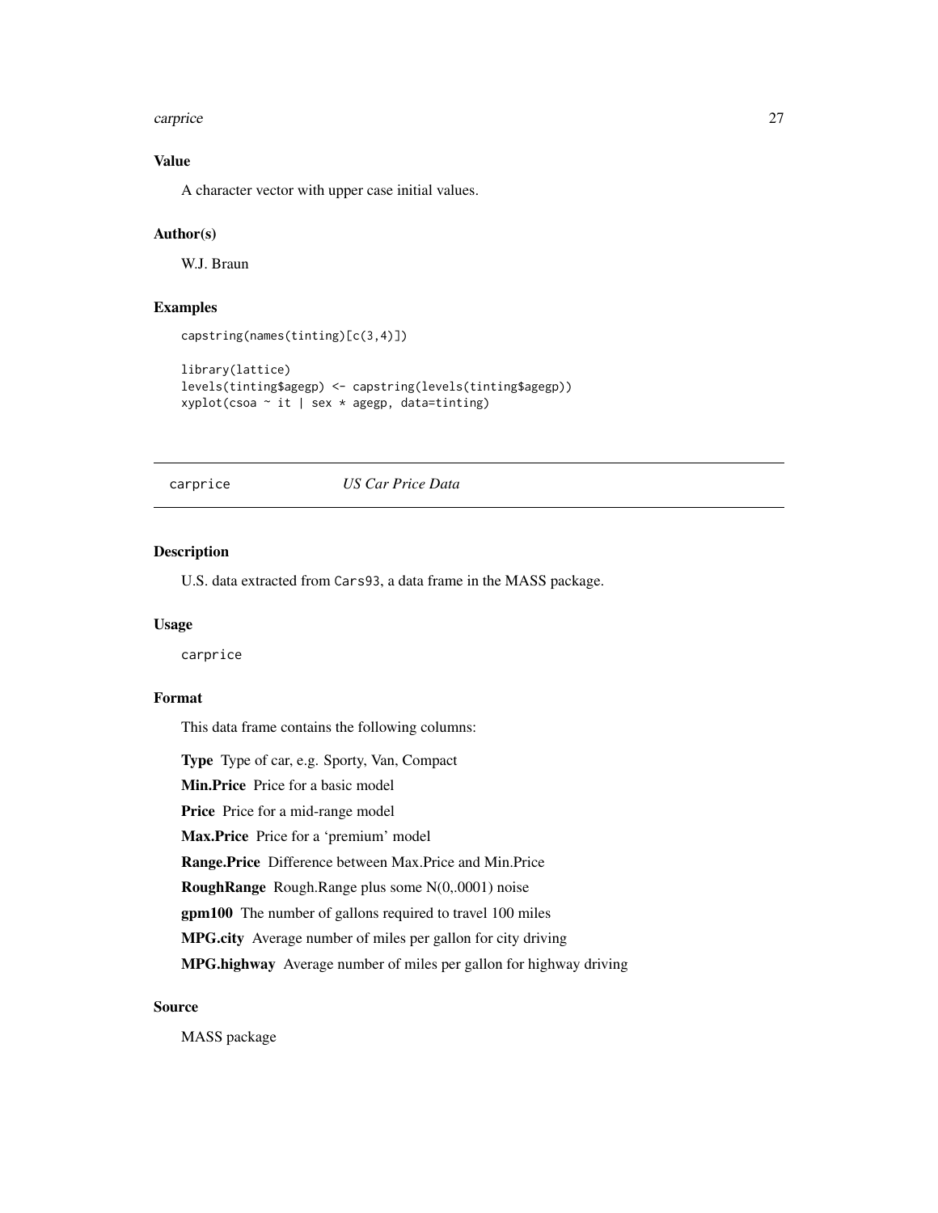### Value

A character vector with upper case initial values.

### Author(s)

W.J. Braun

### Examples

```
capstring(names(tinting)[c(3,4)])

library(lattice)
levels(tinting$agegp) <- capstring(levels(tinting$agegp))
xyplot(csoa ~ it | sex * agegp, data=tinting)
```

---

## carprice *US Car Price Data*

---

### Description

U.S. data extracted from Cars93, a data frame in the MASS package.

### Usage

```
carprice
```

### Format

This data frame contains the following columns:

**Type** Type of car, e.g. Sporty, Van, Compact

**Min.Price** Price for a basic model

**Price** Price for a mid-range model

**Max.Price** Price for a 'premium' model

**Range.Price** Difference between Max.Price and Min.Price

**RoughRange** Rough.Range plus some N(0,.0001) noise

**gpm100** The number of gallons required to travel 100 miles

**MPG.city** Average number of miles per gallon for city driving

**MPG.highway** Average number of miles per gallon for highway driving

### Source

MASS package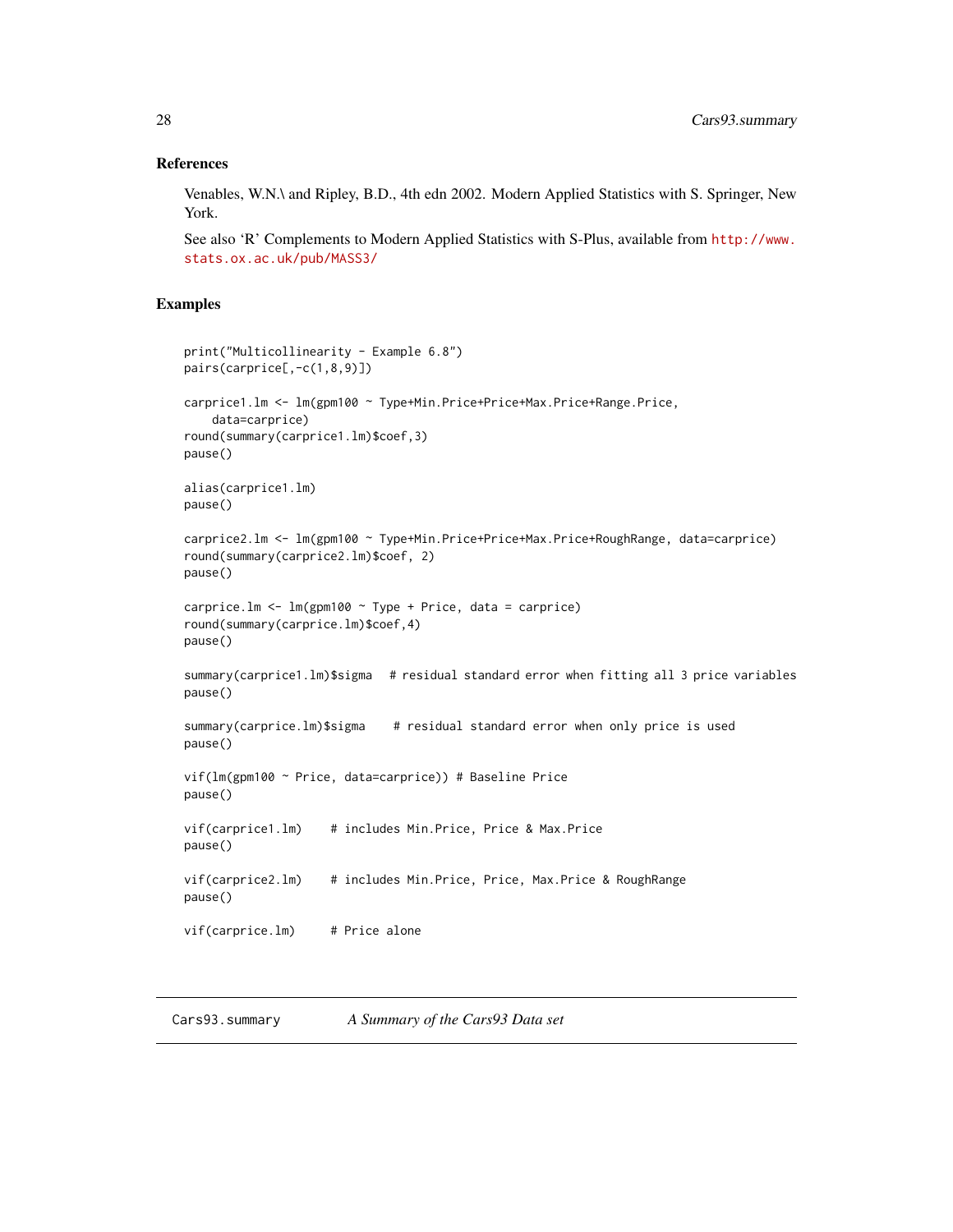### References

Venables, W.N.\ and Ripley, B.D., 4th edn 2002. Modern Applied Statistics with S. Springer, New York.

See also 'R' Complements to Modern Applied Statistics with S-Plus, available from http://www.stats.ox.ac.uk/pub/MASS3/

### Examples

```
print("Multicollinearity - Example 6.8")
pairs(carprice[,-c(1,8,9)])

carprice1.lm <- lm(gpm100 ~ Type+Min.Price+Price+Max.Price+Range.Price,
    data=carprice)
round(summary(carprice1.lm)$coef,3)
pause()

alias(carprice1.lm)
pause()

carprice2.lm <- lm(gpm100 ~ Type+Min.Price+Price+Max.Price+RoughRange, data=carprice)
round(summary(carprice2.lm)$coef, 2)
pause()

carprice.lm <- lm(gpm100 ~ Type + Price, data = carprice)
round(summary(carprice.lm)$coef,4)
pause()

summary(carprice1.lm)$sigma   # residual standard error when fitting all 3 price variables
pause()

summary(carprice.lm)$sigma    # residual standard error when only price is used
pause()

vif(lm(gpm100 ~ Price, data=carprice)) # Baseline Price
pause()

vif(carprice1.lm)    # includes Min.Price, Price & Max.Price
pause()

vif(carprice2.lm)    # includes Min.Price, Price, Max.Price & RoughRange
pause()

vif(carprice.lm)     # Price alone
```

---

## Cars93.summary *A Summary of the Cars93 Data set*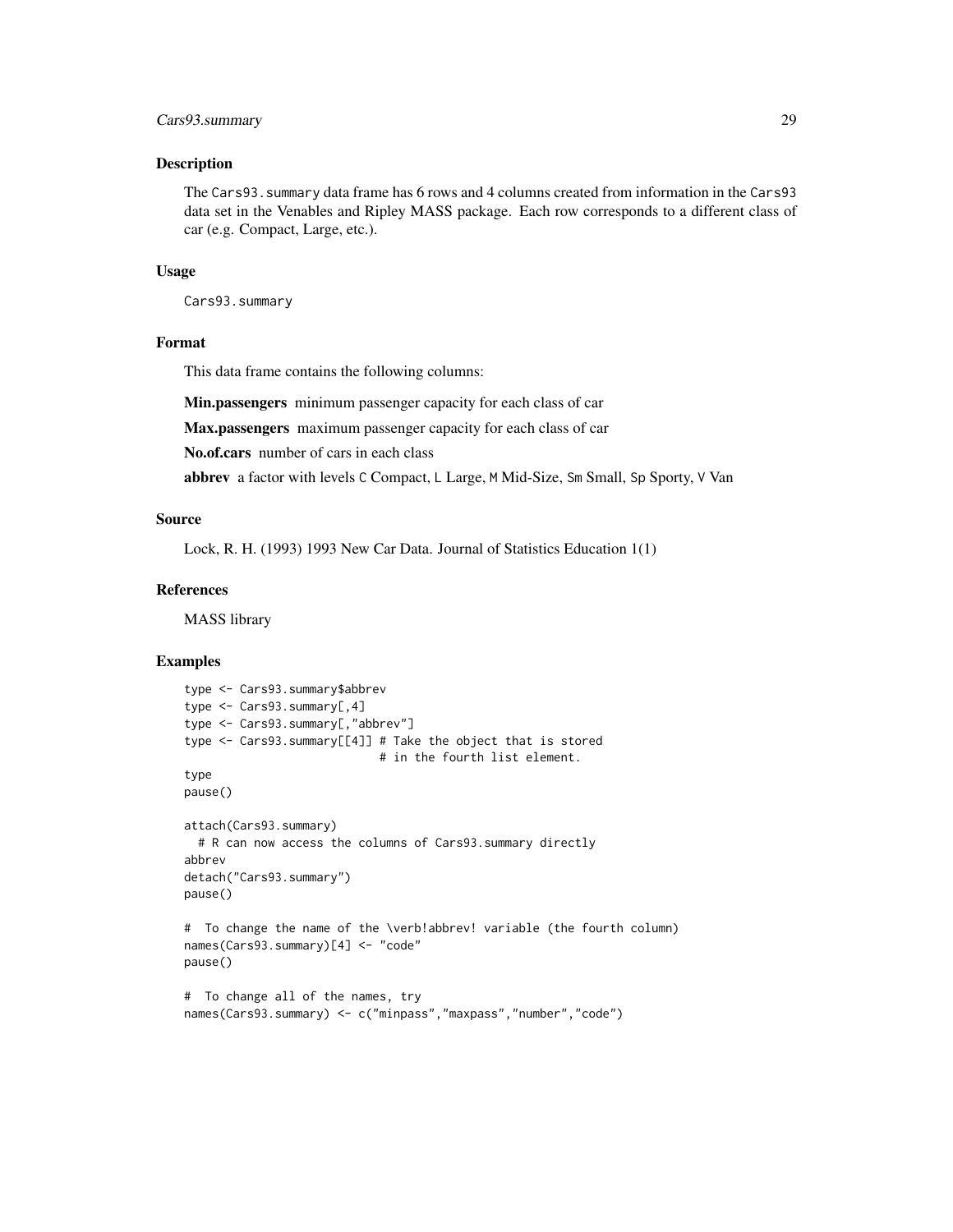### Description

The `Cars93.summary` data frame has 6 rows and 4 columns created from information in the `Cars93` data set in the Venables and Ripley MASS package. Each row corresponds to a different class of car (e.g. Compact, Large, etc.).

### Usage

```
Cars93.summary
```

### Format

This data frame contains the following columns:

**Min.passengers** minimum passenger capacity for each class of car

**Max.passengers** maximum passenger capacity for each class of car

**No.of.cars** number of cars in each class

**abbrev** a factor with levels `C` Compact, `L` Large, `M` Mid-Size, `Sm` Small, `Sp` Sporty, `V` Van

### Source

Lock, R. H. (1993) 1993 New Car Data. Journal of Statistics Education 1(1)

### References

MASS library

### Examples

```
type <- Cars93.summary$abbrev
type <- Cars93.summary[,4]
type <- Cars93.summary[,"abbrev"]
type <- Cars93.summary[[4]] # Take the object that is stored
                            # in the fourth list element.
type
pause()

attach(Cars93.summary)
  # R can now access the columns of Cars93.summary directly
abbrev
detach("Cars93.summary")
pause()

#  To change the name of the \verb!abbrev! variable (the fourth column)
names(Cars93.summary)[4] <- "code"
pause()

#  To change all of the names, try
names(Cars93.summary) <- c("minpass","maxpass","number","code")
```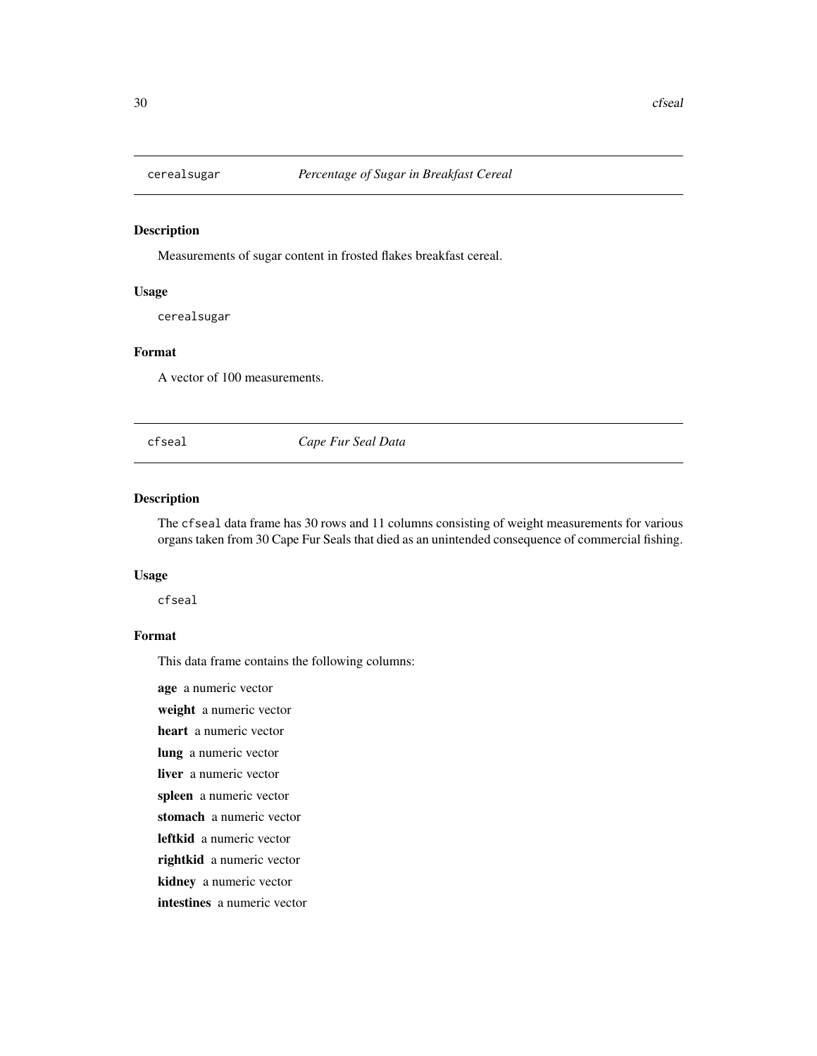## cerealsugar *Percentage of Sugar in Breakfast Cereal*

### Description

Measurements of sugar content in frosted flakes breakfast cereal.

### Usage

```
cerealsugar
```

### Format

A vector of 100 measurements.

## cfseal *Cape Fur Seal Data*

### Description

The `cfseal` data frame has 30 rows and 11 columns consisting of weight measurements for various organs taken from 30 Cape Fur Seals that died as an unintended consequence of commercial fishing.

### Usage

```
cfseal
```

### Format

This data frame contains the following columns:

**age** a numeric vector

**weight** a numeric vector

**heart** a numeric vector

**lung** a numeric vector

**liver** a numeric vector

**spleen** a numeric vector

**stomach** a numeric vector

**leftkid** a numeric vector

**rightkid** a numeric vector

**kidney** a numeric vector

**intestines** a numeric vector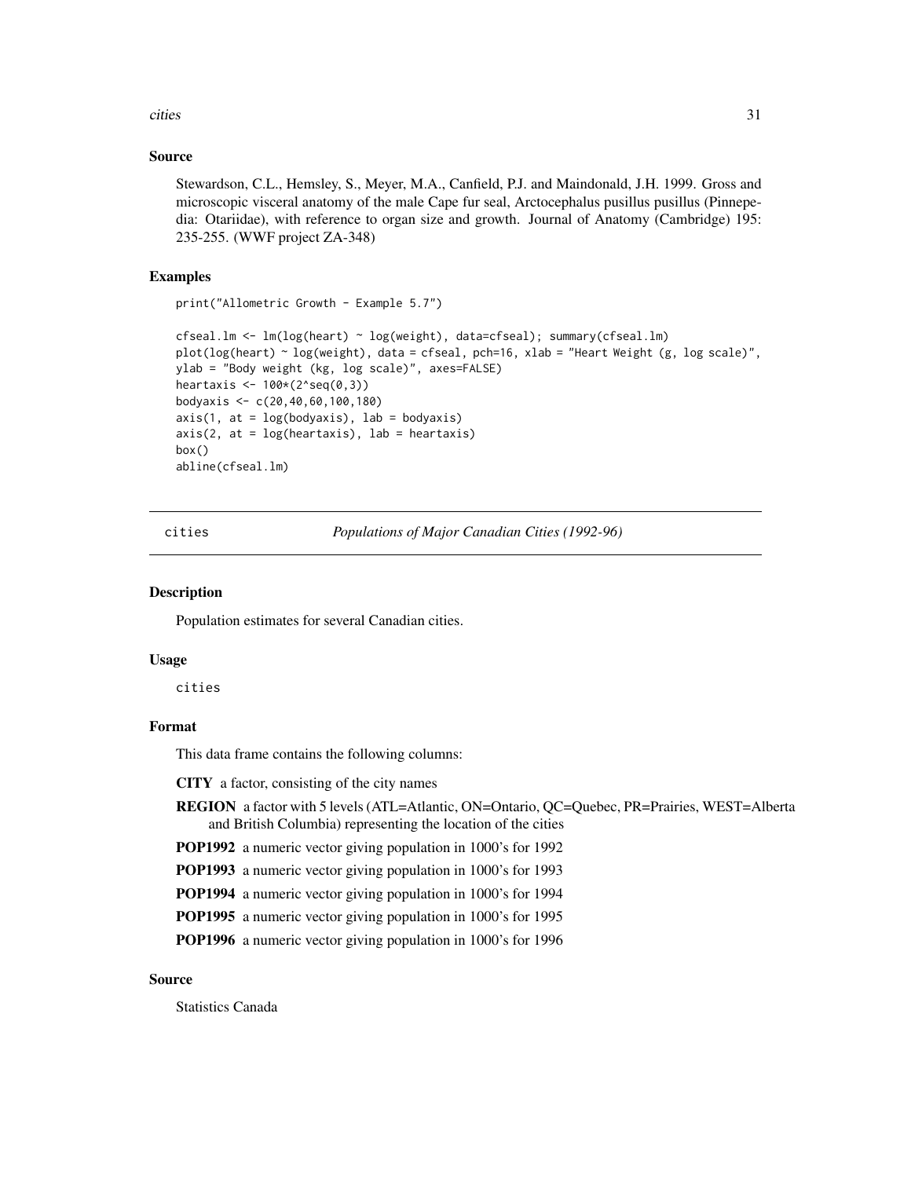### Source

Stewardson, C.L., Hemsley, S., Meyer, M.A., Canfield, P.J. and Maindonald, J.H. 1999. Gross and microscopic visceral anatomy of the male Cape fur seal, Arctocephalus pusillus pusillus (Pinnepedia: Otariidae), with reference to organ size and growth. Journal of Anatomy (Cambridge) 195: 235-255. (WWF project ZA-348)

### Examples

```
print("Allometric Growth - Example 5.7")

cfseal.lm <- lm(log(heart) ~ log(weight), data=cfseal); summary(cfseal.lm)
plot(log(heart) ~ log(weight), data = cfseal, pch=16, xlab = "Heart Weight (g, log scale)",
ylab = "Body weight (kg, log scale)", axes=FALSE)
heartaxis <- 100*(2^seq(0,3))
bodyaxis <- c(20,40,60,100,180)
axis(1, at = log(bodyaxis), lab = bodyaxis)
axis(2, at = log(heartaxis), lab = heartaxis)
box()
abline(cfseal.lm)
```

---

## cities — *Populations of Major Canadian Cities (1992-96)*

### Description

Population estimates for several Canadian cities.

### Usage

```
cities
```

### Format

This data frame contains the following columns:

**CITY** a factor, consisting of the city names

**REGION** a factor with 5 levels (ATL=Atlantic, ON=Ontario, QC=Quebec, PR=Prairies, WEST=Alberta and British Columbia) representing the location of the cities

**POP1992** a numeric vector giving population in 1000's for 1992

**POP1993** a numeric vector giving population in 1000's for 1993

**POP1994** a numeric vector giving population in 1000's for 1994

**POP1995** a numeric vector giving population in 1000's for 1995

**POP1996** a numeric vector giving population in 1000's for 1996

### Source

Statistics Canada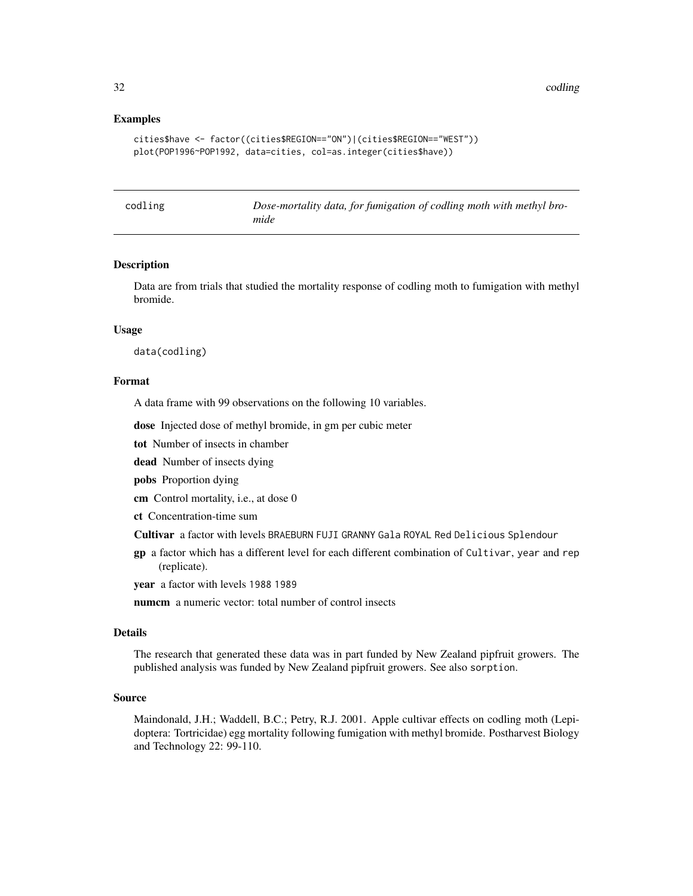## Examples

```
cities$have <- factor((cities$REGION=="ON")|(cities$REGION=="WEST"))
plot(POP1996~POP1992, data=cities, col=as.integer(cities$have))
```

---

# codling — *Dose-mortality data, for fumigation of codling moth with methyl bromide*

## Description

Data are from trials that studied the mortality response of codling moth to fumigation with methyl bromide.

## Usage

```
data(codling)
```

## Format

A data frame with 99 observations on the following 10 variables.

**dose** Injected dose of methyl bromide, in gm per cubic meter

**tot** Number of insects in chamber

**dead** Number of insects dying

**pobs** Proportion dying

**cm** Control mortality, i.e., at dose 0

**ct** Concentration-time sum

**Cultivar** a factor with levels `BRAEBURN` `FUJI` `GRANNY` `Gala` `ROYAL` `Red Delicious` `Splendour`

**gp** a factor which has a different level for each different combination of `Cultivar`, `year` and `rep` (replicate).

**year** a factor with levels `1988` `1989`

**numcm** a numeric vector: total number of control insects

## Details

The research that generated these data was in part funded by New Zealand pipfruit growers. The published analysis was funded by New Zealand pipfruit growers. See also `sorption`.

## Source

Maindonald, J.H.; Waddell, B.C.; Petry, R.J. 2001. Apple cultivar effects on codling moth (Lepidoptera: Tortricidae) egg mortality following fumigation with methyl bromide. Postharvest Biology and Technology 22: 99-110.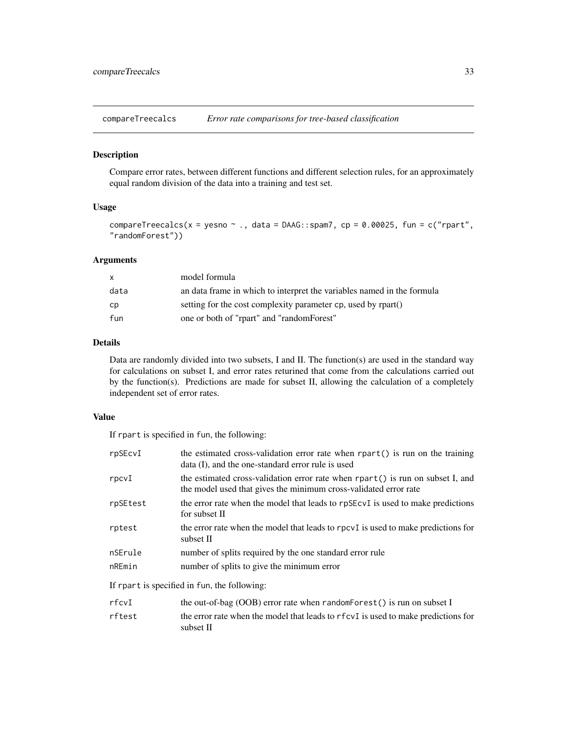## compareTreecalcs — *Error rate comparisons for tree-based classification*

### Description

Compare error rates, between different functions and different selection rules, for an approximately equal random division of the data into a training and test set.

### Usage

```
compareTreecalcs(x = yesno ~ ., data = DAAG::spam7, cp = 0.00025, fun = c("rpart",
"randomForest"))
```

### Arguments

| | |
|---|---|
| x | model formula |
| data | an data frame in which to interpret the variables named in the formula |
| cp | setting for the cost complexity parameter cp, used by rpart() |
| fun | one or both of "rpart" and "randomForest" |

### Details

Data are randomly divided into two subsets, I and II. The function(s) are used in the standard way for calculations on subset I, and error rates returined that come from the calculations carried out by the function(s). Predictions are made for subset II, allowing the calculation of a completely independent set of error rates.

### Value

If rpart is specified in fun, the following:

| | |
|---|---|
| rpSEcvI | the estimated cross-validation error rate when rpart() is run on the training data (I), and the one-standard error rule is used |
| rpcvI | the estimated cross-validation error rate when rpart() is run on subset I, and the model used that gives the minimum cross-validated error rate |
| rpSEtest | the error rate when the model that leads to rpSEcvI is used to make predictions for subset II |
| rptest | the error rate when the model that leads to rpcvI is used to make predictions for subset II |
| nSErule | number of splits required by the one standard error rule |
| nREmin | number of splits to give the minimum error |

If rpart is specified in fun, the following:

| | |
|---|---|
| rfcvI | the out-of-bag (OOB) error rate when randomForest() is run on subset I |
| rftest | the error rate when the model that leads to rfcvI is used to make predictions for subset II |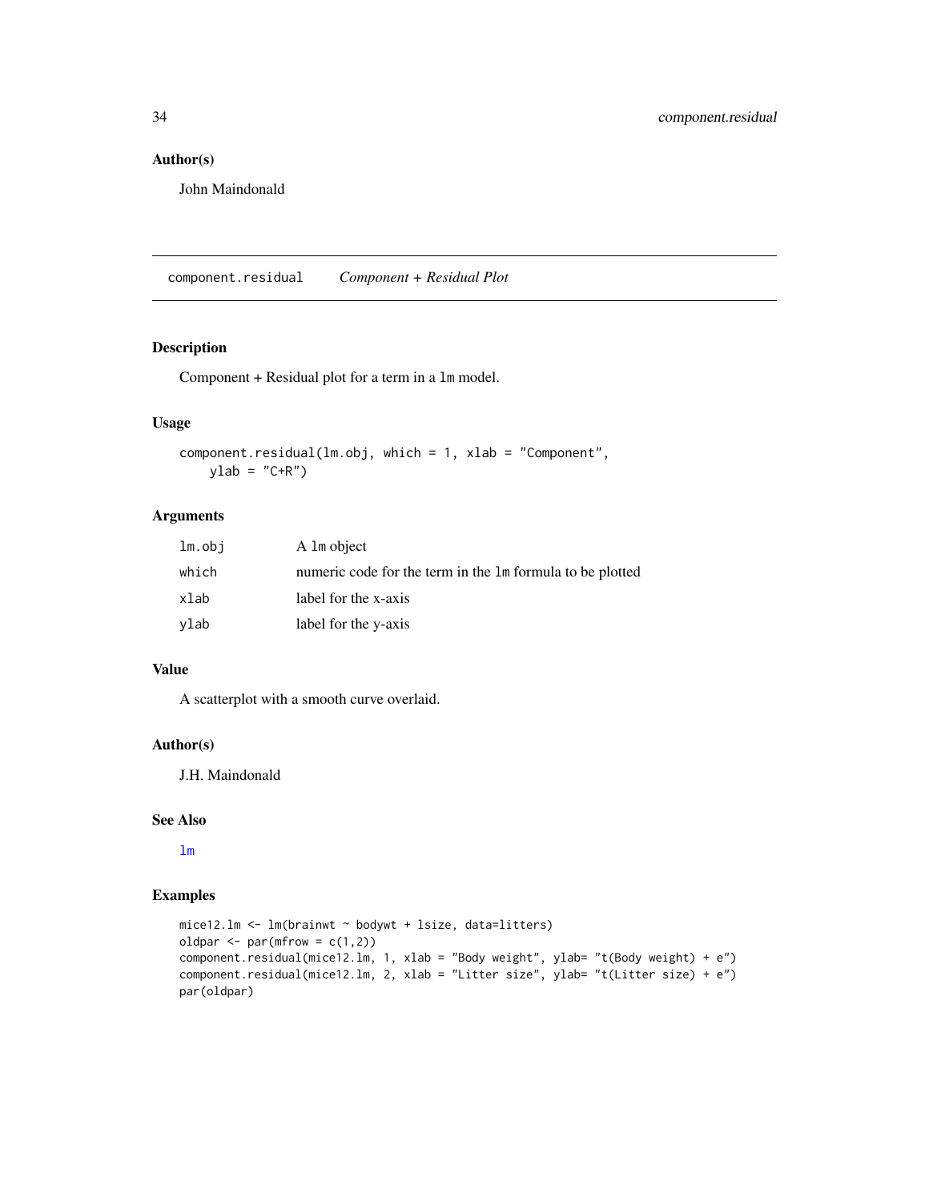## Author(s)

John Maindonald

---

# component.residual    *Component + Residual Plot*

## Description

Component + Residual plot for a term in a lm model.

## Usage

```
component.residual(lm.obj, which = 1, xlab = "Component",
    ylab = "C+R")
```

## Arguments

| | |
|---|---|
| lm.obj | A lm object |
| which | numeric code for the term in the lm formula to be plotted |
| xlab | label for the x-axis |
| ylab | label for the y-axis |

## Value

A scatterplot with a smooth curve overlaid.

## Author(s)

J.H. Maindonald

## See Also

lm

## Examples

```
mice12.lm <- lm(brainwt ~ bodywt + lsize, data=litters)
oldpar <- par(mfrow = c(1,2))
component.residual(mice12.lm, 1, xlab = "Body weight", ylab= "t(Body weight) + e")
component.residual(mice12.lm, 2, xlab = "Litter size", ylab= "t(Litter size) + e")
par(oldpar)
```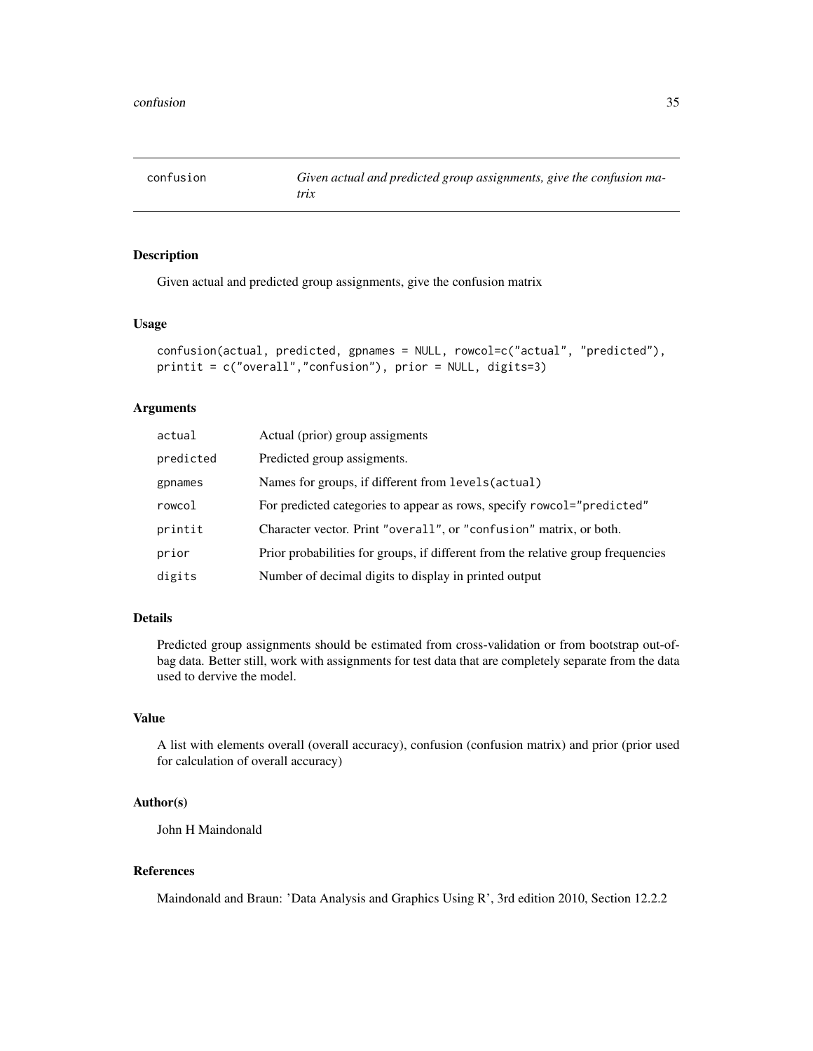# confusion — *Given actual and predicted group assignments, give the confusion matrix*

## Description

Given actual and predicted group assignments, give the confusion matrix

## Usage

```
confusion(actual, predicted, gpnames = NULL, rowcol=c("actual", "predicted"),
printit = c("overall","confusion"), prior = NULL, digits=3)
```

## Arguments

| | |
|---|---|
| `actual` | Actual (prior) group assigments |
| `predicted` | Predicted group assigments. |
| `gpnames` | Names for groups, if different from `levels(actual)` |
| `rowcol` | For predicted categories to appear as rows, specify `rowcol="predicted"` |
| `printit` | Character vector. Print `"overall"`, or `"confusion"` matrix, or both. |
| `prior` | Prior probabilities for groups, if different from the relative group frequencies |
| `digits` | Number of decimal digits to display in printed output |

## Details

Predicted group assignments should be estimated from cross-validation or from bootstrap out-of-bag data. Better still, work with assignments for test data that are completely separate from the data used to dervive the model.

## Value

A list with elements overall (overall accuracy), confusion (confusion matrix) and prior (prior used for calculation of overall accuracy)

## Author(s)

John H Maindonald

## References

Maindonald and Braun: 'Data Analysis and Graphics Using R', 3rd edition 2010, Section 12.2.2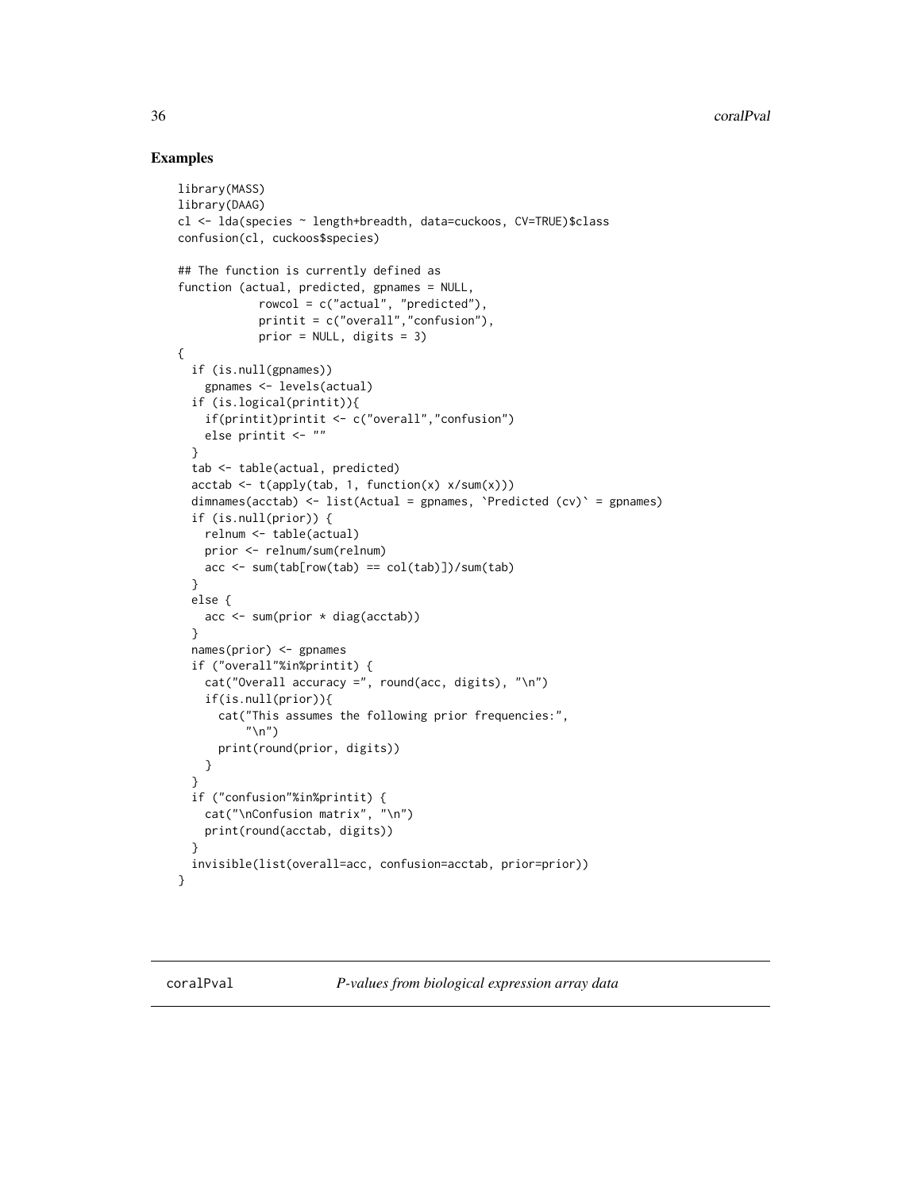## Examples

```
library(MASS)
library(DAAG)
cl <- lda(species ~ length+breadth, data=cuckoos, CV=TRUE)$class
confusion(cl, cuckoos$species)

## The function is currently defined as
function (actual, predicted, gpnames = NULL,
            rowcol = c("actual", "predicted"),
            printit = c("overall","confusion"),
            prior = NULL, digits = 3)
{
  if (is.null(gpnames))
    gpnames <- levels(actual)
  if (is.logical(printit)){
    if(printit)printit <- c("overall","confusion")
    else printit <- ""
  }
  tab <- table(actual, predicted)
  acctab <- t(apply(tab, 1, function(x) x/sum(x)))
  dimnames(acctab) <- list(Actual = gpnames, `Predicted (cv)` = gpnames)
  if (is.null(prior)) {
    relnum <- table(actual)
    prior <- relnum/sum(relnum)
    acc <- sum(tab[row(tab) == col(tab)])/sum(tab)
  }
  else {
    acc <- sum(prior * diag(acctab))
  }
  names(prior) <- gpnames
  if ("overall"%in%printit) {
    cat("Overall accuracy =", round(acc, digits), "\n")
    if(is.null(prior)){
      cat("This assumes the following prior frequencies:",
          "\n")
      print(round(prior, digits))
    }
  }
  if ("confusion"%in%printit) {
    cat("\nConfusion matrix", "\n")
    print(round(acctab, digits))
  }
  invisible(list(overall=acc, confusion=acctab, prior=prior))
}
```

---

coralPval *P-values from biological expression array data*

---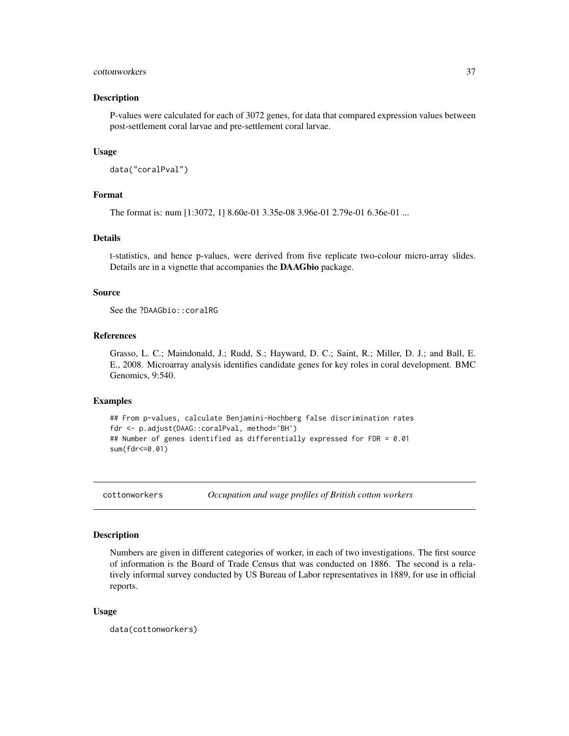### Description

P-values were calculated for each of 3072 genes, for data that compared expression values between post-settlement coral larvae and pre-settlement coral larvae.

### Usage

```
data("coralPval")
```

### Format

The format is: num [1:3072, 1] 8.60e-01 3.35e-08 3.96e-01 2.79e-01 6.36e-01 ...

### Details

t-statistics, and hence p-values, were derived from five replicate two-colour micro-array slides. Details are in a vignette that accompanies the **DAAGbio** package.

### Source

See the ?DAAGbio::coralRG

### References

Grasso, L. C.; Maindonald, J.; Rudd, S.; Hayward, D. C.; Saint, R.; Miller, D. J.; and Ball, E. E., 2008. Microarray analysis identifies candidate genes for key roles in coral development. BMC Genomics, 9:540.

### Examples

```
## From p-values, calculate Benjamini-Hochberg false discrimination rates
fdr <- p.adjust(DAAG::coralPval, method='BH')
## Number of genes identified as differentially expressed for FDR = 0.01
sum(fdr<=0.01)
```

---

## cottonworkers *Occupation and wage profiles of British cotton workers*

### Description

Numbers are given in different categories of worker, in each of two investigations. The first source of information is the Board of Trade Census that was conducted on 1886. The second is a relatively informal survey conducted by US Bureau of Labor representatives in 1889, for use in official reports.

### Usage

```
data(cottonworkers)
```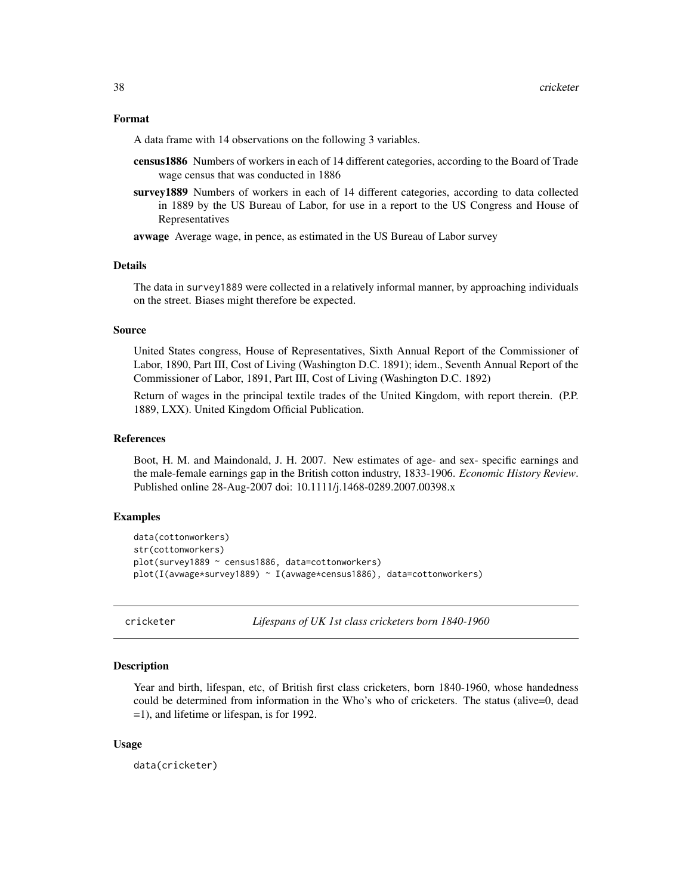### Format

A data frame with 14 observations on the following 3 variables.

**census1886** Numbers of workers in each of 14 different categories, according to the Board of Trade wage census that was conducted in 1886

**survey1889** Numbers of workers in each of 14 different categories, according to data collected in 1889 by the US Bureau of Labor, for use in a report to the US Congress and House of Representatives

**avwage** Average wage, in pence, as estimated in the US Bureau of Labor survey

### Details

The data in survey1889 were collected in a relatively informal manner, by approaching individuals on the street. Biases might therefore be expected.

### Source

United States congress, House of Representatives, Sixth Annual Report of the Commissioner of Labor, 1890, Part III, Cost of Living (Washington D.C. 1891); idem., Seventh Annual Report of the Commissioner of Labor, 1891, Part III, Cost of Living (Washington D.C. 1892)

Return of wages in the principal textile trades of the United Kingdom, with report therein. (P.P. 1889, LXX). United Kingdom Official Publication.

### References

Boot, H. M. and Maindonald, J. H. 2007. New estimates of age- and sex- specific earnings and the male-female earnings gap in the British cotton industry, 1833-1906. *Economic History Review*. Published online 28-Aug-2007 doi: 10.1111/j.1468-0289.2007.00398.x

### Examples

```
data(cottonworkers)
str(cottonworkers)
plot(survey1889 ~ census1886, data=cottonworkers)
plot(I(avwage*survey1889) ~ I(avwage*census1886), data=cottonworkers)
```

---

## cricketer — *Lifespans of UK 1st class cricketers born 1840-1960*

### Description

Year and birth, lifespan, etc, of British first class cricketers, born 1840-1960, whose handedness could be determined from information in the Who's who of cricketers. The status (alive=0, dead =1), and lifetime or lifespan, is for 1992.

### Usage

```
data(cricketer)
```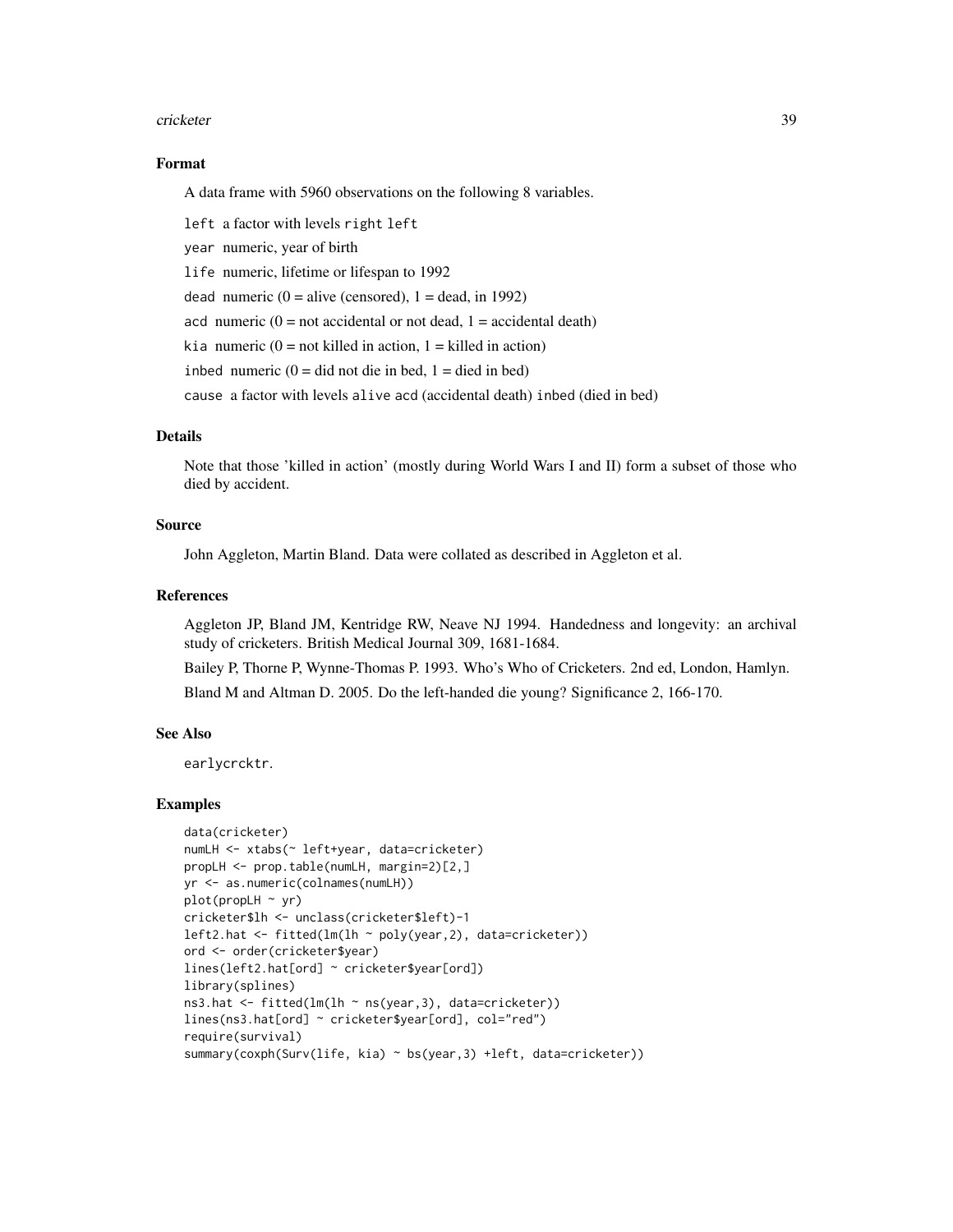### Format

A data frame with 5960 observations on the following 8 variables.

`left` a factor with levels `right` `left`

`year` numeric, year of birth

`life` numeric, lifetime or lifespan to 1992

`dead` numeric (0 = alive (censored), 1 = dead, in 1992)

`acd` numeric (0 = not accidental or not dead, 1 = accidental death)

`kia` numeric (0 = not killed in action, 1 = killed in action)

`inbed` numeric (0 = did not die in bed, 1 = died in bed)

`cause` a factor with levels `alive` `acd` (accidental death) `inbed` (died in bed)

### Details

Note that those 'killed in action' (mostly during World Wars I and II) form a subset of those who died by accident.

### Source

John Aggleton, Martin Bland. Data were collated as described in Aggleton et al.

### References

Aggleton JP, Bland JM, Kentridge RW, Neave NJ 1994. Handedness and longevity: an archival study of cricketers. British Medical Journal 309, 1681-1684.

Bailey P, Thorne P, Wynne-Thomas P. 1993. Who's Who of Cricketers. 2nd ed, London, Hamlyn.

Bland M and Altman D. 2005. Do the left-handed die young? Significance 2, 166-170.

### See Also

`earlycrcktr`.

### Examples

```
data(cricketer)
numLH <- xtabs(~ left+year, data=cricketer)
propLH <- prop.table(numLH, margin=2)[2,]
yr <- as.numeric(colnames(numLH))
plot(propLH ~ yr)
cricketer$lh <- unclass(cricketer$left)-1
left2.hat <- fitted(lm(lh ~ poly(year,2), data=cricketer))
ord <- order(cricketer$year)
lines(left2.hat[ord] ~ cricketer$year[ord])
library(splines)
ns3.hat <- fitted(lm(lh ~ ns(year,3), data=cricketer))
lines(ns3.hat[ord] ~ cricketer$year[ord], col="red")
require(survival)
summary(coxph(Surv(life, kia) ~ bs(year,3) +left, data=cricketer))
```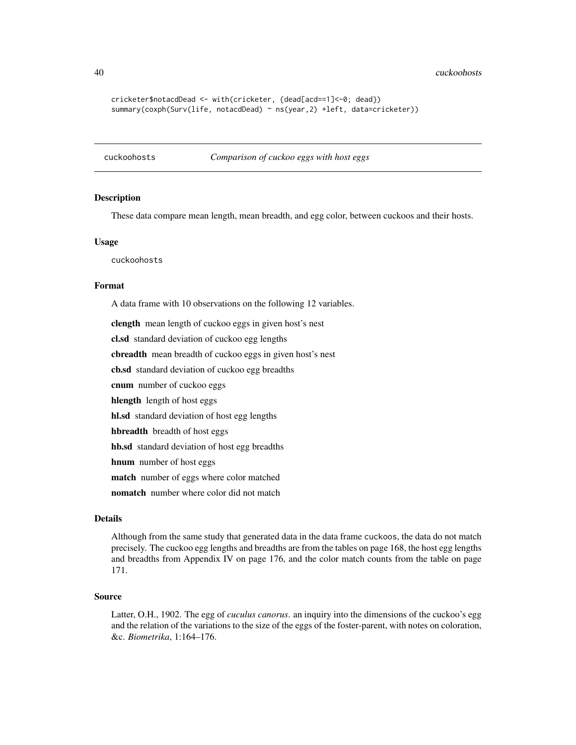```
cricketer$notacdDead <- with(cricketer, {dead[acd==1]<-0; dead})
summary(coxph(Surv(life, notacdDead) ~ ns(year,2) +left, data=cricketer))
```

## cuckoohosts *Comparison of cuckoo eggs with host eggs*

### Description

These data compare mean length, mean breadth, and egg color, between cuckoos and their hosts.

### Usage

```
cuckoohosts
```

### Format

A data frame with 10 observations on the following 12 variables.

**clength** mean length of cuckoo eggs in given host's nest

**cl.sd** standard deviation of cuckoo egg lengths

**cbreadth** mean breadth of cuckoo eggs in given host's nest

**cb.sd** standard deviation of cuckoo egg breadths

**cnum** number of cuckoo eggs

**hlength** length of host eggs

**hl.sd** standard deviation of host egg lengths

**hbreadth** breadth of host eggs

**hb.sd** standard deviation of host egg breadths

**hnum** number of host eggs

**match** number of eggs where color matched

**nomatch** number where color did not match

### Details

Although from the same study that generated data in the data frame cuckoos, the data do not match precisely. The cuckoo egg lengths and breadths are from the tables on page 168, the host egg lengths and breadths from Appendix IV on page 176, and the color match counts from the table on page 171.

### Source

Latter, O.H., 1902. The egg of *cuculus canorus*. an inquiry into the dimensions of the cuckoo's egg and the relation of the variations to the size of the eggs of the foster-parent, with notes on coloration, &c. *Biometrika*, 1:164–176.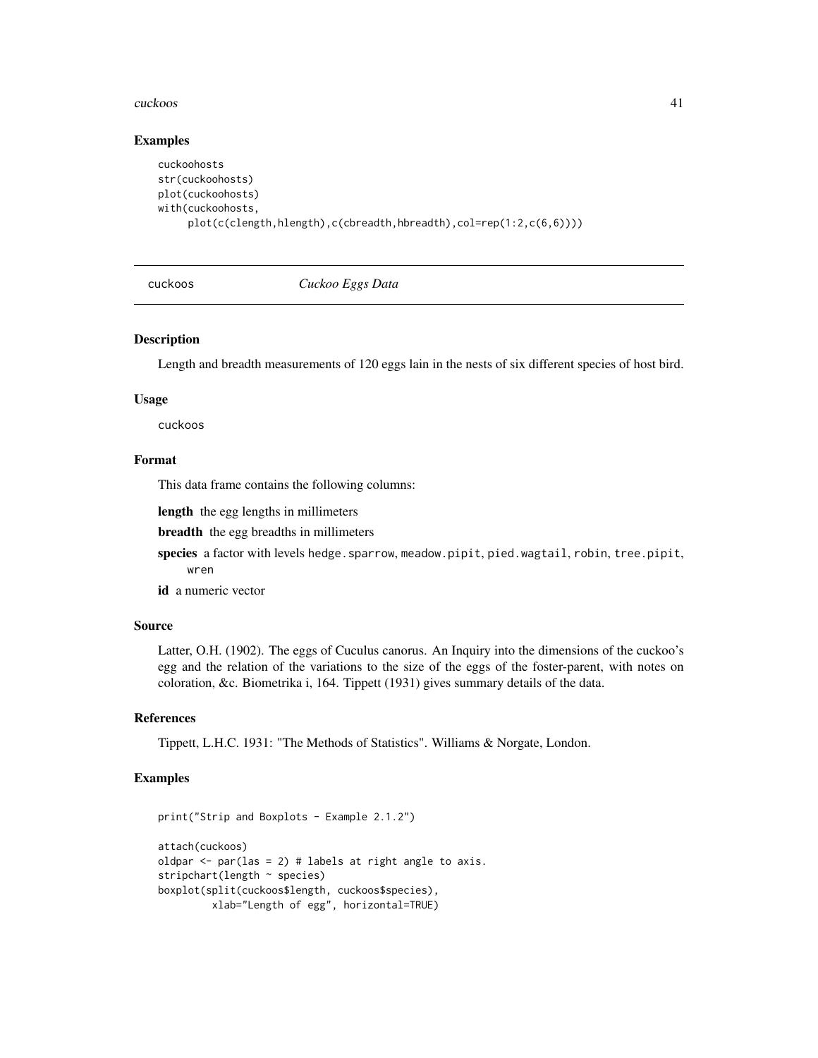## Examples

```
cuckoohosts
str(cuckoohosts)
plot(cuckoohosts)
with(cuckoohosts,
     plot(c(clength,hlength),c(cbreadth,hbreadth),col=rep(1:2,c(6,6))))
```

---

# cuckoos *Cuckoo Eggs Data*

## Description

Length and breadth measurements of 120 eggs lain in the nests of six different species of host bird.

## Usage

```
cuckoos
```

## Format

This data frame contains the following columns:

**length** the egg lengths in millimeters

**breadth** the egg breadths in millimeters

**species** a factor with levels hedge.sparrow, meadow.pipit, pied.wagtail, robin, tree.pipit, wren

**id** a numeric vector

## Source

Latter, O.H. (1902). The eggs of Cuculus canorus. An Inquiry into the dimensions of the cuckoo's egg and the relation of the variations to the size of the eggs of the foster-parent, with notes on coloration, &c. Biometrika i, 164. Tippett (1931) gives summary details of the data.

## References

Tippett, L.H.C. 1931: "The Methods of Statistics". Williams & Norgate, London.

## Examples

```
print("Strip and Boxplots - Example 2.1.2")

attach(cuckoos)
oldpar <- par(las = 2) # labels at right angle to axis.
stripchart(length ~ species)
boxplot(split(cuckoos$length, cuckoos$species),
        xlab="Length of egg", horizontal=TRUE)
```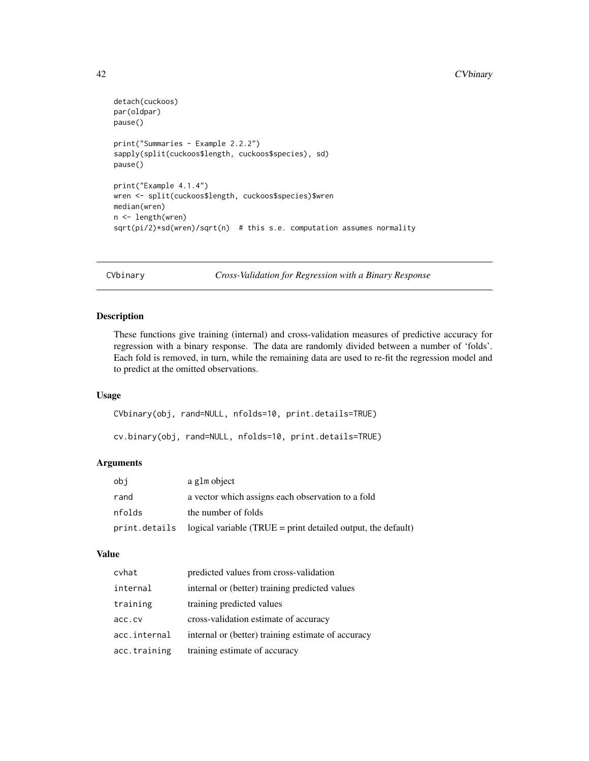```
detach(cuckoos)
par(oldpar)
pause()

print("Summaries - Example 2.2.2")
sapply(split(cuckoos$length, cuckoos$species), sd)
pause()

print("Example 4.1.4")
wren <- split(cuckoos$length, cuckoos$species)$wren
median(wren)
n <- length(wren)
sqrt(pi/2)*sd(wren)/sqrt(n)  # this s.e. computation assumes normality
```

---

## CVbinary — *Cross-Validation for Regression with a Binary Response*

### Description

These functions give training (internal) and cross-validation measures of predictive accuracy for regression with a binary response. The data are randomly divided between a number of 'folds'. Each fold is removed, in turn, while the remaining data are used to re-fit the regression model and to predict at the omitted observations.

### Usage

```
CVbinary(obj, rand=NULL, nfolds=10, print.details=TRUE)

cv.binary(obj, rand=NULL, nfolds=10, print.details=TRUE)
```

### Arguments

| | |
|---|---|
| `obj` | a `glm` object |
| `rand` | a vector which assigns each observation to a fold |
| `nfolds` | the number of folds |
| `print.details` | logical variable (TRUE = print detailed output, the default) |

### Value

| | |
|---|---|
| `cvhat` | predicted values from cross-validation |
| `internal` | internal or (better) training predicted values |
| `training` | training predicted values |
| `acc.cv` | cross-validation estimate of accuracy |
| `acc.internal` | internal or (better) training estimate of accuracy |
| `acc.training` | training estimate of accuracy |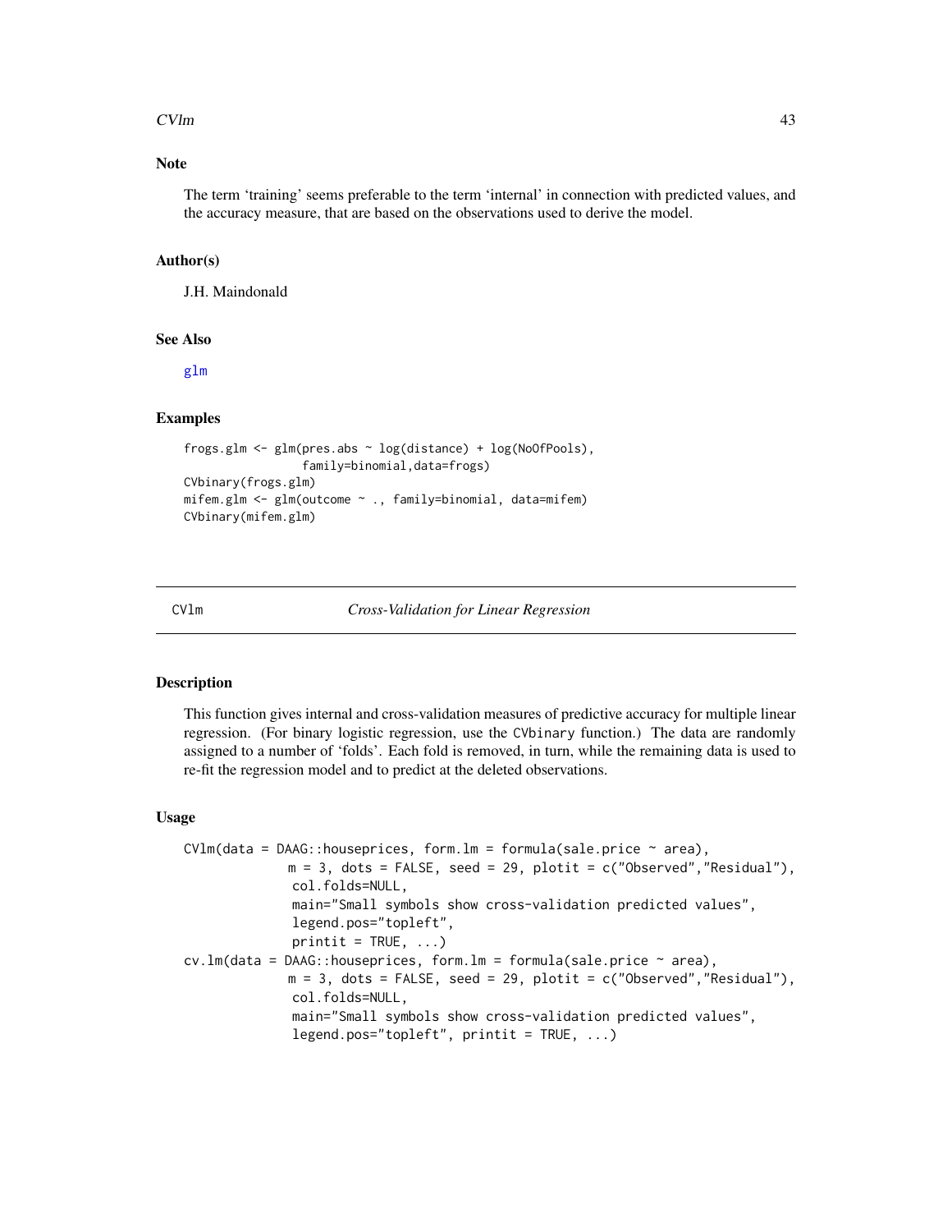## Note

The term 'training' seems preferable to the term 'internal' in connection with predicted values, and the accuracy measure, that are based on the observations used to derive the model.

## Author(s)

J.H. Maindonald

## See Also

glm

## Examples

```
frogs.glm <- glm(pres.abs ~ log(distance) + log(NoOfPools),
                 family=binomial,data=frogs)
CVbinary(frogs.glm)
mifem.glm <- glm(outcome ~ ., family=binomial, data=mifem)
CVbinary(mifem.glm)
```

---

# CVlm *Cross-Validation for Linear Regression*

---

## Description

This function gives internal and cross-validation measures of predictive accuracy for multiple linear regression. (For binary logistic regression, use the CVbinary function.) The data are randomly assigned to a number of 'folds'. Each fold is removed, in turn, while the remaining data is used to re-fit the regression model and to predict at the deleted observations.

## Usage

```
CVlm(data = DAAG::houseprices, form.lm = formula(sale.price ~ area),
             m = 3, dots = FALSE, seed = 29, plotit = c("Observed","Residual"),
              col.folds=NULL,
              main="Small symbols show cross-validation predicted values",
              legend.pos="topleft",
              printit = TRUE, ...)
cv.lm(data = DAAG::houseprices, form.lm = formula(sale.price ~ area),
             m = 3, dots = FALSE, seed = 29, plotit = c("Observed","Residual"),
              col.folds=NULL,
              main="Small symbols show cross-validation predicted values",
              legend.pos="topleft", printit = TRUE, ...)
```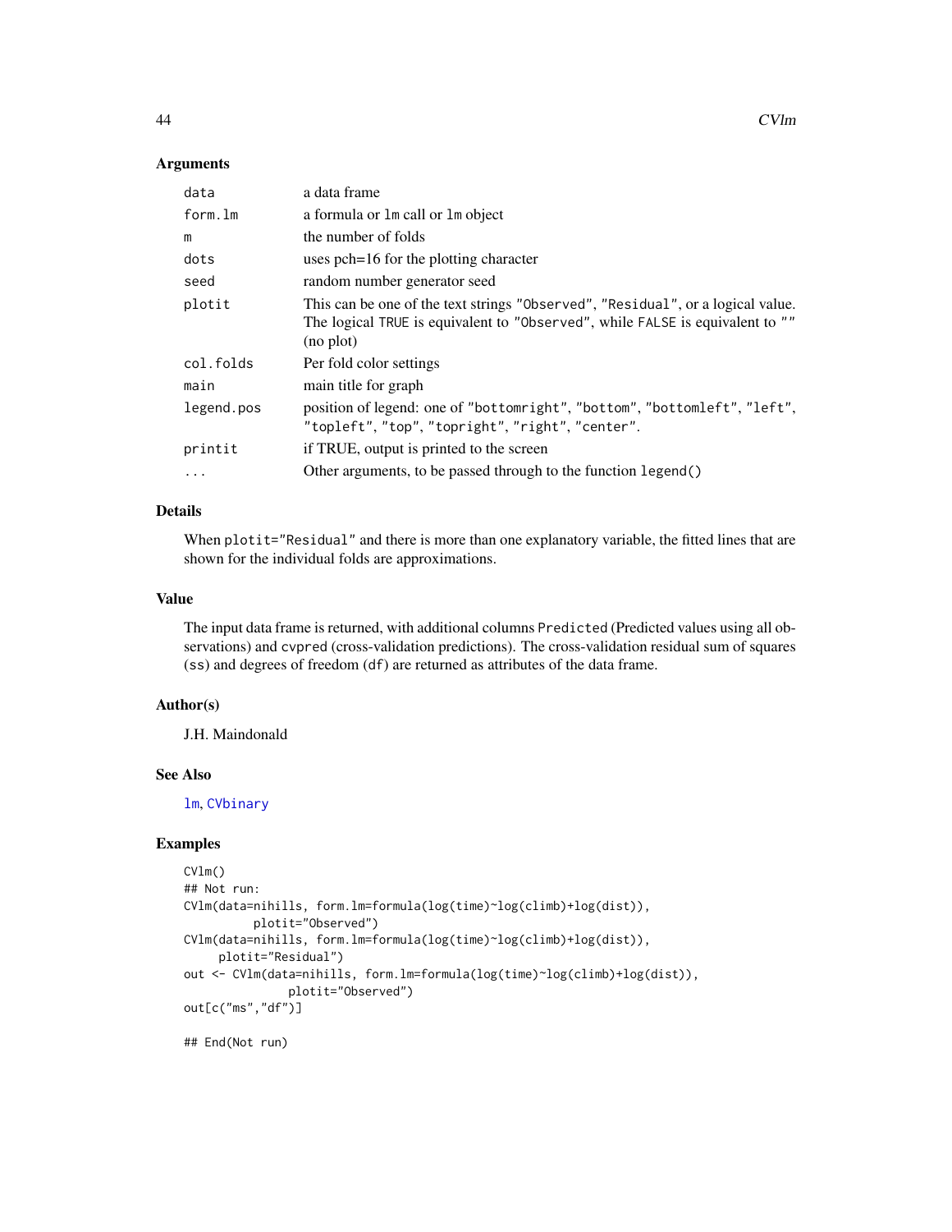## Arguments

| | |
|---|---|
| data | a data frame |
| form.lm | a formula or lm call or lm object |
| m | the number of folds |
| dots | uses pch=16 for the plotting character |
| seed | random number generator seed |
| plotit | This can be one of the text strings "Observed", "Residual", or a logical value. The logical TRUE is equivalent to "Observed", while FALSE is equivalent to "" (no plot) |
| col.folds | Per fold color settings |
| main | main title for graph |
| legend.pos | position of legend: one of "bottomright", "bottom", "bottomleft", "left", "topleft", "top", "topright", "right", "center". |
| printit | if TRUE, output is printed to the screen |
| ... | Other arguments, to be passed through to the function legend() |

## Details

When plotit="Residual" and there is more than one explanatory variable, the fitted lines that are shown for the individual folds are approximations.

## Value

The input data frame is returned, with additional columns Predicted (Predicted values using all observations) and cvpred (cross-validation predictions). The cross-validation residual sum of squares (ss) and degrees of freedom (df) are returned as attributes of the data frame.

## Author(s)

J.H. Maindonald

## See Also

lm, CVbinary

## Examples

```
CVlm()
## Not run:
CVlm(data=nihills, form.lm=formula(log(time)~log(climb)+log(dist)),
        plotit="Observed")
CVlm(data=nihills, form.lm=formula(log(time)~log(climb)+log(dist)),
     plotit="Residual")
out <- CVlm(data=nihills, form.lm=formula(log(time)~log(climb)+log(dist)),
            plotit="Observed")
out[c("ms","df")]

## End(Not run)
```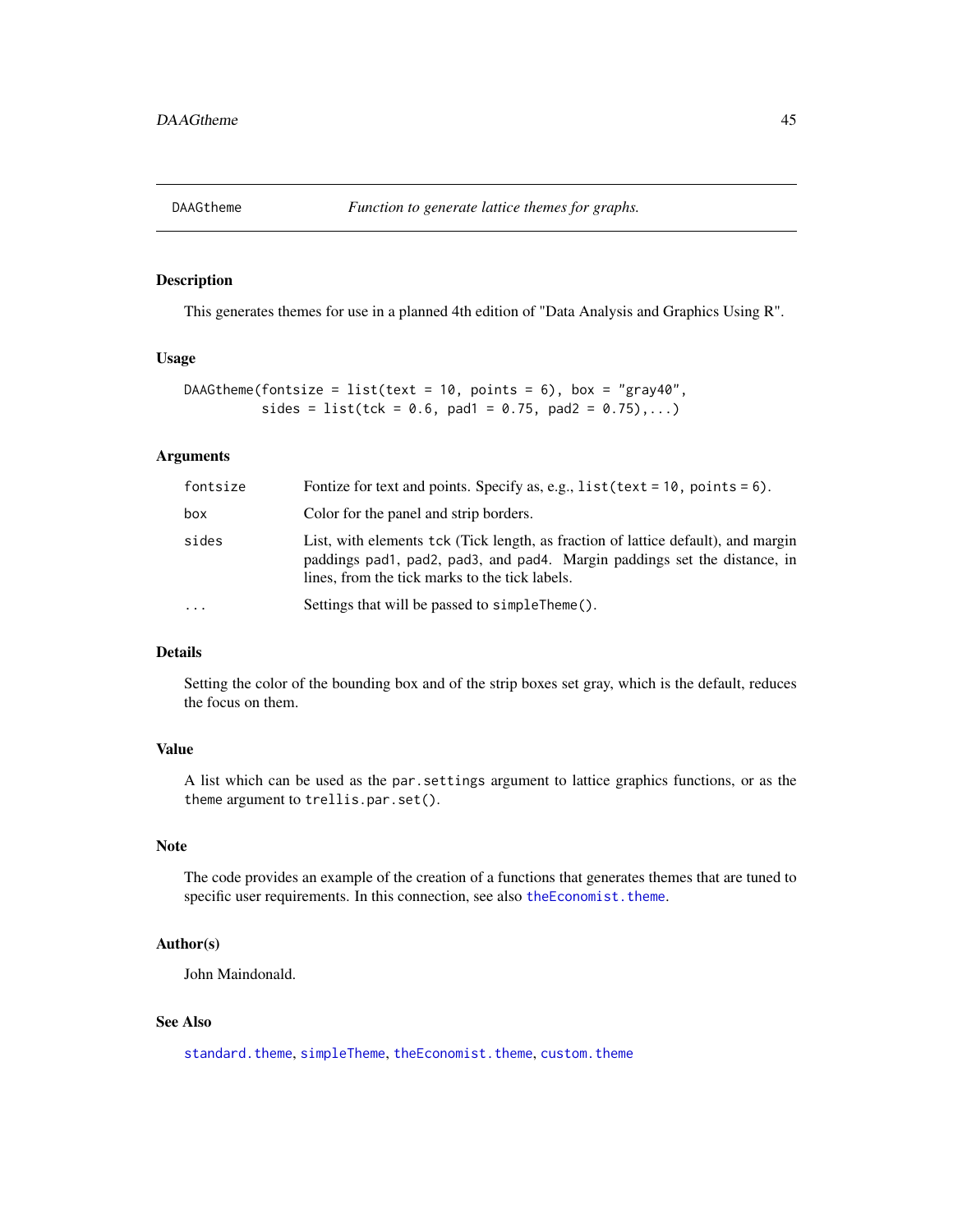## DAAGtheme — *Function to generate lattice themes for graphs.*

### Description

This generates themes for use in a planned 4th edition of "Data Analysis and Graphics Using R".

### Usage

```
DAAGtheme(fontsize = list(text = 10, points = 6), box = "gray40",
          sides = list(tck = 0.6, pad1 = 0.75, pad2 = 0.75),...)
```

### Arguments

| | |
|---|---|
| `fontsize` | Fontize for text and points. Specify as, e.g., `list(text = 10, points = 6)`. |
| `box` | Color for the panel and strip borders. |
| `sides` | List, with elements `tck` (Tick length, as fraction of lattice default), and margin paddings `pad1`, `pad2`, `pad3`, and `pad4`. Margin paddings set the distance, in lines, from the tick marks to the tick labels. |
| `...` | Settings that will be passed to `simpleTheme()`. |

### Details

Setting the color of the bounding box and of the strip boxes set gray, which is the default, reduces the focus on them.

### Value

A list which can be used as the `par.settings` argument to lattice graphics functions, or as the `theme` argument to `trellis.par.set()`.

### Note

The code provides an example of the creation of a functions that generates themes that are tuned to specific user requirements. In this connection, see also `theEconomist.theme`.

### Author(s)

John Maindonald.

### See Also

`standard.theme`, `simpleTheme`, `theEconomist.theme`, `custom.theme`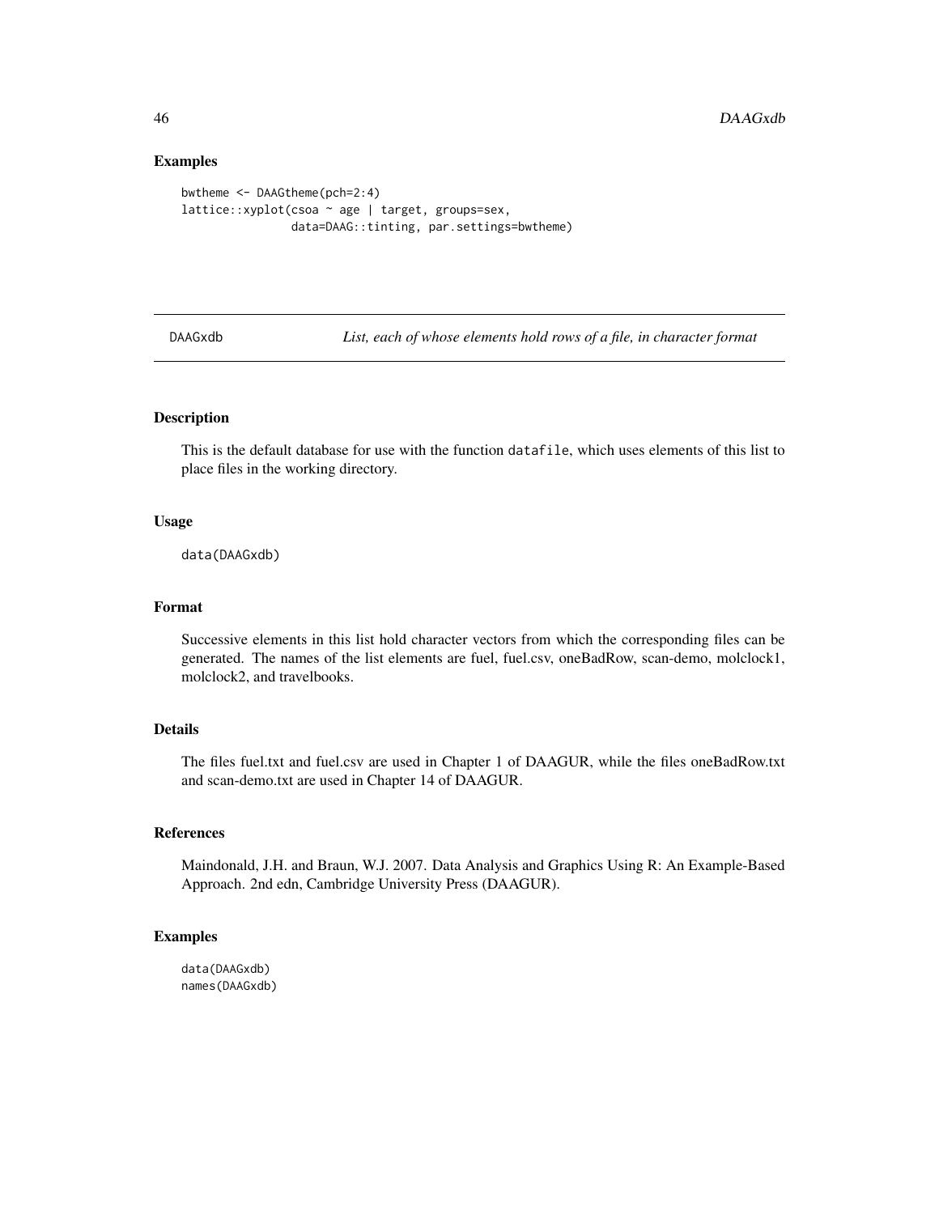## Examples

```
bwtheme <- DAAGtheme(pch=2:4)
lattice::xyplot(csoa ~ age | target, groups=sex,
                data=DAAG::tinting, par.settings=bwtheme)
```

---

DAAGxdb     *List, each of whose elements hold rows of a file, in character format*

---

## Description

This is the default database for use with the function `datafile`, which uses elements of this list to place files in the working directory.

## Usage

```
data(DAAGxdb)
```

## Format

Successive elements in this list hold character vectors from which the corresponding files can be generated. The names of the list elements are fuel, fuel.csv, oneBadRow, scan-demo, molclock1, molclock2, and travelbooks.

## Details

The files fuel.txt and fuel.csv are used in Chapter 1 of DAAGUR, while the files oneBadRow.txt and scan-demo.txt are used in Chapter 14 of DAAGUR.

## References

Maindonald, J.H. and Braun, W.J. 2007. Data Analysis and Graphics Using R: An Example-Based Approach. 2nd edn, Cambridge University Press (DAAGUR).

## Examples

```
data(DAAGxdb)
names(DAAGxdb)
```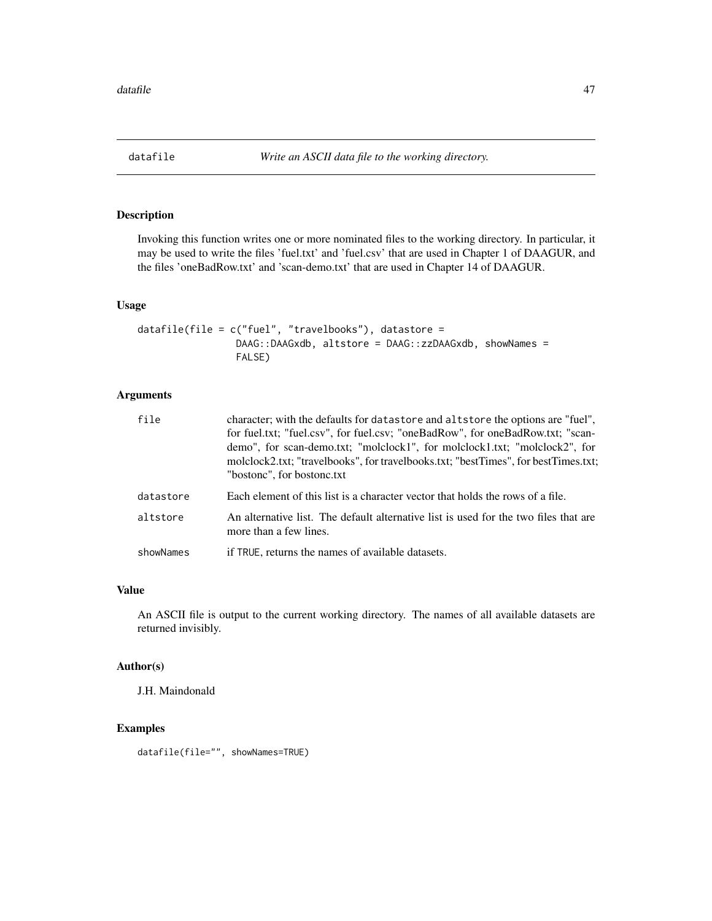# datafile *Write an ASCII data file to the working directory.*

## Description

Invoking this function writes one or more nominated files to the working directory. In particular, it may be used to write the files 'fuel.txt' and 'fuel.csv' that are used in Chapter 1 of DAAGUR, and the files 'oneBadRow.txt' and 'scan-demo.txt' that are used in Chapter 14 of DAAGUR.

## Usage

```
datafile(file = c("fuel", "travelbooks"), datastore =
                DAAG::DAAGxdb, altstore = DAAG::zzDAAGxdb, showNames =
                FALSE)
```

## Arguments

| | |
|---|---|
| file | character; with the defaults for datastore and altstore the options are "fuel", for fuel.txt; "fuel.csv", for fuel.csv; "oneBadRow", for oneBadRow.txt; "scan-demo", for scan-demo.txt; "molclock1", for molclock1.txt; "molclock2", for molclock2.txt; "travelbooks", for travelbooks.txt; "bestTimes", for bestTimes.txt; "bostonc", for bostonc.txt |
| datastore | Each element of this list is a character vector that holds the rows of a file. |
| altstore | An alternative list. The default alternative list is used for the two files that are more than a few lines. |
| showNames | if TRUE, returns the names of available datasets. |

## Value

An ASCII file is output to the current working directory. The names of all available datasets are returned invisibly.

## Author(s)

J.H. Maindonald

## Examples

```
datafile(file="", showNames=TRUE)
```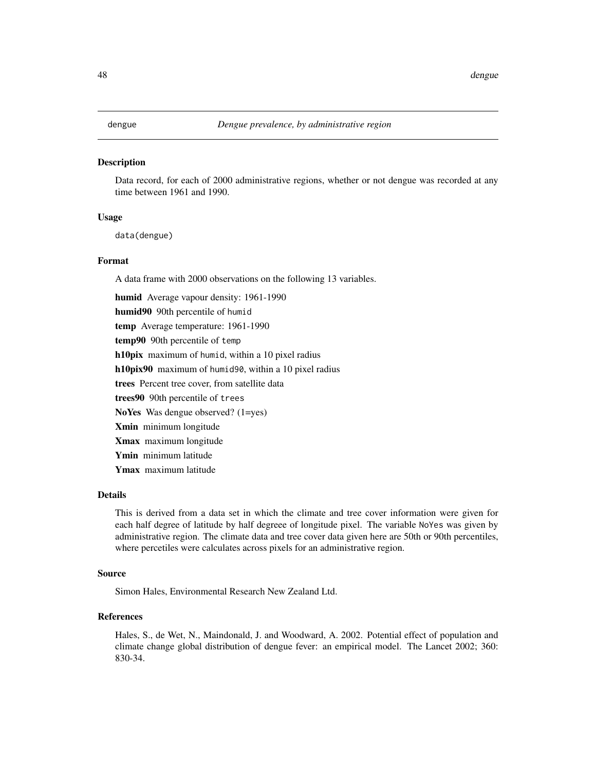`dengue` *Dengue prevalence, by administrative region*

## Description

Data record, for each of 2000 administrative regions, whether or not dengue was recorded at any time between 1961 and 1990.

## Usage

```
data(dengue)
```

## Format

A data frame with 2000 observations on the following 13 variables.

**humid** Average vapour density: 1961-1990

**humid90** 90th percentile of `humid`

**temp** Average temperature: 1961-1990

**temp90** 90th percentile of `temp`

**h10pix** maximum of `humid`, within a 10 pixel radius

**h10pix90** maximum of `humid90`, within a 10 pixel radius

**trees** Percent tree cover, from satellite data

**trees90** 90th percentile of `trees`

**NoYes** Was dengue observed? (1=yes)

**Xmin** minimum longitude

**Xmax** maximum longitude

**Ymin** minimum latitude

**Ymax** maximum latitude

## Details

This is derived from a data set in which the climate and tree cover information were given for each half degree of latitude by half degreee of longitude pixel. The variable `NoYes` was given by administrative region. The climate data and tree cover data given here are 50th or 90th percentiles, where percetiles were calculates across pixels for an administrative region.

## Source

Simon Hales, Environmental Research New Zealand Ltd.

## References

Hales, S., de Wet, N., Maindonald, J. and Woodward, A. 2002. Potential effect of population and climate change global distribution of dengue fever: an empirical model. The Lancet 2002; 360: 830-34.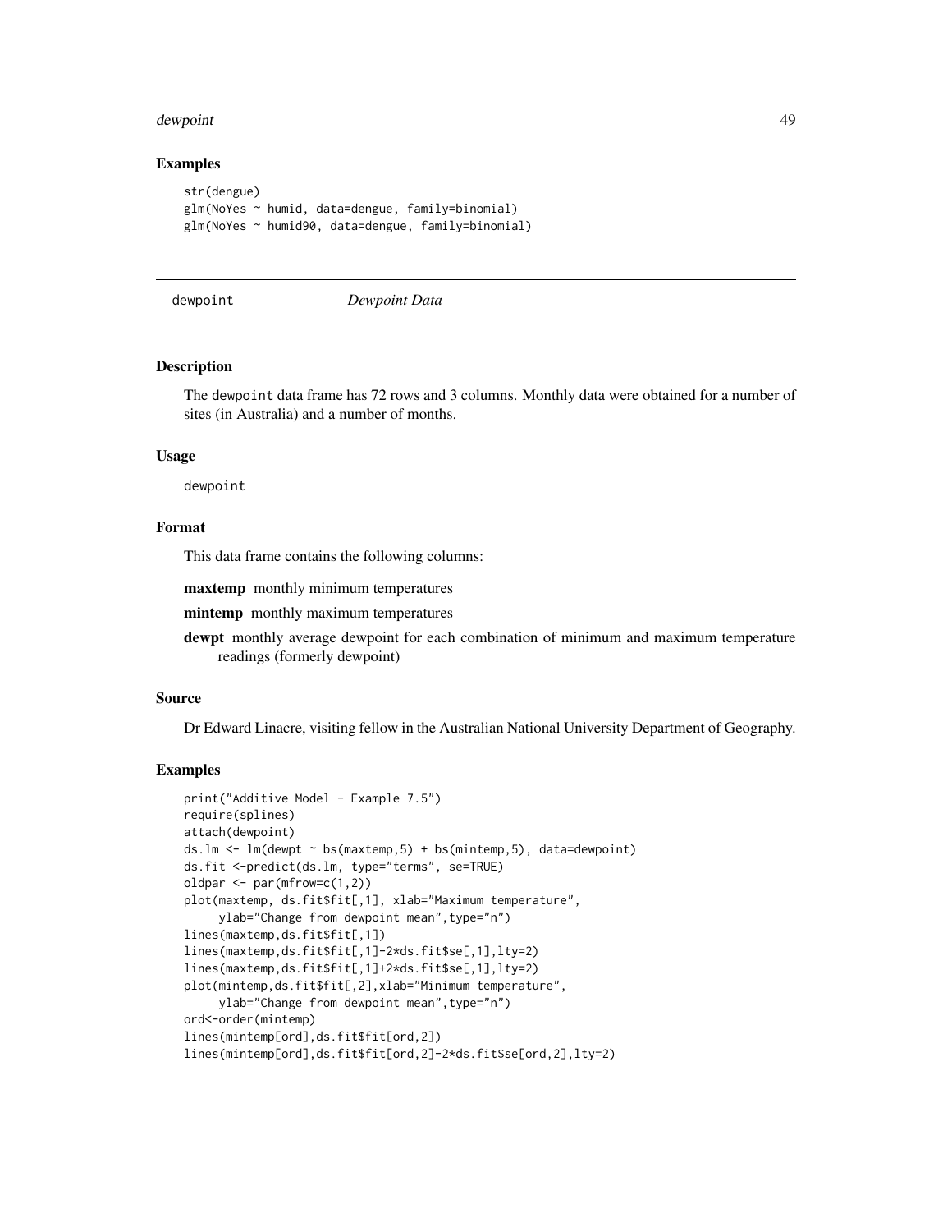### Examples

```
str(dengue)
glm(NoYes ~ humid, data=dengue, family=binomial)
glm(NoYes ~ humid90, data=dengue, family=binomial)
```

---

## dewpoint — *Dewpoint Data*

---

### Description

The dewpoint data frame has 72 rows and 3 columns. Monthly data were obtained for a number of sites (in Australia) and a number of months.

### Usage

```
dewpoint
```

### Format

This data frame contains the following columns:

**maxtemp** monthly minimum temperatures

**mintemp** monthly maximum temperatures

**dewpt** monthly average dewpoint for each combination of minimum and maximum temperature readings (formerly dewpoint)

### Source

Dr Edward Linacre, visiting fellow in the Australian National University Department of Geography.

### Examples

```
print("Additive Model - Example 7.5")
require(splines)
attach(dewpoint)
ds.lm <- lm(dewpt ~ bs(maxtemp,5) + bs(mintemp,5), data=dewpoint)
ds.fit <-predict(ds.lm, type="terms", se=TRUE)
oldpar <- par(mfrow=c(1,2))
plot(maxtemp, ds.fit$fit[,1], xlab="Maximum temperature",
     ylab="Change from dewpoint mean",type="n")
lines(maxtemp,ds.fit$fit[,1])
lines(maxtemp,ds.fit$fit[,1]-2*ds.fit$se[,1],lty=2)
lines(maxtemp,ds.fit$fit[,1]+2*ds.fit$se[,1],lty=2)
plot(mintemp,ds.fit$fit[,2],xlab="Minimum temperature",
     ylab="Change from dewpoint mean",type="n")
ord<-order(mintemp)
lines(mintemp[ord],ds.fit$fit[ord,2])
lines(mintemp[ord],ds.fit$fit[ord,2]-2*ds.fit$se[ord,2],lty=2)
```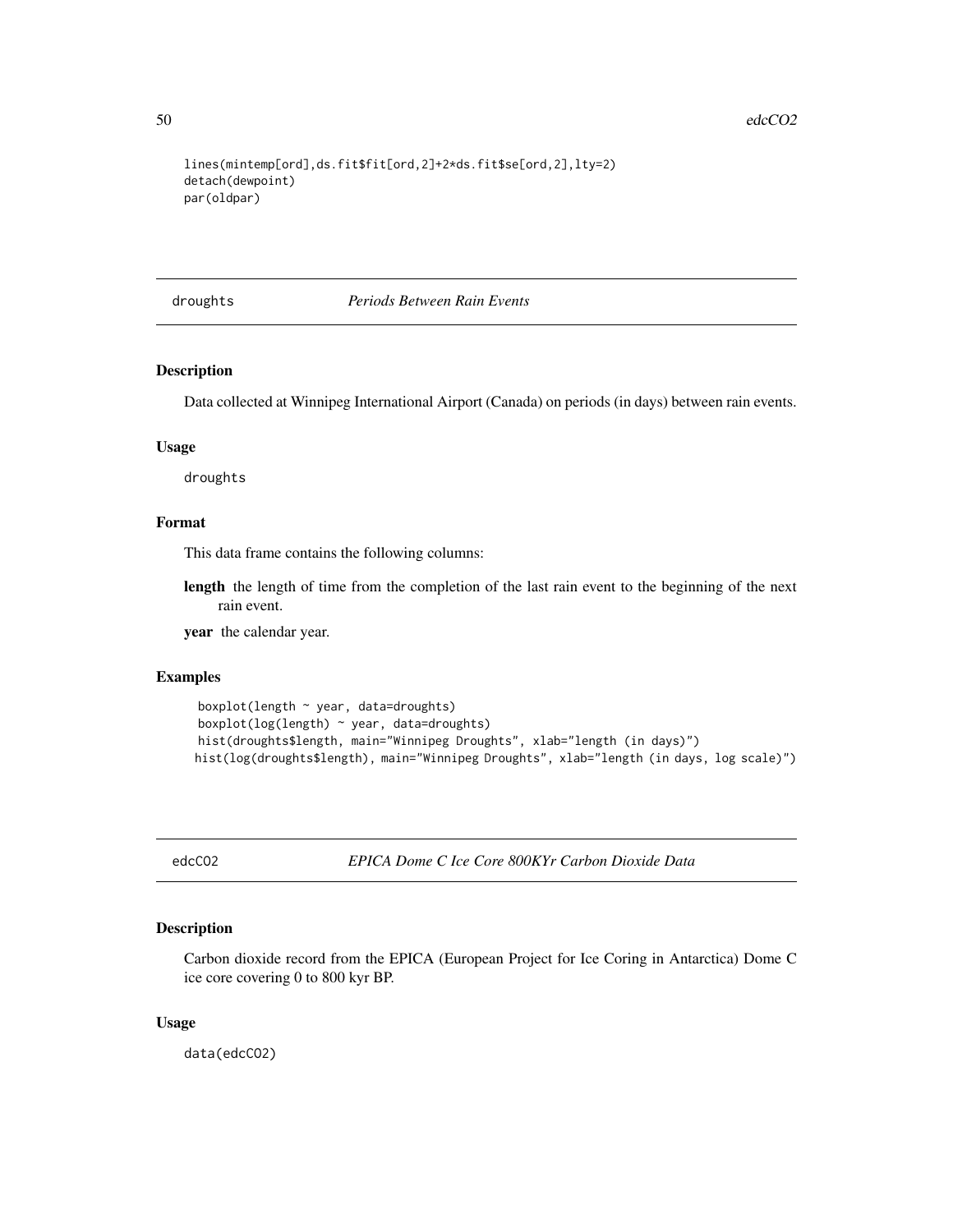```
lines(mintemp[ord],ds.fit$fit[ord,2]+2*ds.fit$se[ord,2],lty=2)
detach(dewpoint)
par(oldpar)
```

---

## droughts — *Periods Between Rain Events*

### Description

Data collected at Winnipeg International Airport (Canada) on periods (in days) between rain events.

### Usage

```
droughts
```

### Format

This data frame contains the following columns:

**length** the length of time from the completion of the last rain event to the beginning of the next rain event.

**year** the calendar year.

### Examples

```
boxplot(length ~ year, data=droughts)
boxplot(log(length) ~ year, data=droughts)
hist(droughts$length, main="Winnipeg Droughts", xlab="length (in days)")
hist(log(droughts$length), main="Winnipeg Droughts", xlab="length (in days, log scale)")
```

---

## edcCO2 — *EPICA Dome C Ice Core 800KYr Carbon Dioxide Data*

### Description

Carbon dioxide record from the EPICA (European Project for Ice Coring in Antarctica) Dome C ice core covering 0 to 800 kyr BP.

### Usage

```
data(edcCO2)
```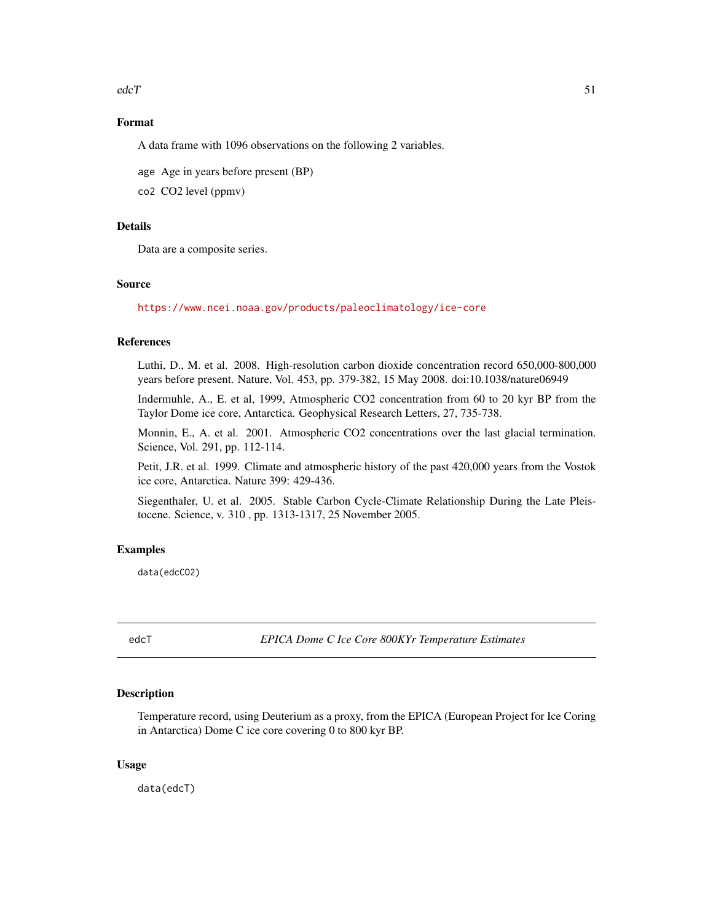## Format

A data frame with 1096 observations on the following 2 variables.

`age` Age in years before present (BP)

`co2` CO2 level (ppmv)

## Details

Data are a composite series.

## Source

https://www.ncei.noaa.gov/products/paleoclimatology/ice-core

## References

Luthi, D., M. et al. 2008. High-resolution carbon dioxide concentration record 650,000-800,000 years before present. Nature, Vol. 453, pp. 379-382, 15 May 2008. doi:10.1038/nature06949

Indermuhle, A., E. et al, 1999, Atmospheric CO2 concentration from 60 to 20 kyr BP from the Taylor Dome ice core, Antarctica. Geophysical Research Letters, 27, 735-738.

Monnin, E., A. et al. 2001. Atmospheric CO2 concentrations over the last glacial termination. Science, Vol. 291, pp. 112-114.

Petit, J.R. et al. 1999. Climate and atmospheric history of the past 420,000 years from the Vostok ice core, Antarctica. Nature 399: 429-436.

Siegenthaler, U. et al. 2005. Stable Carbon Cycle-Climate Relationship During the Late Pleistocene. Science, v. 310 , pp. 1313-1317, 25 November 2005.

## Examples

```
data(edcCO2)
```

---

# edcT *EPICA Dome C Ice Core 800KYr Temperature Estimates*

## Description

Temperature record, using Deuterium as a proxy, from the EPICA (European Project for Ice Coring in Antarctica) Dome C ice core covering 0 to 800 kyr BP.

## Usage

```
data(edcT)
```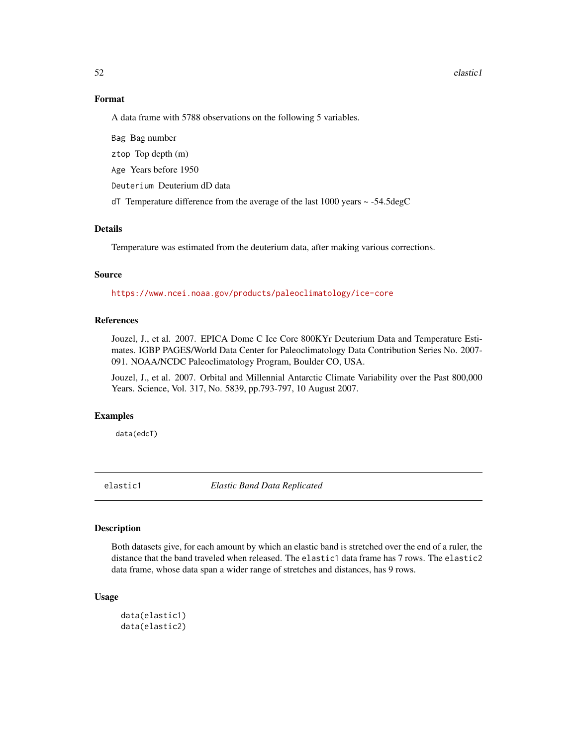### Format

A data frame with 5788 observations on the following 5 variables.

`Bag` Bag number

`ztop` Top depth (m)

`Age` Years before 1950

`Deuterium` Deuterium dD data

`dT` Temperature difference from the average of the last 1000 years ~ -54.5degC

### Details

Temperature was estimated from the deuterium data, after making various corrections.

### Source

https://www.ncei.noaa.gov/products/paleoclimatology/ice-core

### References

Jouzel, J., et al. 2007. EPICA Dome C Ice Core 800KYr Deuterium Data and Temperature Estimates. IGBP PAGES/World Data Center for Paleoclimatology Data Contribution Series No. 2007-091. NOAA/NCDC Paleoclimatology Program, Boulder CO, USA.

Jouzel, J., et al. 2007. Orbital and Millennial Antarctic Climate Variability over the Past 800,000 Years. Science, Vol. 317, No. 5839, pp.793-797, 10 August 2007.

### Examples

```
data(edcT)
```

---

## elastic1 *Elastic Band Data Replicated*

### Description

Both datasets give, for each amount by which an elastic band is stretched over the end of a ruler, the distance that the band traveled when released. The `elastic1` data frame has 7 rows. The `elastic2` data frame, whose data span a wider range of stretches and distances, has 9 rows.

### Usage

```
data(elastic1)
data(elastic2)
```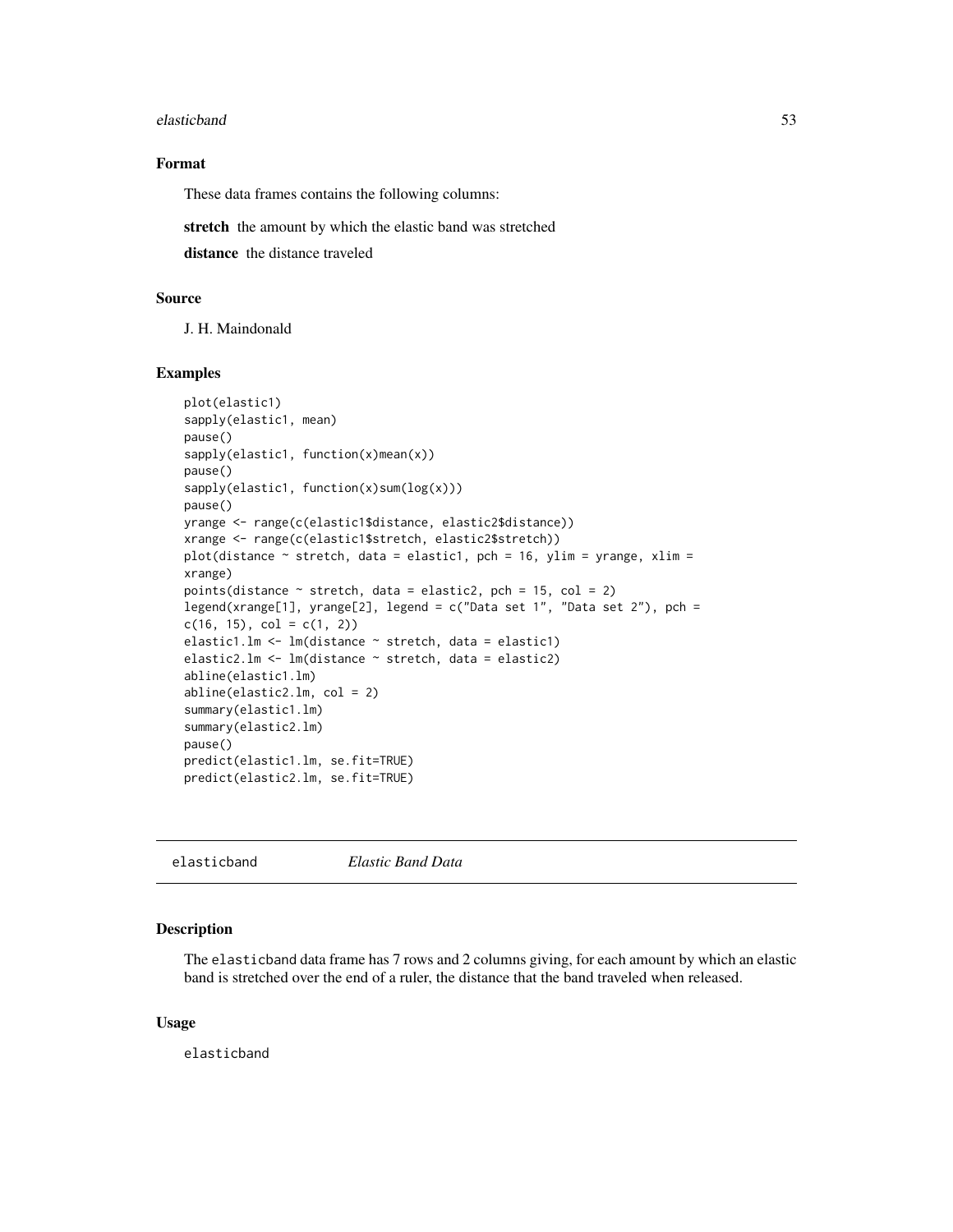### Format

These data frames contains the following columns:

**stretch** the amount by which the elastic band was stretched

**distance** the distance traveled

### Source

J. H. Maindonald

### Examples

```
plot(elastic1)
sapply(elastic1, mean)
pause()
sapply(elastic1, function(x)mean(x))
pause()
sapply(elastic1, function(x)sum(log(x)))
pause()
yrange <- range(c(elastic1$distance, elastic2$distance))
xrange <- range(c(elastic1$stretch, elastic2$stretch))
plot(distance ~ stretch, data = elastic1, pch = 16, ylim = yrange, xlim =
xrange)
points(distance ~ stretch, data = elastic2, pch = 15, col = 2)
legend(xrange[1], yrange[2], legend = c("Data set 1", "Data set 2"), pch =
c(16, 15), col = c(1, 2))
elastic1.lm <- lm(distance ~ stretch, data = elastic1)
elastic2.lm <- lm(distance ~ stretch, data = elastic2)
abline(elastic1.lm)
abline(elastic2.lm, col = 2)
summary(elastic1.lm)
summary(elastic2.lm)
pause()
predict(elastic1.lm, se.fit=TRUE)
predict(elastic2.lm, se.fit=TRUE)
```

---

## elasticband *Elastic Band Data*

### Description

The elasticband data frame has 7 rows and 2 columns giving, for each amount by which an elastic band is stretched over the end of a ruler, the distance that the band traveled when released.

### Usage

```
elasticband
```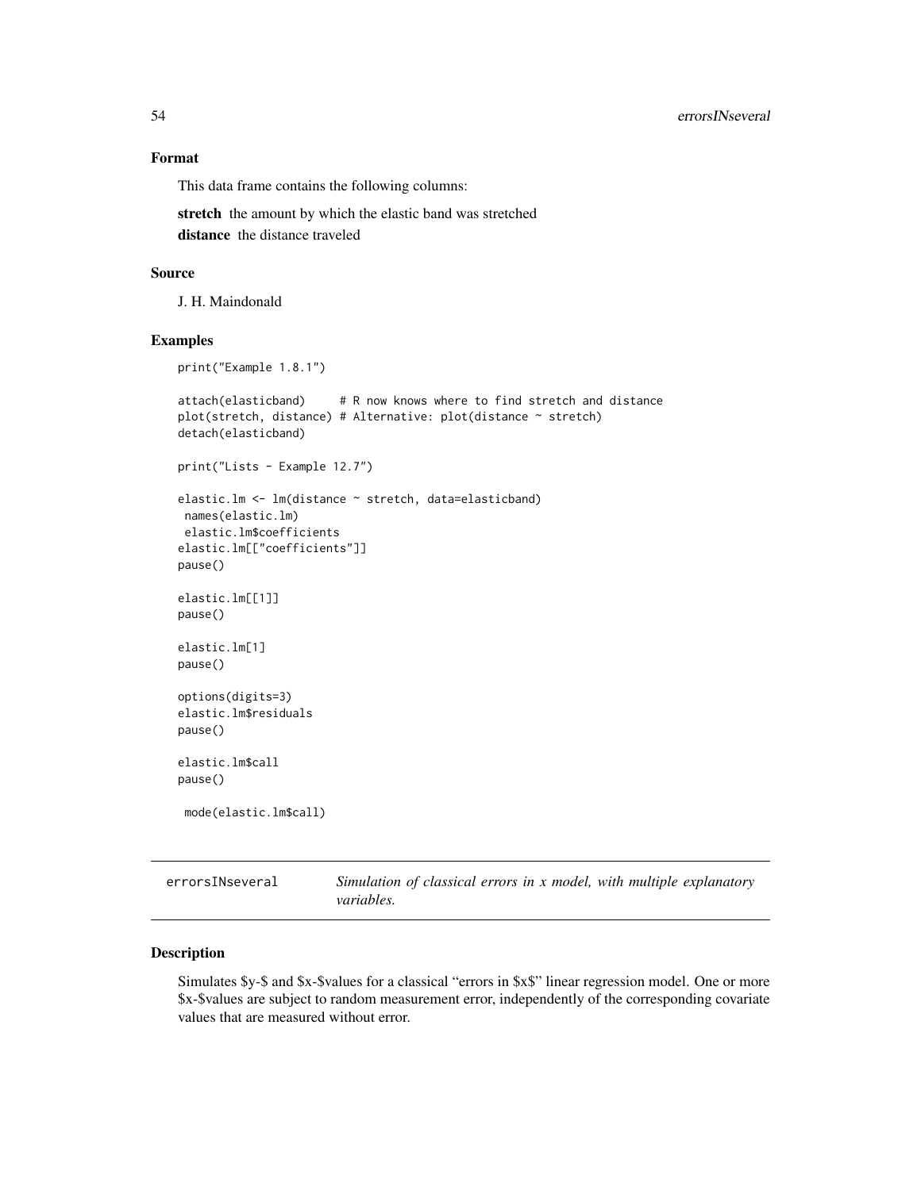### Format

This data frame contains the following columns:

**stretch** the amount by which the elastic band was stretched

**distance** the distance traveled

### Source

J. H. Maindonald

### Examples

```
print("Example 1.8.1")

attach(elasticband)     # R now knows where to find stretch and distance
plot(stretch, distance) # Alternative: plot(distance ~ stretch)
detach(elasticband)

print("Lists - Example 12.7")

elastic.lm <- lm(distance ~ stretch, data=elasticband)
 names(elastic.lm)
 elastic.lm$coefficients
elastic.lm[["coefficients"]]
pause()

elastic.lm[[1]]
pause()

elastic.lm[1]
pause()

options(digits=3)
elastic.lm$residuals
pause()

elastic.lm$call
pause()

 mode(elastic.lm$call)
```

---

## errorsINseveral — *Simulation of classical errors in x model, with multiple explanatory variables.*

---

### Description

Simulates $y-$ and $x-$values for a classical "errors in $x$" linear regression model. One or more $x-$values are subject to random measurement error, independently of the corresponding covariate values that are measured without error.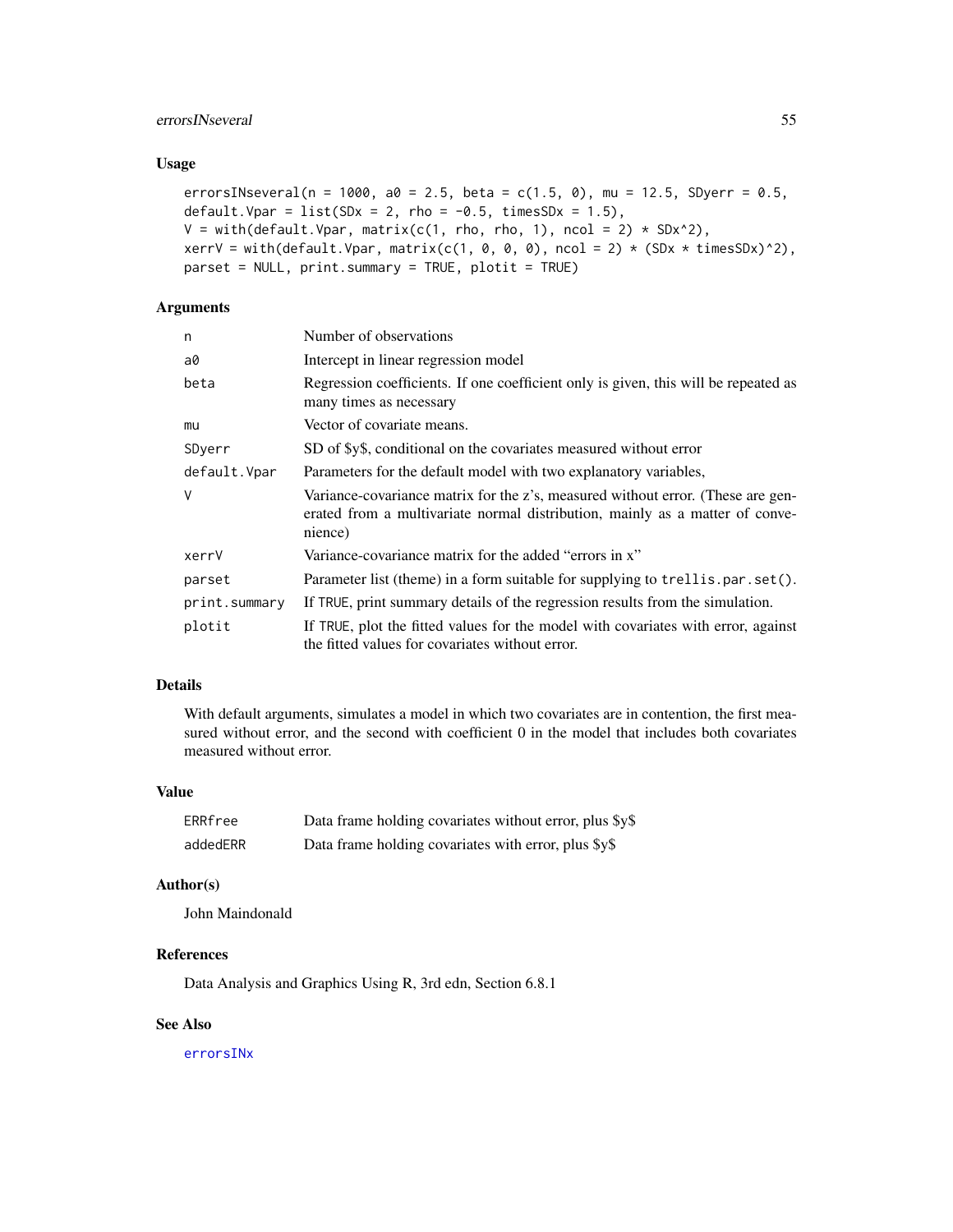### Usage

```
errorsINseveral(n = 1000, a0 = 2.5, beta = c(1.5, 0), mu = 12.5, SDyerr = 0.5,
default.Vpar = list(SDx = 2, rho = -0.5, timesSDx = 1.5),
V = with(default.Vpar, matrix(c(1, rho, rho, 1), ncol = 2) * SDx^2),
xerrV = with(default.Vpar, matrix(c(1, 0, 0, 0), ncol = 2) * (SDx * timesSDx)^2),
parset = NULL, print.summary = TRUE, plotit = TRUE)
```

### Arguments

| | |
|---|---|
| `n` | Number of observations |
| `a0` | Intercept in linear regression model |
| `beta` | Regression coefficients. If one coefficient only is given, this will be repeated as many times as necessary |
| `mu` | Vector of covariate means. |
| `SDyerr` | SD of $y$, conditional on the covariates measured without error |
| `default.Vpar` | Parameters for the default model with two explanatory variables, |
| `V` | Variance-covariance matrix for the z's, measured without error. (These are generated from a multivariate normal distribution, mainly as a matter of convenience) |
| `xerrV` | Variance-covariance matrix for the added "errors in x" |
| `parset` | Parameter list (theme) in a form suitable for supplying to `trellis.par.set()`. |
| `print.summary` | If TRUE, print summary details of the regression results from the simulation. |
| `plotit` | If TRUE, plot the fitted values for the model with covariates with error, against the fitted values for covariates without error. |

### Details

With default arguments, simulates a model in which two covariates are in contention, the first measured without error, and the second with coefficient 0 in the model that includes both covariates measured without error.

### Value

| | |
|---|---|
| `ERRfree` | Data frame holding covariates without error, plus $y$ |
| `addedERR` | Data frame holding covariates with error, plus $y$ |

### Author(s)

John Maindonald

### References

Data Analysis and Graphics Using R, 3rd edn, Section 6.8.1

### See Also

`errorsINx`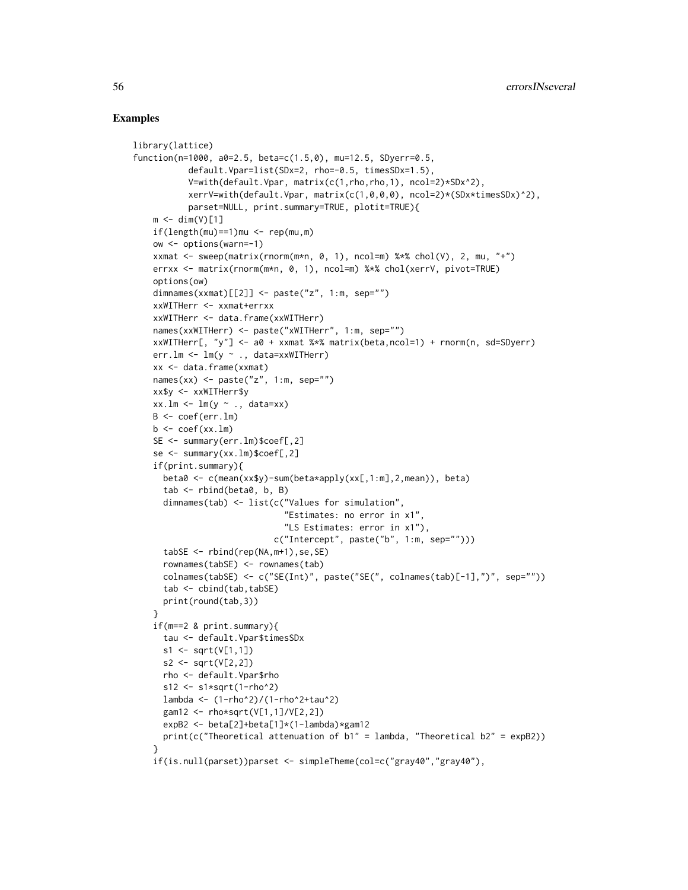## Examples

```
library(lattice)
function(n=1000, a0=2.5, beta=c(1.5,0), mu=12.5, SDyerr=0.5,
          default.Vpar=list(SDx=2, rho=-0.5, timesSDx=1.5),
          V=with(default.Vpar, matrix(c(1,rho,rho,1), ncol=2)*SDx^2),
          xerrV=with(default.Vpar, matrix(c(1,0,0,0), ncol=2)*(SDx*timesSDx)^2),
          parset=NULL, print.summary=TRUE, plotit=TRUE){
    m <- dim(V)[1]
    if(length(mu)==1)mu <- rep(mu,m)
    ow <- options(warn=-1)
    xxmat <- sweep(matrix(rnorm(m*n, 0, 1), ncol=m) %*% chol(V), 2, mu, "+")
    errxx <- matrix(rnorm(m*n, 0, 1), ncol=m) %*% chol(xerrV, pivot=TRUE)
    options(ow)
    dimnames(xxmat)[[2]] <- paste("z", 1:m, sep="")
    xxWITHerr <- xxmat+errxx
    xxWITHerr <- data.frame(xxWITHerr)
    names(xxWITHerr) <- paste("xWITHerr", 1:m, sep="")
    xxWITHerr[, "y"] <- a0 + xxmat %*% matrix(beta,ncol=1) + rnorm(n, sd=SDyerr)
    err.lm <- lm(y ~ ., data=xxWITHerr)
    xx <- data.frame(xxmat)
    names(xx) <- paste("z", 1:m, sep="")
    xx$y <- xxWITHerr$y
    xx.lm <- lm(y ~ ., data=xx)
    B <- coef(err.lm)
    b <- coef(xx.lm)
    SE <- summary(err.lm)$coef[,2]
    se <- summary(xx.lm)$coef[,2]
    if(print.summary){
      beta0 <- c(mean(xx$y)-sum(beta*apply(xx[,1:m],2,mean)), beta)
      tab <- rbind(beta0, b, B)
      dimnames(tab) <- list(c("Values for simulation",
                              "Estimates: no error in x1",
                              "LS Estimates: error in x1"),
                            c("Intercept", paste("b", 1:m, sep="")))
      tabSE <- rbind(rep(NA,m+1),se,SE)
      rownames(tabSE) <- rownames(tab)
      colnames(tabSE) <- c("SE(Int)", paste("SE(", colnames(tab)[-1],")", sep=""))
      tab <- cbind(tab,tabSE)
      print(round(tab,3))
    }
    if(m==2 & print.summary){
      tau <- default.Vpar$timesSDx
      s1 <- sqrt(V[1,1])
      s2 <- sqrt(V[2,2])
      rho <- default.Vpar$rho
      s12 <- s1*sqrt(1-rho^2)
      lambda <- (1-rho^2)/(1-rho^2+tau^2)
      gam12 <- rho*sqrt(V[1,1]/V[2,2])
      expB2 <- beta[2]+beta[1]*(1-lambda)*gam12
      print(c("Theoretical attenuation of b1" = lambda, "Theoretical b2" = expB2))
    }
    if(is.null(parset))parset <- simpleTheme(col=c("gray40","gray40"),
```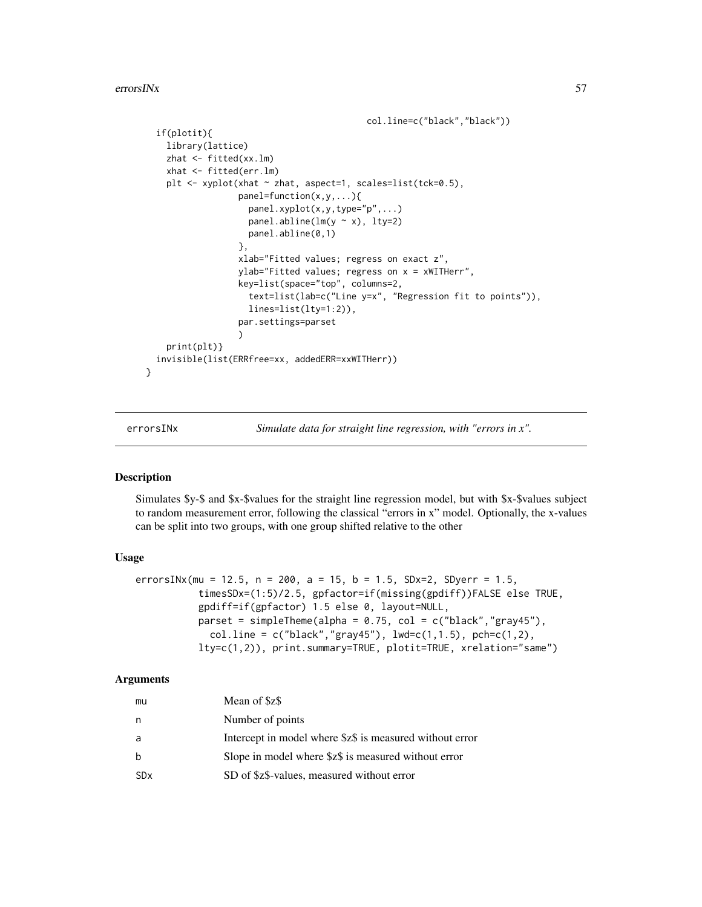```
                                          col.line=c("black","black"))
    if(plotit){
      library(lattice)
      zhat <- fitted(xx.lm)
      xhat <- fitted(err.lm)
      plt <- xyplot(xhat ~ zhat, aspect=1, scales=list(tck=0.5),
                    panel=function(x,y,...){
                      panel.xyplot(x,y,type="p",...)
                      panel.abline(lm(y ~ x), lty=2)
                      panel.abline(0,1)
                    },
                    xlab="Fitted values; regress on exact z",
                    ylab="Fitted values; regress on x = xWITHerr",
                    key=list(space="top", columns=2,
                      text=list(lab=c("Line y=x", "Regression fit to points")),
                      lines=list(lty=1:2)),
                    par.settings=parset
                    )
      print(plt)}
    invisible(list(ERRfree=xx, addedERR=xxWITHerr))
  }
```

## errorsINx — *Simulate data for straight line regression, with "errors in x".*

### Description

Simulates $y-$ and $x-$values for the straight line regression model, but with $x-$values subject to random measurement error, following the classical "errors in x" model. Optionally, the x-values can be split into two groups, with one group shifted relative to the other

### Usage

```
errorsINx(mu = 12.5, n = 200, a = 15, b = 1.5, SDx=2, SDyerr = 1.5,
          timesSDx=(1:5)/2.5, gpfactor=if(missing(gpdiff))FALSE else TRUE,
          gpdiff=if(gpfactor) 1.5 else 0, layout=NULL,
          parset = simpleTheme(alpha = 0.75, col = c("black","gray45"),
            col.line = c("black","gray45"), lwd=c(1,1.5), pch=c(1,2),
          lty=c(1,2)), print.summary=TRUE, plotit=TRUE, xrelation="same")
```

### Arguments

| | |
|---|---|
| mu | Mean of $z$ |
| n | Number of points |
| a | Intercept in model where $z$ is measured without error |
| b | Slope in model where $z$ is measured without error |
| SDx | SD of $z$-values, measured without error |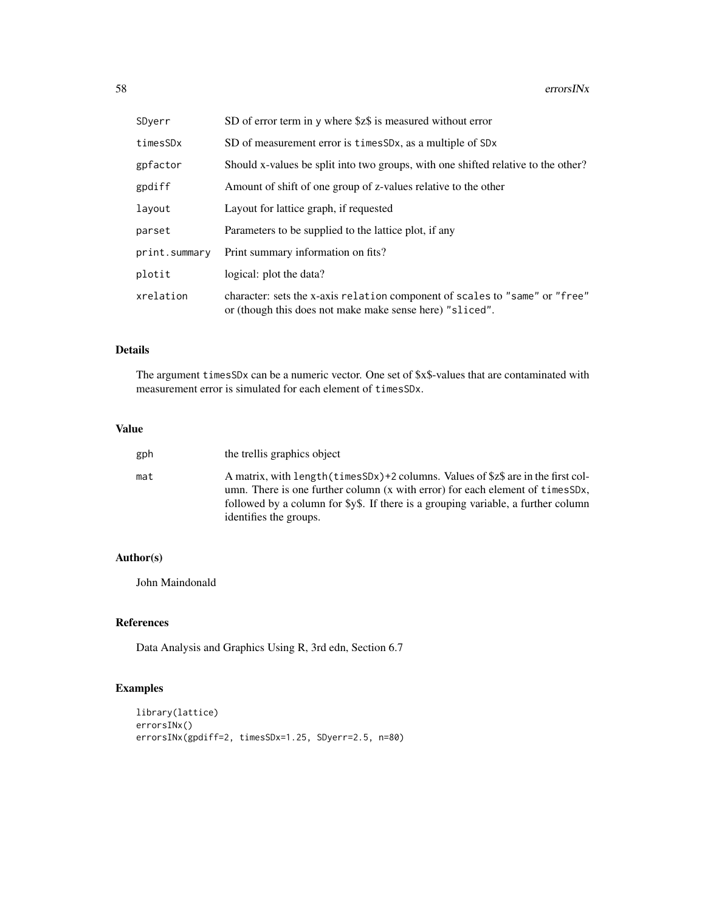| | |
|---|---|
| SDyerr | SD of error term in y where $z$ is measured without error |
| timesSDx | SD of measurement error is timesSDx, as a multiple of SDx |
| gpfactor | Should x-values be split into two groups, with one shifted relative to the other? |
| gpdiff | Amount of shift of one group of z-values relative to the other |
| layout | Layout for lattice graph, if requested |
| parset | Parameters to be supplied to the lattice plot, if any |
| print.summary | Print summary information on fits? |
| plotit | logical: plot the data? |
| xrelation | character: sets the x-axis relation component of scales to "same" or "free" or (though this does not make make sense here) "sliced". |

## Details

The argument timesSDx can be a numeric vector. One set of $x$-values that are contaminated with measurement error is simulated for each element of timesSDx.

## Value

| | |
|---|---|
| gph | the trellis graphics object |
| mat | A matrix, with length(timesSDx)+2 columns. Values of $z$ are in the first column. There is one further column (x with error) for each element of timesSDx, followed by a column for $y$. If there is a grouping variable, a further column identifies the groups. |

## Author(s)

John Maindonald

## References

Data Analysis and Graphics Using R, 3rd edn, Section 6.7

## Examples

```
library(lattice)
errorsINx()
errorsINx(gpdiff=2, timesSDx=1.25, SDyerr=2.5, n=80)
```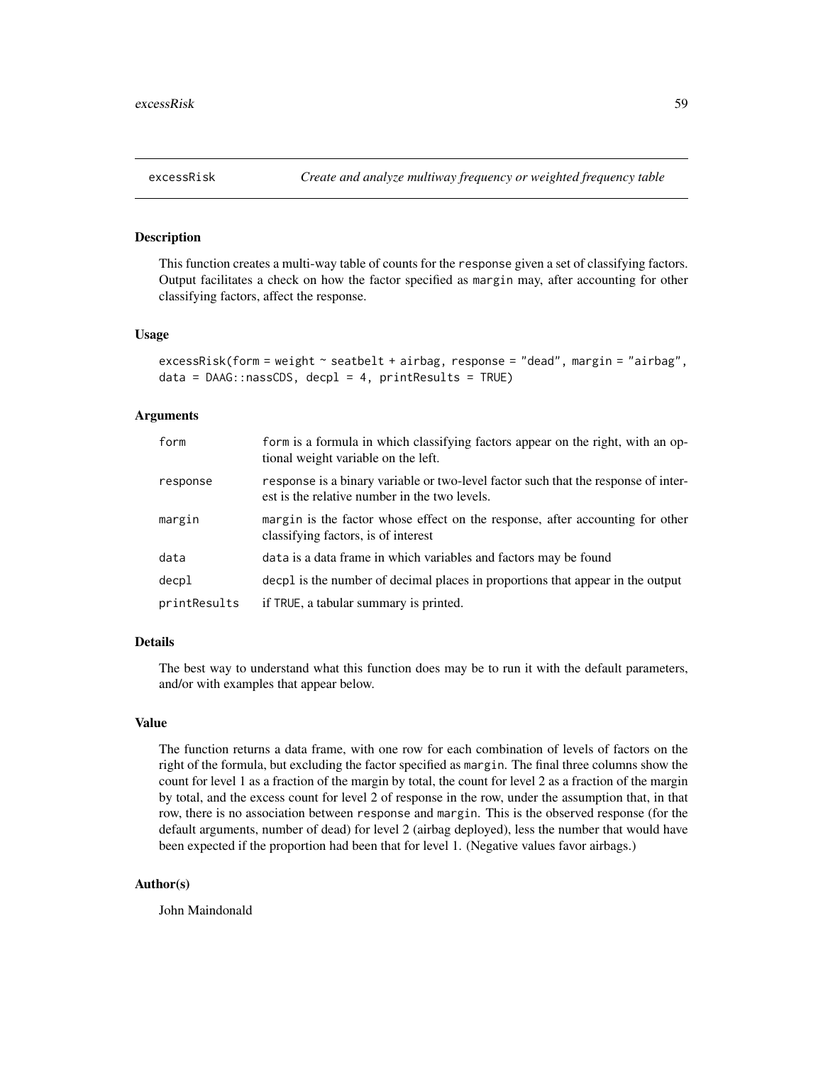# excessRisk *Create and analyze multiway frequency or weighted frequency table*

## Description

This function creates a multi-way table of counts for the `response` given a set of classifying factors. Output facilitates a check on how the factor specified as `margin` may, after accounting for other classifying factors, affect the response.

## Usage

```
excessRisk(form = weight ~ seatbelt + airbag, response = "dead", margin = "airbag",
data = DAAG::nassCDS, decpl = 4, printResults = TRUE)
```

## Arguments

| | |
|---|---|
| `form` | `form` is a formula in which classifying factors appear on the right, with an optional weight variable on the left. |
| `response` | `response` is a binary variable or two-level factor such that the response of interest is the relative number in the two levels. |
| `margin` | `margin` is the factor whose effect on the response, after accounting for other classifying factors, is of interest |
| `data` | `data` is a data frame in which variables and factors may be found |
| `decpl` | `decpl` is the number of decimal places in proportions that appear in the output |
| `printResults` | if `TRUE`, a tabular summary is printed. |

## Details

The best way to understand what this function does may be to run it with the default parameters, and/or with examples that appear below.

## Value

The function returns a data frame, with one row for each combination of levels of factors on the right of the formula, but excluding the factor specified as `margin`. The final three columns show the count for level 1 as a fraction of the margin by total, the count for level 2 as a fraction of the margin by total, and the excess count for level 2 of response in the row, under the assumption that, in that row, there is no association between `response` and `margin`. This is the observed response (for the default arguments, number of dead) for level 2 (airbag deployed), less the number that would have been expected if the proportion had been that for level 1. (Negative values favor airbags.)

## Author(s)

John Maindonald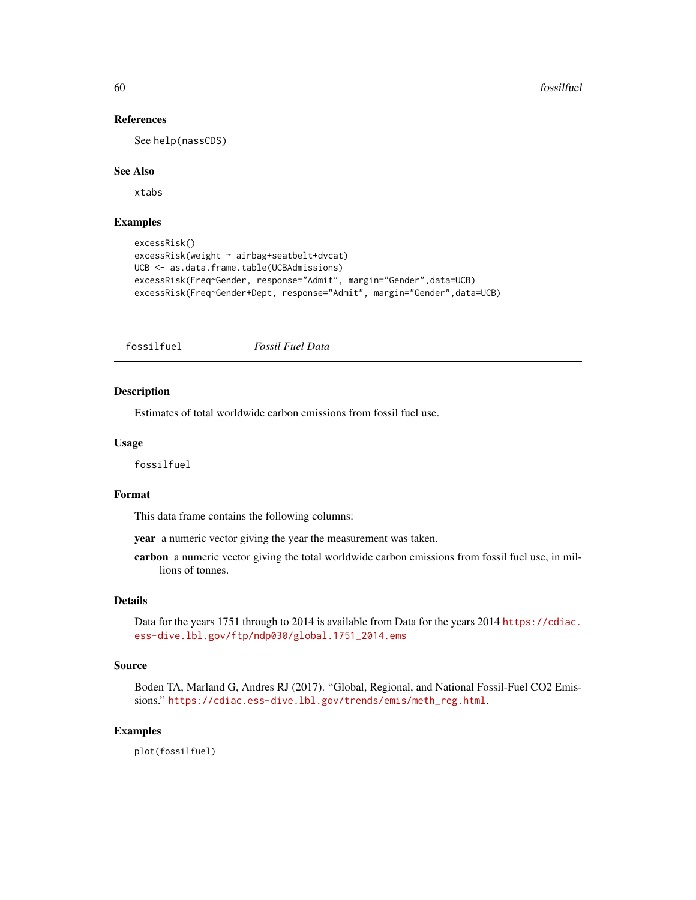### References

See `help(nassCDS)`

### See Also

`xtabs`

### Examples

```
excessRisk()
excessRisk(weight ~ airbag+seatbelt+dvcat)
UCB <- as.data.frame.table(UCBAdmissions)
excessRisk(Freq~Gender, response="Admit", margin="Gender",data=UCB)
excessRisk(Freq~Gender+Dept, response="Admit", margin="Gender",data=UCB)
```

---

## fossilfuel *Fossil Fuel Data*

### Description

Estimates of total worldwide carbon emissions from fossil fuel use.

### Usage

```
fossilfuel
```

### Format

This data frame contains the following columns:

**year** a numeric vector giving the year the measurement was taken.

**carbon** a numeric vector giving the total worldwide carbon emissions from fossil fuel use, in millions of tonnes.

### Details

Data for the years 1751 through to 2014 is available from Data for the years 2014 https://cdiac.ess-dive.lbl.gov/ftp/ndp030/global.1751_2014.ems

### Source

Boden TA, Marland G, Andres RJ (2017). "Global, Regional, and National Fossil-Fuel CO2 Emissions." https://cdiac.ess-dive.lbl.gov/trends/emis/meth_reg.html.

### Examples

```
plot(fossilfuel)
```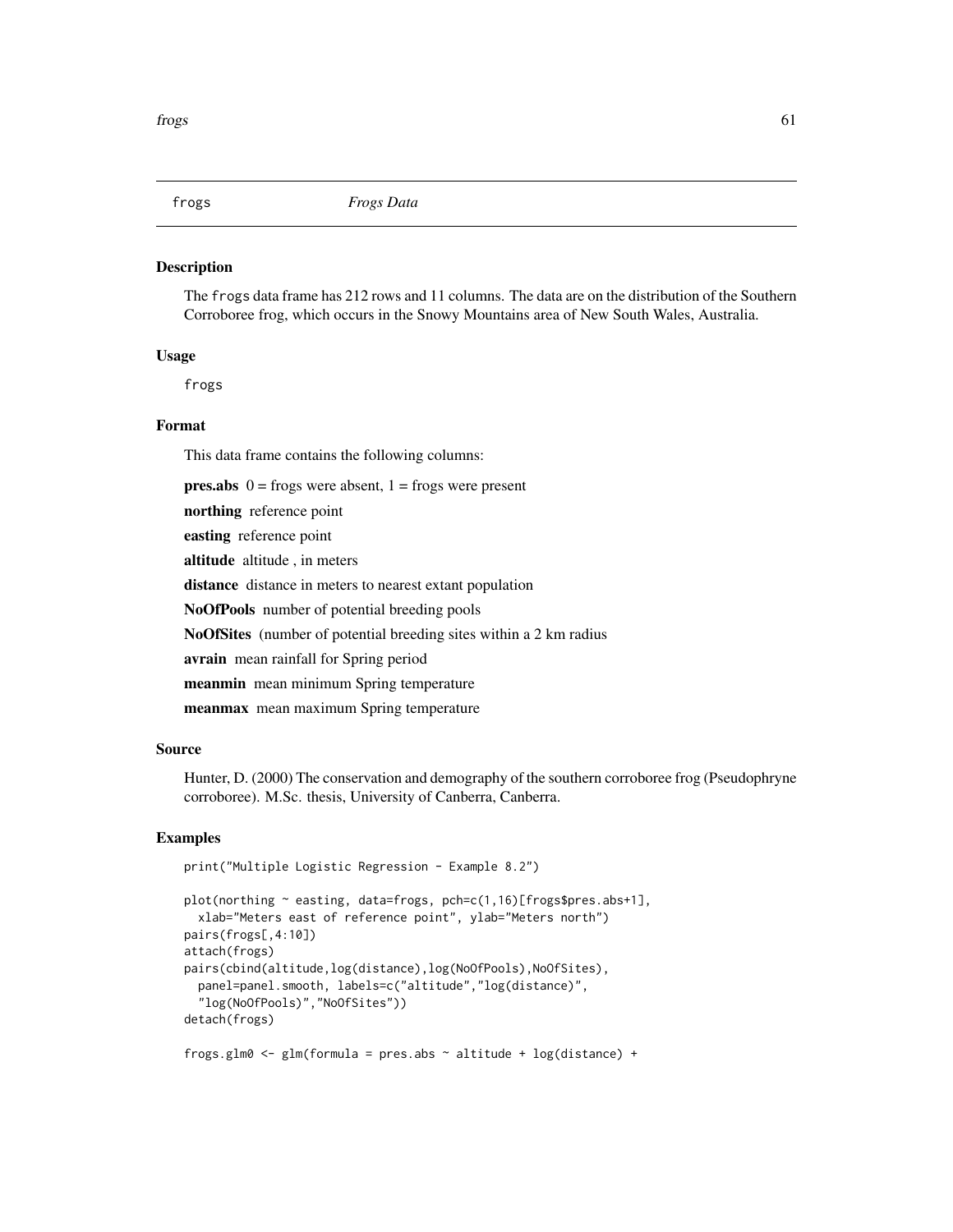## frogs *Frogs Data*

### Description

The frogs data frame has 212 rows and 11 columns. The data are on the distribution of the Southern Corroboree frog, which occurs in the Snowy Mountains area of New South Wales, Australia.

### Usage

```
frogs
```

### Format

This data frame contains the following columns:

**pres.abs** 0 = frogs were absent, 1 = frogs were present

**northing** reference point

**easting** reference point

**altitude** altitude , in meters

**distance** distance in meters to nearest extant population

**NoOfPools** number of potential breeding pools

**NoOfSites** (number of potential breeding sites within a 2 km radius

**avrain** mean rainfall for Spring period

**meanmin** mean minimum Spring temperature

**meanmax** mean maximum Spring temperature

### Source

Hunter, D. (2000) The conservation and demography of the southern corroboree frog (Pseudophryne corroboree). M.Sc. thesis, University of Canberra, Canberra.

### Examples

```
print("Multiple Logistic Regression - Example 8.2")

plot(northing ~ easting, data=frogs, pch=c(1,16)[frogs$pres.abs+1],
  xlab="Meters east of reference point", ylab="Meters north")
pairs(frogs[,4:10])
attach(frogs)
pairs(cbind(altitude,log(distance),log(NoOfPools),NoOfSites),
  panel=panel.smooth, labels=c("altitude","log(distance)",
  "log(NoOfPools)","NoOfSites"))
detach(frogs)

frogs.glm0 <- glm(formula = pres.abs ~ altitude + log(distance) +
```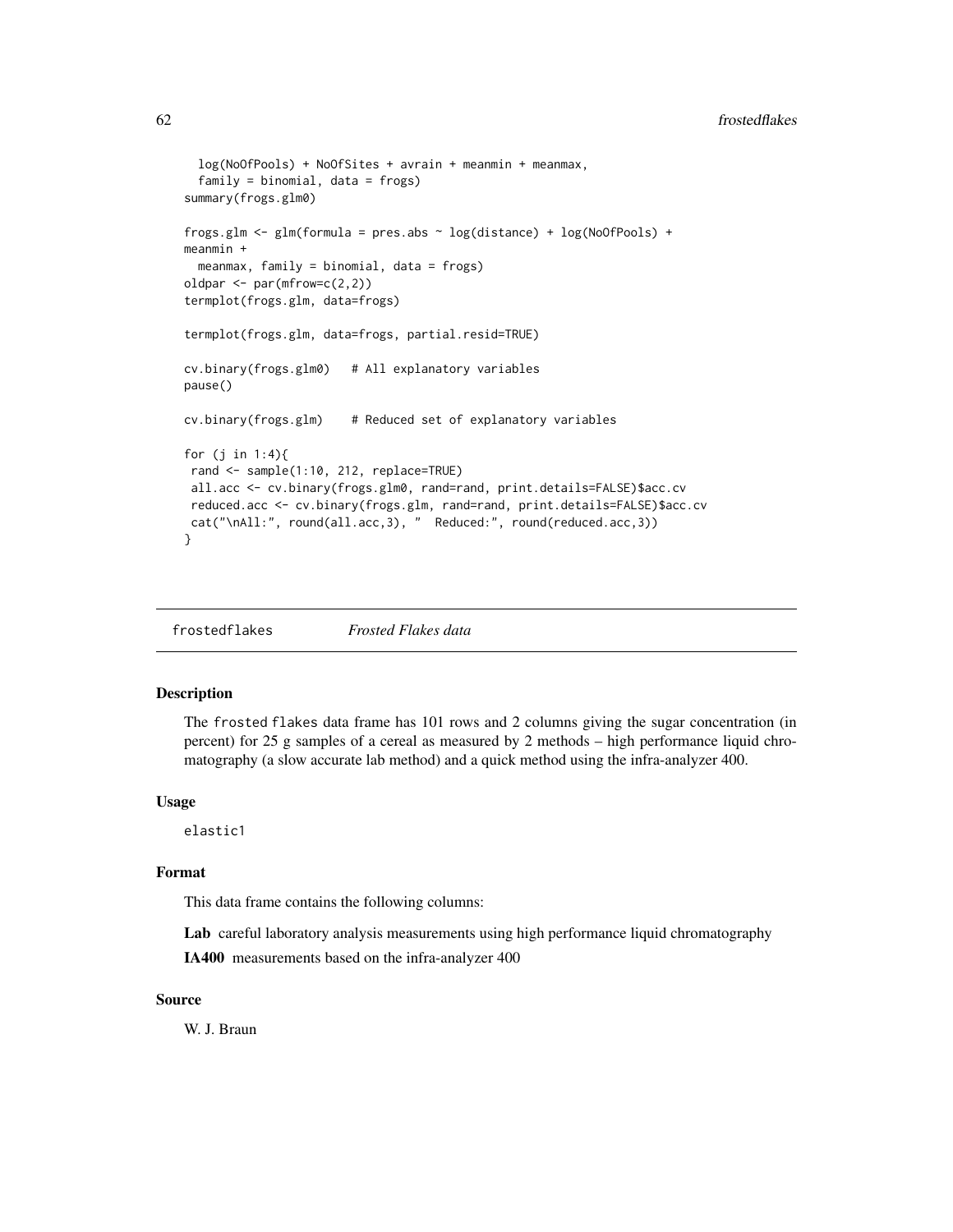```
  log(NoOfPools) + NoOfSites + avrain + meanmin + meanmax,
  family = binomial, data = frogs)
summary(frogs.glm0)

frogs.glm <- glm(formula = pres.abs ~ log(distance) + log(NoOfPools) +
meanmin +
  meanmax, family = binomial, data = frogs)
oldpar <- par(mfrow=c(2,2))
termplot(frogs.glm, data=frogs)

termplot(frogs.glm, data=frogs, partial.resid=TRUE)

cv.binary(frogs.glm0)   # All explanatory variables
pause()

cv.binary(frogs.glm)    # Reduced set of explanatory variables

for (j in 1:4){
 rand <- sample(1:10, 212, replace=TRUE)
 all.acc <- cv.binary(frogs.glm0, rand=rand, print.details=FALSE)$acc.cv
 reduced.acc <- cv.binary(frogs.glm, rand=rand, print.details=FALSE)$acc.cv
 cat("\nAll:", round(all.acc,3), "  Reduced:", round(reduced.acc,3))
}
```

## frostedflakes *Frosted Flakes data*

### Description

The frosted flakes data frame has 101 rows and 2 columns giving the sugar concentration (in percent) for 25 g samples of a cereal as measured by 2 methods – high performance liquid chromatography (a slow accurate lab method) and a quick method using the infra-analyzer 400.

### Usage

```
elastic1
```

### Format

This data frame contains the following columns:

**Lab** careful laboratory analysis measurements using high performance liquid chromatography

**IA400** measurements based on the infra-analyzer 400

### Source

W. J. Braun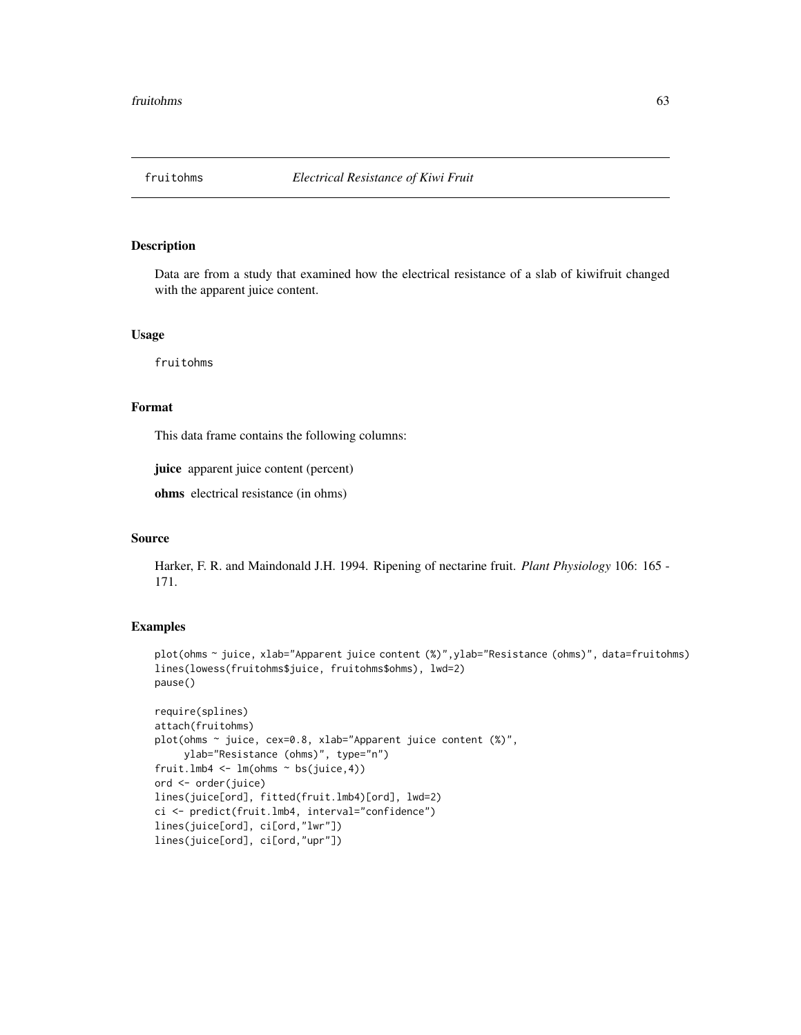fruitohms *Electrical Resistance of Kiwi Fruit*

## Description

Data are from a study that examined how the electrical resistance of a slab of kiwifruit changed with the apparent juice content.

## Usage

```
fruitohms
```

## Format

This data frame contains the following columns:

**juice** apparent juice content (percent)

**ohms** electrical resistance (in ohms)

## Source

Harker, F. R. and Maindonald J.H. 1994. Ripening of nectarine fruit. *Plant Physiology* 106: 165 - 171.

## Examples

```
plot(ohms ~ juice, xlab="Apparent juice content (%)",ylab="Resistance (ohms)", data=fruitohms)
lines(lowess(fruitohms$juice, fruitohms$ohms), lwd=2)
pause()

require(splines)
attach(fruitohms)
plot(ohms ~ juice, cex=0.8, xlab="Apparent juice content (%)",
     ylab="Resistance (ohms)", type="n")
fruit.lmb4 <- lm(ohms ~ bs(juice,4))
ord <- order(juice)
lines(juice[ord], fitted(fruit.lmb4)[ord], lwd=2)
ci <- predict(fruit.lmb4, interval="confidence")
lines(juice[ord], ci[ord,"lwr"])
lines(juice[ord], ci[ord,"upr"])
```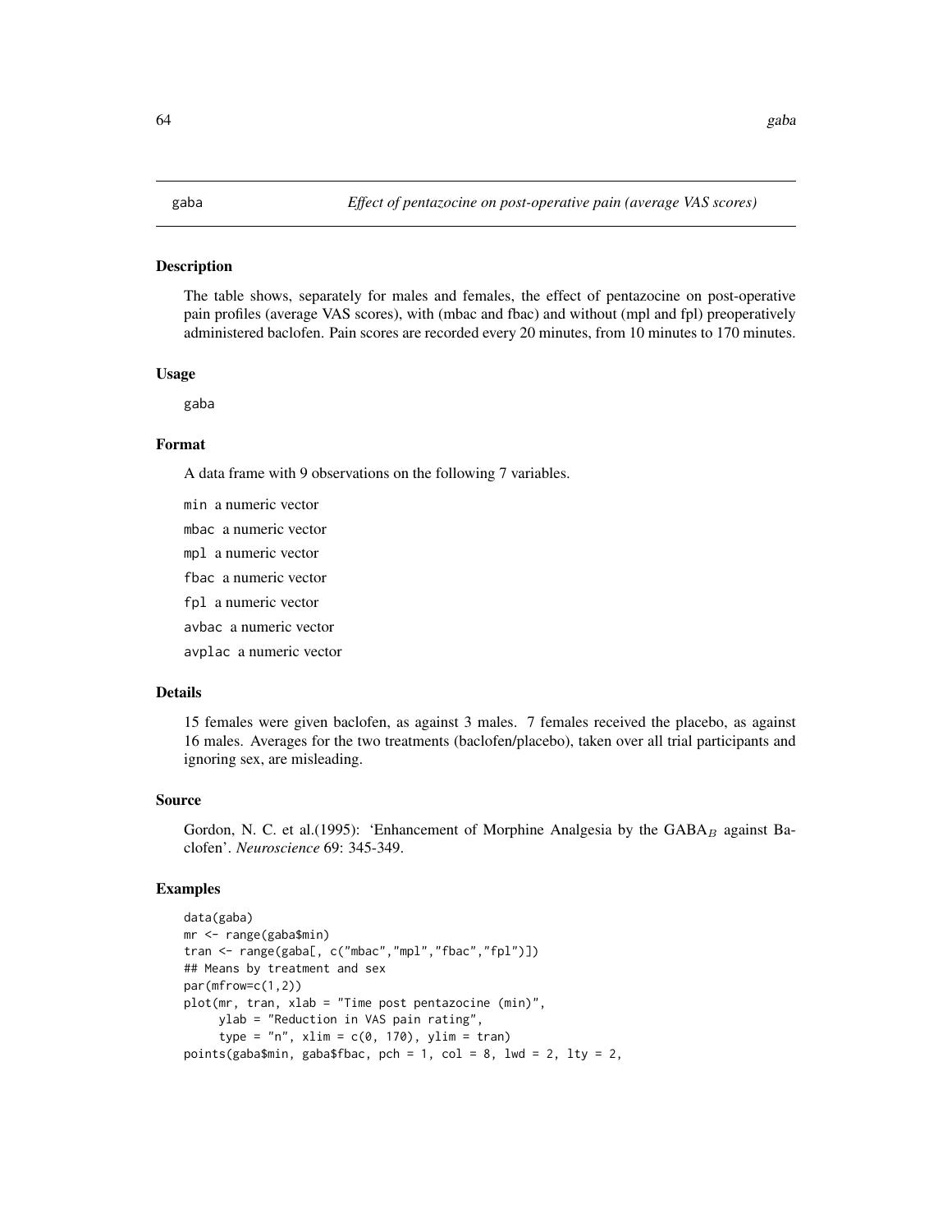## gaba *Effect of pentazocine on post-operative pain (average VAS scores)*

### Description

The table shows, separately for males and females, the effect of pentazocine on post-operative pain profiles (average VAS scores), with (mbac and fbac) and without (mpl and fpl) preoperatively administered baclofen. Pain scores are recorded every 20 minutes, from 10 minutes to 170 minutes.

### Usage

```
gaba
```

### Format

A data frame with 9 observations on the following 7 variables.

- `min` a numeric vector
- `mbac` a numeric vector
- `mpl` a numeric vector
- `fbac` a numeric vector
- `fpl` a numeric vector
- `avbac` a numeric vector
- `avplac` a numeric vector

### Details

15 females were given baclofen, as against 3 males. 7 females received the placebo, as against 16 males. Averages for the two treatments (baclofen/placebo), taken over all trial participants and ignoring sex, are misleading.

### Source

Gordon, N. C. et al.(1995): 'Enhancement of Morphine Analgesia by the $\text{GABA}_B$ against Baclofen'. *Neuroscience* 69: 345-349.

### Examples

```
data(gaba)
mr <- range(gaba$min)
tran <- range(gaba[, c("mbac","mpl","fbac","fpl")])
## Means by treatment and sex
par(mfrow=c(1,2))
plot(mr, tran, xlab = "Time post pentazocine (min)",
     ylab = "Reduction in VAS pain rating",
     type = "n", xlim = c(0, 170), ylim = tran)
points(gaba$min, gaba$fbac, pch = 1, col = 8, lwd = 2, lty = 2,
```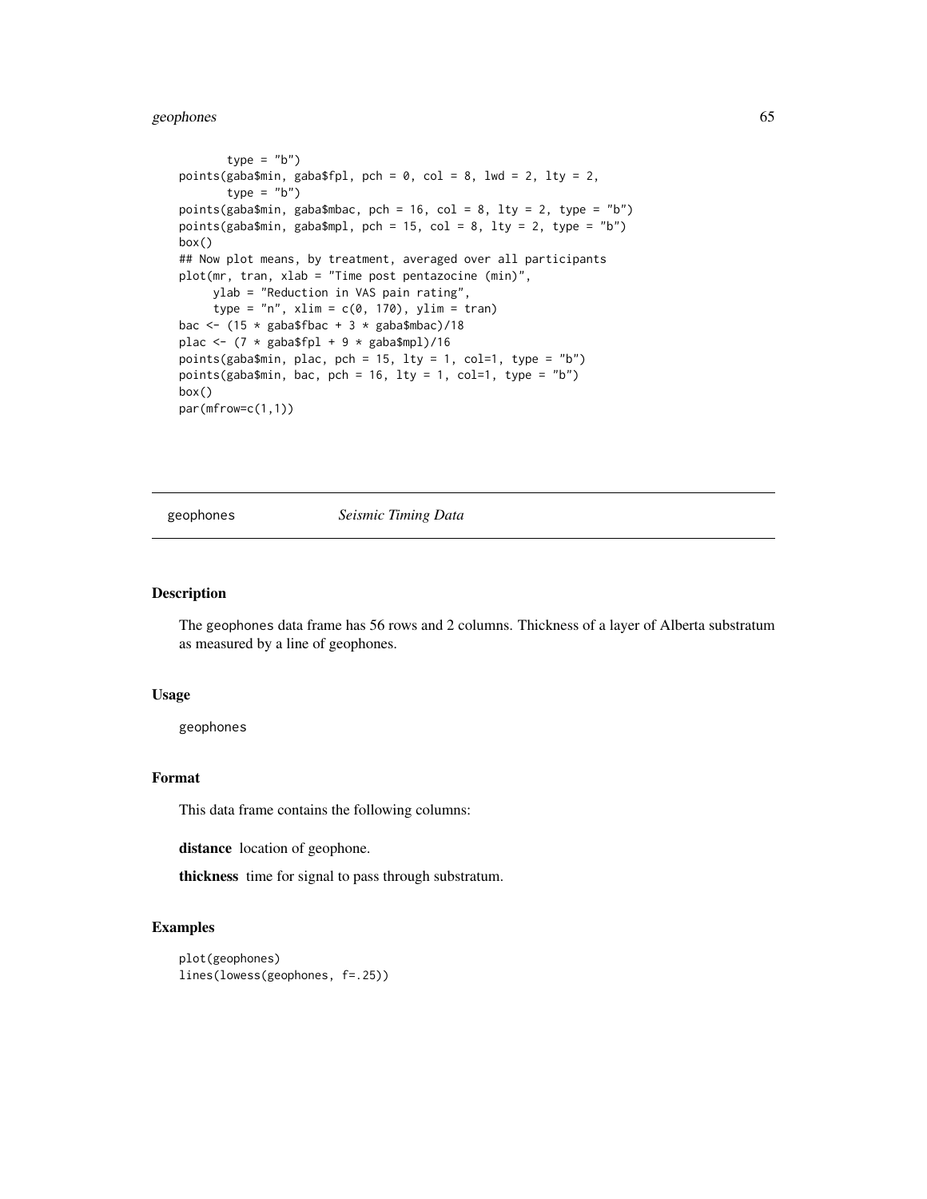```
       type = "b")
points(gaba$min, gaba$fpl, pch = 0, col = 8, lwd = 2, lty = 2,
       type = "b")
points(gaba$min, gaba$mbac, pch = 16, col = 8, lty = 2, type = "b")
points(gaba$min, gaba$mpl, pch = 15, col = 8, lty = 2, type = "b")
box()
## Now plot means, by treatment, averaged over all participants
plot(mr, tran, xlab = "Time post pentazocine (min)",
     ylab = "Reduction in VAS pain rating",
     type = "n", xlim = c(0, 170), ylim = tran)
bac <- (15 * gaba$fbac + 3 * gaba$mbac)/18
plac <- (7 * gaba$fpl + 9 * gaba$mpl)/16
points(gaba$min, plac, pch = 15, lty = 1, col=1, type = "b")
points(gaba$min, bac, pch = 16, lty = 1, col=1, type = "b")
box()
par(mfrow=c(1,1))
```

---

geophones *Seismic Timing Data*

---

## Description

The geophones data frame has 56 rows and 2 columns. Thickness of a layer of Alberta substratum as measured by a line of geophones.

## Usage

```
geophones
```

## Format

This data frame contains the following columns:

**distance** location of geophone.

**thickness** time for signal to pass through substratum.

## Examples

```
plot(geophones)
lines(lowess(geophones, f=.25))
```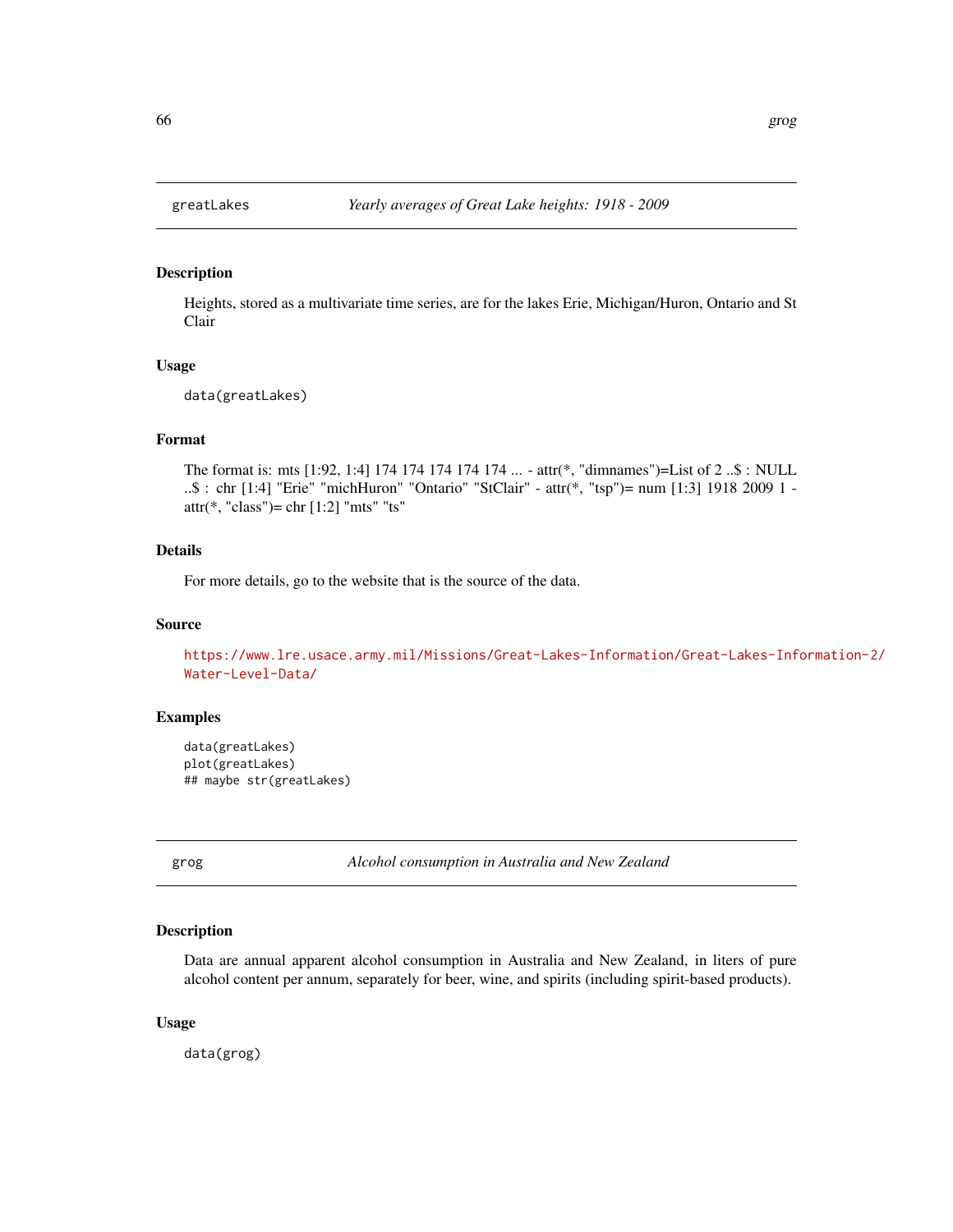## greatLakes — *Yearly averages of Great Lake heights: 1918 - 2009*

### Description

Heights, stored as a multivariate time series, are for the lakes Erie, Michigan/Huron, Ontario and St Clair

### Usage

```
data(greatLakes)
```

### Format

The format is: mts [1:92, 1:4] 174 174 174 174 174 ... - attr(*, "dimnames")=List of 2 ..$ : NULL ..$ : chr [1:4] "Erie" "michHuron" "Ontario" "StClair" - attr(*, "tsp")= num [1:3] 1918 2009 1 - attr(*, "class")= chr [1:2] "mts" "ts"

### Details

For more details, go to the website that is the source of the data.

### Source

https://www.lre.usace.army.mil/Missions/Great-Lakes-Information/Great-Lakes-Information-2/Water-Level-Data/

### Examples

```
data(greatLakes)
plot(greatLakes)
## maybe str(greatLakes)
```

## grog — *Alcohol consumption in Australia and New Zealand*

### Description

Data are annual apparent alcohol consumption in Australia and New Zealand, in liters of pure alcohol content per annum, separately for beer, wine, and spirits (including spirit-based products).

### Usage

```
data(grog)
```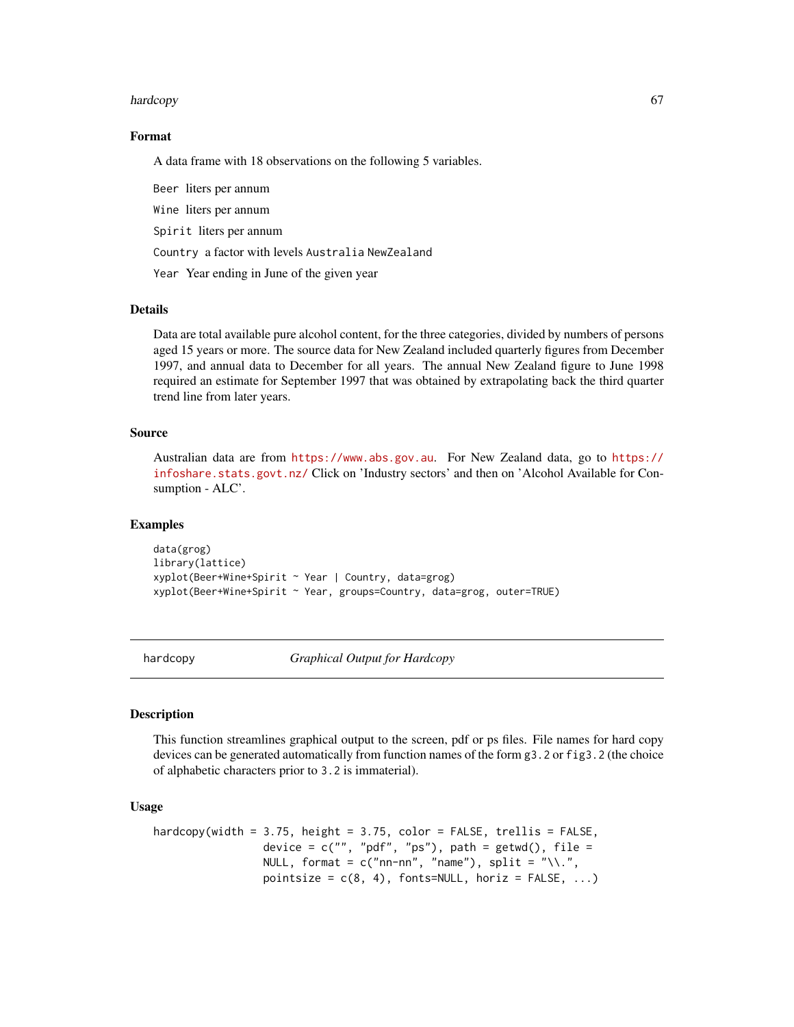## Format

A data frame with 18 observations on the following 5 variables.

`Beer` liters per annum

`Wine` liters per annum

`Spirit` liters per annum

`Country` a factor with levels `Australia` `NewZealand`

`Year` Year ending in June of the given year

## Details

Data are total available pure alcohol content, for the three categories, divided by numbers of persons aged 15 years or more. The source data for New Zealand included quarterly figures from December 1997, and annual data to December for all years. The annual New Zealand figure to June 1998 required an estimate for September 1997 that was obtained by extrapolating back the third quarter trend line from later years.

## Source

Australian data are from https://www.abs.gov.au. For New Zealand data, go to https://infoshare.stats.govt.nz/ Click on 'Industry sectors' and then on 'Alcohol Available for Consumption - ALC'.

## Examples

```
data(grog)
library(lattice)
xyplot(Beer+Wine+Spirit ~ Year | Country, data=grog)
xyplot(Beer+Wine+Spirit ~ Year, groups=Country, data=grog, outer=TRUE)
```

---

# hardcopy *Graphical Output for Hardcopy*

---

## Description

This function streamlines graphical output to the screen, pdf or ps files. File names for hard copy devices can be generated automatically from function names of the form `g3.2` or `fig3.2` (the choice of alphabetic characters prior to `3.2` is immaterial).

## Usage

```
hardcopy(width = 3.75, height = 3.75, color = FALSE, trellis = FALSE,
                  device = c("", "pdf", "ps"), path = getwd(), file =
                  NULL, format = c("nn-nn", "name"), split = "\\.",
                  pointsize = c(8, 4), fonts=NULL, horiz = FALSE, ...)
```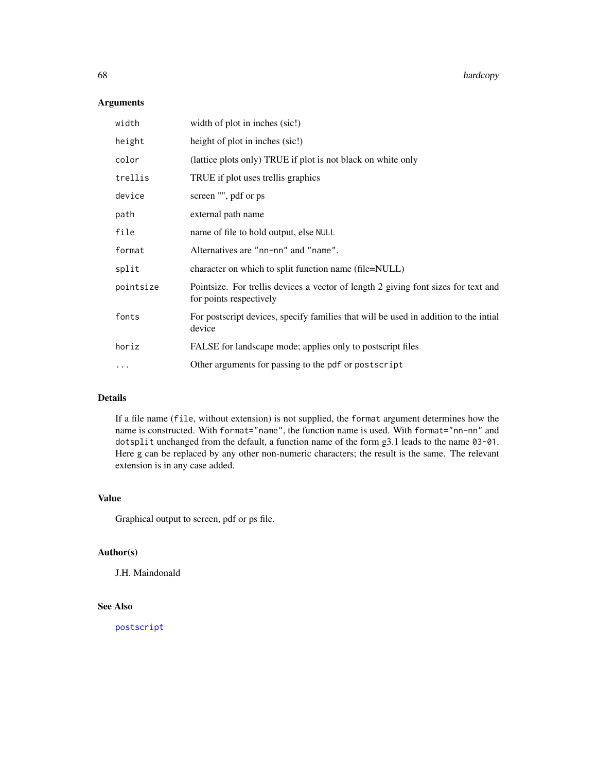## Arguments

| | |
|---|---|
| `width` | width of plot in inches (sic!) |
| `height` | height of plot in inches (sic!) |
| `color` | (lattice plots only) TRUE if plot is not black on white only |
| `trellis` | TRUE if plot uses trellis graphics |
| `device` | screen "", pdf or ps |
| `path` | external path name |
| `file` | name of file to hold output, else `NULL` |
| `format` | Alternatives are `"nn-nn"` and `"name"`. |
| `split` | character on which to split function name (file=NULL) |
| `pointsize` | Pointsize. For trellis devices a vector of length 2 giving font sizes for text and for points respectively |
| `fonts` | For postscript devices, specify families that will be used in addition to the intial device |
| `horiz` | FALSE for landscape mode; applies only to postscript files |
| `...` | Other arguments for passing to the `pdf` or `postscript` |

## Details

If a file name (`file`, without extension) is not supplied, the `format` argument determines how the name is constructed. With `format="name"`, the function name is used. With `format="nn-nn"` and `dotsplit` unchanged from the default, a function name of the form g3.1 leads to the name `03-01`. Here `g` can be replaced by any other non-numeric characters; the result is the same. The relevant extension is in any case added.

## Value

Graphical output to screen, pdf or ps file.

## Author(s)

J.H. Maindonald

## See Also

`postscript`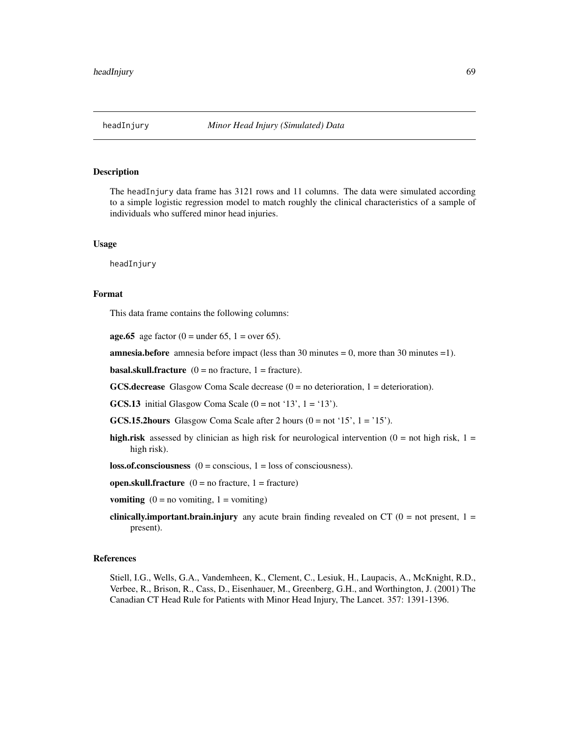# headInjury — *Minor Head Injury (Simulated) Data*

## Description

The headInjury data frame has 3121 rows and 11 columns. The data were simulated according to a simple logistic regression model to match roughly the clinical characteristics of a sample of individuals who suffered minor head injuries.

## Usage

```
headInjury
```

## Format

This data frame contains the following columns:

**age.65** age factor (0 = under 65, 1 = over 65).

**amnesia.before** amnesia before impact (less than 30 minutes = 0, more than 30 minutes =1).

**basal.skull.fracture** (0 = no fracture, 1 = fracture).

**GCS.decrease** Glasgow Coma Scale decrease (0 = no deterioration, 1 = deterioration).

**GCS.13** initial Glasgow Coma Scale (0 = not '13', 1 = '13').

**GCS.15.2hours** Glasgow Coma Scale after 2 hours (0 = not '15', 1 = '15').

**high.risk** assessed by clinician as high risk for neurological intervention (0 = not high risk, 1 = high risk).

**loss.of.consciousness** (0 = conscious, 1 = loss of consciousness).

**open.skull.fracture** (0 = no fracture, 1 = fracture)

**vomiting** (0 = no vomiting, 1 = vomiting)

**clinically.important.brain.injury** any acute brain finding revealed on CT (0 = not present, 1 = present).

## References

Stiell, I.G., Wells, G.A., Vandemheen, K., Clement, C., Lesiuk, H., Laupacis, A., McKnight, R.D., Verbee, R., Brison, R., Cass, D., Eisenhauer, M., Greenberg, G.H., and Worthington, J. (2001) The Canadian CT Head Rule for Patients with Minor Head Injury, The Lancet. 357: 1391-1396.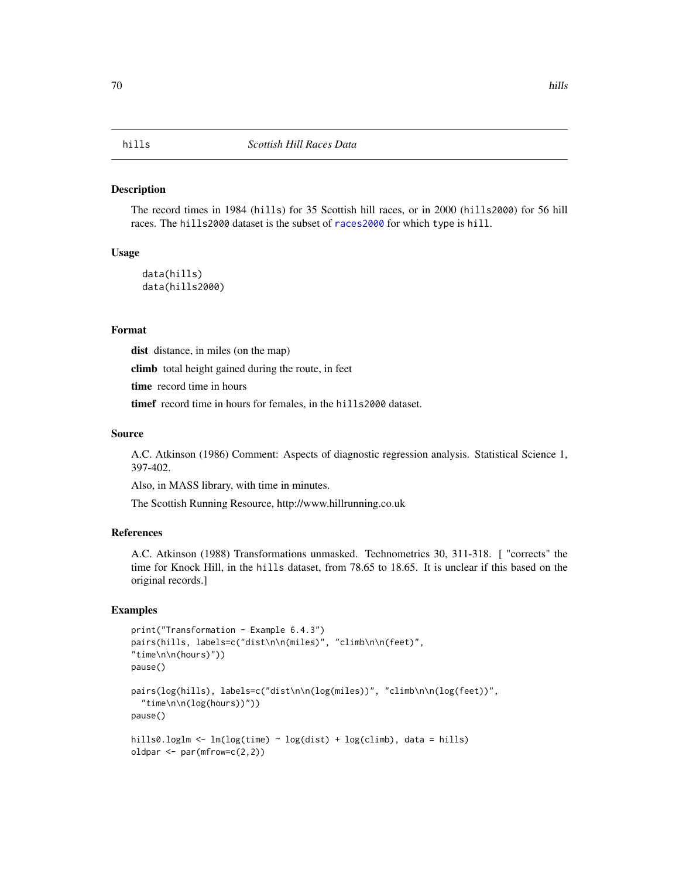# hills — *Scottish Hill Races Data*

## Description

The record times in 1984 (hills) for 35 Scottish hill races, or in 2000 (hills2000) for 56 hill races. The hills2000 dataset is the subset of races2000 for which type is hill.

## Usage

```
data(hills)
data(hills2000)
```

## Format

**dist** distance, in miles (on the map)

**climb** total height gained during the route, in feet

**time** record time in hours

**timef** record time in hours for females, in the hills2000 dataset.

## Source

A.C. Atkinson (1986) Comment: Aspects of diagnostic regression analysis. Statistical Science 1, 397-402.

Also, in MASS library, with time in minutes.

The Scottish Running Resource, http://www.hillrunning.co.uk

## References

A.C. Atkinson (1988) Transformations unmasked. Technometrics 30, 311-318. [ "corrects" the time for Knock Hill, in the hills dataset, from 78.65 to 18.65. It is unclear if this based on the original records.]

## Examples

```
print("Transformation - Example 6.4.3")
pairs(hills, labels=c("dist\n\n(miles)", "climb\n\n(feet)",
"time\n\n(hours)"))
pause()

pairs(log(hills), labels=c("dist\n\n(log(miles))", "climb\n\n(log(feet))",
  "time\n\n(log(hours))"))
pause()

hills0.loglm <- lm(log(time) ~ log(dist) + log(climb), data = hills)
oldpar <- par(mfrow=c(2,2))
```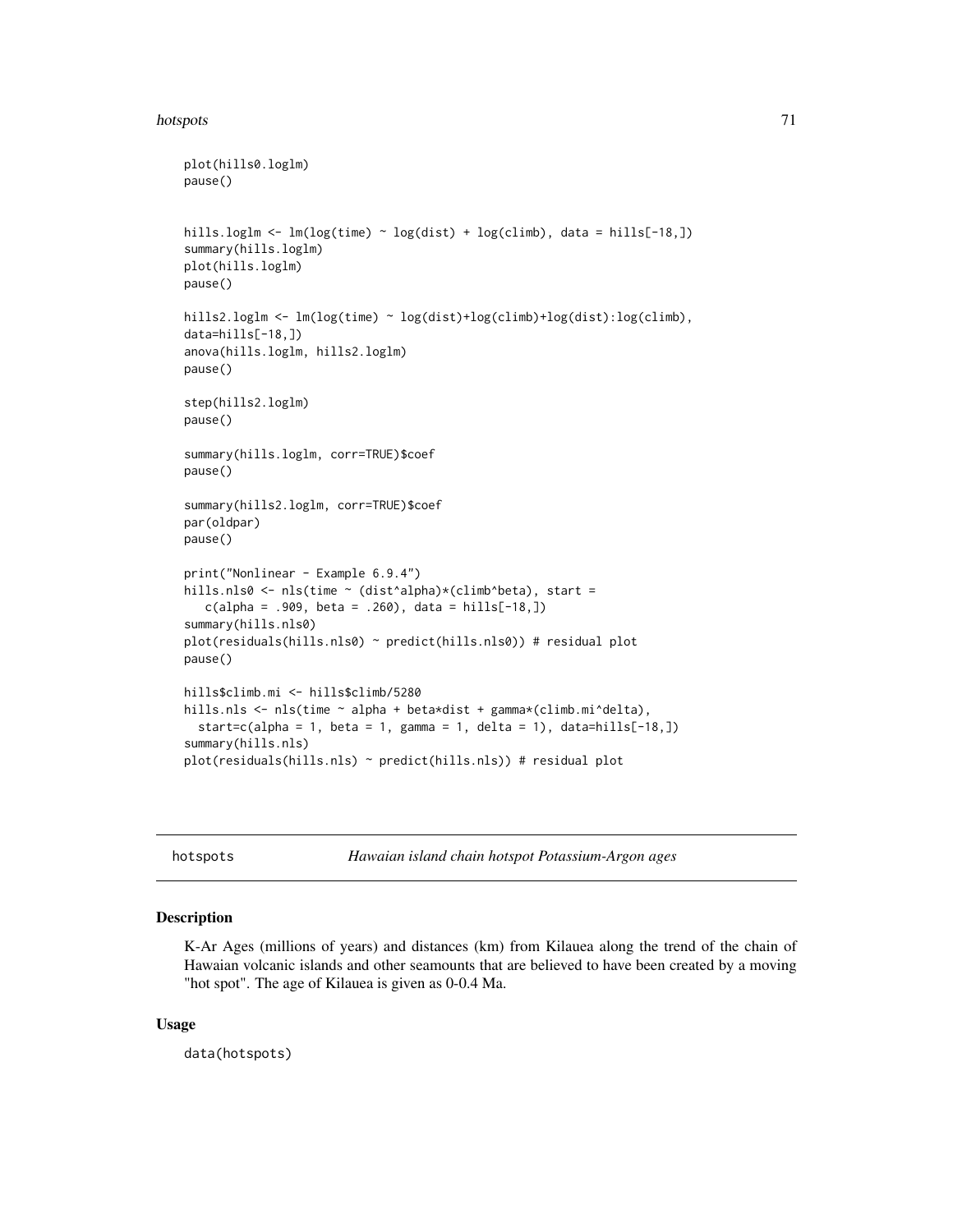```
plot(hills0.loglm)
pause()


hills.loglm <- lm(log(time) ~ log(dist) + log(climb), data = hills[-18,])
summary(hills.loglm)
plot(hills.loglm)
pause()

hills2.loglm <- lm(log(time) ~ log(dist)+log(climb)+log(dist):log(climb),
data=hills[-18,])
anova(hills.loglm, hills2.loglm)
pause()

step(hills2.loglm)
pause()

summary(hills.loglm, corr=TRUE)$coef
pause()

summary(hills2.loglm, corr=TRUE)$coef
par(oldpar)
pause()

print("Nonlinear - Example 6.9.4")
hills.nls0 <- nls(time ~ (dist^alpha)*(climb^beta), start =
   c(alpha = .909, beta = .260), data = hills[-18,])
summary(hills.nls0)
plot(residuals(hills.nls0) ~ predict(hills.nls0)) # residual plot
pause()

hills$climb.mi <- hills$climb/5280
hills.nls <- nls(time ~ alpha + beta*dist + gamma*(climb.mi^delta),
  start=c(alpha = 1, beta = 1, gamma = 1, delta = 1), data=hills[-18,])
summary(hills.nls)
plot(residuals(hills.nls) ~ predict(hills.nls)) # residual plot
```

---

hotspots *Hawaian island chain hotspot Potassium-Argon ages*

## Description

K-Ar Ages (millions of years) and distances (km) from Kilauea along the trend of the chain of Hawaian volcanic islands and other seamounts that are believed to have been created by a moving "hot spot". The age of Kilauea is given as 0-0.4 Ma.

## Usage

```
data(hotspots)
```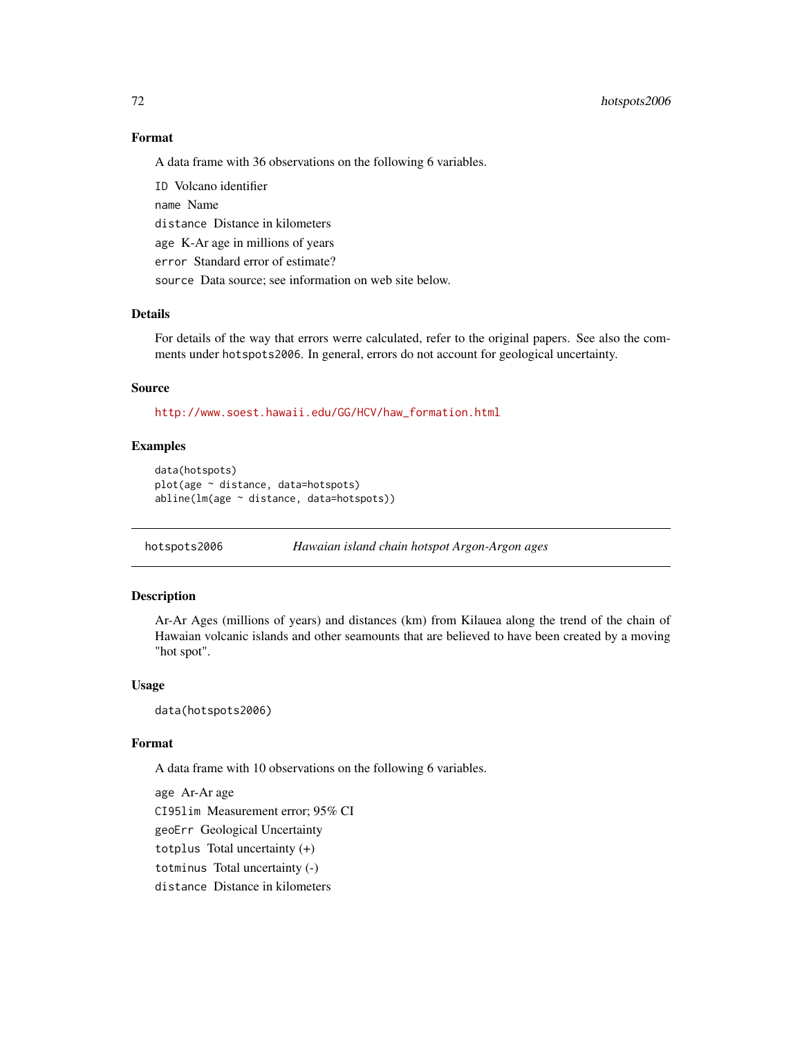### Format

A data frame with 36 observations on the following 6 variables.

`ID` Volcano identifier

`name` Name

`distance` Distance in kilometers

`age` K-Ar age in millions of years

`error` Standard error of estimate?

`source` Data source; see information on web site below.

### Details

For details of the way that errors werre calculated, refer to the original papers. See also the comments under `hotspots2006`. In general, errors do not account for geological uncertainty.

### Source

http://www.soest.hawaii.edu/GG/HCV/haw_formation.html

### Examples

```
data(hotspots)
plot(age ~ distance, data=hotspots)
abline(lm(age ~ distance, data=hotspots))
```

---

## hotspots2006 *Hawaian island chain hotspot Argon-Argon ages*

### Description

Ar-Ar Ages (millions of years) and distances (km) from Kilauea along the trend of the chain of Hawaian volcanic islands and other seamounts that are believed to have been created by a moving "hot spot".

### Usage

```
data(hotspots2006)
```

### Format

A data frame with 10 observations on the following 6 variables.

`age` Ar-Ar age

`CI95lim` Measurement error; 95% CI

`geoErr` Geological Uncertainty

`totplus` Total uncertainty (+)

`totminus` Total uncertainty (-)

`distance` Distance in kilometers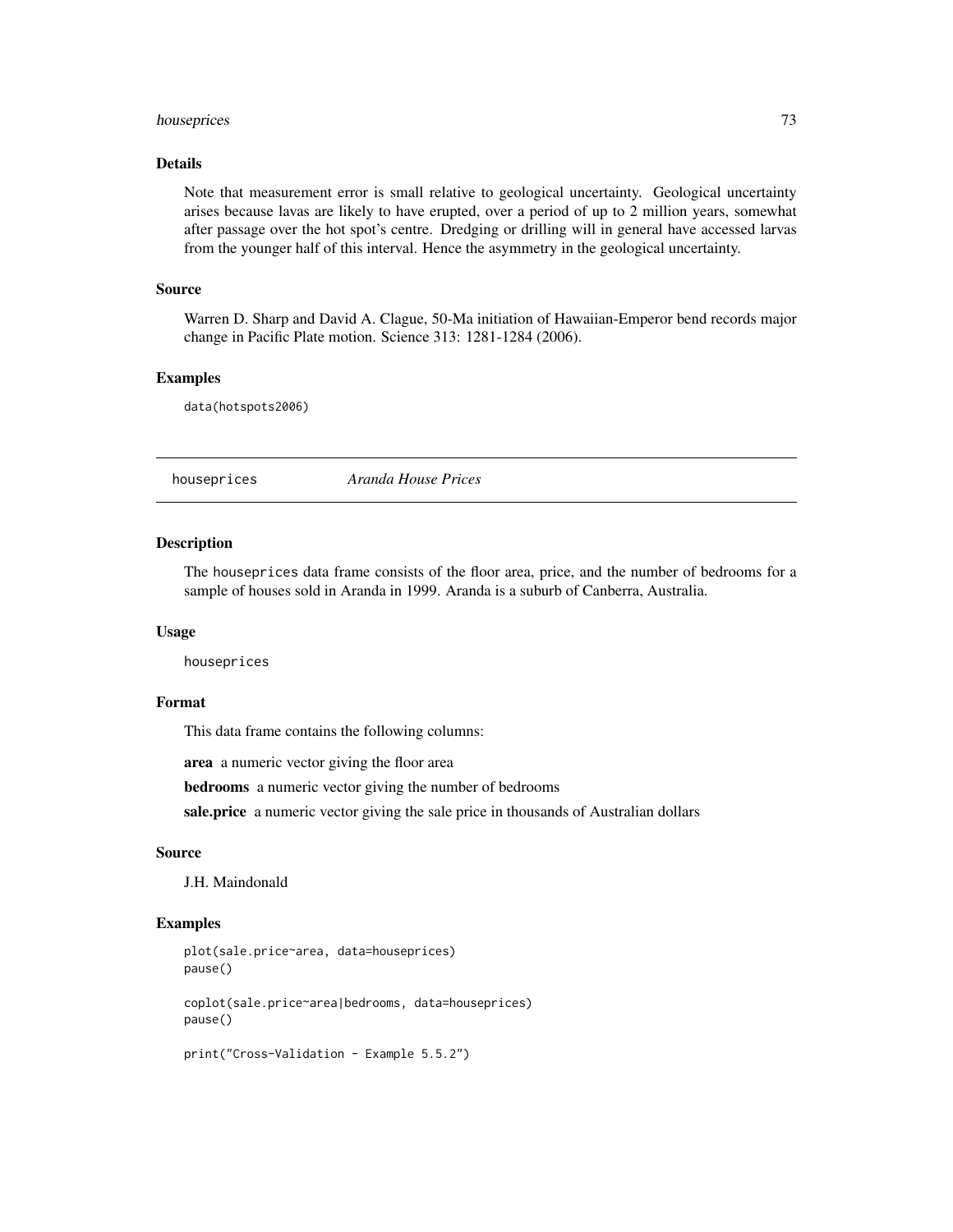### Details

Note that measurement error is small relative to geological uncertainty. Geological uncertainty arises because lavas are likely to have erupted, over a period of up to 2 million years, somewhat after passage over the hot spot's centre. Dredging or drilling will in general have accessed larvas from the younger half of this interval. Hence the asymmetry in the geological uncertainty.

### Source

Warren D. Sharp and David A. Clague, 50-Ma initiation of Hawaiian-Emperor bend records major change in Pacific Plate motion. Science 313: 1281-1284 (2006).

### Examples

```
data(hotspots2006)
```

---

## houseprices *Aranda House Prices*

---

### Description

The houseprices data frame consists of the floor area, price, and the number of bedrooms for a sample of houses sold in Aranda in 1999. Aranda is a suburb of Canberra, Australia.

### Usage

```
houseprices
```

### Format

This data frame contains the following columns:

**area** a numeric vector giving the floor area

**bedrooms** a numeric vector giving the number of bedrooms

**sale.price** a numeric vector giving the sale price in thousands of Australian dollars

### Source

J.H. Maindonald

### Examples

```
plot(sale.price~area, data=houseprices)
pause()

coplot(sale.price~area|bedrooms, data=houseprices)
pause()

print("Cross-Validation - Example 5.5.2")
```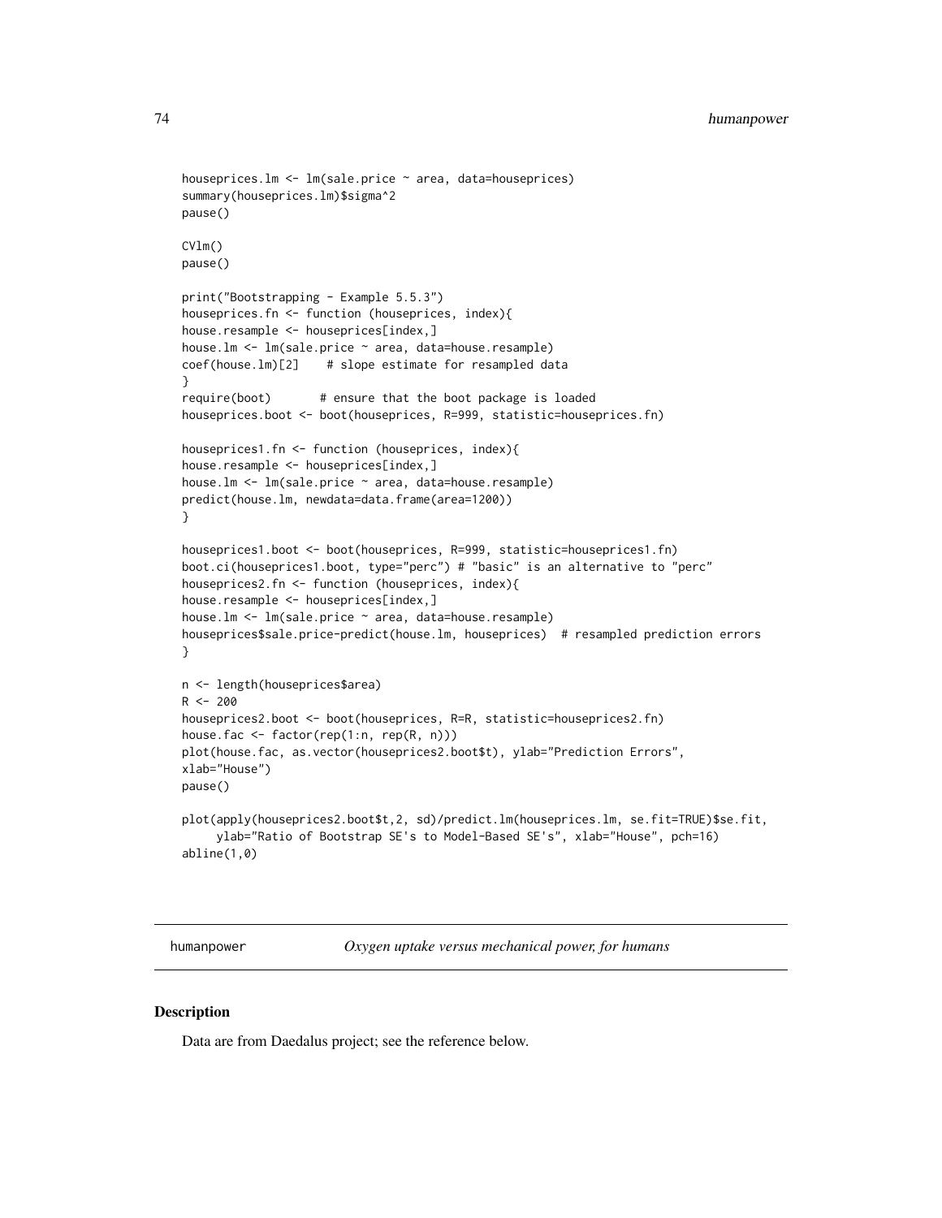```
houseprices.lm <- lm(sale.price ~ area, data=houseprices)
summary(houseprices.lm)$sigma^2
pause()

CVlm()
pause()

print("Bootstrapping - Example 5.5.3")
houseprices.fn <- function (houseprices, index){
house.resample <- houseprices[index,]
house.lm <- lm(sale.price ~ area, data=house.resample)
coef(house.lm)[2]    # slope estimate for resampled data
}
require(boot)       # ensure that the boot package is loaded
houseprices.boot <- boot(houseprices, R=999, statistic=houseprices.fn)

houseprices1.fn <- function (houseprices, index){
house.resample <- houseprices[index,]
house.lm <- lm(sale.price ~ area, data=house.resample)
predict(house.lm, newdata=data.frame(area=1200))
}

houseprices1.boot <- boot(houseprices, R=999, statistic=houseprices1.fn)
boot.ci(houseprices1.boot, type="perc") # "basic" is an alternative to "perc"
houseprices2.fn <- function (houseprices, index){
house.resample <- houseprices[index,]
house.lm <- lm(sale.price ~ area, data=house.resample)
houseprices$sale.price-predict(house.lm, houseprices)  # resampled prediction errors
}

n <- length(houseprices$area)
R <- 200
houseprices2.boot <- boot(houseprices, R=R, statistic=houseprices2.fn)
house.fac <- factor(rep(1:n, rep(R, n)))
plot(house.fac, as.vector(houseprices2.boot$t), ylab="Prediction Errors",
xlab="House")
pause()

plot(apply(houseprices2.boot$t,2, sd)/predict.lm(houseprices.lm, se.fit=TRUE)$se.fit,
     ylab="Ratio of Bootstrap SE's to Model-Based SE's", xlab="House", pch=16)
abline(1,0)
```

## humanpower *Oxygen uptake versus mechanical power, for humans*

### Description

Data are from Daedalus project; see the reference below.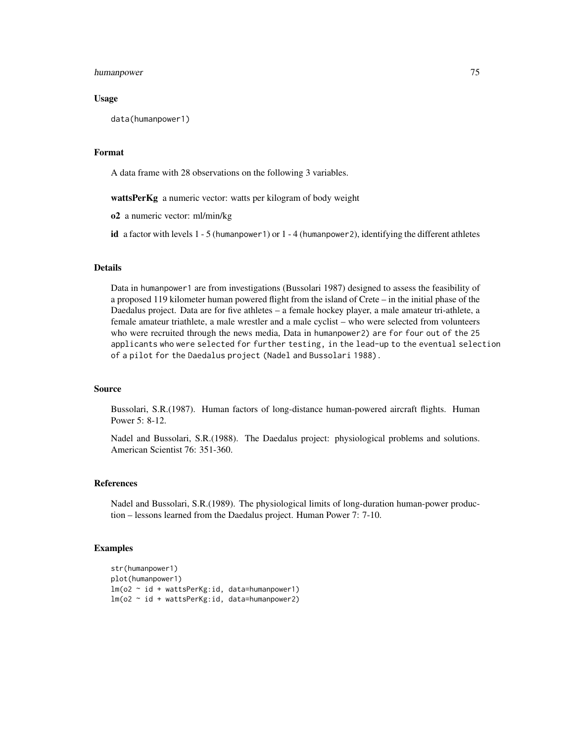## Usage

```
data(humanpower1)
```

## Format

A data frame with 28 observations on the following 3 variables.

**wattsPerKg** a numeric vector: watts per kilogram of body weight

**o2** a numeric vector: ml/min/kg

**id** a factor with levels 1 - 5 (humanpower1) or 1 - 4 (humanpower2), identifying the different athletes

## Details

Data in humanpower1 are from investigations (Bussolari 1987) designed to assess the feasibility of a proposed 119 kilometer human powered flight from the island of Crete – in the initial phase of the Daedalus project. Data are for five athletes – a female hockey player, a male amateur tri-athlete, a female amateur triathlete, a male wrestler and a male cyclist – who were selected from volunteers who were recruited through the news media, Data in humanpower2) are for four out of the 25 applicants who were selected for further testing, in the lead-up to the eventual selection of a pilot for the Daedalus project (Nadel and Bussolari 1988).

## Source

Bussolari, S.R.(1987). Human factors of long-distance human-powered aircraft flights. Human Power 5: 8-12.

Nadel and Bussolari, S.R.(1988). The Daedalus project: physiological problems and solutions. American Scientist 76: 351-360.

## References

Nadel and Bussolari, S.R.(1989). The physiological limits of long-duration human-power production – lessons learned from the Daedalus project. Human Power 7: 7-10.

## Examples

```
str(humanpower1)
plot(humanpower1)
lm(o2 ~ id + wattsPerKg:id, data=humanpower1)
lm(o2 ~ id + wattsPerKg:id, data=humanpower2)
```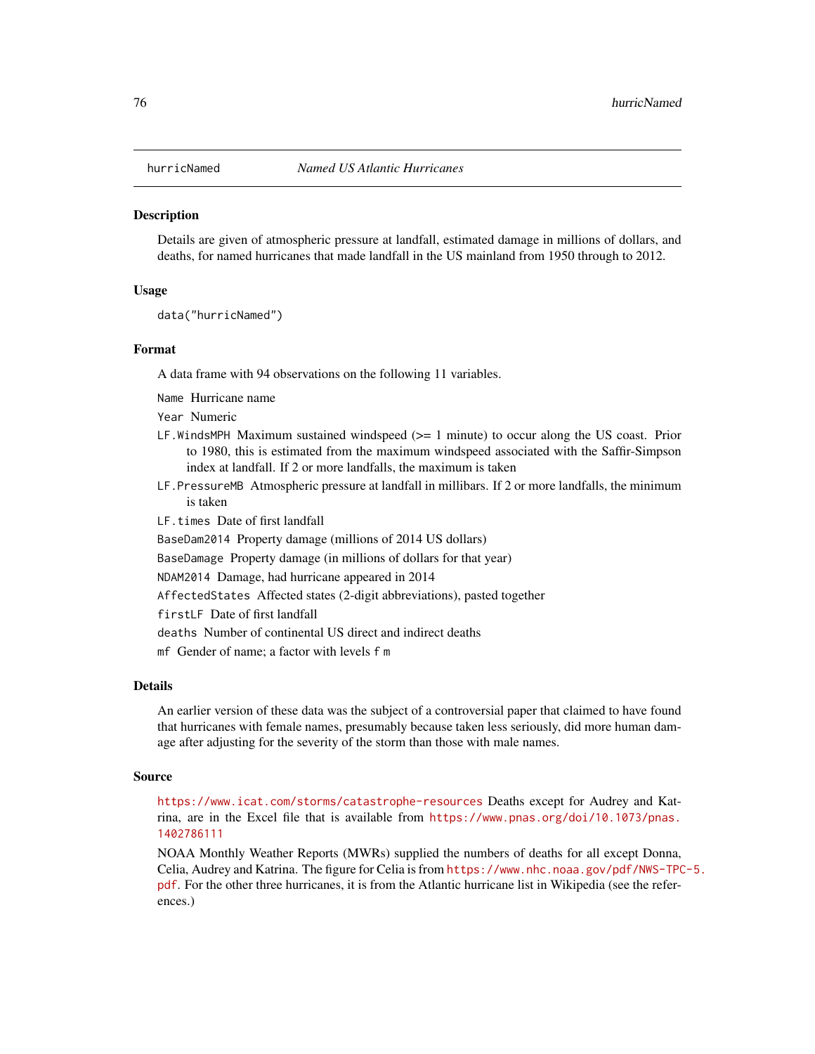## hurricNamed *Named US Atlantic Hurricanes*

### Description

Details are given of atmospheric pressure at landfall, estimated damage in millions of dollars, and deaths, for named hurricanes that made landfall in the US mainland from 1950 through to 2012.

### Usage

```
data("hurricNamed")
```

### Format

A data frame with 94 observations on the following 11 variables.

- `Name` Hurricane name
- `Year` Numeric
- `LF.WindsMPH` Maximum sustained windspeed (>= 1 minute) to occur along the US coast. Prior to 1980, this is estimated from the maximum windspeed associated with the Saffir-Simpson index at landfall. If 2 or more landfalls, the maximum is taken
- `LF.PressureMB` Atmospheric pressure at landfall in millibars. If 2 or more landfalls, the minimum is taken
- `LF.times` Date of first landfall
- `BaseDam2014` Property damage (millions of 2014 US dollars)
- `BaseDamage` Property damage (in millions of dollars for that year)
- `NDAM2014` Damage, had hurricane appeared in 2014
- `AffectedStates` Affected states (2-digit abbreviations), pasted together
- `firstLF` Date of first landfall
- `deaths` Number of continental US direct and indirect deaths
- `mf` Gender of name; a factor with levels `f` `m`

### Details

An earlier version of these data was the subject of a controversial paper that claimed to have found that hurricanes with female names, presumably because taken less seriously, did more human damage after adjusting for the severity of the storm than those with male names.

### Source

https://www.icat.com/storms/catastrophe-resources Deaths except for Audrey and Katrina, are in the Excel file that is available from https://www.pnas.org/doi/10.1073/pnas.1402786111

NOAA Monthly Weather Reports (MWRs) supplied the numbers of deaths for all except Donna, Celia, Audrey and Katrina. The figure for Celia is from https://www.nhc.noaa.gov/pdf/NWS-TPC-5.pdf. For the other three hurricanes, it is from the Atlantic hurricane list in Wikipedia (see the references.)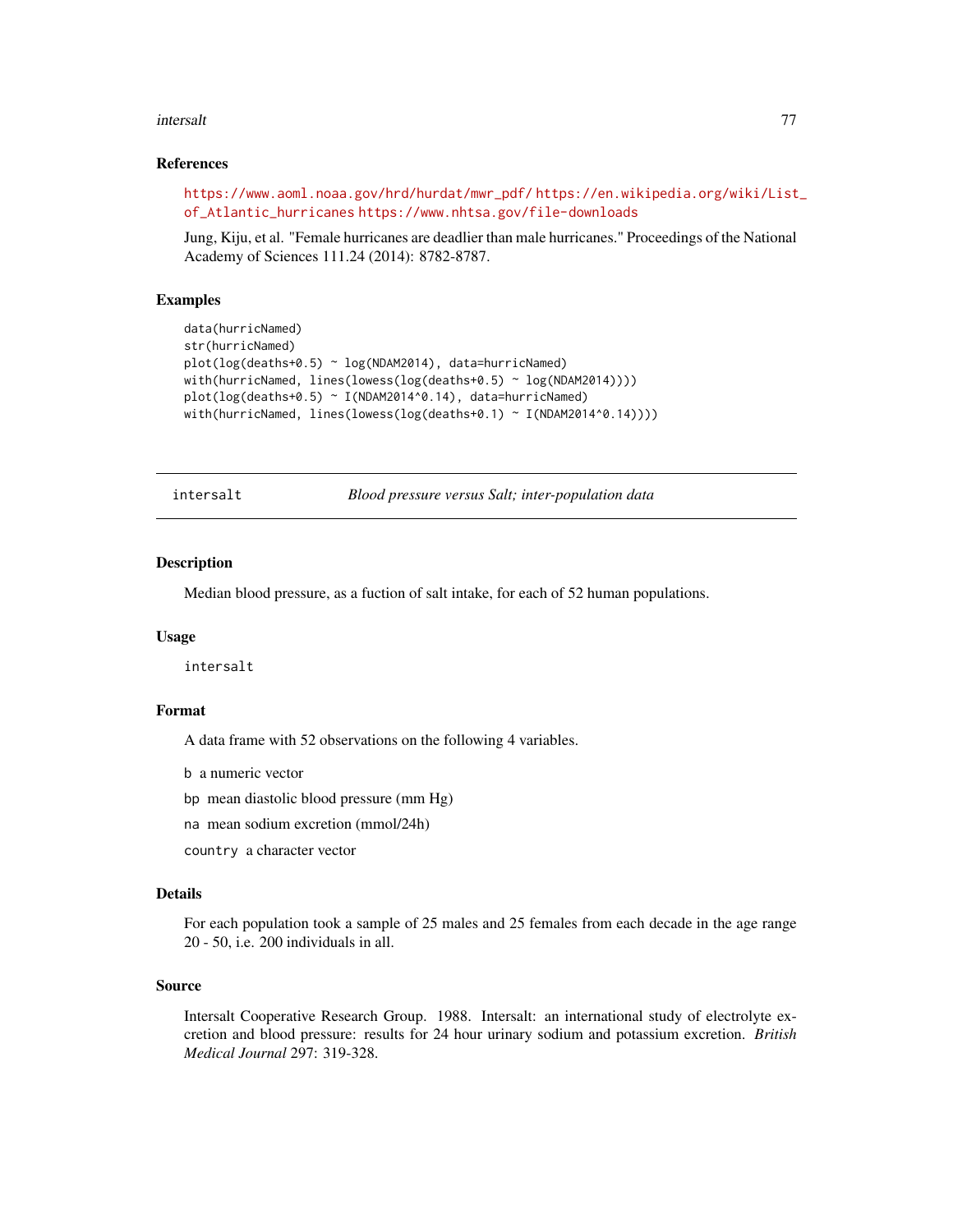### References

https://www.aoml.noaa.gov/hrd/hurdat/mwr_pdf/ https://en.wikipedia.org/wiki/List_of_Atlantic_hurricanes https://www.nhtsa.gov/file-downloads

Jung, Kiju, et al. "Female hurricanes are deadlier than male hurricanes." Proceedings of the National Academy of Sciences 111.24 (2014): 8782-8787.

### Examples

```
data(hurricNamed)
str(hurricNamed)
plot(log(deaths+0.5) ~ log(NDAM2014), data=hurricNamed)
with(hurricNamed, lines(lowess(log(deaths+0.5) ~ log(NDAM2014))))
plot(log(deaths+0.5) ~ I(NDAM2014^0.14), data=hurricNamed)
with(hurricNamed, lines(lowess(log(deaths+0.1) ~ I(NDAM2014^0.14))))
```

---

## intersalt — *Blood pressure versus Salt; inter-population data*

### Description

Median blood pressure, as a fuction of salt intake, for each of 52 human populations.

### Usage

```
intersalt
```

### Format

A data frame with 52 observations on the following 4 variables.

- `b` a numeric vector
- `bp` mean diastolic blood pressure (mm Hg)
- `na` mean sodium excretion (mmol/24h)
- `country` a character vector

### Details

For each population took a sample of 25 males and 25 females from each decade in the age range 20 - 50, i.e. 200 individuals in all.

### Source

Intersalt Cooperative Research Group. 1988. Intersalt: an international study of electrolyte excretion and blood pressure: results for 24 hour urinary sodium and potassium excretion. *British Medical Journal* 297: 319-328.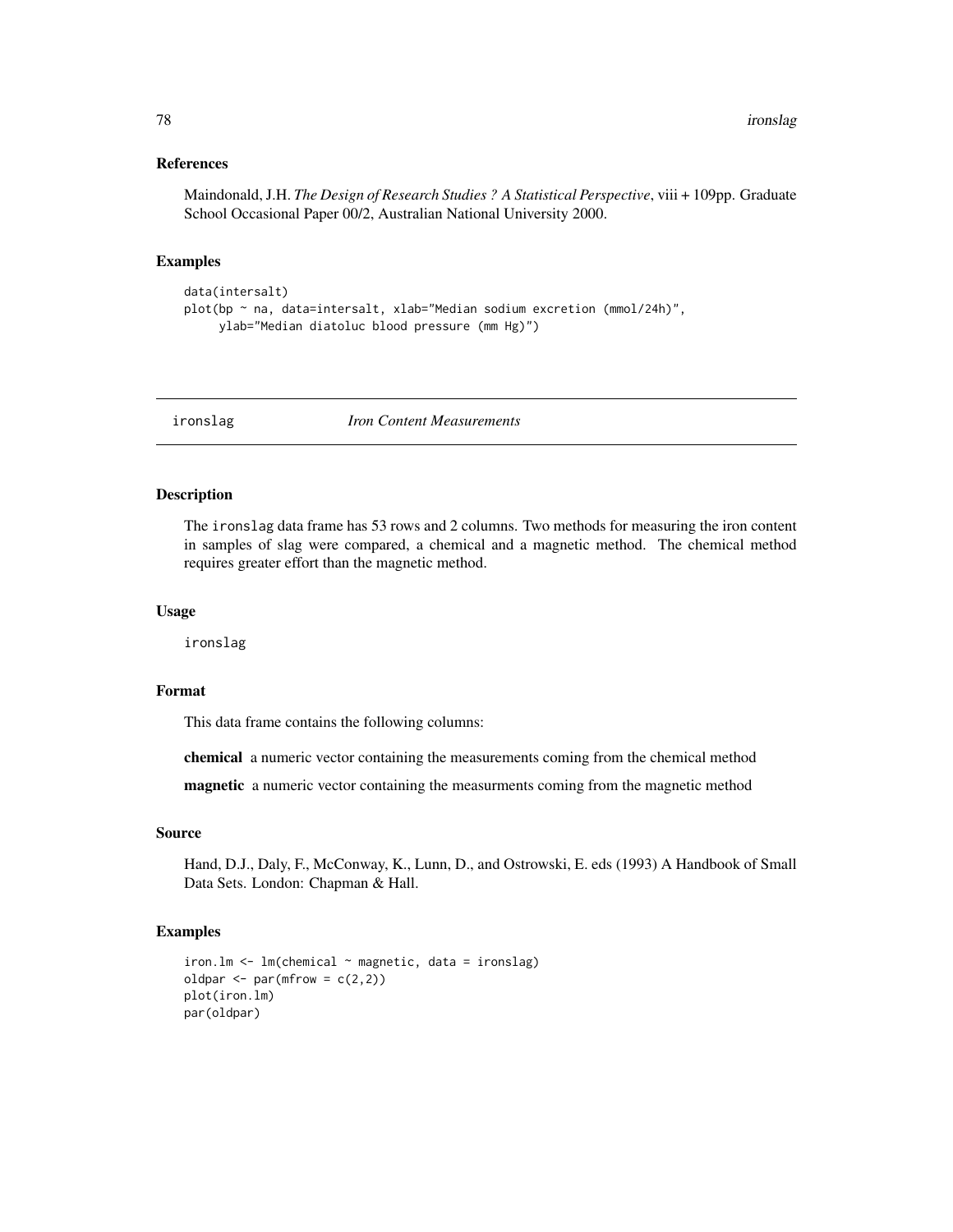### References

Maindonald, J.H. *The Design of Research Studies ? A Statistical Perspective*, viii + 109pp. Graduate School Occasional Paper 00/2, Australian National University 2000.

### Examples

```
data(intersalt)
plot(bp ~ na, data=intersalt, xlab="Median sodium excretion (mmol/24h)",
     ylab="Median diatoluc blood pressure (mm Hg)")
```

---

## ironslag *Iron Content Measurements*

---

### Description

The ironslag data frame has 53 rows and 2 columns. Two methods for measuring the iron content in samples of slag were compared, a chemical and a magnetic method. The chemical method requires greater effort than the magnetic method.

### Usage

```
ironslag
```

### Format

This data frame contains the following columns:

**chemical** a numeric vector containing the measurements coming from the chemical method

**magnetic** a numeric vector containing the measurments coming from the magnetic method

### Source

Hand, D.J., Daly, F., McConway, K., Lunn, D., and Ostrowski, E. eds (1993) A Handbook of Small Data Sets. London: Chapman & Hall.

### Examples

```
iron.lm <- lm(chemical ~ magnetic, data = ironslag)
oldpar <- par(mfrow = c(2,2))
plot(iron.lm)
par(oldpar)
```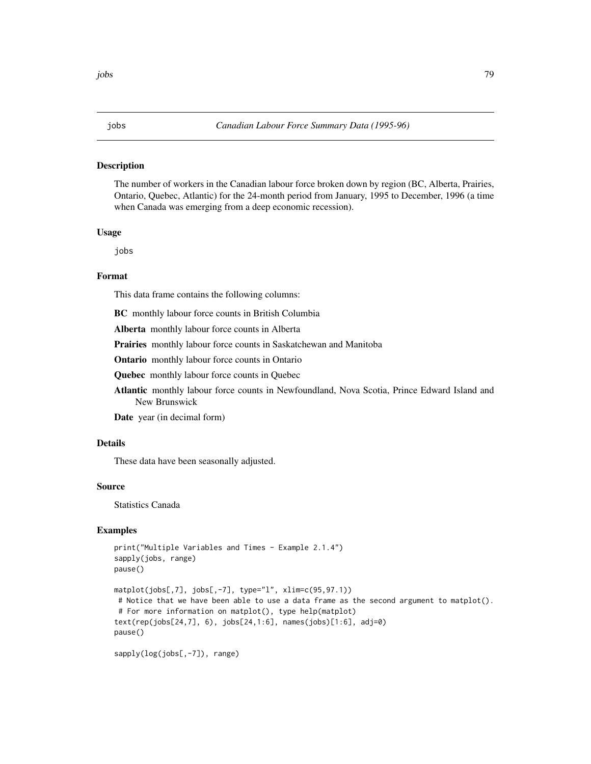# jobs — *Canadian Labour Force Summary Data (1995-96)*

## Description

The number of workers in the Canadian labour force broken down by region (BC, Alberta, Prairies, Ontario, Quebec, Atlantic) for the 24-month period from January, 1995 to December, 1996 (a time when Canada was emerging from a deep economic recession).

## Usage

```
jobs
```

## Format

This data frame contains the following columns:

**BC** monthly labour force counts in British Columbia

**Alberta** monthly labour force counts in Alberta

**Prairies** monthly labour force counts in Saskatchewan and Manitoba

**Ontario** monthly labour force counts in Ontario

**Quebec** monthly labour force counts in Quebec

**Atlantic** monthly labour force counts in Newfoundland, Nova Scotia, Prince Edward Island and New Brunswick

**Date** year (in decimal form)

## Details

These data have been seasonally adjusted.

## Source

Statistics Canada

## Examples

```
print("Multiple Variables and Times - Example 2.1.4")
sapply(jobs, range)
pause()

matplot(jobs[,7], jobs[,-7], type="l", xlim=c(95,97.1))
 # Notice that we have been able to use a data frame as the second argument to matplot().
 # For more information on matplot(), type help(matplot)
text(rep(jobs[24,7], 6), jobs[24,1:6], names(jobs)[1:6], adj=0)
pause()

sapply(log(jobs[,-7]), range)
```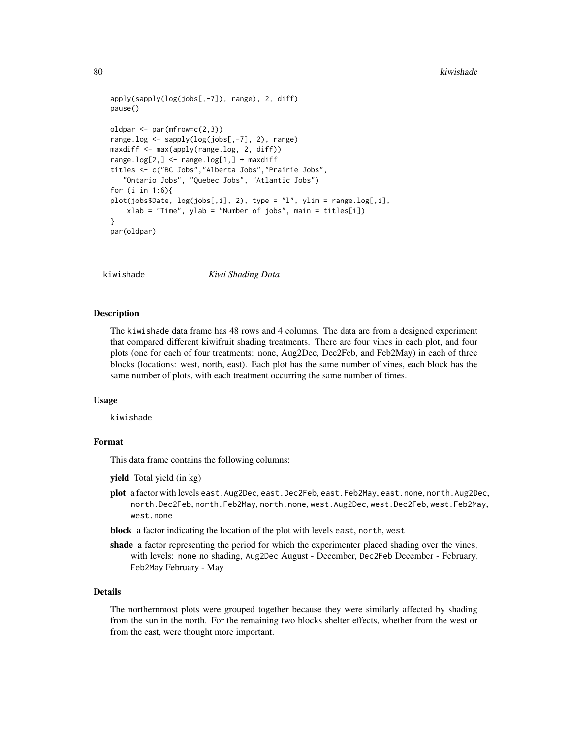```
apply(sapply(log(jobs[,-7]), range), 2, diff)
pause()

oldpar <- par(mfrow=c(2,3))
range.log <- sapply(log(jobs[,-7], 2), range)
maxdiff <- max(apply(range.log, 2, diff))
range.log[2,] <- range.log[1,] + maxdiff
titles <- c("BC Jobs","Alberta Jobs","Prairie Jobs",
   "Ontario Jobs", "Quebec Jobs", "Atlantic Jobs")
for (i in 1:6){
plot(jobs$Date, log(jobs[,i], 2), type = "l", ylim = range.log[,i],
    xlab = "Time", ylab = "Number of jobs", main = titles[i])
}
par(oldpar)
```

---

## kiwishade — *Kiwi Shading Data*

---

### Description

The kiwishade data frame has 48 rows and 4 columns. The data are from a designed experiment that compared different kiwifruit shading treatments. There are four vines in each plot, and four plots (one for each of four treatments: none, Aug2Dec, Dec2Feb, and Feb2May) in each of three blocks (locations: west, north, east). Each plot has the same number of vines, each block has the same number of plots, with each treatment occurring the same number of times.

### Usage

kiwishade

### Format

This data frame contains the following columns:

**yield** Total yield (in kg)

**plot** a factor with levels east.Aug2Dec, east.Dec2Feb, east.Feb2May, east.none, north.Aug2Dec, north.Dec2Feb, north.Feb2May, north.none, west.Aug2Dec, west.Dec2Feb, west.Feb2May, west.none

**block** a factor indicating the location of the plot with levels east, north, west

**shade** a factor representing the period for which the experimenter placed shading over the vines; with levels: none no shading, Aug2Dec August - December, Dec2Feb December - February, Feb2May February - May

### Details

The northernmost plots were grouped together because they were similarly affected by shading from the sun in the north. For the remaining two blocks shelter effects, whether from the west or from the east, were thought more important.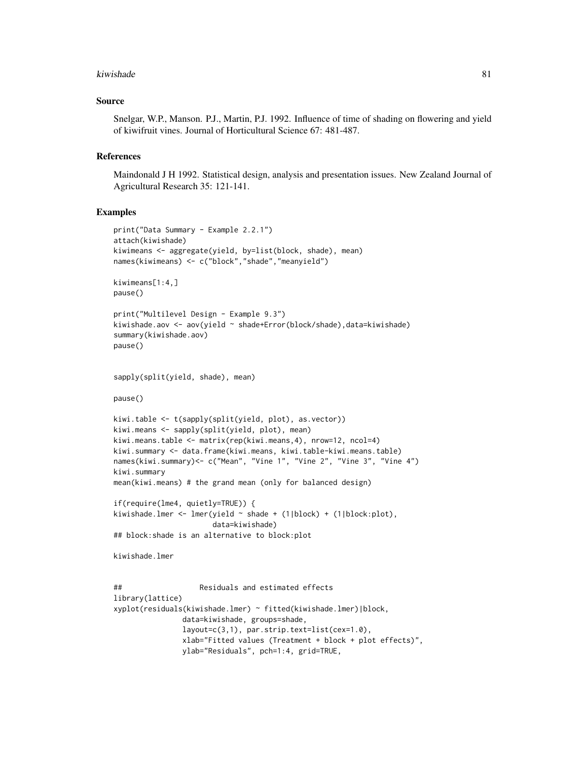## Source

Snelgar, W.P., Manson. P.J., Martin, P.J. 1992. Influence of time of shading on flowering and yield of kiwifruit vines. Journal of Horticultural Science 67: 481-487.

## References

Maindonald J H 1992. Statistical design, analysis and presentation issues. New Zealand Journal of Agricultural Research 35: 121-141.

## Examples

```
print("Data Summary - Example 2.2.1")
attach(kiwishade)
kiwimeans <- aggregate(yield, by=list(block, shade), mean)
names(kiwimeans) <- c("block","shade","meanyield")

kiwimeans[1:4,]
pause()

print("Multilevel Design - Example 9.3")
kiwishade.aov <- aov(yield ~ shade+Error(block/shade),data=kiwishade)
summary(kiwishade.aov)
pause()


sapply(split(yield, shade), mean)

pause()

kiwi.table <- t(sapply(split(yield, plot), as.vector))
kiwi.means <- sapply(split(yield, plot), mean)
kiwi.means.table <- matrix(rep(kiwi.means,4), nrow=12, ncol=4)
kiwi.summary <- data.frame(kiwi.means, kiwi.table-kiwi.means.table)
names(kiwi.summary)<- c("Mean", "Vine 1", "Vine 2", "Vine 3", "Vine 4")
kiwi.summary
mean(kiwi.means) # the grand mean (only for balanced design)

if(require(lme4, quietly=TRUE)) {
kiwishade.lmer <- lmer(yield ~ shade + (1|block) + (1|block:plot),
                       data=kiwishade)
## block:shade is an alternative to block:plot

kiwishade.lmer


##                  Residuals and estimated effects
library(lattice)
xyplot(residuals(kiwishade.lmer) ~ fitted(kiwishade.lmer)|block,
               data=kiwishade, groups=shade,
               layout=c(3,1), par.strip.text=list(cex=1.0),
               xlab="Fitted values (Treatment + block + plot effects)",
               ylab="Residuals", pch=1:4, grid=TRUE,
```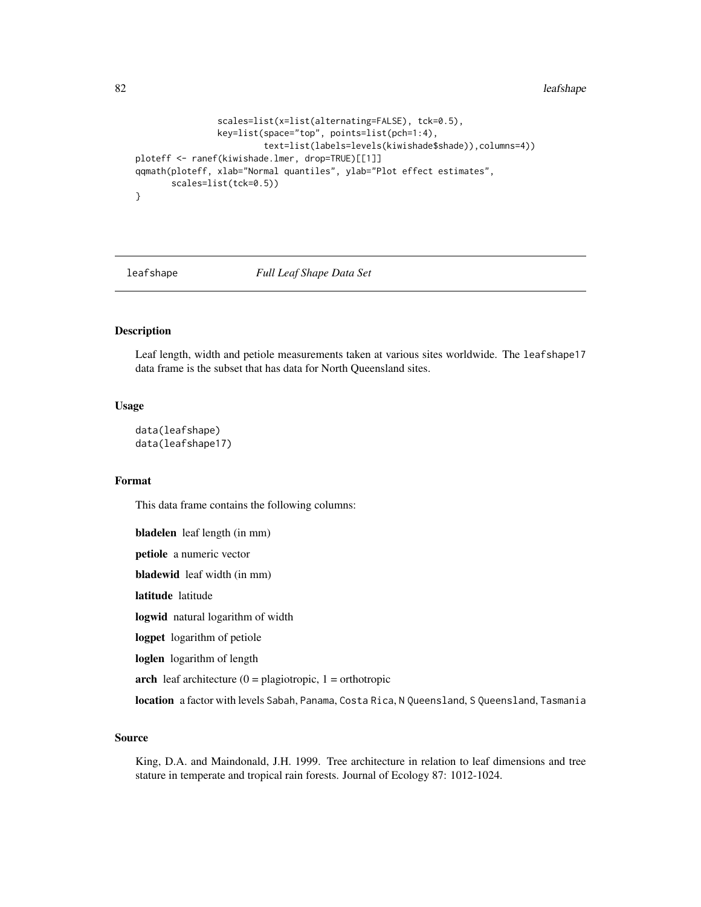```
               scales=list(x=list(alternating=FALSE), tck=0.5),
               key=list(space="top", points=list(pch=1:4),
                        text=list(labels=levels(kiwishade$shade)),columns=4))
ploteff <- ranef(kiwishade.lmer, drop=TRUE)[[1]]
qqmath(ploteff, xlab="Normal quantiles", ylab="Plot effect estimates",
       scales=list(tck=0.5))
}
```

---

leafshape *Full Leaf Shape Data Set*

---

## Description

Leaf length, width and petiole measurements taken at various sites worldwide. The `leafshape17` data frame is the subset that has data for North Queensland sites.

## Usage

```
data(leafshape)
data(leafshape17)
```

## Format

This data frame contains the following columns:

**bladelen** leaf length (in mm)

**petiole** a numeric vector

**bladewid** leaf width (in mm)

**latitude** latitude

**logwid** natural logarithm of width

**logpet** logarithm of petiole

**loglen** logarithm of length

**arch** leaf architecture (0 = plagiotropic, 1 = orthotropic

**location** a factor with levels `Sabah`, `Panama`, `Costa Rica`, `N Queensland`, `S Queensland`, `Tasmania`

## Source

King, D.A. and Maindonald, J.H. 1999. Tree architecture in relation to leaf dimensions and tree stature in temperate and tropical rain forests. Journal of Ecology 87: 1012-1024.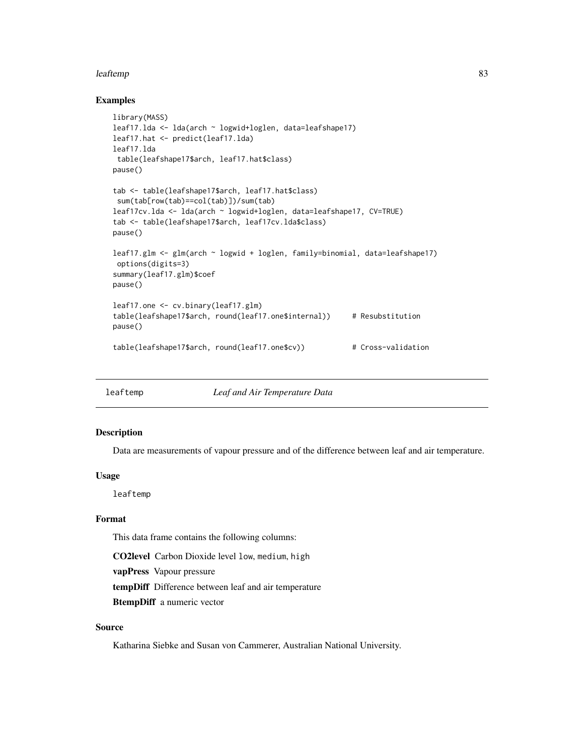## Examples

```
library(MASS)
leaf17.lda <- lda(arch ~ logwid+loglen, data=leafshape17)
leaf17.hat <- predict(leaf17.lda)
leaf17.lda
 table(leafshape17$arch, leaf17.hat$class)
pause()

tab <- table(leafshape17$arch, leaf17.hat$class)
 sum(tab[row(tab)==col(tab)])/sum(tab)
leaf17cv.lda <- lda(arch ~ logwid+loglen, data=leafshape17, CV=TRUE)
tab <- table(leafshape17$arch, leaf17cv.lda$class)
pause()

leaf17.glm <- glm(arch ~ logwid + loglen, family=binomial, data=leafshape17)
 options(digits=3)
summary(leaf17.glm)$coef
pause()

leaf17.one <- cv.binary(leaf17.glm)
table(leafshape17$arch, round(leaf17.one$internal))     # Resubstitution
pause()

table(leafshape17$arch, round(leaf17.one$cv))           # Cross-validation
```

---

# leaftemp — *Leaf and Air Temperature Data*

## Description

Data are measurements of vapour pressure and of the difference between leaf and air temperature.

## Usage

```
leaftemp
```

## Format

This data frame contains the following columns:

**CO2level** Carbon Dioxide level `low`, `medium`, `high`

**vapPress** Vapour pressure

**tempDiff** Difference between leaf and air temperature

**BtempDiff** a numeric vector

## Source

Katharina Siebke and Susan von Cammerer, Australian National University.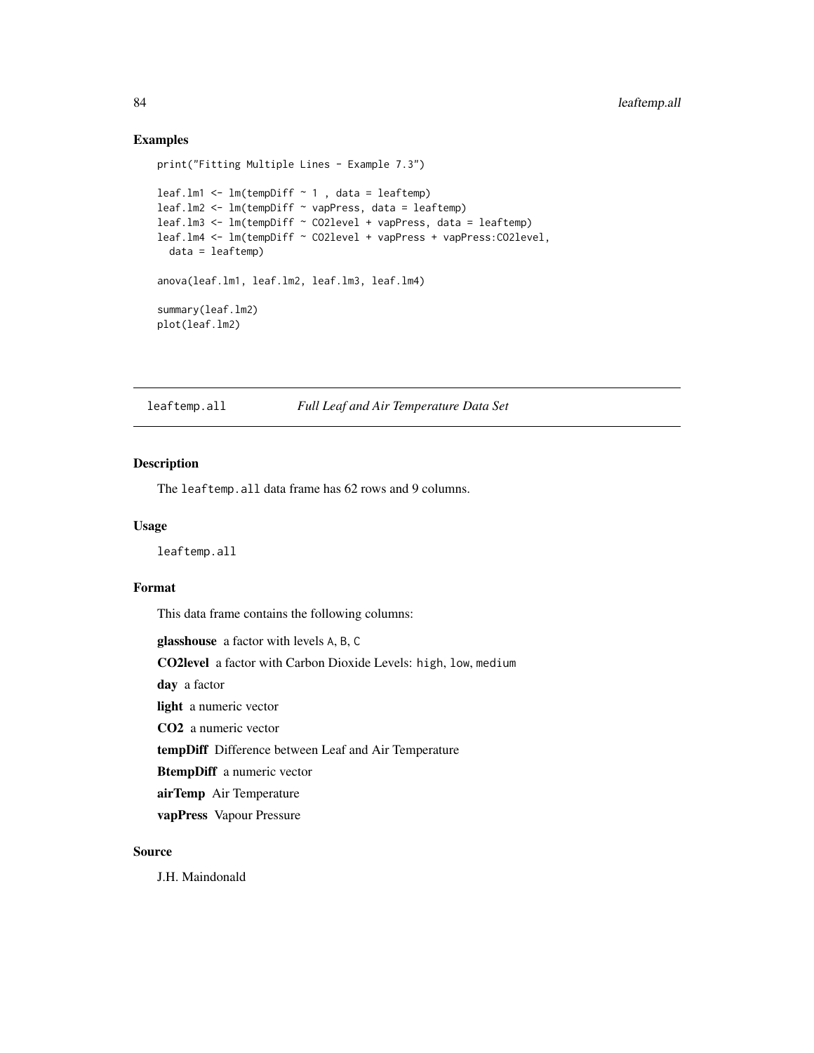## Examples

```
print("Fitting Multiple Lines - Example 7.3")

leaf.lm1 <- lm(tempDiff ~ 1 , data = leaftemp)
leaf.lm2 <- lm(tempDiff ~ vapPress, data = leaftemp)
leaf.lm3 <- lm(tempDiff ~ CO2level + vapPress, data = leaftemp)
leaf.lm4 <- lm(tempDiff ~ CO2level + vapPress + vapPress:CO2level,
  data = leaftemp)

anova(leaf.lm1, leaf.lm2, leaf.lm3, leaf.lm4)

summary(leaf.lm2)
plot(leaf.lm2)
```

---

`leaftemp.all` *Full Leaf and Air Temperature Data Set*

---

## Description

The `leaftemp.all` data frame has 62 rows and 9 columns.

## Usage

```
leaftemp.all
```

## Format

This data frame contains the following columns:

**glasshouse** a factor with levels `A`, `B`, `C`

**CO2level** a factor with Carbon Dioxide Levels: `high`, `low`, `medium`

**day** a factor

**light** a numeric vector

**CO2** a numeric vector

**tempDiff** Difference between Leaf and Air Temperature

**BtempDiff** a numeric vector

**airTemp** Air Temperature

**vapPress** Vapour Pressure

## Source

J.H. Maindonald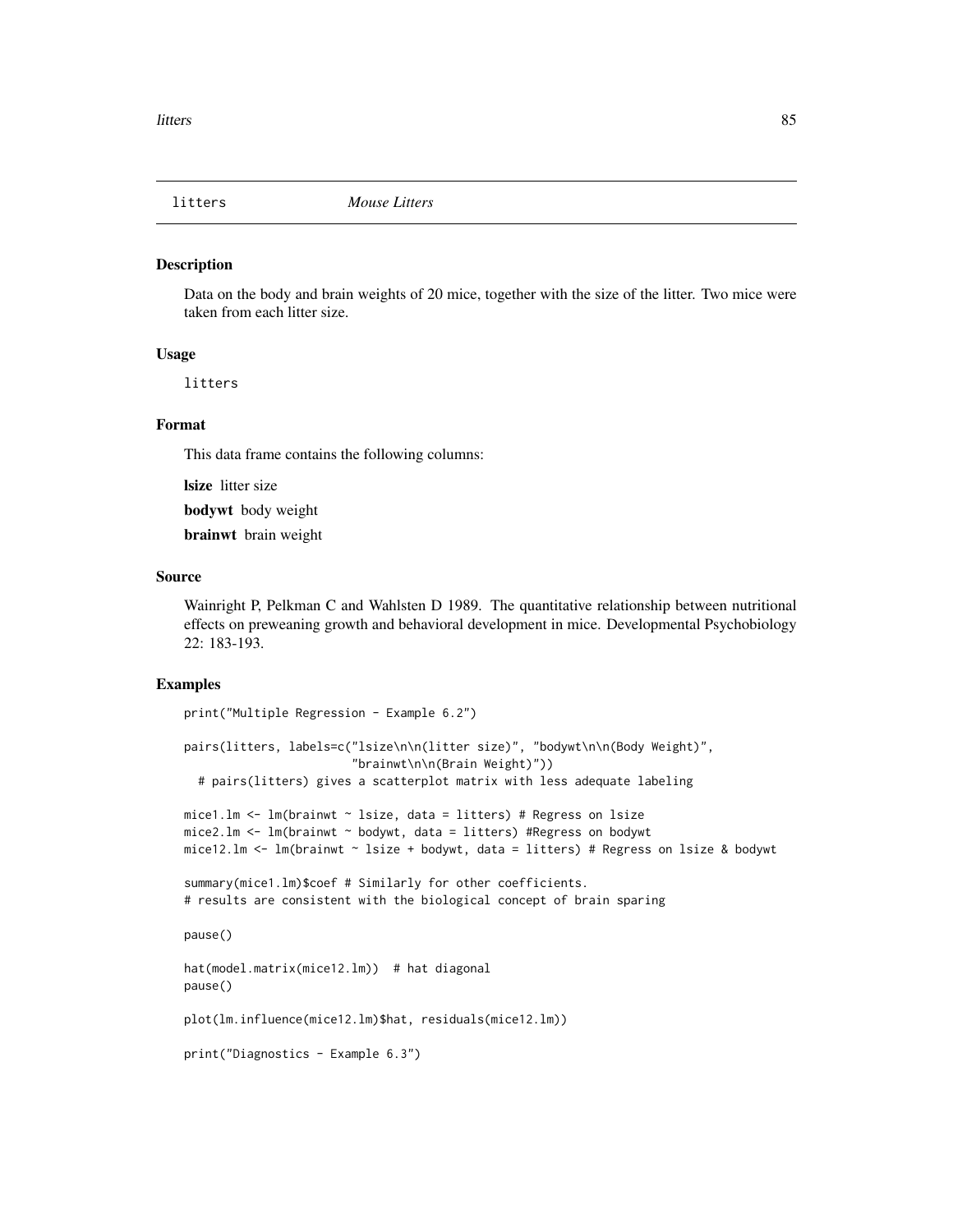## litters *Mouse Litters*

### Description

Data on the body and brain weights of 20 mice, together with the size of the litter. Two mice were taken from each litter size.

### Usage

```
litters
```

### Format

This data frame contains the following columns:

**lsize** litter size

**bodywt** body weight

**brainwt** brain weight

### Source

Wainright P, Pelkman C and Wahlsten D 1989. The quantitative relationship between nutritional effects on preweaning growth and behavioral development in mice. Developmental Psychobiology 22: 183-193.

### Examples

```
print("Multiple Regression - Example 6.2")

pairs(litters, labels=c("lsize\n\n(litter size)", "bodywt\n\n(Body Weight)",
                        "brainwt\n\n(Brain Weight)"))
  # pairs(litters) gives a scatterplot matrix with less adequate labeling

mice1.lm <- lm(brainwt ~ lsize, data = litters) # Regress on lsize
mice2.lm <- lm(brainwt ~ bodywt, data = litters) #Regress on bodywt
mice12.lm <- lm(brainwt ~ lsize + bodywt, data = litters) # Regress on lsize & bodywt

summary(mice1.lm)$coef # Similarly for other coefficients.
# results are consistent with the biological concept of brain sparing

pause()

hat(model.matrix(mice12.lm))  # hat diagonal
pause()

plot(lm.influence(mice12.lm)$hat, residuals(mice12.lm))

print("Diagnostics - Example 6.3")
```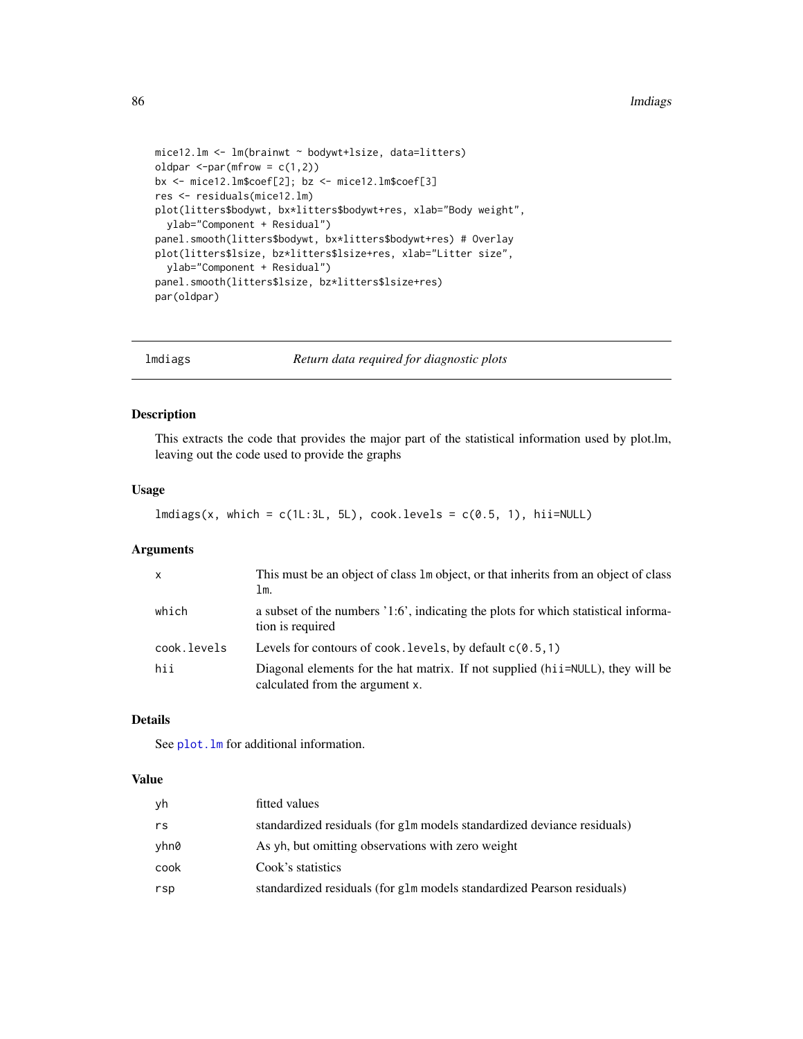```
mice12.lm <- lm(brainwt ~ bodywt+lsize, data=litters)
oldpar <-par(mfrow = c(1,2))
bx <- mice12.lm$coef[2]; bz <- mice12.lm$coef[3]
res <- residuals(mice12.lm)
plot(litters$bodywt, bx*litters$bodywt+res, xlab="Body weight",
  ylab="Component + Residual")
panel.smooth(litters$bodywt, bx*litters$bodywt+res) # Overlay
plot(litters$lsize, bz*litters$lsize+res, xlab="Litter size",
  ylab="Component + Residual")
panel.smooth(litters$lsize, bz*litters$lsize+res)
par(oldpar)
```

---

## lmdiags — *Return data required for diagnostic plots*

### Description

This extracts the code that provides the major part of the statistical information used by plot.lm, leaving out the code used to provide the graphs

### Usage

```
lmdiags(x, which = c(1L:3L, 5L), cook.levels = c(0.5, 1), hii=NULL)
```

### Arguments

| | |
|---|---|
| `x` | This must be an object of class `lm` object, or that inherits from an object of class `lm`. |
| `which` | a subset of the numbers '1:6', indicating the plots for which statistical information is required |
| `cook.levels` | Levels for contours of `cook.levels`, by default `c(0.5,1)` |
| `hii` | Diagonal elements for the hat matrix. If not supplied (`hii=NULL`), they will be calculated from the argument `x`. |

### Details

See `plot.lm` for additional information.

### Value

| | |
|---|---|
| `yh` | fitted values |
| `rs` | standardized residuals (for `glm` models standardized deviance residuals) |
| `yhn0` | As yh, but omitting observations with zero weight |
| `cook` | Cook's statistics |
| `rsp` | standardized residuals (for `glm` models standardized Pearson residuals) |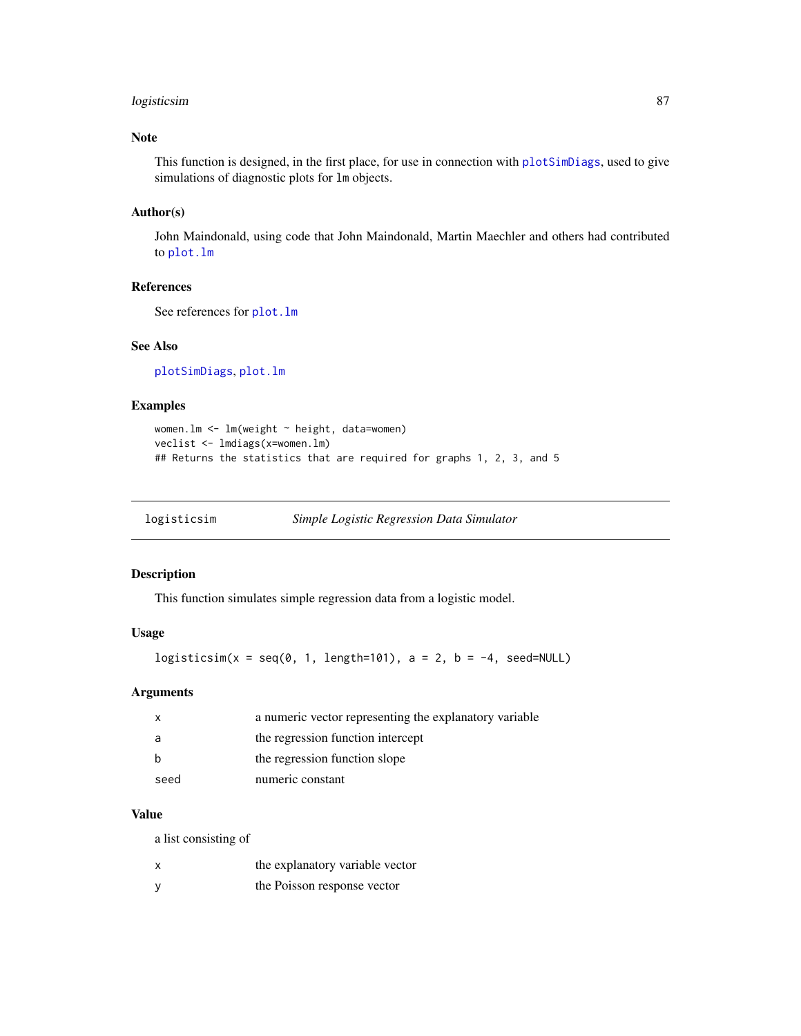### Note

This function is designed, in the first place, for use in connection with `plotSimDiags`, used to give simulations of diagnostic plots for `lm` objects.

### Author(s)

John Maindonald, using code that John Maindonald, Martin Maechler and others had contributed to `plot.lm`

### References

See references for `plot.lm`

### See Also

`plotSimDiags`, `plot.lm`

### Examples

```
women.lm <- lm(weight ~ height, data=women)
veclist <- lmdiags(x=women.lm)
## Returns the statistics that are required for graphs 1, 2, 3, and 5
```

---

## logisticsim — *Simple Logistic Regression Data Simulator*

---

### Description

This function simulates simple regression data from a logistic model.

### Usage

```
logisticsim(x = seq(0, 1, length=101), a = 2, b = -4, seed=NULL)
```

### Arguments

| | |
|---|---|
| `x` | a numeric vector representing the explanatory variable |
| `a` | the regression function intercept |
| `b` | the regression function slope |
| `seed` | numeric constant |

### Value

a list consisting of

| | |
|---|---|
| `x` | the explanatory variable vector |
| `y` | the Poisson response vector |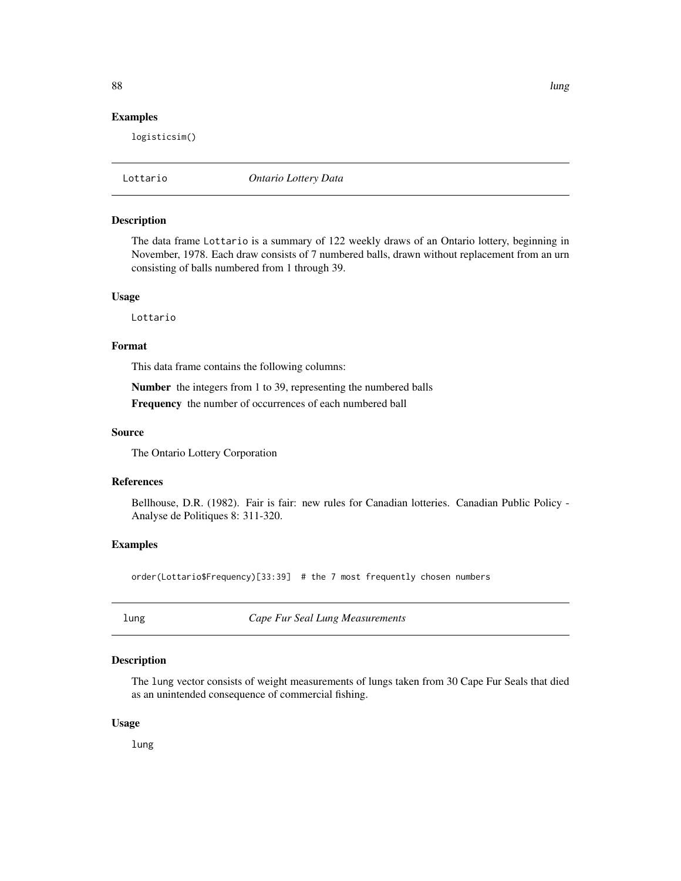### Examples

```
logisticsim()
```

---

## Lottario *Ontario Lottery Data*

### Description

The data frame Lottario is a summary of 122 weekly draws of an Ontario lottery, beginning in November, 1978. Each draw consists of 7 numbered balls, drawn without replacement from an urn consisting of balls numbered from 1 through 39.

### Usage

```
Lottario
```

### Format

This data frame contains the following columns:

**Number** the integers from 1 to 39, representing the numbered balls

**Frequency** the number of occurrences of each numbered ball

### Source

The Ontario Lottery Corporation

### References

Bellhouse, D.R. (1982). Fair is fair: new rules for Canadian lotteries. Canadian Public Policy - Analyse de Politiques 8: 311-320.

### Examples

```
order(Lottario$Frequency)[33:39]  # the 7 most frequently chosen numbers
```

---

## lung *Cape Fur Seal Lung Measurements*

### Description

The lung vector consists of weight measurements of lungs taken from 30 Cape Fur Seals that died as an unintended consequence of commercial fishing.

### Usage

```
lung
```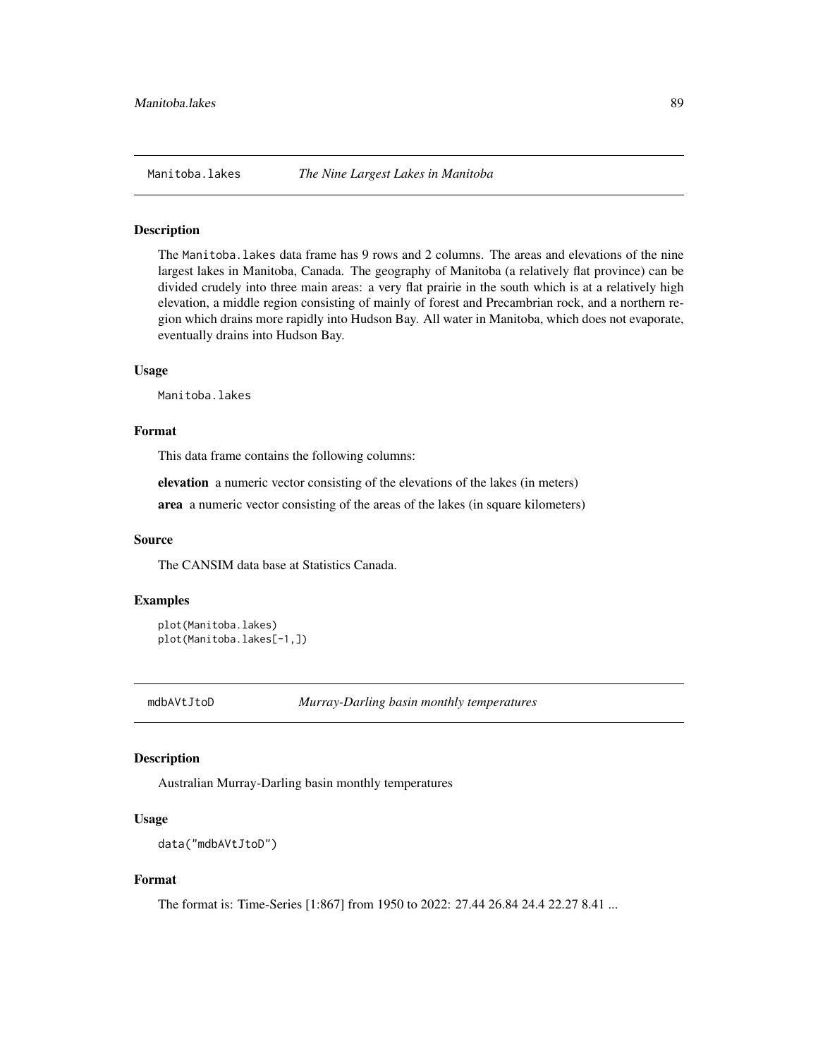## Manitoba.lakes — *The Nine Largest Lakes in Manitoba*

### Description

The Manitoba.lakes data frame has 9 rows and 2 columns. The areas and elevations of the nine largest lakes in Manitoba, Canada. The geography of Manitoba (a relatively flat province) can be divided crudely into three main areas: a very flat prairie in the south which is at a relatively high elevation, a middle region consisting of mainly of forest and Precambrian rock, and a northern region which drains more rapidly into Hudson Bay. All water in Manitoba, which does not evaporate, eventually drains into Hudson Bay.

### Usage

```
Manitoba.lakes
```

### Format

This data frame contains the following columns:

**elevation** a numeric vector consisting of the elevations of the lakes (in meters)

**area** a numeric vector consisting of the areas of the lakes (in square kilometers)

### Source

The CANSIM data base at Statistics Canada.

### Examples

```
plot(Manitoba.lakes)
plot(Manitoba.lakes[-1,])
```

## mdbAVtJtoD — *Murray-Darling basin monthly temperatures*

### Description

Australian Murray-Darling basin monthly temperatures

### Usage

```
data("mdbAVtJtoD")
```

### Format

The format is: Time-Series [1:867] from 1950 to 2022: 27.44 26.84 24.4 22.27 8.41 ...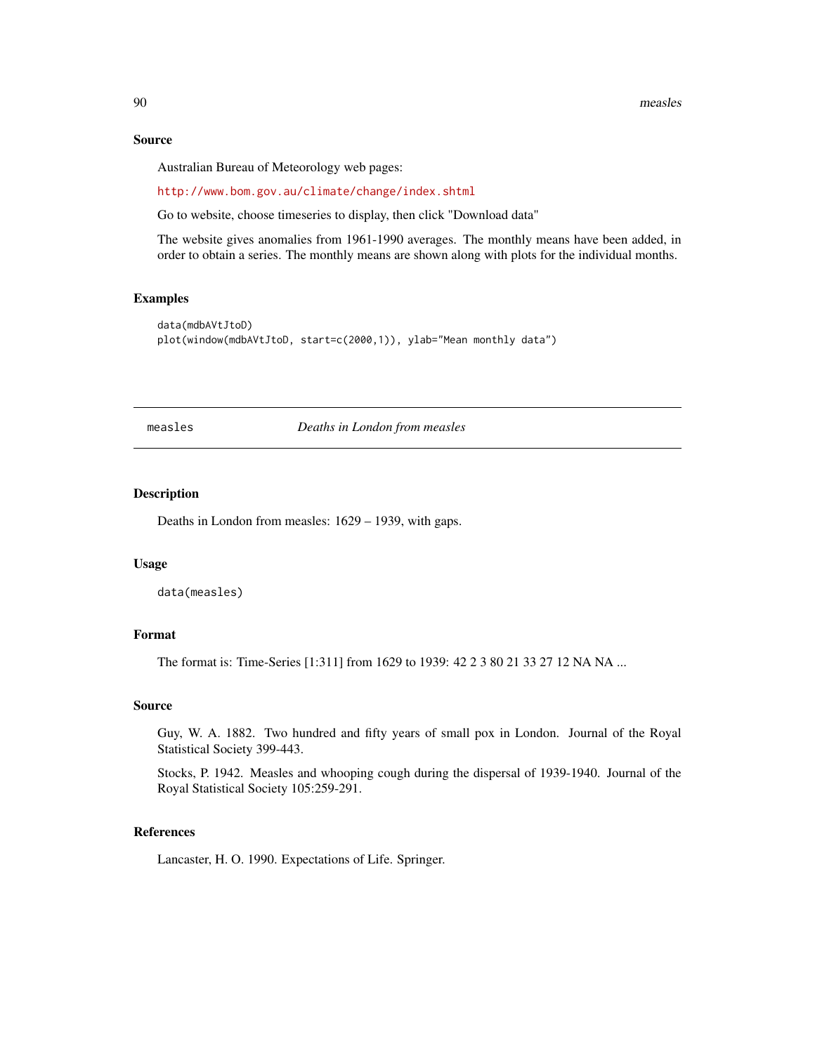### Source

Australian Bureau of Meteorology web pages:

http://www.bom.gov.au/climate/change/index.shtml

Go to website, choose timeseries to display, then click "Download data"

The website gives anomalies from 1961-1990 averages. The monthly means have been added, in order to obtain a series. The monthly means are shown along with plots for the individual months.

### Examples

```
data(mdbAVtJtoD)
plot(window(mdbAVtJtoD, start=c(2000,1)), ylab="Mean monthly data")
```

---

## measles — *Deaths in London from measles*

---

### Description

Deaths in London from measles: 1629 – 1939, with gaps.

### Usage

```
data(measles)
```

### Format

The format is: Time-Series [1:311] from 1629 to 1939: 42 2 3 80 21 33 27 12 NA NA ...

### Source

Guy, W. A. 1882. Two hundred and fifty years of small pox in London. Journal of the Royal Statistical Society 399-443.

Stocks, P. 1942. Measles and whooping cough during the dispersal of 1939-1940. Journal of the Royal Statistical Society 105:259-291.

### References

Lancaster, H. O. 1990. Expectations of Life. Springer.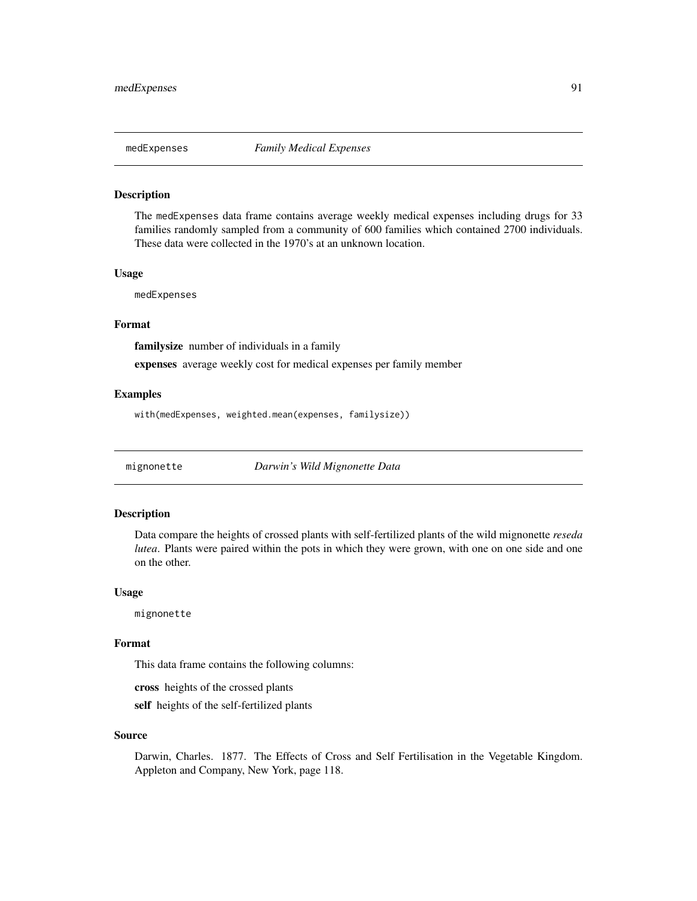## medExpenses — *Family Medical Expenses*

### Description

The medExpenses data frame contains average weekly medical expenses including drugs for 33 families randomly sampled from a community of 600 families which contained 2700 individuals. These data were collected in the 1970's at an unknown location.

### Usage

```
medExpenses
```

### Format

**familysize** number of individuals in a family

**expenses** average weekly cost for medical expenses per family member

### Examples

```
with(medExpenses, weighted.mean(expenses, familysize))
```

## mignonette — *Darwin's Wild Mignonette Data*

### Description

Data compare the heights of crossed plants with self-fertilized plants of the wild mignonette *reseda lutea*. Plants were paired within the pots in which they were grown, with one on one side and one on the other.

### Usage

```
mignonette
```

### Format

This data frame contains the following columns:

**cross** heights of the crossed plants

**self** heights of the self-fertilized plants

### Source

Darwin, Charles. 1877. The Effects of Cross and Self Fertilisation in the Vegetable Kingdom. Appleton and Company, New York, page 118.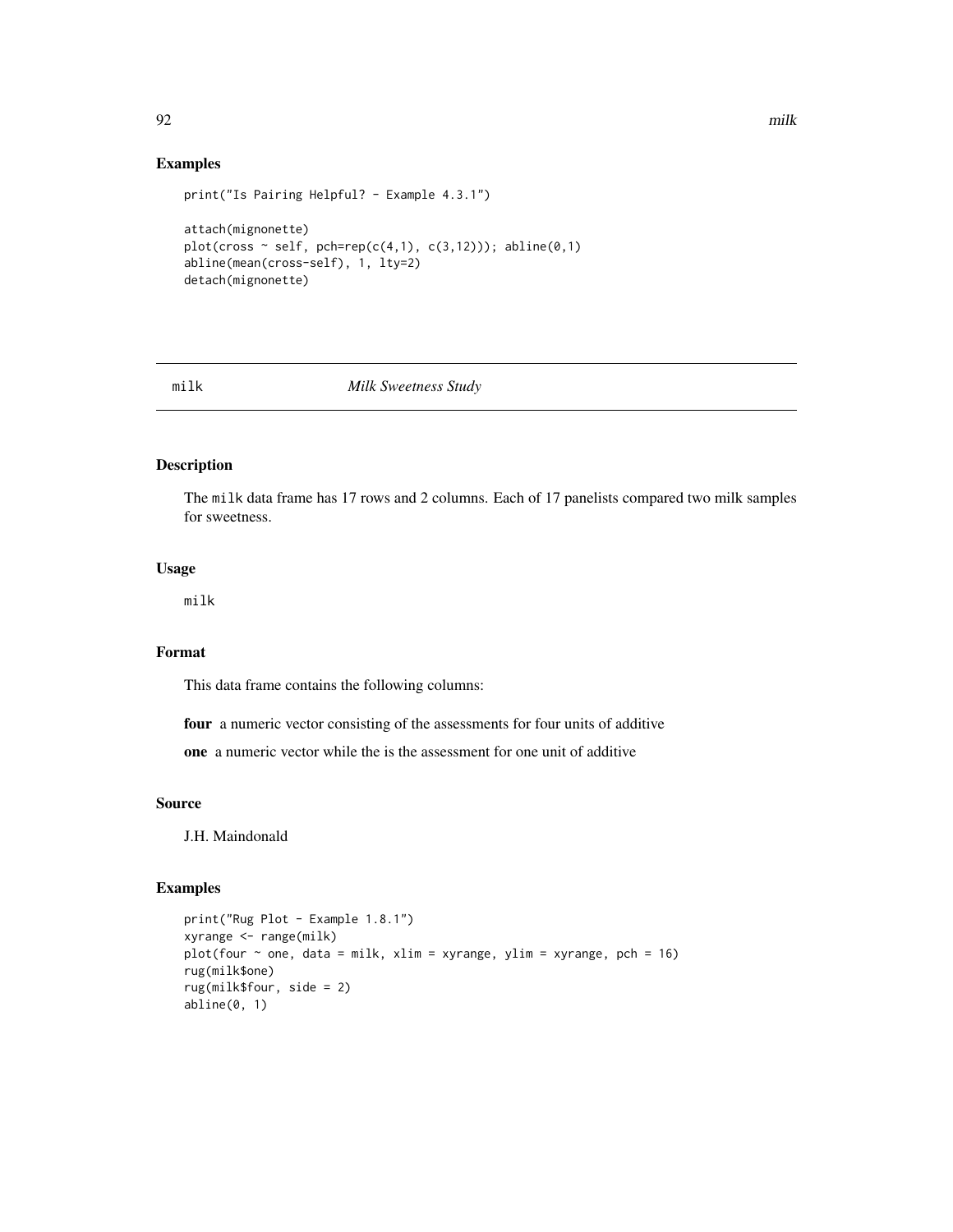## Examples

```
print("Is Pairing Helpful? - Example 4.3.1")

attach(mignonette)
plot(cross ~ self, pch=rep(c(4,1), c(3,12))); abline(0,1)
abline(mean(cross-self), 1, lty=2)
detach(mignonette)
```

---

# milk *Milk Sweetness Study*

## Description

The milk data frame has 17 rows and 2 columns. Each of 17 panelists compared two milk samples for sweetness.

## Usage

```
milk
```

## Format

This data frame contains the following columns:

**four** a numeric vector consisting of the assessments for four units of additive

**one** a numeric vector while the is the assessment for one unit of additive

## Source

J.H. Maindonald

## Examples

```
print("Rug Plot - Example 1.8.1")
xyrange <- range(milk)
plot(four ~ one, data = milk, xlim = xyrange, ylim = xyrange, pch = 16)
rug(milk$one)
rug(milk$four, side = 2)
abline(0, 1)
```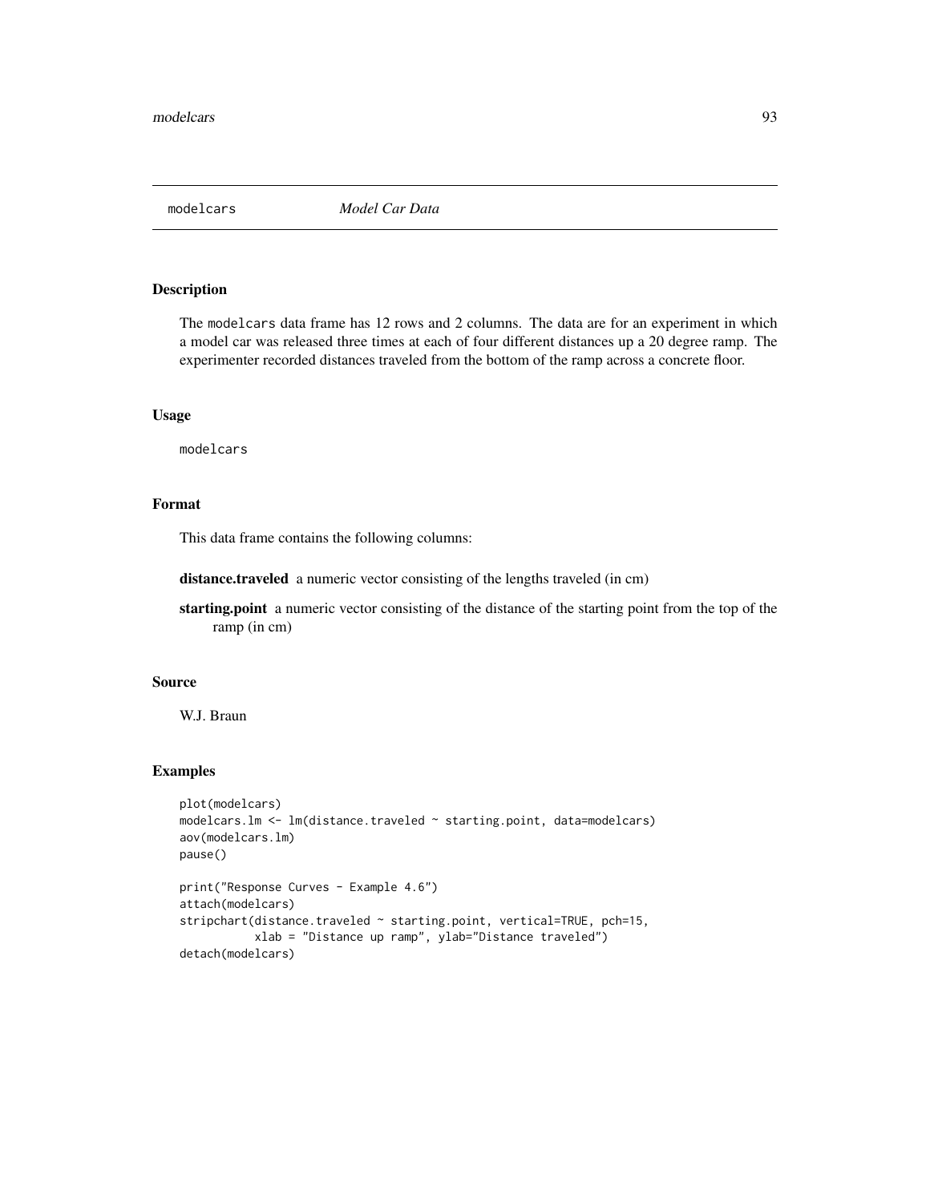## modelcars — *Model Car Data*

### Description

The `modelcars` data frame has 12 rows and 2 columns. The data are for an experiment in which a model car was released three times at each of four different distances up a 20 degree ramp. The experimenter recorded distances traveled from the bottom of the ramp across a concrete floor.

### Usage

```
modelcars
```

### Format

This data frame contains the following columns:

**distance.traveled** a numeric vector consisting of the lengths traveled (in cm)

**starting.point** a numeric vector consisting of the distance of the starting point from the top of the ramp (in cm)

### Source

W.J. Braun

### Examples

```
plot(modelcars)
modelcars.lm <- lm(distance.traveled ~ starting.point, data=modelcars)
aov(modelcars.lm)
pause()

print("Response Curves - Example 4.6")
attach(modelcars)
stripchart(distance.traveled ~ starting.point, vertical=TRUE, pch=15,
           xlab = "Distance up ramp", ylab="Distance traveled")
detach(modelcars)
```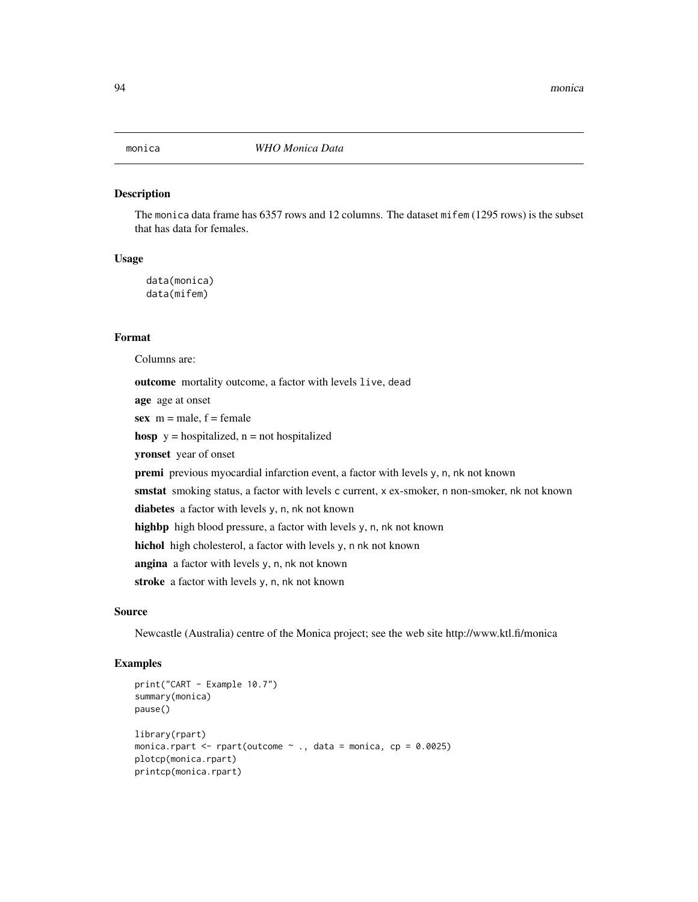monica *WHO Monica Data*

## Description

The monica data frame has 6357 rows and 12 columns. The dataset mifem (1295 rows) is the subset that has data for females.

## Usage

```
data(monica)
data(mifem)
```

## Format

Columns are:

**outcome** mortality outcome, a factor with levels live, dead

**age** age at onset

**sex** m = male, f = female

**hosp** y = hospitalized, n = not hospitalized

**yronset** year of onset

**premi** previous myocardial infarction event, a factor with levels y, n, nk not known

**smstat** smoking status, a factor with levels c current, x ex-smoker, n non-smoker, nk not known

**diabetes** a factor with levels y, n, nk not known

**highbp** high blood pressure, a factor with levels y, n, nk not known

**hichol** high cholesterol, a factor with levels y, n nk not known

**angina** a factor with levels y, n, nk not known

**stroke** a factor with levels y, n, nk not known

## Source

Newcastle (Australia) centre of the Monica project; see the web site http://www.ktl.fi/monica

## Examples

```
print("CART - Example 10.7")
summary(monica)
pause()

library(rpart)
monica.rpart <- rpart(outcome ~ ., data = monica, cp = 0.0025)
plotcp(monica.rpart)
printcp(monica.rpart)
```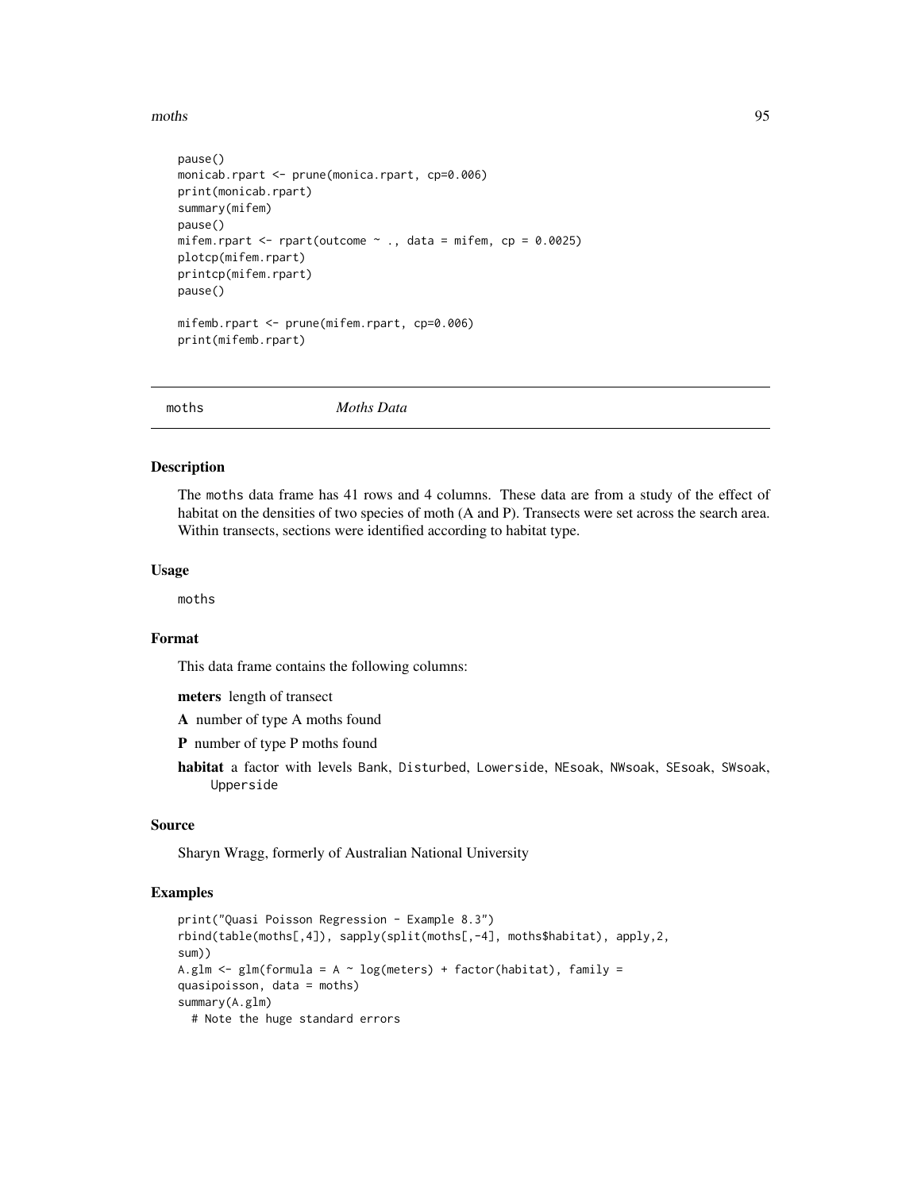```
pause()
monicab.rpart <- prune(monica.rpart, cp=0.006)
print(monicab.rpart)
summary(mifem)
pause()
mifem.rpart <- rpart(outcome ~ ., data = mifem, cp = 0.0025)
plotcp(mifem.rpart)
printcp(mifem.rpart)
pause()

mifemb.rpart <- prune(mifem.rpart, cp=0.006)
print(mifemb.rpart)
```

---

## moths *Moths Data*

---

### Description

The moths data frame has 41 rows and 4 columns. These data are from a study of the effect of habitat on the densities of two species of moth (A and P). Transects were set across the search area. Within transects, sections were identified according to habitat type.

### Usage

moths

### Format

This data frame contains the following columns:

**meters** length of transect

**A** number of type A moths found

**P** number of type P moths found

**habitat** a factor with levels Bank, Disturbed, Lowerside, NEsoak, NWsoak, SEsoak, SWsoak, Upperside

### Source

Sharyn Wragg, formerly of Australian National University

### Examples

```
print("Quasi Poisson Regression - Example 8.3")
rbind(table(moths[,4]), sapply(split(moths[,-4], moths$habitat), apply,2,
sum))
A.glm <- glm(formula = A ~ log(meters) + factor(habitat), family =
quasipoisson, data = moths)
summary(A.glm)
  # Note the huge standard errors
```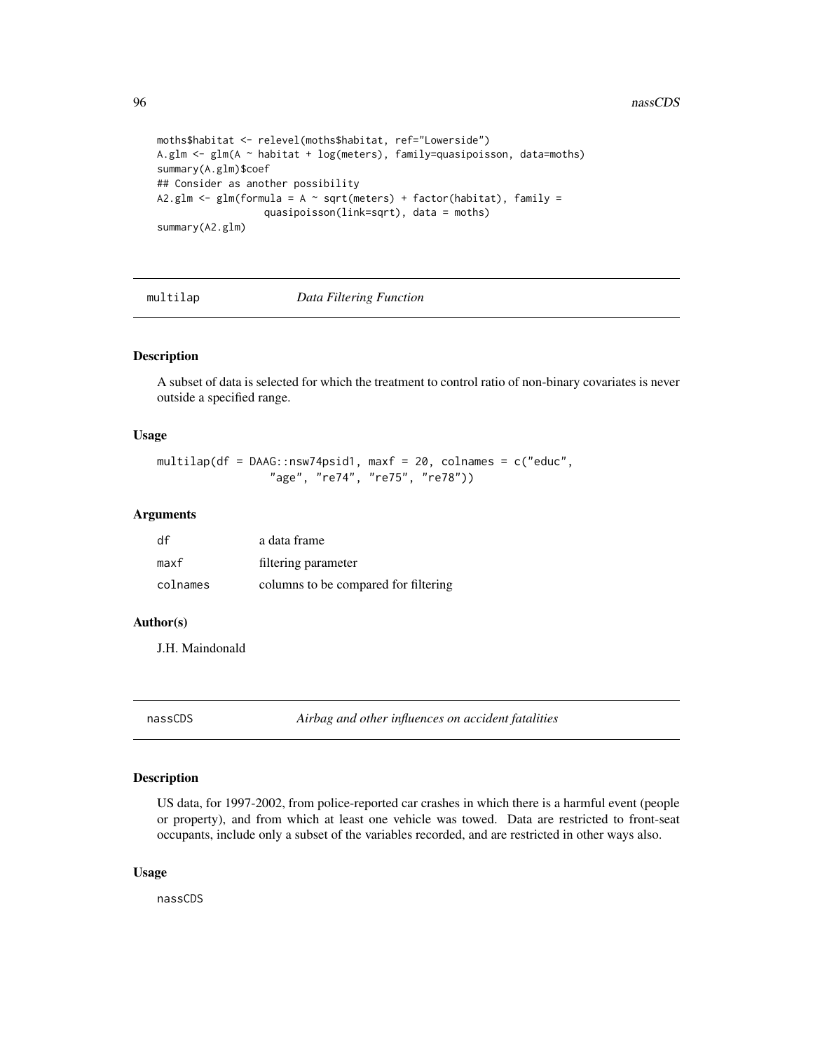```
moths$habitat <- relevel(moths$habitat, ref="Lowerside")
A.glm <- glm(A ~ habitat + log(meters), family=quasipoisson, data=moths)
summary(A.glm)$coef
## Consider as another possibility
A2.glm <- glm(formula = A ~ sqrt(meters) + factor(habitat), family =
                quasipoisson(link=sqrt), data = moths)
summary(A2.glm)
```

## multilap — *Data Filtering Function*

### Description

A subset of data is selected for which the treatment to control ratio of non-binary covariates is never outside a specified range.

### Usage

```
multilap(df = DAAG::nsw74psid1, maxf = 20, colnames = c("educ",
                "age", "re74", "re75", "re78"))
```

### Arguments

| | |
|---|---|
| df | a data frame |
| maxf | filtering parameter |
| colnames | columns to be compared for filtering |

### Author(s)

J.H. Maindonald

## nassCDS — *Airbag and other influences on accident fatalities*

### Description

US data, for 1997-2002, from police-reported car crashes in which there is a harmful event (people or property), and from which at least one vehicle was towed. Data are restricted to front-seat occupants, include only a subset of the variables recorded, and are restricted in other ways also.

### Usage

```
nassCDS
```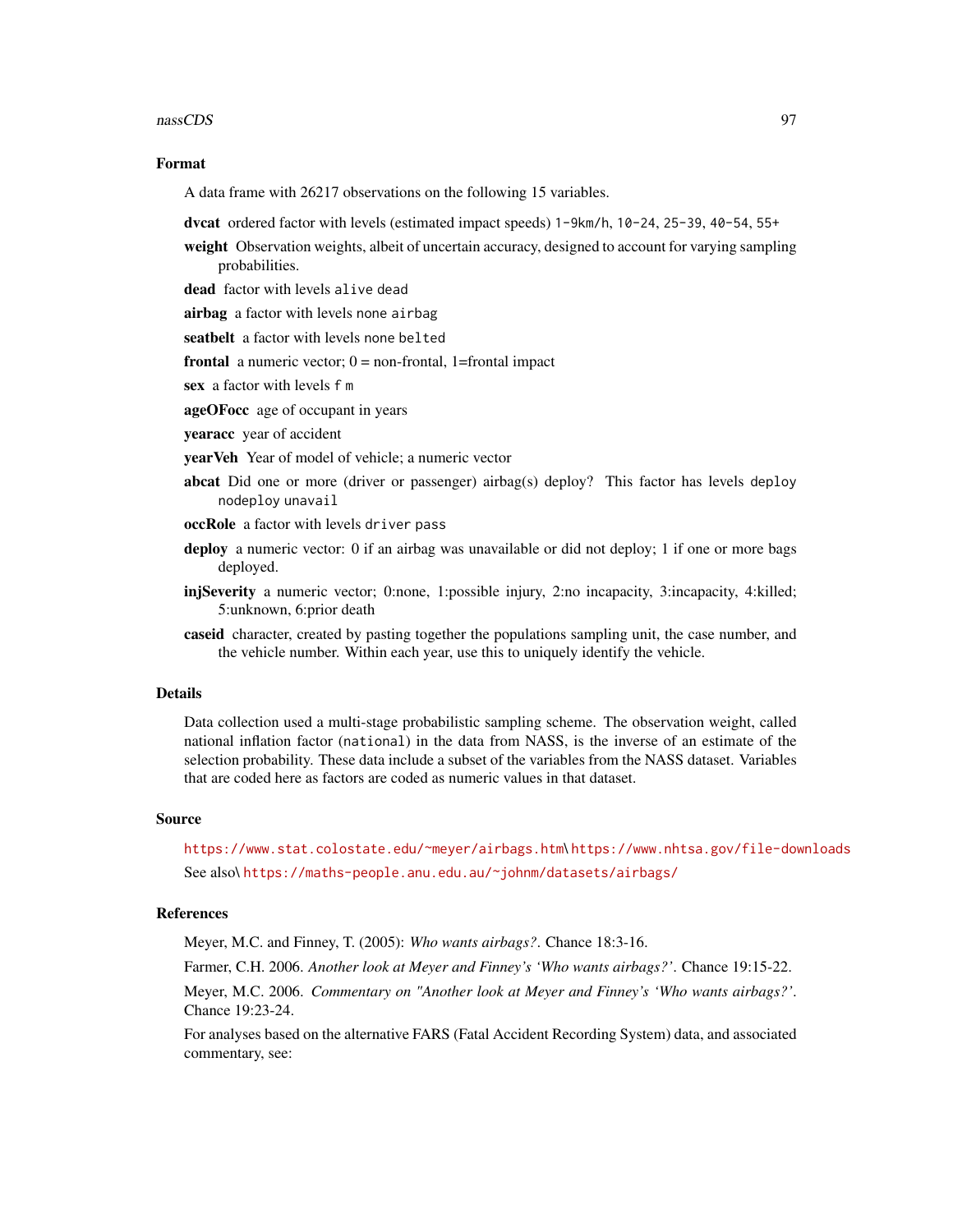## Format

A data frame with 26217 observations on the following 15 variables.

**dvcat** ordered factor with levels (estimated impact speeds) `1-9km/h`, `10-24`, `25-39`, `40-54`, `55+`

**weight** Observation weights, albeit of uncertain accuracy, designed to account for varying sampling probabilities.

**dead** factor with levels `alive` `dead`

**airbag** a factor with levels `none` `airbag`

**seatbelt** a factor with levels `none` `belted`

**frontal** a numeric vector; 0 = non-frontal, 1=frontal impact

**sex** a factor with levels `f` `m`

**ageOFocc** age of occupant in years

**yearacc** year of accident

**yearVeh** Year of model of vehicle; a numeric vector

**abcat** Did one or more (driver or passenger) airbag(s) deploy? This factor has levels `deploy` `nodeploy` `unavail`

**occRole** a factor with levels `driver` `pass`

**deploy** a numeric vector: 0 if an airbag was unavailable or did not deploy; 1 if one or more bags deployed.

**injSeverity** a numeric vector; 0:none, 1:possible injury, 2:no incapacity, 3:incapacity, 4:killed; 5:unknown, 6:prior death

**caseid** character, created by pasting together the populations sampling unit, the case number, and the vehicle number. Within each year, use this to uniquely identify the vehicle.

## Details

Data collection used a multi-stage probabilistic sampling scheme. The observation weight, called national inflation factor (`national`) in the data from NASS, is the inverse of an estimate of the selection probability. These data include a subset of the variables from the NASS dataset. Variables that are coded here as factors are coded as numeric values in that dataset.

## Source

https://www.stat.colostate.edu/~meyer/airbags.htm\ https://www.nhtsa.gov/file-downloads

See also\ https://maths-people.anu.edu.au/~johnm/datasets/airbags/

## References

Meyer, M.C. and Finney, T. (2005): *Who wants airbags?*. Chance 18:3-16.

Farmer, C.H. 2006. *Another look at Meyer and Finney's 'Who wants airbags?'*. Chance 19:15-22.

Meyer, M.C. 2006. *Commentary on "Another look at Meyer and Finney's 'Who wants airbags?'*. Chance 19:23-24.

For analyses based on the alternative FARS (Fatal Accident Recording System) data, and associated commentary, see: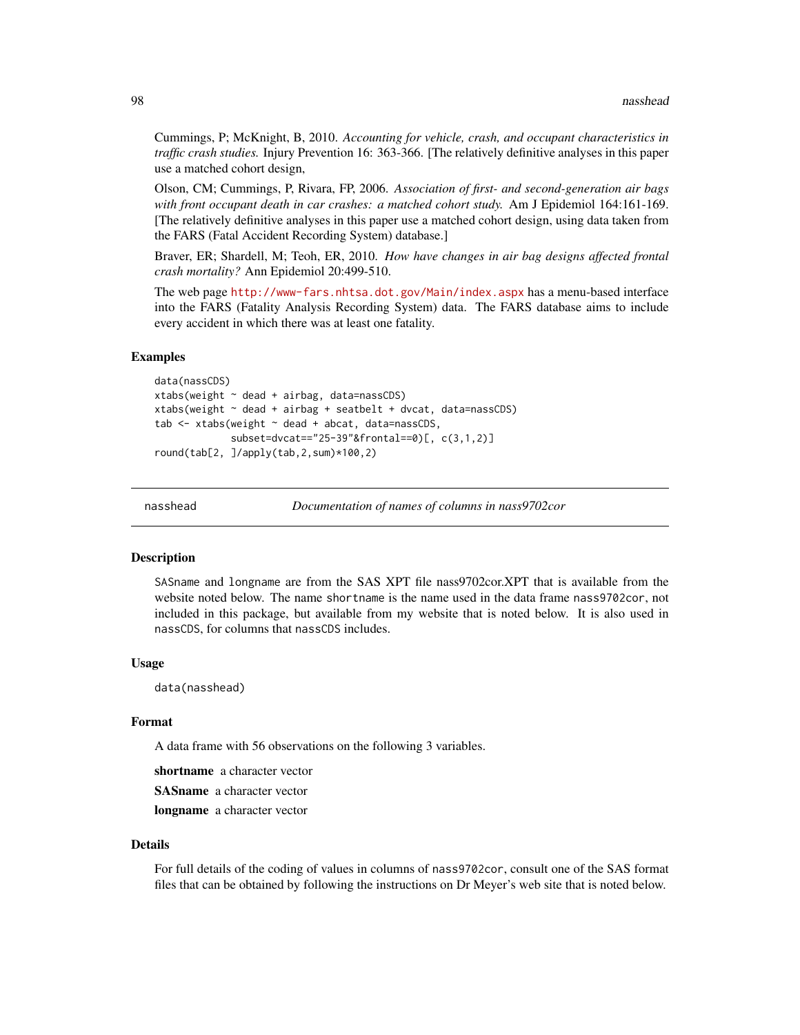Cummings, P; McKnight, B, 2010. *Accounting for vehicle, crash, and occupant characteristics in traffic crash studies.* Injury Prevention 16: 363-366. [The relatively definitive analyses in this paper use a matched cohort design,

Olson, CM; Cummings, P, Rivara, FP, 2006. *Association of first- and second-generation air bags with front occupant death in car crashes: a matched cohort study.* Am J Epidemiol 164:161-169. [The relatively definitive analyses in this paper use a matched cohort design, using data taken from the FARS (Fatal Accident Recording System) database.]

Braver, ER; Shardell, M; Teoh, ER, 2010. *How have changes in air bag designs affected frontal crash mortality?* Ann Epidemiol 20:499-510.

The web page http://www-fars.nhtsa.dot.gov/Main/index.aspx has a menu-based interface into the FARS (Fatality Analysis Recording System) data. The FARS database aims to include every accident in which there was at least one fatality.

### Examples

```
data(nassCDS)
xtabs(weight ~ dead + airbag, data=nassCDS)
xtabs(weight ~ dead + airbag + seatbelt + dvcat, data=nassCDS)
tab <- xtabs(weight ~ dead + abcat, data=nassCDS,
             subset=dvcat=="25-39"&frontal==0)[, c(3,1,2)]
round(tab[2, ]/apply(tab,2,sum)*100,2)
```

---

## nasshead — *Documentation of names of columns in nass9702cor*

### Description

`SASname` and `longname` are from the SAS XPT file nass9702cor.XPT that is available from the website noted below. The name `shortname` is the name used in the data frame `nass9702cor`, not included in this package, but available from my website that is noted below. It is also used in `nassCDS`, for columns that `nassCDS` includes.

### Usage

```
data(nasshead)
```

### Format

A data frame with 56 observations on the following 3 variables.

**shortname** a character vector

**SASname** a character vector

**longname** a character vector

### Details

For full details of the coding of values in columns of `nass9702cor`, consult one of the SAS format files that can be obtained by following the instructions on Dr Meyer's web site that is noted below.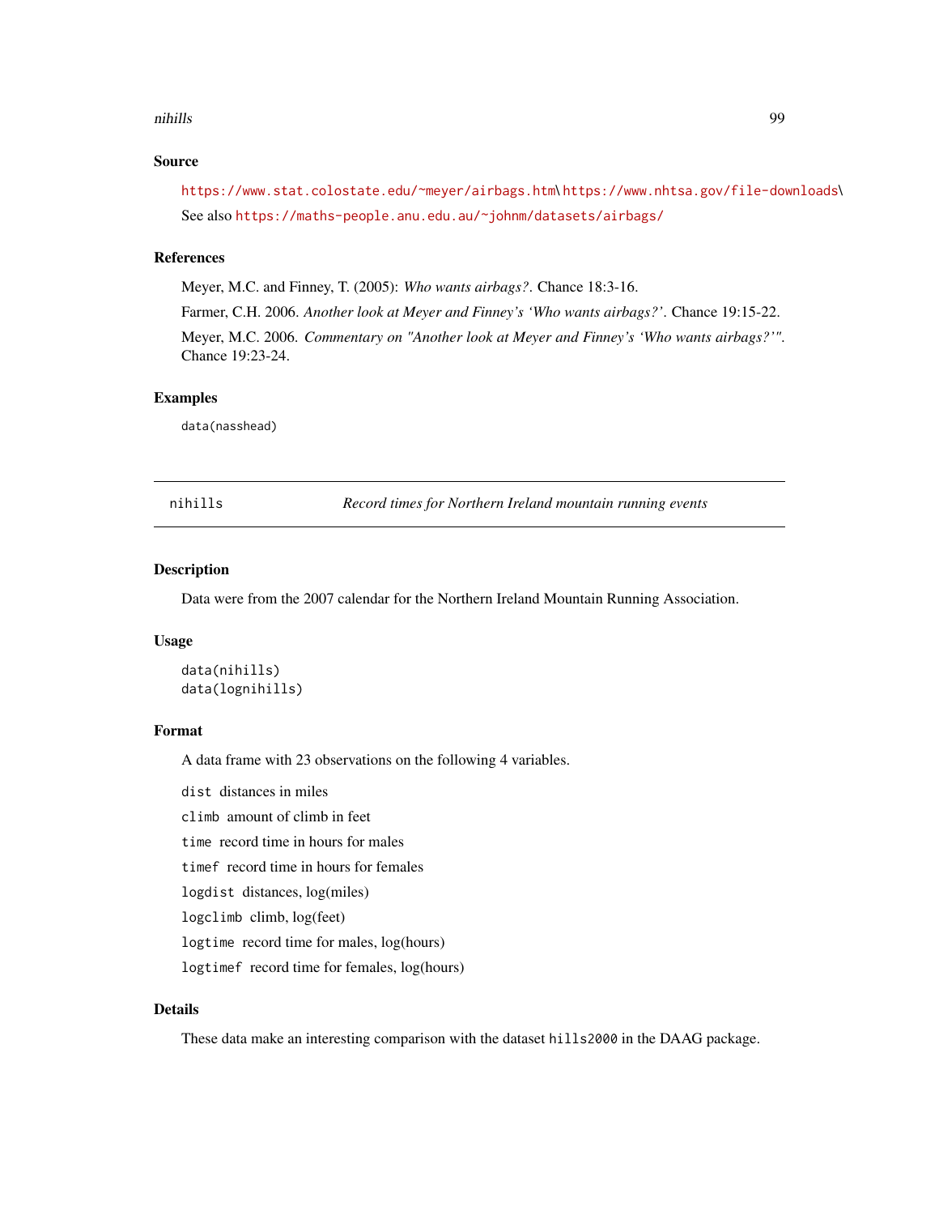### Source

https://www.stat.colostate.edu/~meyer/airbags.htm\https://www.nhtsa.gov/file-downloads\
See also https://maths-people.anu.edu.au/~johnm/datasets/airbags/

### References

Meyer, M.C. and Finney, T. (2005): *Who wants airbags?*. Chance 18:3-16.

Farmer, C.H. 2006. *Another look at Meyer and Finney's 'Who wants airbags?'*. Chance 19:15-22.

Meyer, M.C. 2006. *Commentary on "Another look at Meyer and Finney's 'Who wants airbags?'"*. Chance 19:23-24.

### Examples

```
data(nasshead)
```

---

## nihills — *Record times for Northern Ireland mountain running events*

---

### Description

Data were from the 2007 calendar for the Northern Ireland Mountain Running Association.

### Usage

```
data(nihills)
data(lognihills)
```

### Format

A data frame with 23 observations on the following 4 variables.

- `dist` distances in miles
- `climb` amount of climb in feet
- `time` record time in hours for males
- `timef` record time in hours for females
- `logdist` distances, log(miles)
- `logclimb` climb, log(feet)
- `logtime` record time for males, log(hours)
- `logtimef` record time for females, log(hours)

### Details

These data make an interesting comparison with the dataset `hills2000` in the DAAG package.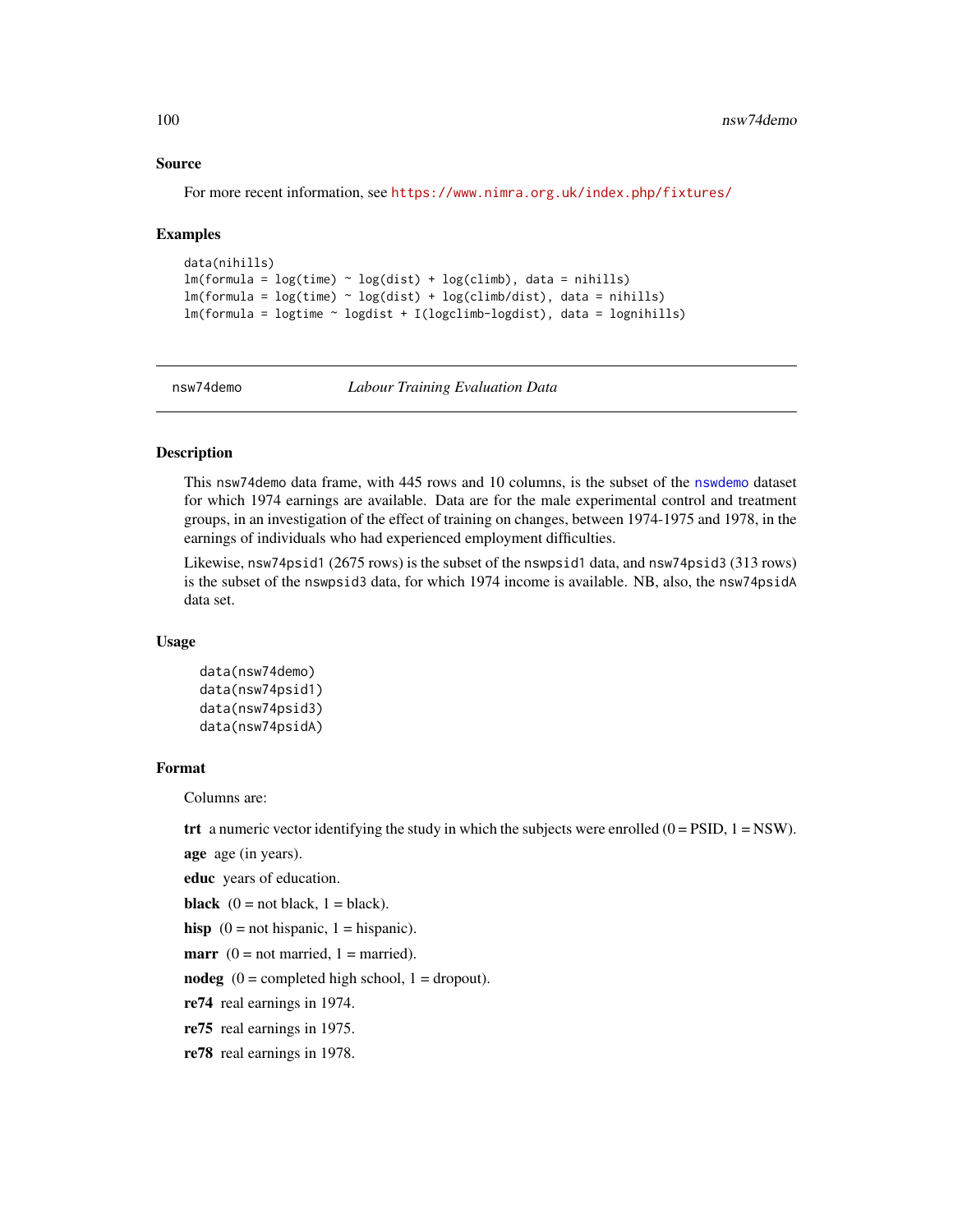### Source

For more recent information, see https://www.nimra.org.uk/index.php/fixtures/

### Examples

```
data(nihills)
lm(formula = log(time) ~ log(dist) + log(climb), data = nihills)
lm(formula = log(time) ~ log(dist) + log(climb/dist), data = nihills)
lm(formula = logtime ~ logdist + I(logclimb-logdist), data = lognihills)
```

---

## nsw74demo — *Labour Training Evaluation Data*

### Description

This nsw74demo data frame, with 445 rows and 10 columns, is the subset of the nswdemo dataset for which 1974 earnings are available. Data are for the male experimental control and treatment groups, in an investigation of the effect of training on changes, between 1974-1975 and 1978, in the earnings of individuals who had experienced employment difficulties.

Likewise, nsw74psid1 (2675 rows) is the subset of the nswpsid1 data, and nsw74psid3 (313 rows) is the subset of the nswpsid3 data, for which 1974 income is available. NB, also, the nsw74psidA data set.

### Usage

```
data(nsw74demo)
data(nsw74psid1)
data(nsw74psid3)
data(nsw74psidA)
```

### Format

Columns are:

**trt** a numeric vector identifying the study in which the subjects were enrolled (0 = PSID, 1 = NSW).

**age** age (in years).

**educ** years of education.

**black** (0 = not black, 1 = black).

**hisp** (0 = not hispanic, 1 = hispanic).

**marr** (0 = not married, 1 = married).

**nodeg** (0 = completed high school, 1 = dropout).

**re74** real earnings in 1974.

**re75** real earnings in 1975.

**re78** real earnings in 1978.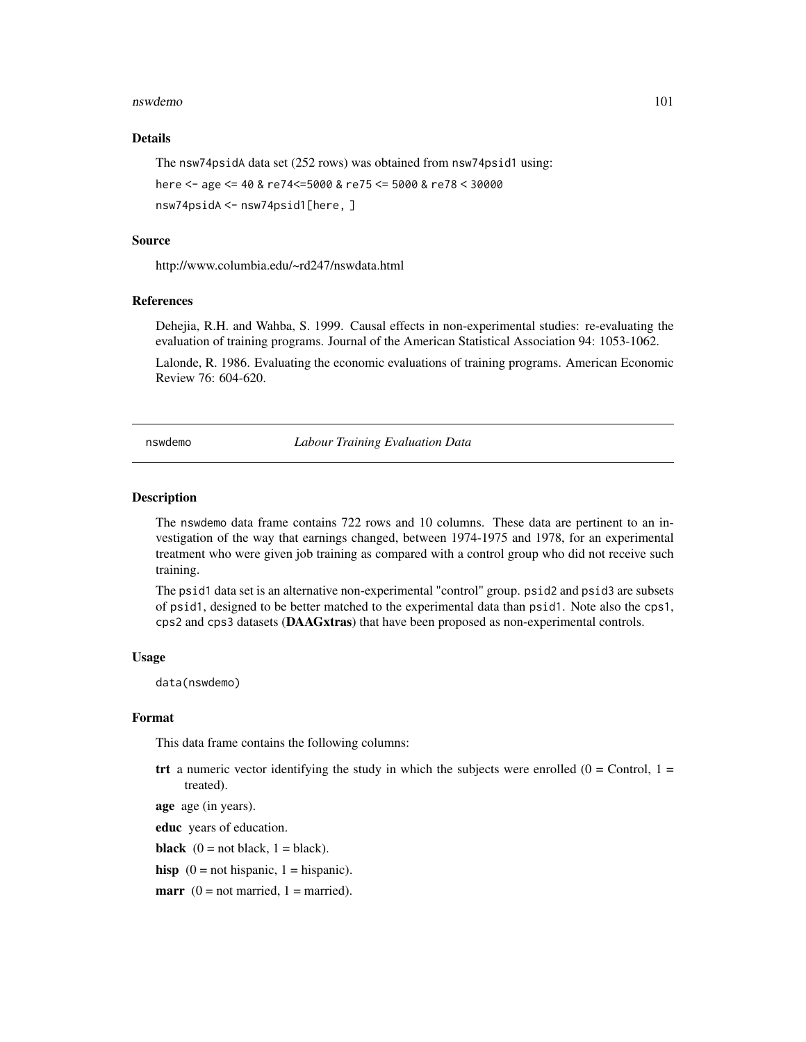### Details

The nsw74psidA data set (252 rows) was obtained from nsw74psid1 using:

```
here <- age <= 40 & re74<=5000 & re75 <= 5000 & re78 < 30000
nsw74psidA <- nsw74psid1[here, ]
```

### Source

http://www.columbia.edu/~rd247/nswdata.html

### References

Dehejia, R.H. and Wahba, S. 1999. Causal effects in non-experimental studies: re-evaluating the evaluation of training programs. Journal of the American Statistical Association 94: 1053-1062.

Lalonde, R. 1986. Evaluating the economic evaluations of training programs. American Economic Review 76: 604-620.

---

## nswdemo — *Labour Training Evaluation Data*

---

### Description

The nswdemo data frame contains 722 rows and 10 columns. These data are pertinent to an investigation of the way that earnings changed, between 1974-1975 and 1978, for an experimental treatment who were given job training as compared with a control group who did not receive such training.

The psid1 data set is an alternative non-experimental "control" group. psid2 and psid3 are subsets of psid1, designed to be better matched to the experimental data than psid1. Note also the cps1, cps2 and cps3 datasets (**DAAGxtras**) that have been proposed as non-experimental controls.

### Usage

```
data(nswdemo)
```

### Format

This data frame contains the following columns:

**trt** a numeric vector identifying the study in which the subjects were enrolled (0 = Control, 1 = treated).

**age** age (in years).

**educ** years of education.

**black** (0 = not black, 1 = black).

**hisp** (0 = not hispanic, 1 = hispanic).

**marr** (0 = not married, 1 = married).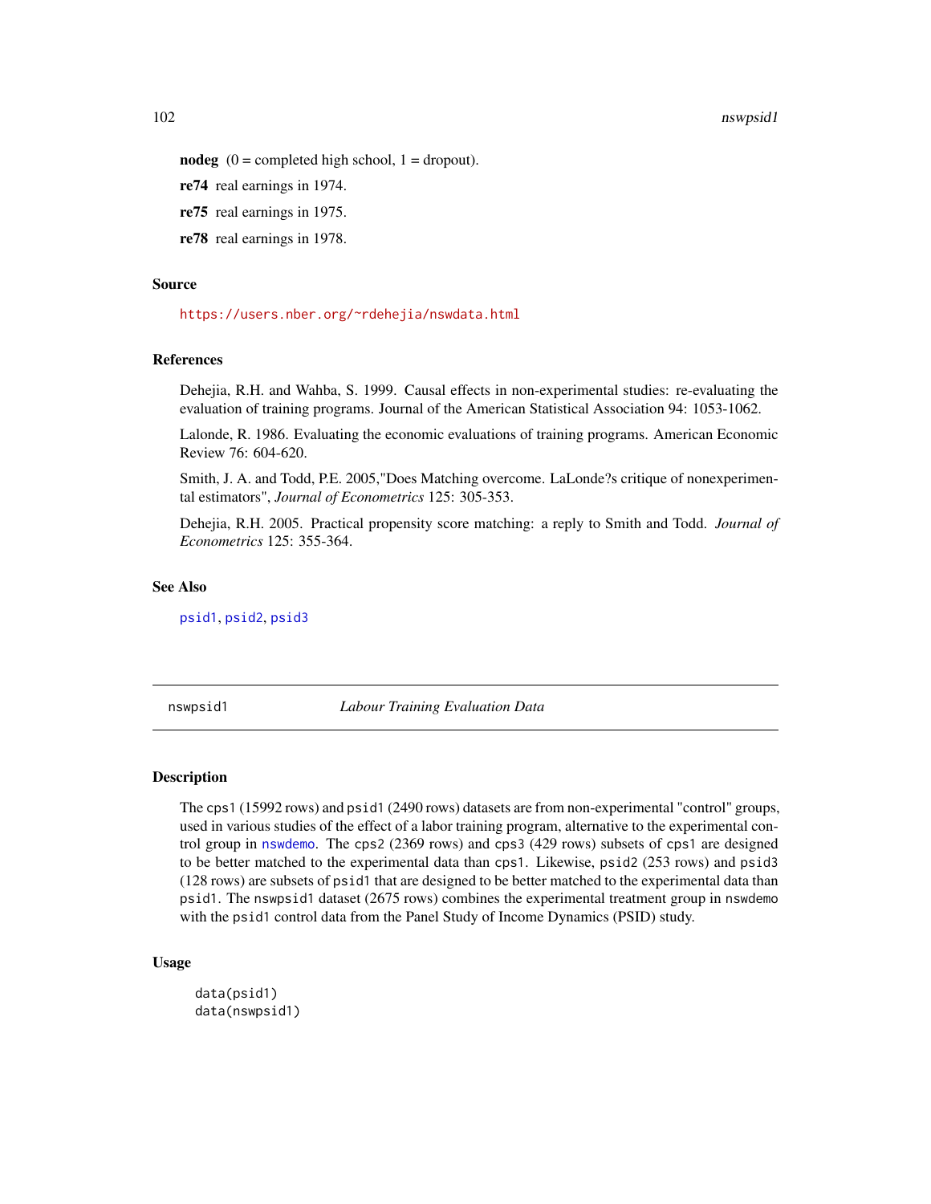**nodeg** (0 = completed high school, 1 = dropout).

**re74** real earnings in 1974.

**re75** real earnings in 1975.

**re78** real earnings in 1978.

### Source

https://users.nber.org/~rdehejia/nswdata.html

### References

Dehejia, R.H. and Wahba, S. 1999. Causal effects in non-experimental studies: re-evaluating the evaluation of training programs. Journal of the American Statistical Association 94: 1053-1062.

Lalonde, R. 1986. Evaluating the economic evaluations of training programs. American Economic Review 76: 604-620.

Smith, J. A. and Todd, P.E. 2005,"Does Matching overcome. LaLonde?s critique of nonexperimental estimators", *Journal of Econometrics* 125: 305-353.

Dehejia, R.H. 2005. Practical propensity score matching: a reply to Smith and Todd. *Journal of Econometrics* 125: 355-364.

### See Also

psid1, psid2, psid3

---

## nswpsid1 — *Labour Training Evaluation Data*

### Description

The cps1 (15992 rows) and psid1 (2490 rows) datasets are from non-experimental "control" groups, used in various studies of the effect of a labor training program, alternative to the experimental control group in nswdemo. The cps2 (2369 rows) and cps3 (429 rows) subsets of cps1 are designed to be better matched to the experimental data than cps1. Likewise, psid2 (253 rows) and psid3 (128 rows) are subsets of psid1 that are designed to be better matched to the experimental data than psid1. The nswpsid1 dataset (2675 rows) combines the experimental treatment group in nswdemo with the psid1 control data from the Panel Study of Income Dynamics (PSID) study.

### Usage

```
data(psid1)
data(nswpsid1)
```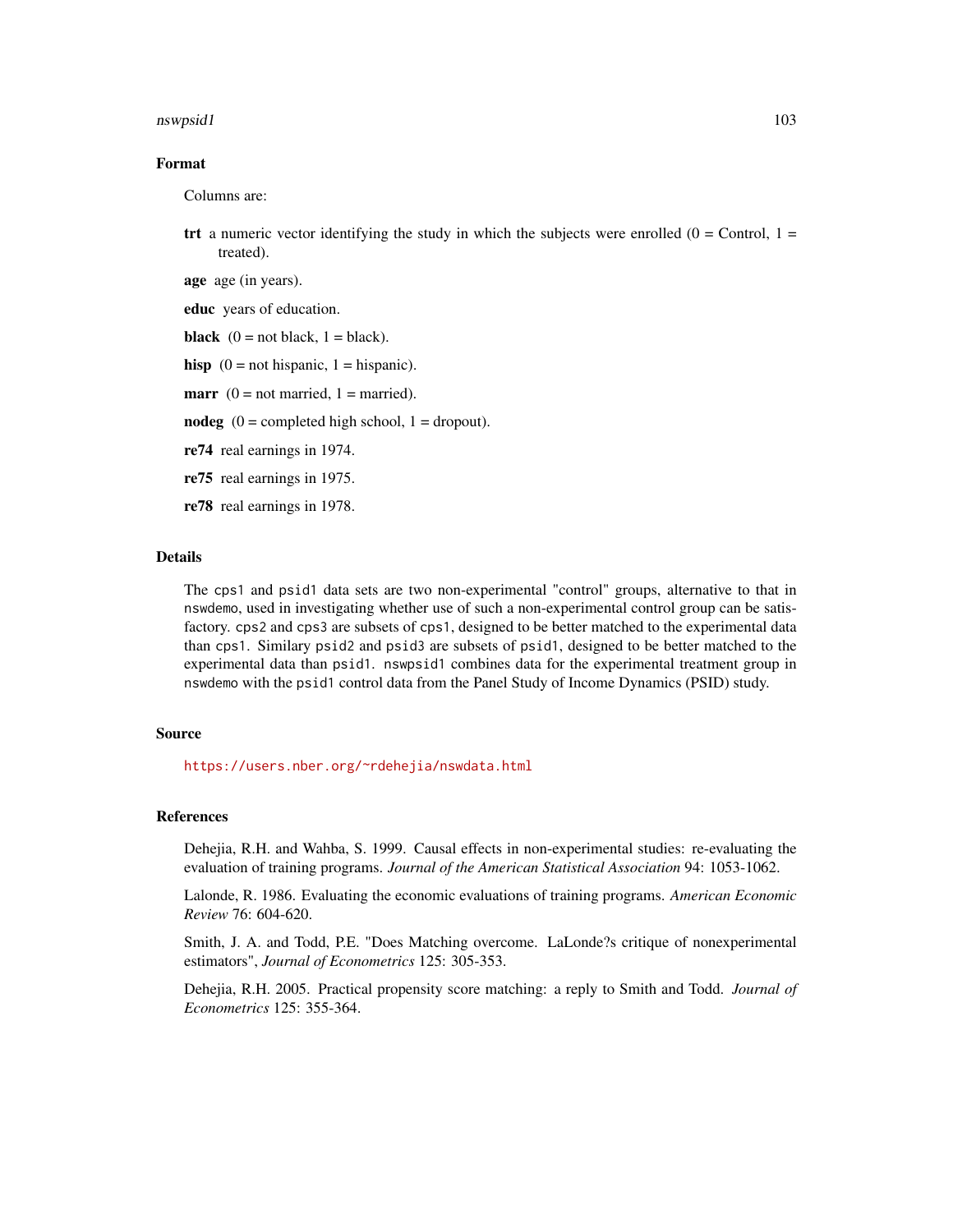## Format

Columns are:

**trt** a numeric vector identifying the study in which the subjects were enrolled (0 = Control, 1 = treated).

**age** age (in years).

**educ** years of education.

**black** (0 = not black, 1 = black).

**hisp** (0 = not hispanic, 1 = hispanic).

**marr** (0 = not married, 1 = married).

**nodeg** (0 = completed high school, 1 = dropout).

**re74** real earnings in 1974.

**re75** real earnings in 1975.

**re78** real earnings in 1978.

## Details

The `cps1` and `psid1` data sets are two non-experimental "control" groups, alternative to that in `nswdemo`, used in investigating whether use of such a non-experimental control group can be satisfactory. `cps2` and `cps3` are subsets of `cps1`, designed to be better matched to the experimental data than `cps1`. Similary `psid2` and `psid3` are subsets of `psid1`, designed to be better matched to the experimental data than `psid1`. `nswpsid1` combines data for the experimental treatment group in `nswdemo` with the `psid1` control data from the Panel Study of Income Dynamics (PSID) study.

## Source

https://users.nber.org/~rdehejia/nswdata.html

## References

Dehejia, R.H. and Wahba, S. 1999. Causal effects in non-experimental studies: re-evaluating the evaluation of training programs. *Journal of the American Statistical Association* 94: 1053-1062.

Lalonde, R. 1986. Evaluating the economic evaluations of training programs. *American Economic Review* 76: 604-620.

Smith, J. A. and Todd, P.E. "Does Matching overcome. LaLonde?s critique of nonexperimental estimators", *Journal of Econometrics* 125: 305-353.

Dehejia, R.H. 2005. Practical propensity score matching: a reply to Smith and Todd. *Journal of Econometrics* 125: 355-364.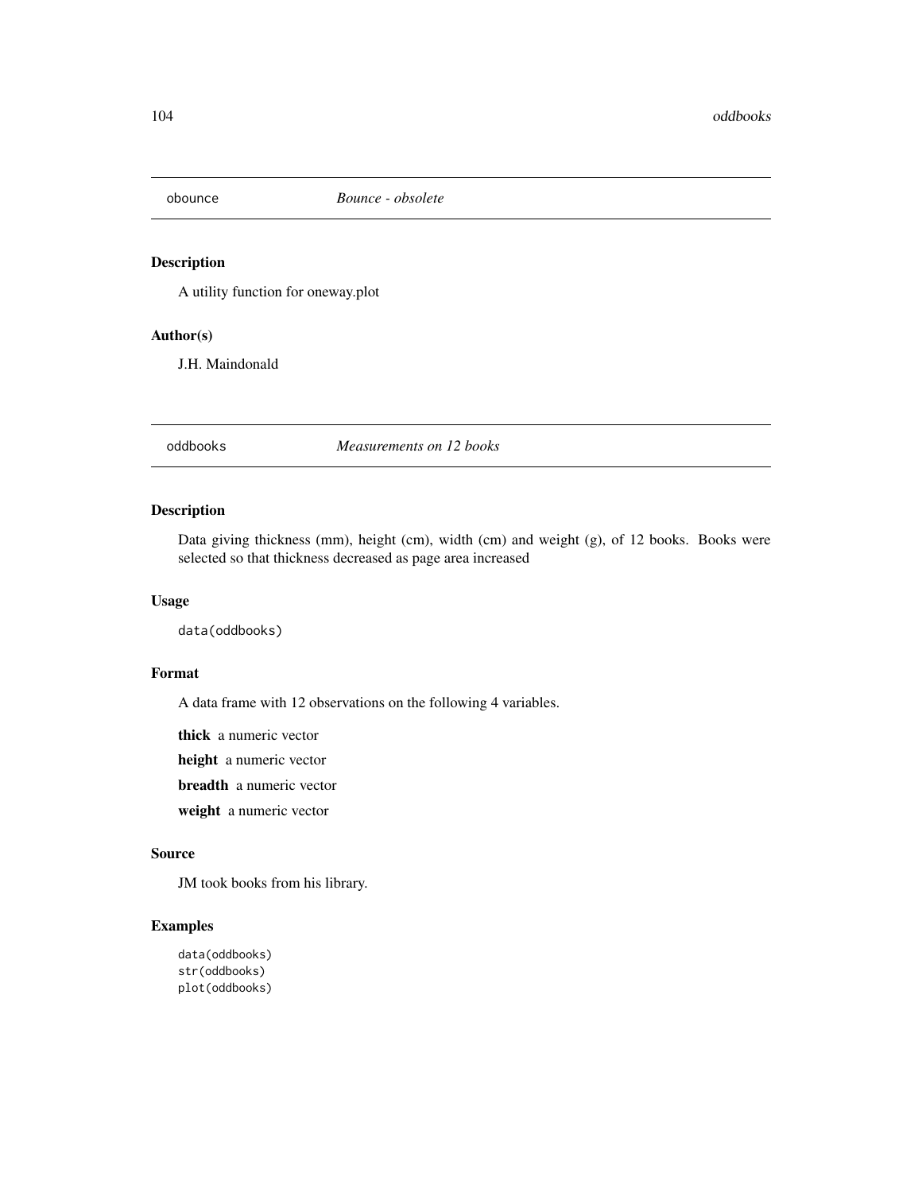## obounce *Bounce - obsolete*

### Description

A utility function for oneway.plot

### Author(s)

J.H. Maindonald

## oddbooks *Measurements on 12 books*

### Description

Data giving thickness (mm), height (cm), width (cm) and weight (g), of 12 books. Books were selected so that thickness decreased as page area increased

### Usage

```
data(oddbooks)
```

### Format

A data frame with 12 observations on the following 4 variables.

**thick** a numeric vector

**height** a numeric vector

**breadth** a numeric vector

**weight** a numeric vector

### Source

JM took books from his library.

### Examples

```
data(oddbooks)
str(oddbooks)
plot(oddbooks)
```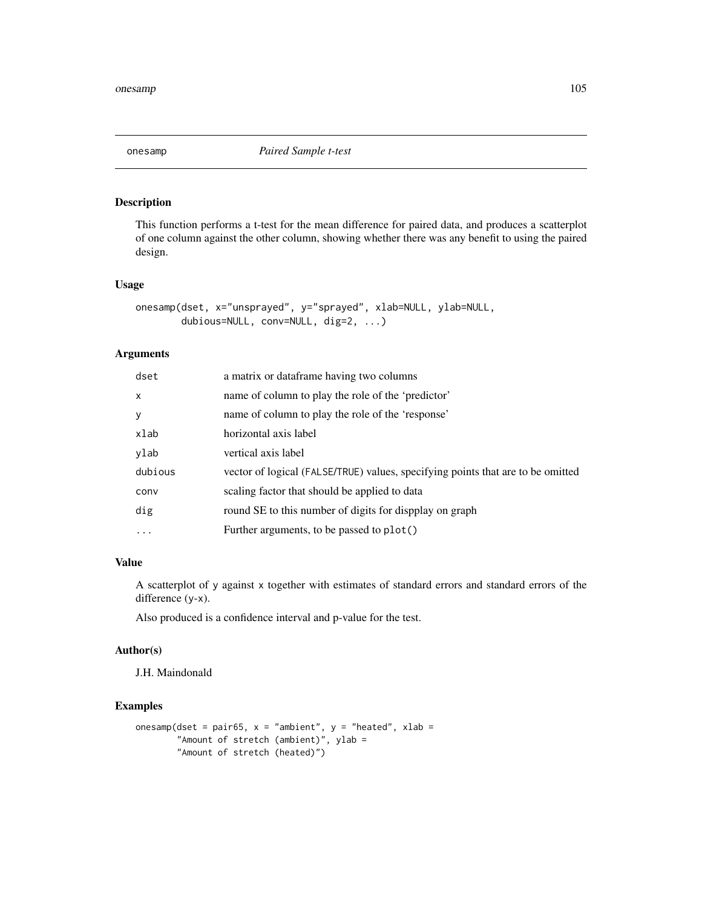# onesamp — *Paired Sample t-test*

## Description

This function performs a t-test for the mean difference for paired data, and produces a scatterplot of one column against the other column, showing whether there was any benefit to using the paired design.

## Usage

```
onesamp(dset, x="unsprayed", y="sprayed", xlab=NULL, ylab=NULL,
        dubious=NULL, conv=NULL, dig=2, ...)
```

## Arguments

| | |
|---|---|
| `dset` | a matrix or dataframe having two columns |
| `x` | name of column to play the role of the 'predictor' |
| `y` | name of column to play the role of the 'response' |
| `xlab` | horizontal axis label |
| `ylab` | vertical axis label |
| `dubious` | vector of logical (`FALSE`/`TRUE`) values, specifying points that are to be omitted |
| `conv` | scaling factor that should be applied to data |
| `dig` | round SE to this number of digits for dispplay on graph |
| `...` | Further arguments, to be passed to `plot()` |

## Value

A scatterplot of `y` against `x` together with estimates of standard errors and standard errors of the difference (`y-x`).

Also produced is a confidence interval and p-value for the test.

## Author(s)

J.H. Maindonald

## Examples

```
onesamp(dset = pair65, x = "ambient", y = "heated", xlab =
        "Amount of stretch (ambient)", ylab =
        "Amount of stretch (heated)")
```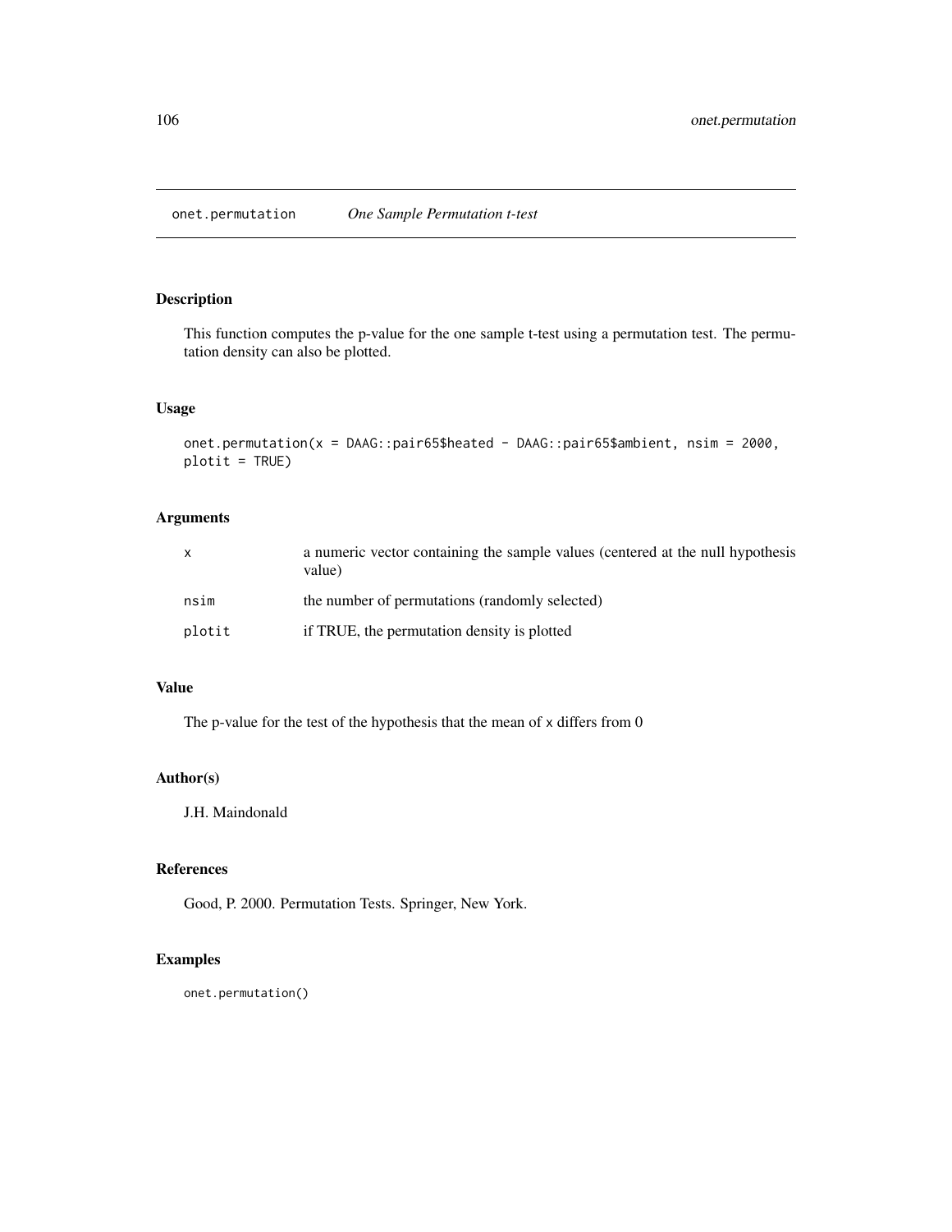# onet.permutation *One Sample Permutation t-test*

## Description

This function computes the p-value for the one sample t-test using a permutation test. The permutation density can also be plotted.

## Usage

```
onet.permutation(x = DAAG::pair65$heated - DAAG::pair65$ambient, nsim = 2000,
plotit = TRUE)
```

## Arguments

| | |
|---|---|
| x | a numeric vector containing the sample values (centered at the null hypothesis value) |
| nsim | the number of permutations (randomly selected) |
| plotit | if TRUE, the permutation density is plotted |

## Value

The p-value for the test of the hypothesis that the mean of x differs from 0

## Author(s)

J.H. Maindonald

## References

Good, P. 2000. Permutation Tests. Springer, New York.

## Examples

```
onet.permutation()
```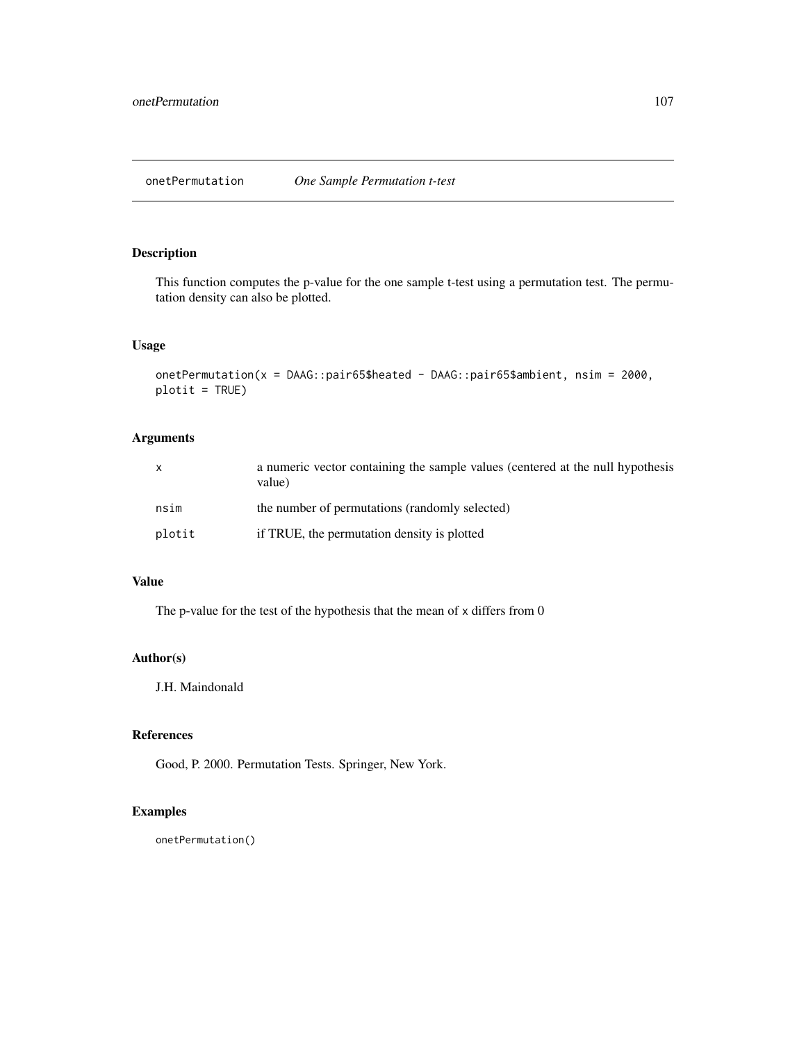## onetPermutation *One Sample Permutation t-test*

### Description

This function computes the p-value for the one sample t-test using a permutation test. The permutation density can also be plotted.

### Usage

```
onetPermutation(x = DAAG::pair65$heated - DAAG::pair65$ambient, nsim = 2000,
plotit = TRUE)
```

### Arguments

| | |
|---|---|
| `x` | a numeric vector containing the sample values (centered at the null hypothesis value) |
| `nsim` | the number of permutations (randomly selected) |
| `plotit` | if TRUE, the permutation density is plotted |

### Value

The p-value for the test of the hypothesis that the mean of `x` differs from 0

### Author(s)

J.H. Maindonald

### References

Good, P. 2000. Permutation Tests. Springer, New York.

### Examples

```
onetPermutation()
```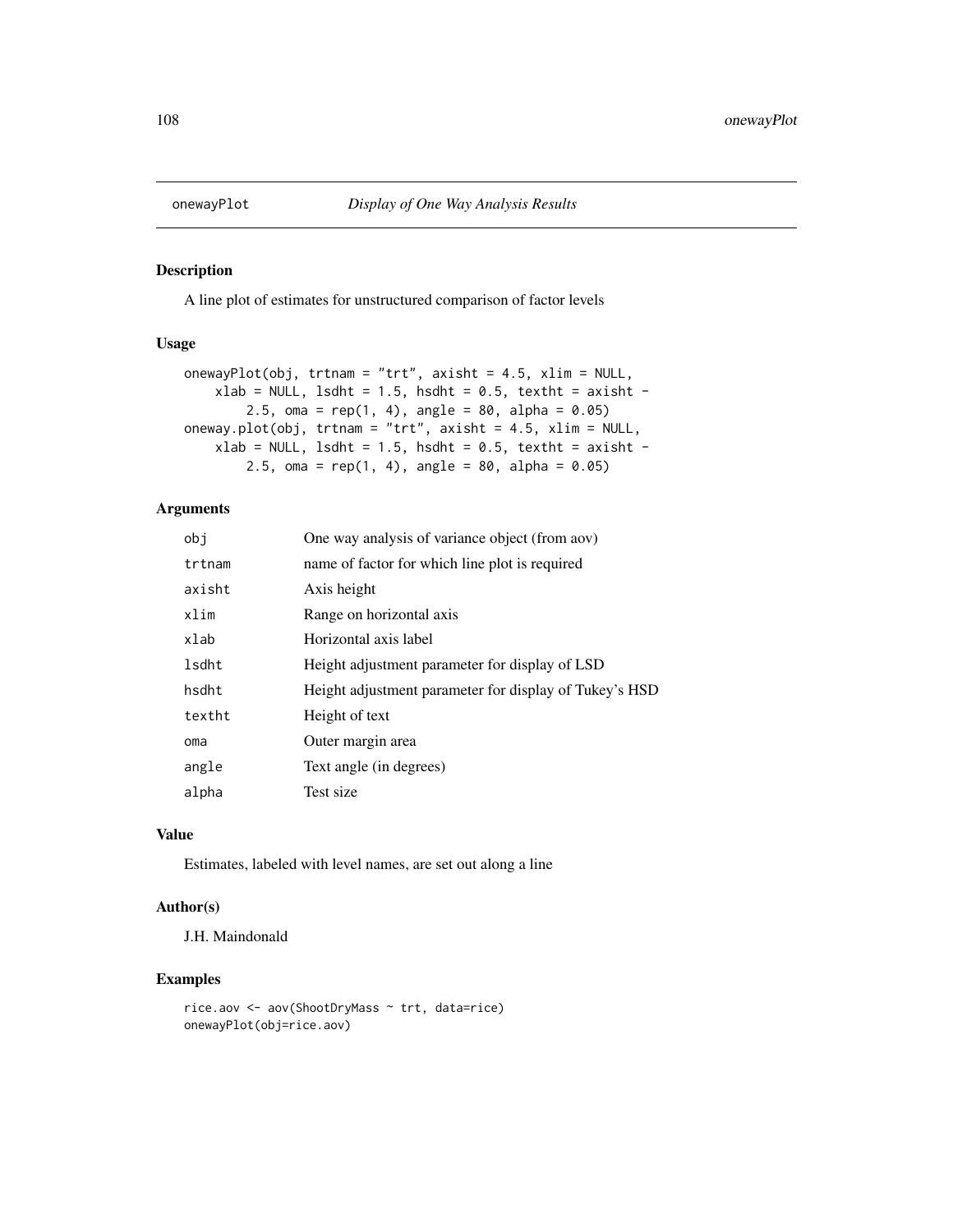## onewayPlot *Display of One Way Analysis Results*

### Description

A line plot of estimates for unstructured comparison of factor levels

### Usage

```
onewayPlot(obj, trtnam = "trt", axisht = 4.5, xlim = NULL,
    xlab = NULL, lsdht = 1.5, hsdht = 0.5, textht = axisht -
        2.5, oma = rep(1, 4), angle = 80, alpha = 0.05)
oneway.plot(obj, trtnam = "trt", axisht = 4.5, xlim = NULL,
    xlab = NULL, lsdht = 1.5, hsdht = 0.5, textht = axisht -
        2.5, oma = rep(1, 4), angle = 80, alpha = 0.05)
```

### Arguments

| | |
|---|---|
| `obj` | One way analysis of variance object (from aov) |
| `trtnam` | name of factor for which line plot is required |
| `axisht` | Axis height |
| `xlim` | Range on horizontal axis |
| `xlab` | Horizontal axis label |
| `lsdht` | Height adjustment parameter for display of LSD |
| `hsdht` | Height adjustment parameter for display of Tukey's HSD |
| `textht` | Height of text |
| `oma` | Outer margin area |
| `angle` | Text angle (in degrees) |
| `alpha` | Test size |

### Value

Estimates, labeled with level names, are set out along a line

### Author(s)

J.H. Maindonald

### Examples

```
rice.aov <- aov(ShootDryMass ~ trt, data=rice)
onewayPlot(obj=rice.aov)
```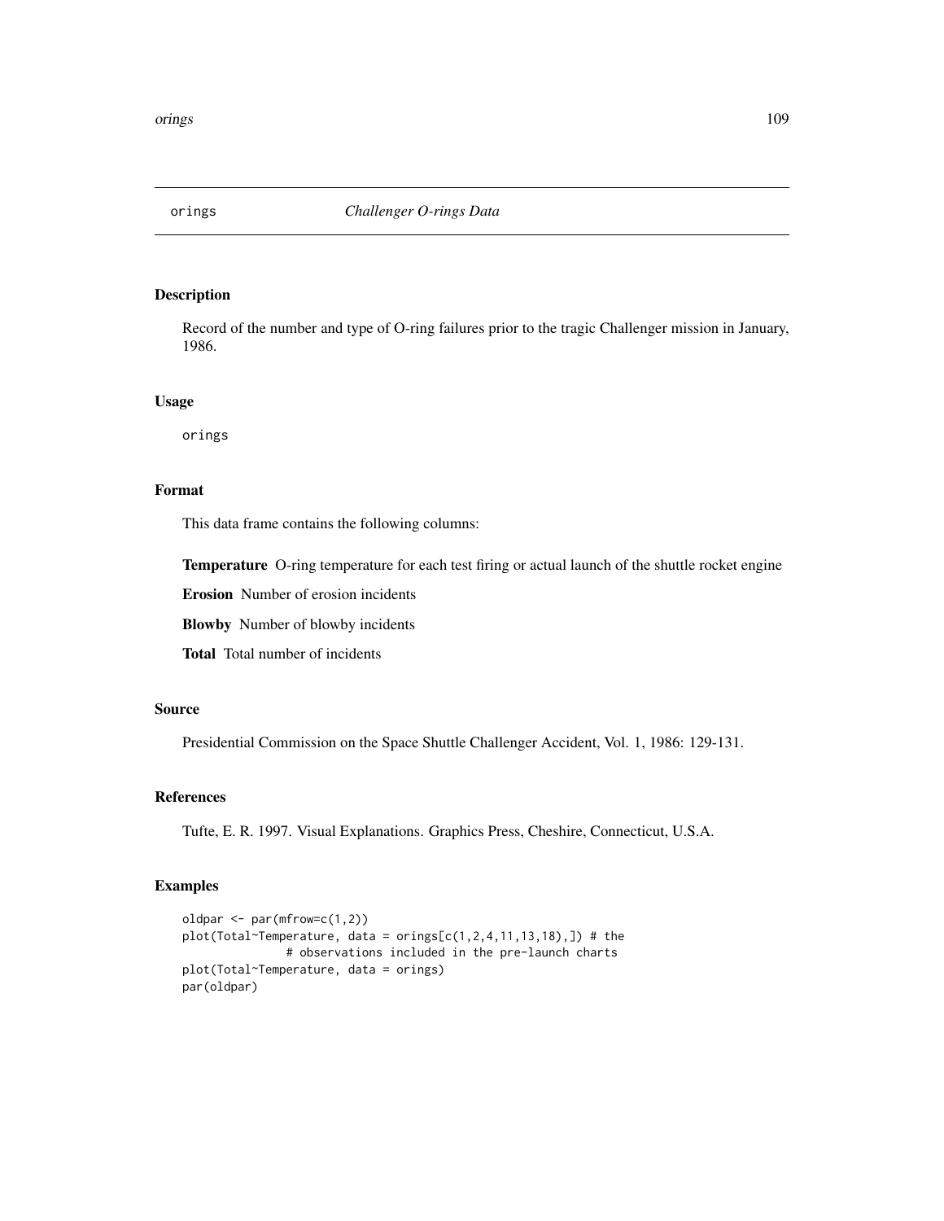# orings — *Challenger O-rings Data*

## Description

Record of the number and type of O-ring failures prior to the tragic Challenger mission in January, 1986.

## Usage

```
orings
```

## Format

This data frame contains the following columns:

**Temperature** O-ring temperature for each test firing or actual launch of the shuttle rocket engine

**Erosion** Number of erosion incidents

**Blowby** Number of blowby incidents

**Total** Total number of incidents

## Source

Presidential Commission on the Space Shuttle Challenger Accident, Vol. 1, 1986: 129-131.

## References

Tufte, E. R. 1997. Visual Explanations. Graphics Press, Cheshire, Connecticut, U.S.A.

## Examples

```
oldpar <- par(mfrow=c(1,2))
plot(Total~Temperature, data = orings[c(1,2,4,11,13,18),]) # the
               # observations included in the pre-launch charts
plot(Total~Temperature, data = orings)
par(oldpar)
```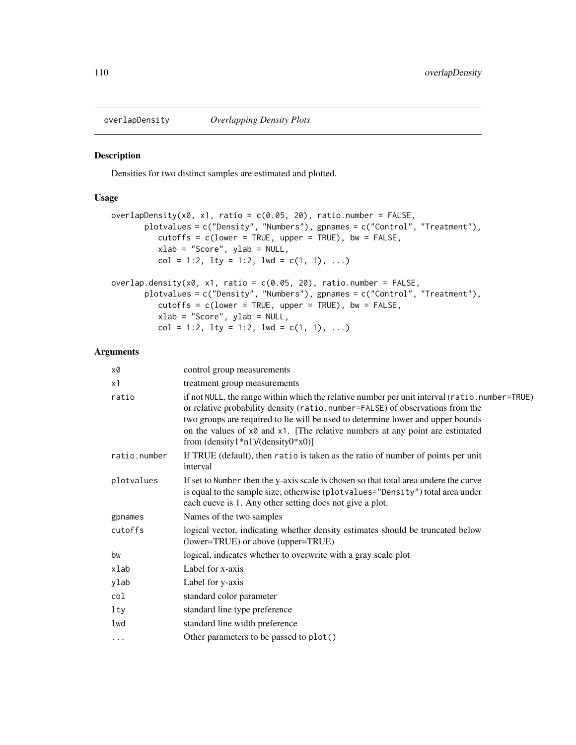## overlapDensity *Overlapping Density Plots*

### Description

Densities for two distinct samples are estimated and plotted.

### Usage

```
overlapDensity(x0, x1, ratio = c(0.05, 20), ratio.number = FALSE,
       plotvalues = c("Density", "Numbers"), gpnames = c("Control", "Treatment"),
          cutoffs = c(lower = TRUE, upper = TRUE), bw = FALSE,
          xlab = "Score", ylab = NULL,
          col = 1:2, lty = 1:2, lwd = c(1, 1), ...)

overlap.density(x0, x1, ratio = c(0.05, 20), ratio.number = FALSE,
       plotvalues = c("Density", "Numbers"), gpnames = c("Control", "Treatment"),
          cutoffs = c(lower = TRUE, upper = TRUE), bw = FALSE,
          xlab = "Score", ylab = NULL,
          col = 1:2, lty = 1:2, lwd = c(1, 1), ...)
```

### Arguments

| | |
|---|---|
| `x0` | control group measurements |
| `x1` | treatment group measurements |
| `ratio` | if not `NULL`, the range within which the relative number per unit interval (`ratio.number=TRUE`) or relative probability density (`ratio.number=FALSE`) of observations from the two groups are required to lie will be used to determine lower and upper bounds on the values of `x0` and `x1`. [The relative numbers at any point are estimated from (density1*n1)/(density0*x0)] |
| `ratio.number` | If TRUE (default), then `ratio` is taken as the ratio of number of points per unit interval |
| `plotvalues` | If set to `Number` then the y-axis scale is chosen so that total area undere the curve is equal to the sample size; otherwise (`plotvalues="Density"`) total area under each cueve is 1. Any other setting does not give a plot. |
| `gpnames` | Names of the two samples |
| `cutoffs` | logical vector, indicating whether density estimates should be truncated below (lower=TRUE) or above (upper=TRUE) |
| `bw` | logical, indicates whether to overwrite with a gray scale plot |
| `xlab` | Label for x-axis |
| `ylab` | Label for y-axis |
| `col` | standard color parameter |
| `lty` | standard line type preference |
| `lwd` | standard line width preference |
| `...` | Other parameters to be passed to `plot()` |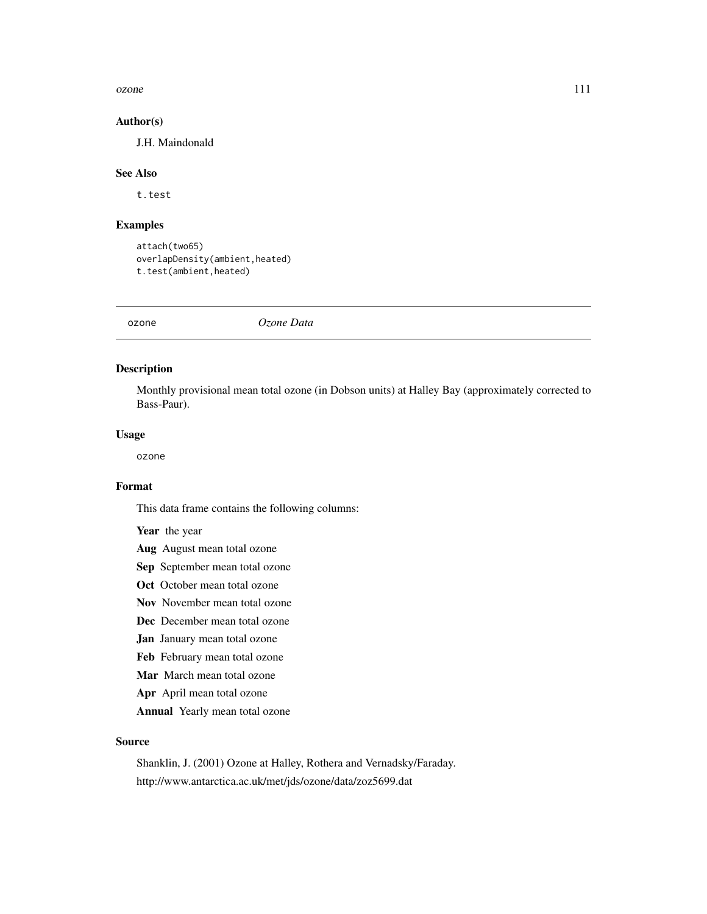### Author(s)

J.H. Maindonald

### See Also

`t.test`

### Examples

```
attach(two65)
overlapDensity(ambient,heated)
t.test(ambient,heated)
```

---

## ozone *Ozone Data*

---

### Description

Monthly provisional mean total ozone (in Dobson units) at Halley Bay (approximately corrected to Bass-Paur).

### Usage

```
ozone
```

### Format

This data frame contains the following columns:

**Year** the year

**Aug** August mean total ozone

**Sep** September mean total ozone

**Oct** October mean total ozone

**Nov** November mean total ozone

**Dec** December mean total ozone

**Jan** January mean total ozone

**Feb** February mean total ozone

**Mar** March mean total ozone

**Apr** April mean total ozone

**Annual** Yearly mean total ozone

### Source

Shanklin, J. (2001) Ozone at Halley, Rothera and Vernadsky/Faraday.

http://www.antarctica.ac.uk/met/jds/ozone/data/zoz5699.dat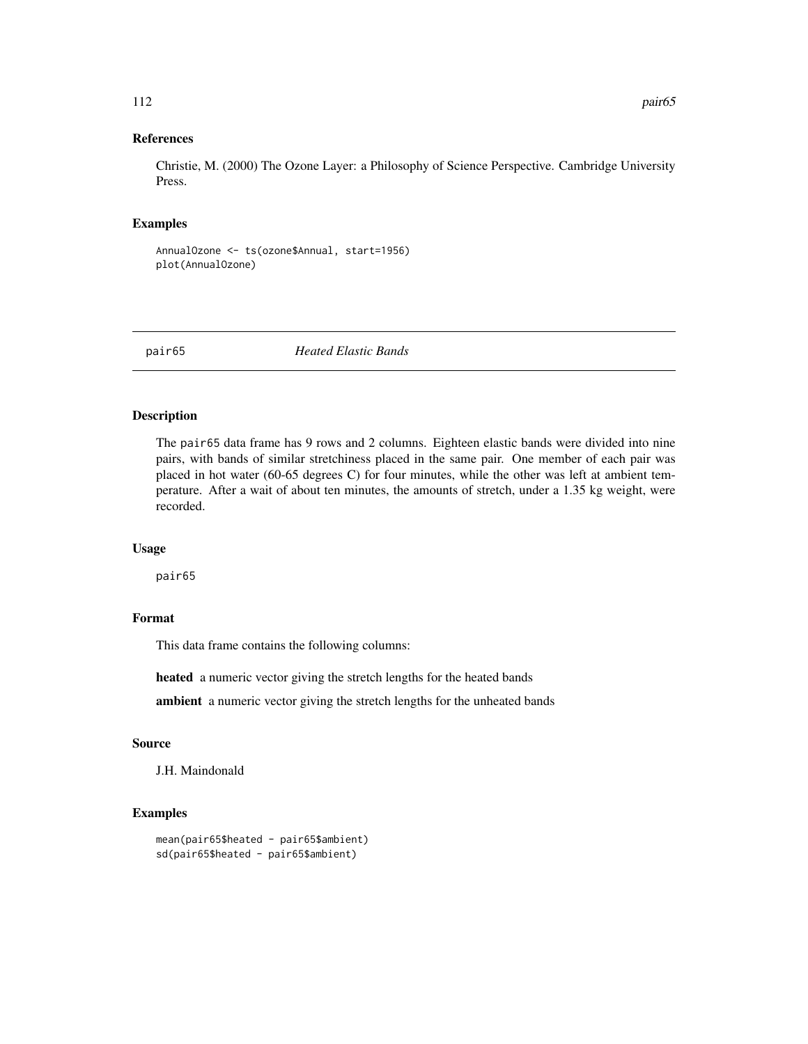### References

Christie, M. (2000) The Ozone Layer: a Philosophy of Science Perspective. Cambridge University Press.

### Examples

```
AnnualOzone <- ts(ozone$Annual, start=1956)
plot(AnnualOzone)
```

---

## pair65 *Heated Elastic Bands*

---

### Description

The pair65 data frame has 9 rows and 2 columns. Eighteen elastic bands were divided into nine pairs, with bands of similar stretchiness placed in the same pair. One member of each pair was placed in hot water (60-65 degrees C) for four minutes, while the other was left at ambient temperature. After a wait of about ten minutes, the amounts of stretch, under a 1.35 kg weight, were recorded.

### Usage

```
pair65
```

### Format

This data frame contains the following columns:

**heated** a numeric vector giving the stretch lengths for the heated bands

**ambient** a numeric vector giving the stretch lengths for the unheated bands

### Source

J.H. Maindonald

### Examples

```
mean(pair65$heated - pair65$ambient)
sd(pair65$heated - pair65$ambient)
```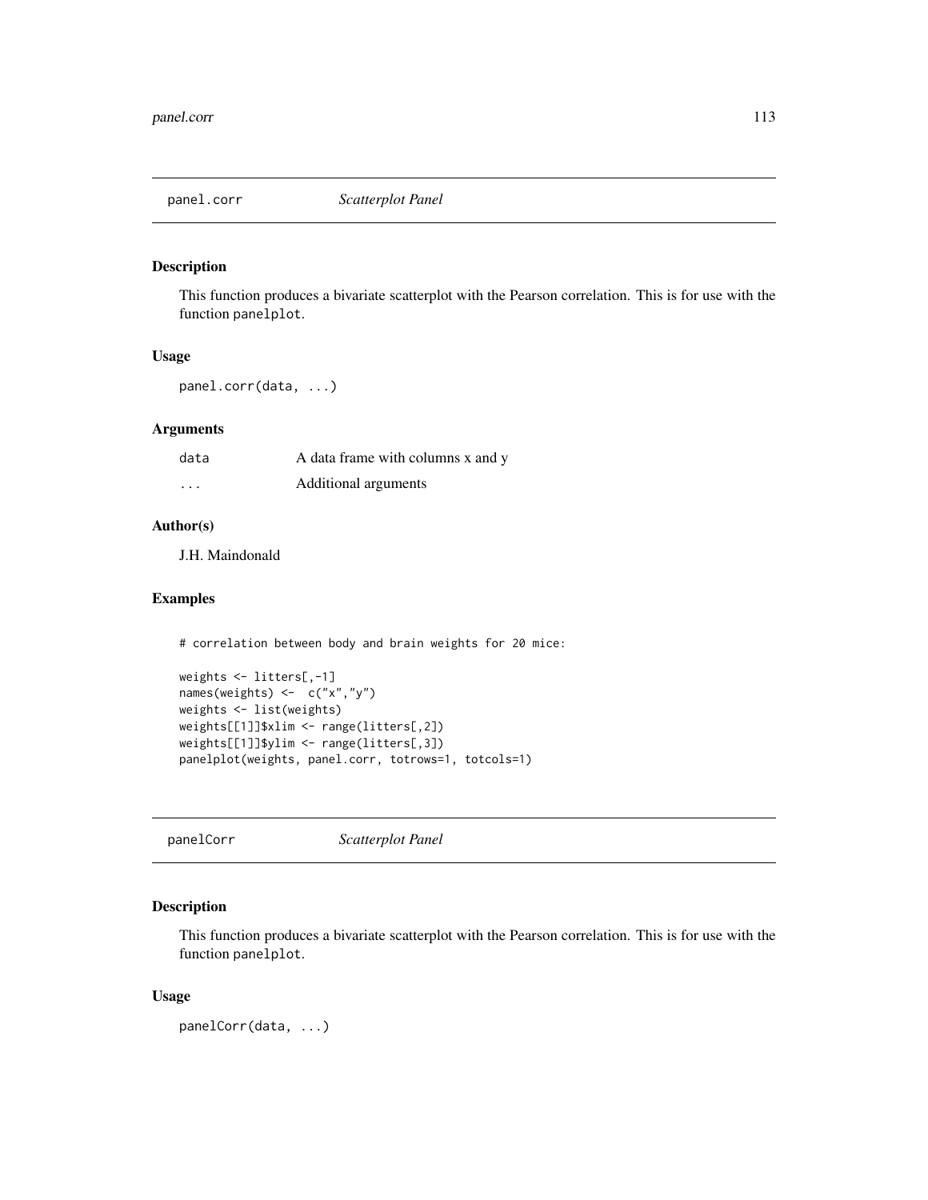## panel.corr *Scatterplot Panel*

### Description

This function produces a bivariate scatterplot with the Pearson correlation. This is for use with the function `panelplot`.

### Usage

```
panel.corr(data, ...)
```

### Arguments

| | |
|---|---|
| `data` | A data frame with columns x and y |
| `...` | Additional arguments |

### Author(s)

J.H. Maindonald

### Examples

```
# correlation between body and brain weights for 20 mice:

weights <- litters[,-1]
names(weights) <-  c("x","y")
weights <- list(weights)
weights[[1]]$xlim <- range(litters[,2])
weights[[1]]$ylim <- range(litters[,3])
panelplot(weights, panel.corr, totrows=1, totcols=1)
```

## panelCorr *Scatterplot Panel*

### Description

This function produces a bivariate scatterplot with the Pearson correlation. This is for use with the function `panelplot`.

### Usage

```
panelCorr(data, ...)
```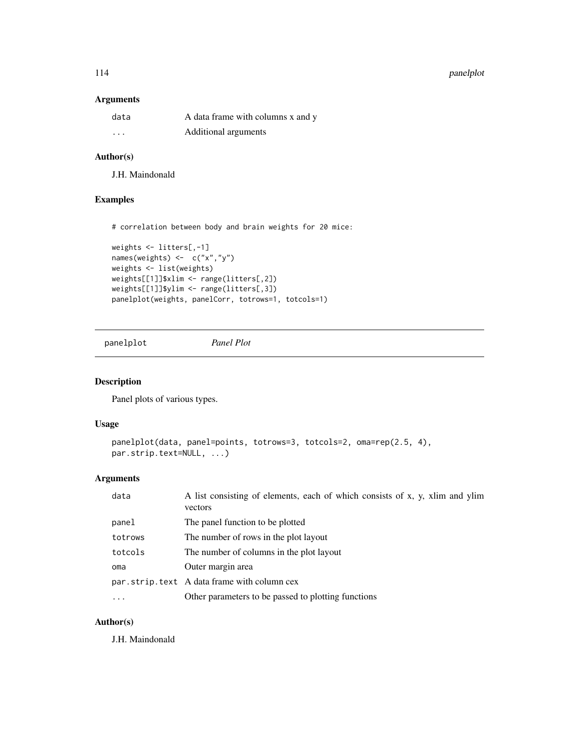### Arguments

| | |
|---|---|
| `data` | A data frame with columns x and y |
| `...` | Additional arguments |

### Author(s)

J.H. Maindonald

### Examples

```
# correlation between body and brain weights for 20 mice:

weights <- litters[,-1]
names(weights) <-  c("x","y")
weights <- list(weights)
weights[[1]]$xlim <- range(litters[,2])
weights[[1]]$ylim <- range(litters[,3])
panelplot(weights, panelCorr, totrows=1, totcols=1)
```

---

## `panelplot` *Panel Plot*

---

### Description

Panel plots of various types.

### Usage

```
panelplot(data, panel=points, totrows=3, totcols=2, oma=rep(2.5, 4),
par.strip.text=NULL, ...)
```

### Arguments

| | |
|---|---|
| `data` | A list consisting of elements, each of which consists of x, y, xlim and ylim vectors |
| `panel` | The panel function to be plotted |
| `totrows` | The number of rows in the plot layout |
| `totcols` | The number of columns in the plot layout |
| `oma` | Outer margin area |
| `par.strip.text` | A data frame with column cex |
| `...` | Other parameters to be passed to plotting functions |

### Author(s)

J.H. Maindonald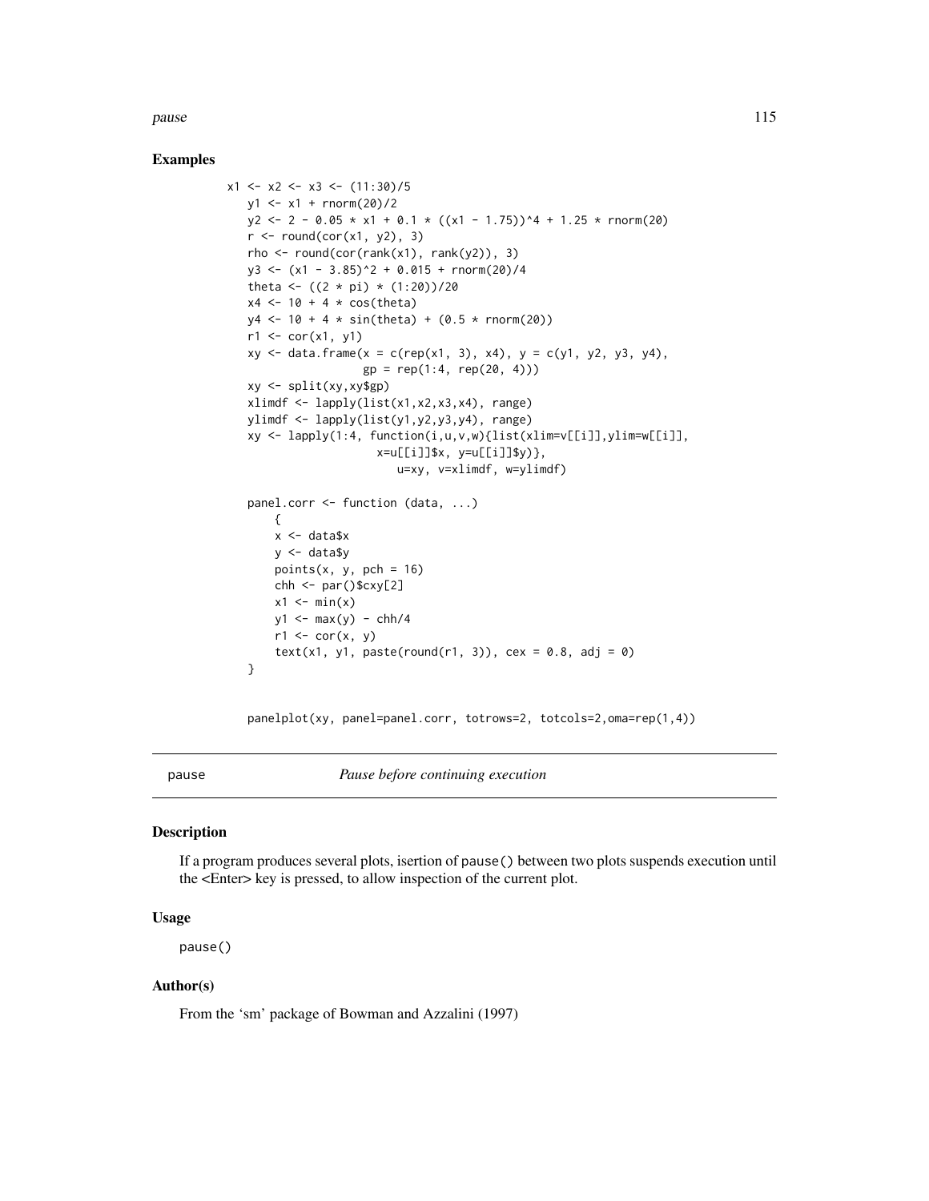### Examples

```
x1 <- x2 <- x3 <- (11:30)/5
   y1 <- x1 + rnorm(20)/2
   y2 <- 2 - 0.05 * x1 + 0.1 * ((x1 - 1.75))^4 + 1.25 * rnorm(20)
   r <- round(cor(x1, y2), 3)
   rho <- round(cor(rank(x1), rank(y2)), 3)
   y3 <- (x1 - 3.85)^2 + 0.015 + rnorm(20)/4
   theta <- ((2 * pi) * (1:20))/20
   x4 <- 10 + 4 * cos(theta)
   y4 <- 10 + 4 * sin(theta) + (0.5 * rnorm(20))
   r1 <- cor(x1, y1)
   xy <- data.frame(x = c(rep(x1, 3), x4), y = c(y1, y2, y3, y4),
                    gp = rep(1:4, rep(20, 4)))
   xy <- split(xy,xy$gp)
   xlimdf <- lapply(list(x1,x2,x3,x4), range)
   ylimdf <- lapply(list(y1,y2,y3,y4), range)
   xy <- lapply(1:4, function(i,u,v,w){list(xlim=v[[i]],ylim=w[[i]],
                     x=u[[i]]$x, y=u[[i]]$y)},
                        u=xy, v=xlimdf, w=ylimdf)

   panel.corr <- function (data, ...)
       {
       x <- data$x
       y <- data$y
       points(x, y, pch = 16)
       chh <- par()$cxy[2]
       x1 <- min(x)
       y1 <- max(y) - chh/4
       r1 <- cor(x, y)
       text(x1, y1, paste(round(r1, 3)), cex = 0.8, adj = 0)
   }


   panelplot(xy, panel=panel.corr, totrows=2, totcols=2,oma=rep(1,4))
```

---

## pause — *Pause before continuing execution*

### Description

If a program produces several plots, isertion of `pause()` between two plots suspends execution until the <Enter> key is pressed, to allow inspection of the current plot.

### Usage

```
pause()
```

### Author(s)

From the 'sm' package of Bowman and Azzalini (1997)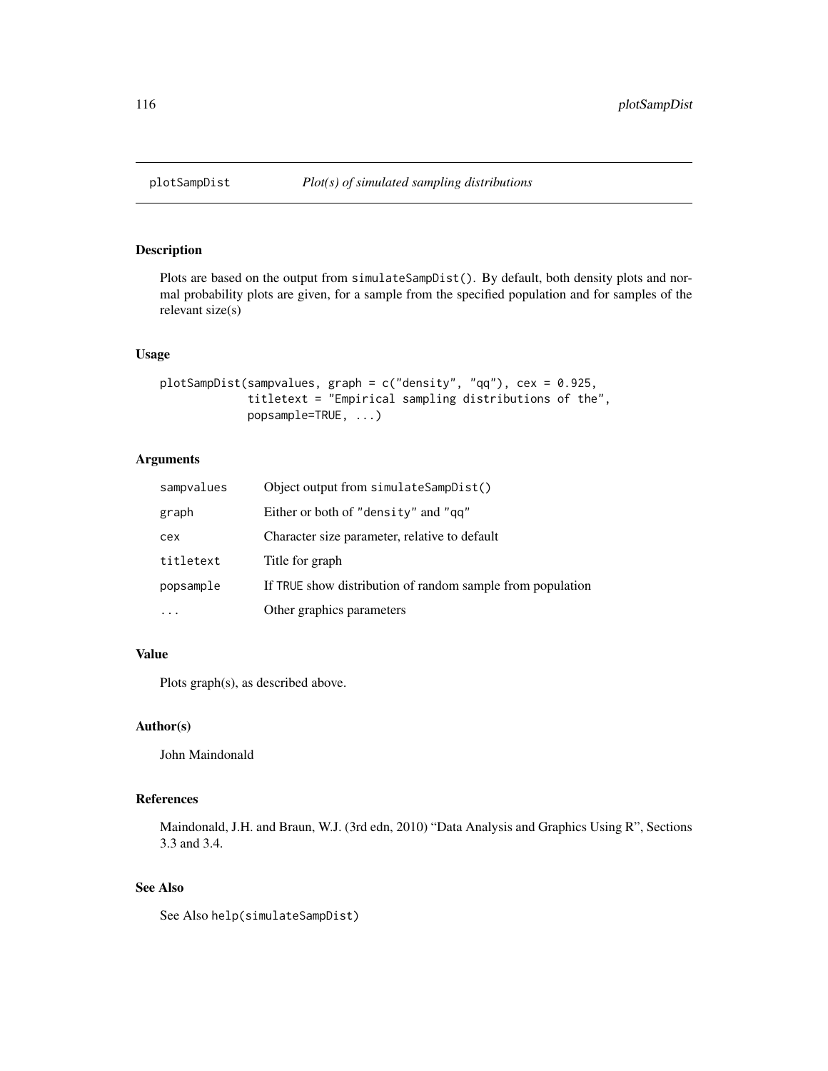## plotSampDist *Plot(s) of simulated sampling distributions*

### Description

Plots are based on the output from `simulateSampDist()`. By default, both density plots and normal probability plots are given, for a sample from the specified population and for samples of the relevant size(s)

### Usage

```
plotSampDist(sampvalues, graph = c("density", "qq"), cex = 0.925,
             titletext = "Empirical sampling distributions of the",
             popsample=TRUE, ...)
```

### Arguments

| | |
|---|---|
| `sampvalues` | Object output from `simulateSampDist()` |
| `graph` | Either or both of `"density"` and `"qq"` |
| `cex` | Character size parameter, relative to default |
| `titletext` | Title for graph |
| `popsample` | If `TRUE` show distribution of random sample from population |
| `...` | Other graphics parameters |

### Value

Plots graph(s), as described above.

### Author(s)

John Maindonald

### References

Maindonald, J.H. and Braun, W.J. (3rd edn, 2010) "Data Analysis and Graphics Using R", Sections 3.3 and 3.4.

### See Also

See Also `help(simulateSampDist)`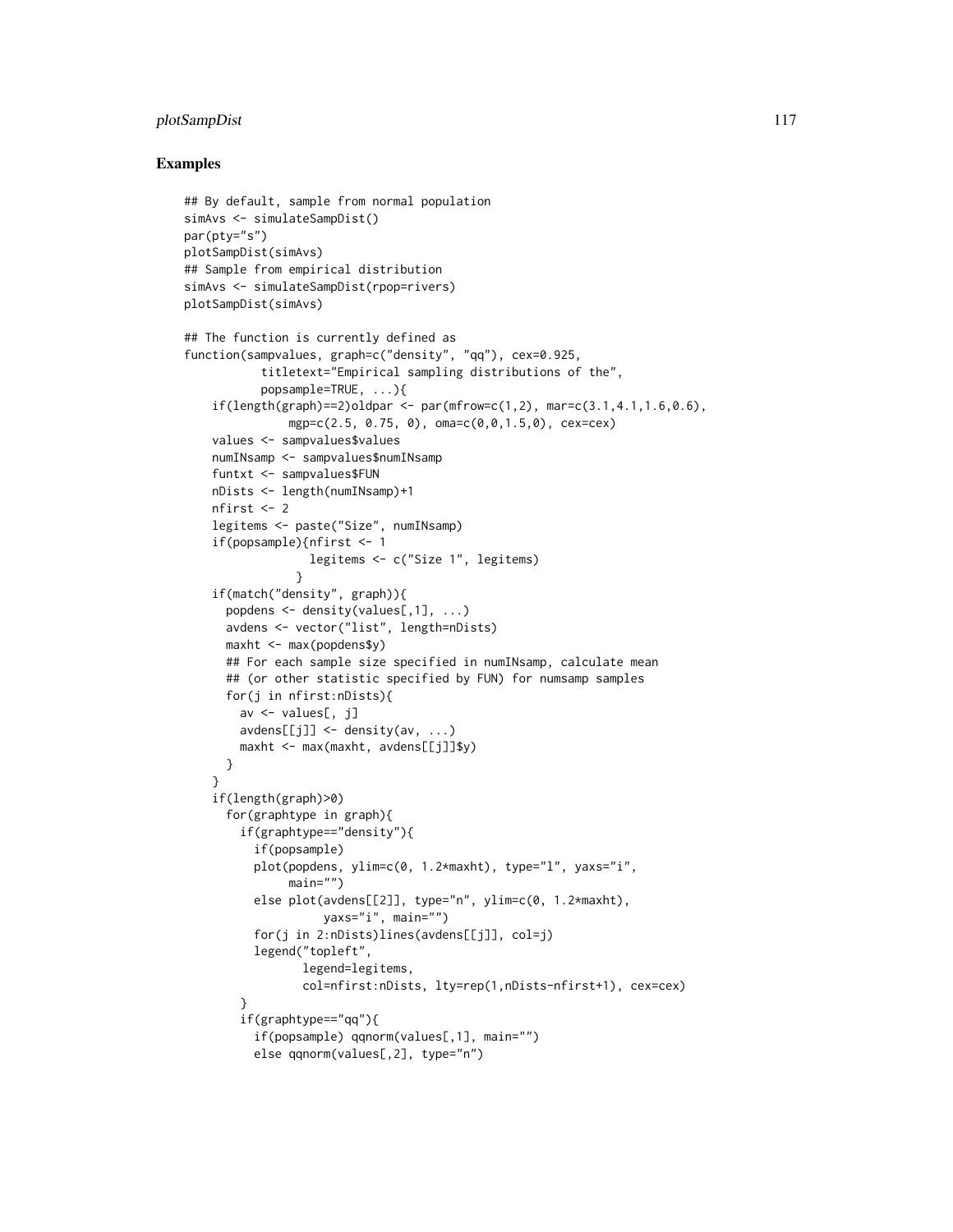## Examples

```
## By default, sample from normal population
simAvs <- simulateSampDist()
par(pty="s")
plotSampDist(simAvs)
## Sample from empirical distribution
simAvs <- simulateSampDist(rpop=rivers)
plotSampDist(simAvs)

## The function is currently defined as
function(sampvalues, graph=c("density", "qq"), cex=0.925,
           titletext="Empirical sampling distributions of the",
           popsample=TRUE, ...){
    if(length(graph)==2)oldpar <- par(mfrow=c(1,2), mar=c(3.1,4.1,1.6,0.6),
               mgp=c(2.5, 0.75, 0), oma=c(0,0,1.5,0), cex=cex)
    values <- sampvalues$values
    numINsamp <- sampvalues$numINsamp
    funtxt <- sampvalues$FUN
    nDists <- length(numINsamp)+1
    nfirst <- 2
    legitems <- paste("Size", numINsamp)
    if(popsample){nfirst <- 1
                  legitems <- c("Size 1", legitems)
                }
    if(match("density", graph)){
      popdens <- density(values[,1], ...)
      avdens <- vector("list", length=nDists)
      maxht <- max(popdens$y)
      ## For each sample size specified in numINsamp, calculate mean
      ## (or other statistic specified by FUN) for numsamp samples
      for(j in nfirst:nDists){
        av <- values[, j]
        avdens[[j]] <- density(av, ...)
        maxht <- max(maxht, avdens[[j]]$y)
      }
    }
    if(length(graph)>0)
      for(graphtype in graph){
        if(graphtype=="density"){
          if(popsample)
          plot(popdens, ylim=c(0, 1.2*maxht), type="l", yaxs="i",
               main="")
          else plot(avdens[[2]], type="n", ylim=c(0, 1.2*maxht),
                    yaxs="i", main="")
          for(j in 2:nDists)lines(avdens[[j]], col=j)
          legend("topleft",
                 legend=legitems,
                 col=nfirst:nDists, lty=rep(1,nDists-nfirst+1), cex=cex)
        }
        if(graphtype=="qq"){
          if(popsample) qqnorm(values[,1], main="")
          else qqnorm(values[,2], type="n")
```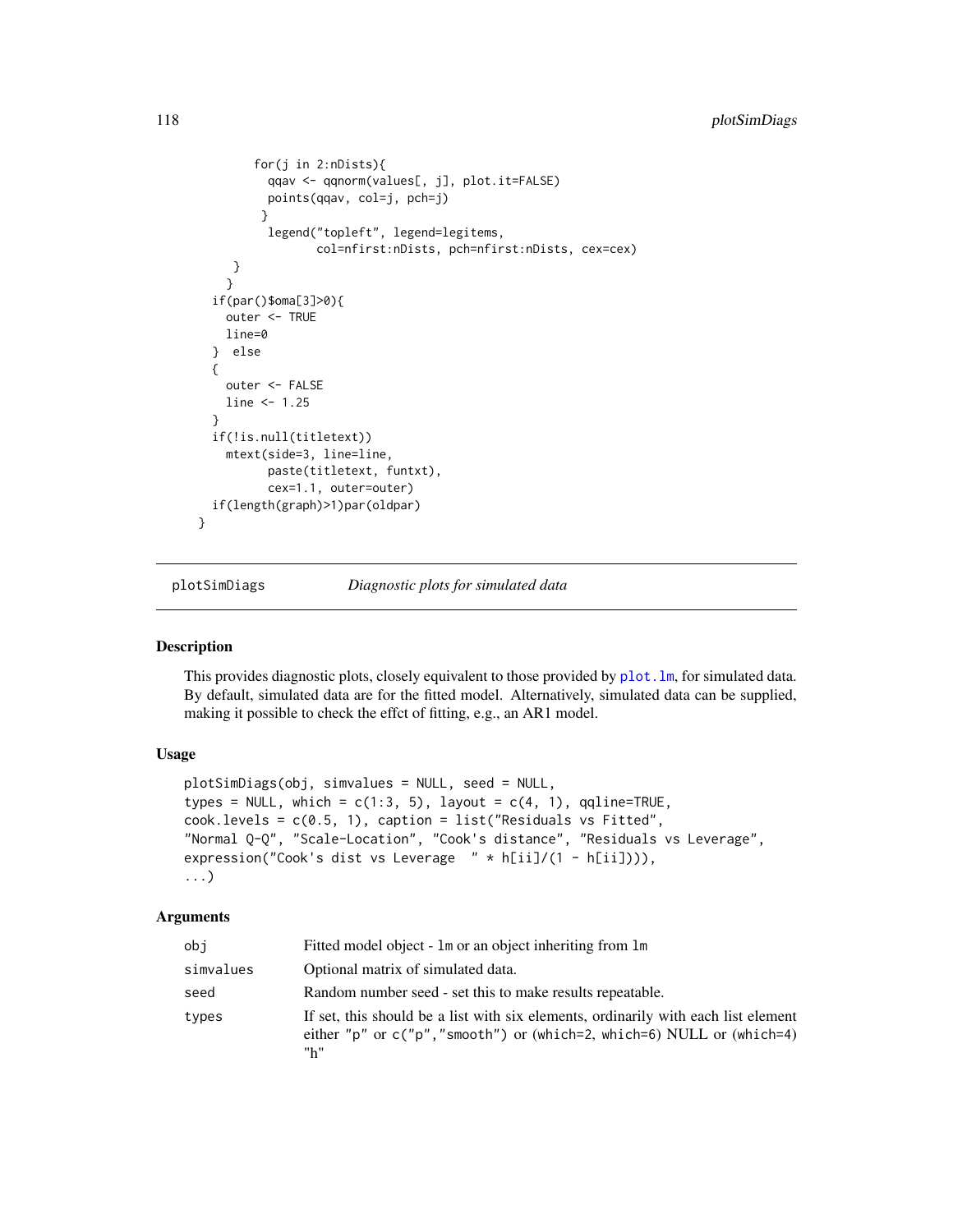```
        for(j in 2:nDists){
          qqav <- qqnorm(values[, j], plot.it=FALSE)
          points(qqav, col=j, pch=j)
         }
          legend("topleft", legend=legitems,
                 col=nfirst:nDists, pch=nfirst:nDists, cex=cex)
     }
    }
  if(par()$oma[3]>0){
    outer <- TRUE
    line=0
  }  else
  {
    outer <- FALSE
    line <- 1.25
  }
  if(!is.null(titletext))
    mtext(side=3, line=line,
          paste(titletext, funtxt),
          cex=1.1, outer=outer)
  if(length(graph)>1)par(oldpar)
}
```

## plotSimDiags — *Diagnostic plots for simulated data*

### Description

This provides diagnostic plots, closely equivalent to those provided by `plot.lm`, for simulated data. By default, simulated data are for the fitted model. Alternatively, simulated data can be supplied, making it possible to check the effct of fitting, e.g., an AR1 model.

### Usage

```
plotSimDiags(obj, simvalues = NULL, seed = NULL,
types = NULL, which = c(1:3, 5), layout = c(4, 1), qqline=TRUE,
cook.levels = c(0.5, 1), caption = list("Residuals vs Fitted",
"Normal Q-Q", "Scale-Location", "Cook's distance", "Residuals vs Leverage",
expression("Cook's dist vs Leverage  " * h[ii]/(1 - h[ii]))),
...)
```

### Arguments

| | |
|---|---|
| `obj` | Fitted model object - `lm` or an object inheriting from `lm` |
| `simvalues` | Optional matrix of simulated data. |
| `seed` | Random number seed - set this to make results repeatable. |
| `types` | If set, this should be a list with six elements, ordinarily with each list element either `"p"` or `c("p","smooth")` or (which=2, which=6) NULL or (which=4) `"h"` |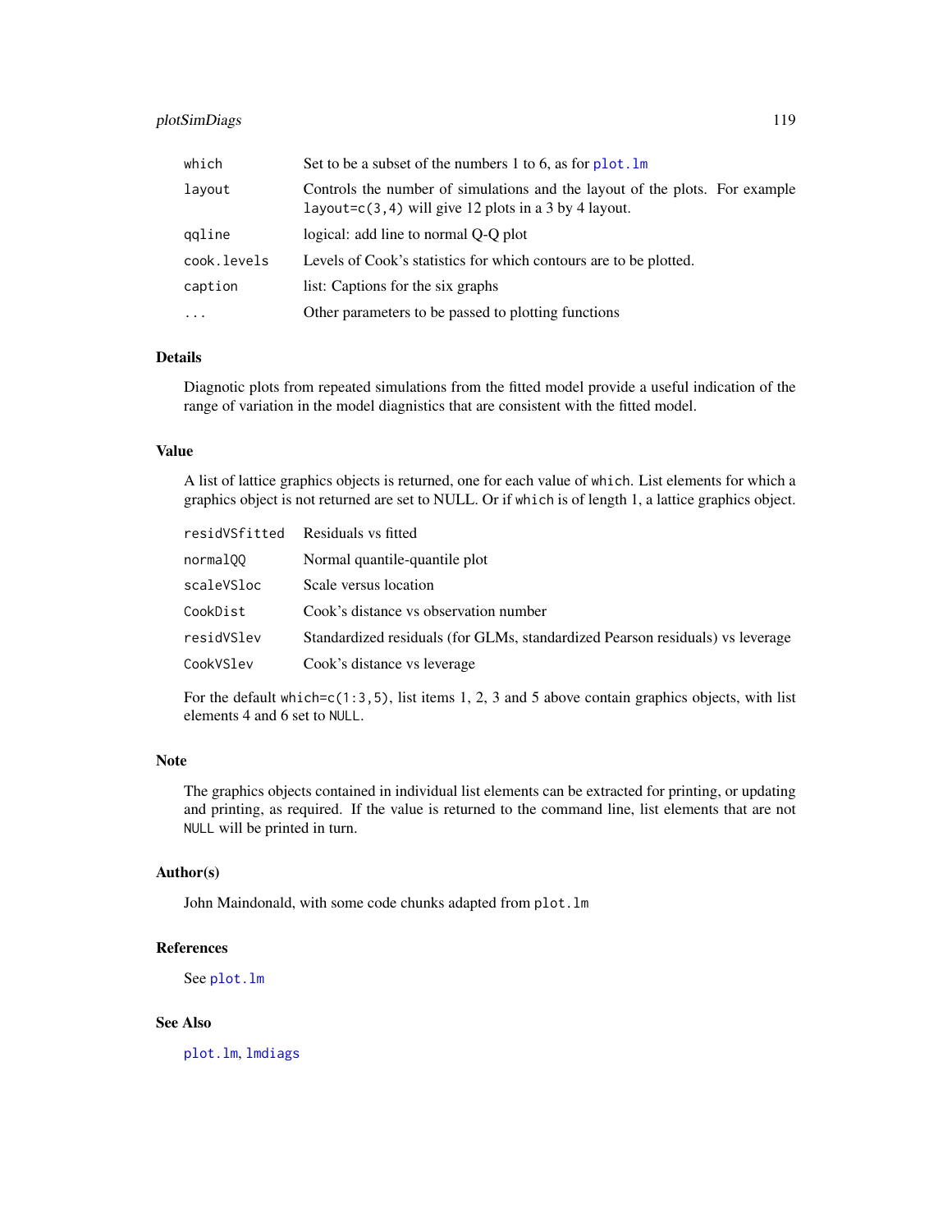| | |
|---|---|
| `which` | Set to be a subset of the numbers 1 to 6, as for `plot.lm` |
| `layout` | Controls the number of simulations and the layout of the plots. For example `layout=c(3,4)` will give 12 plots in a 3 by 4 layout. |
| `qqline` | logical: add line to normal Q-Q plot |
| `cook.levels` | Levels of Cook's statistics for which contours are to be plotted. |
| `caption` | list: Captions for the six graphs |
| `...` | Other parameters to be passed to plotting functions |

## Details

Diagnotic plots from repeated simulations from the fitted model provide a useful indication of the range of variation in the model diagnistics that are consistent with the fitted model.

## Value

A list of lattice graphics objects is returned, one for each value of `which`. List elements for which a graphics object is not returned are set to NULL. Or if `which` is of length 1, a lattice graphics object.

| | |
|---|---|
| `residVSfitted` | Residuals vs fitted |
| `normalQQ` | Normal quantile-quantile plot |
| `scaleVSloc` | Scale versus location |
| `CookDist` | Cook's distance vs observation number |
| `residVSlev` | Standardized residuals (for GLMs, standardized Pearson residuals) vs leverage |
| `CookVSlev` | Cook's distance vs leverage |

For the default `which=c(1:3,5)`, list items 1, 2, 3 and 5 above contain graphics objects, with list elements 4 and 6 set to `NULL`.

## Note

The graphics objects contained in individual list elements can be extracted for printing, or updating and printing, as required. If the value is returned to the command line, list elements that are not `NULL` will be printed in turn.

## Author(s)

John Maindonald, with some code chunks adapted from `plot.lm`

## References

See `plot.lm`

## See Also

`plot.lm`, `lmdiags`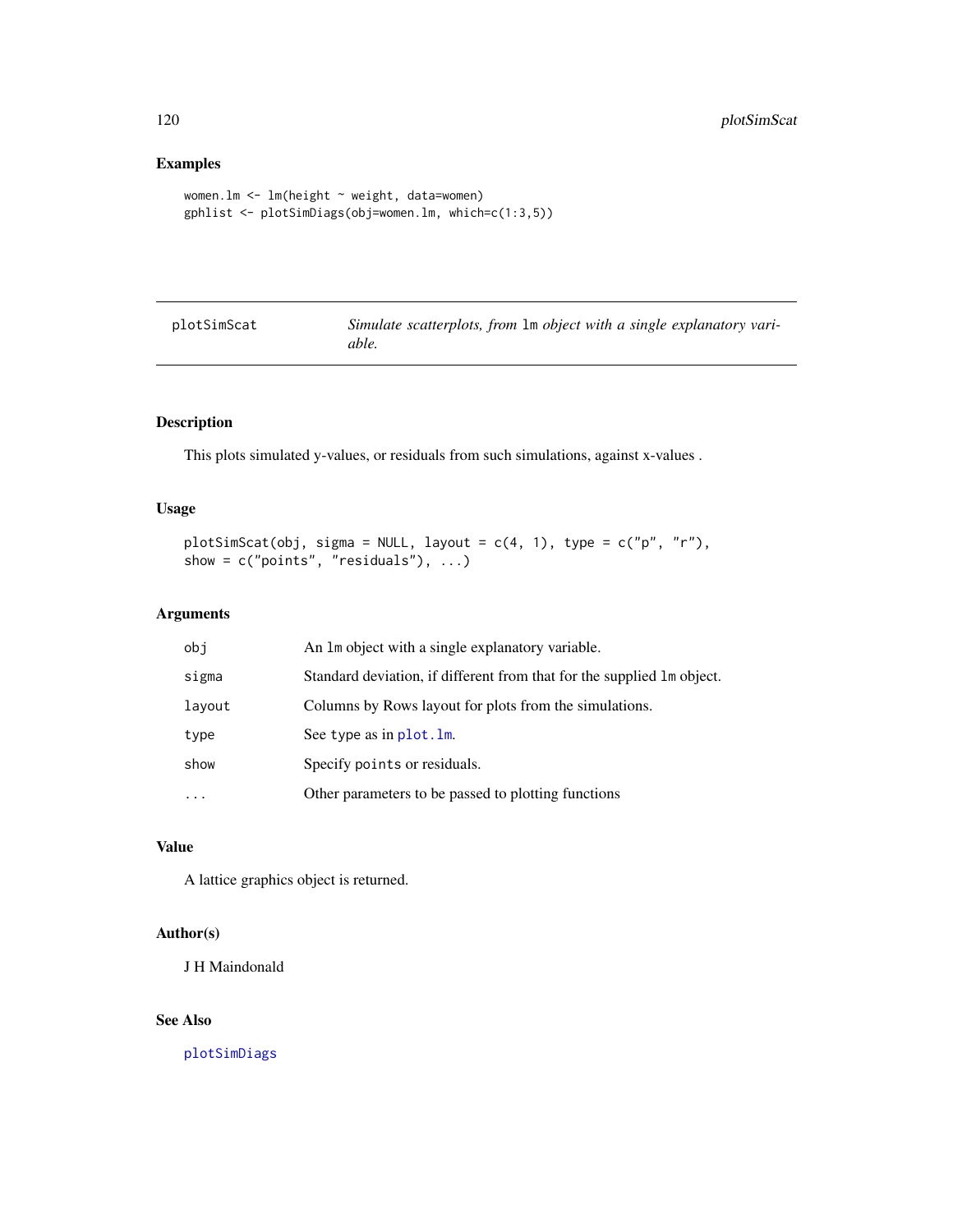## Examples

```
women.lm <- lm(height ~ weight, data=women)
gphlist <- plotSimDiags(obj=women.lm, which=c(1:3,5))
```

---

plotSimScat    *Simulate scatterplots, from* `lm` *object with a single explanatory variable.*

---

## Description

This plots simulated y-values, or residuals from such simulations, against x-values .

## Usage

```
plotSimScat(obj, sigma = NULL, layout = c(4, 1), type = c("p", "r"),
show = c("points", "residuals"), ...)
```

## Arguments

| | |
|---|---|
| obj | An `lm` object with a single explanatory variable. |
| sigma | Standard deviation, if different from that for the supplied `lm` object. |
| layout | Columns by Rows layout for plots from the simulations. |
| type | See `type` as in `plot.lm`. |
| show | Specify `points` or residuals. |
| ... | Other parameters to be passed to plotting functions |

## Value

A lattice graphics object is returned.

## Author(s)

J H Maindonald

## See Also

`plotSimDiags`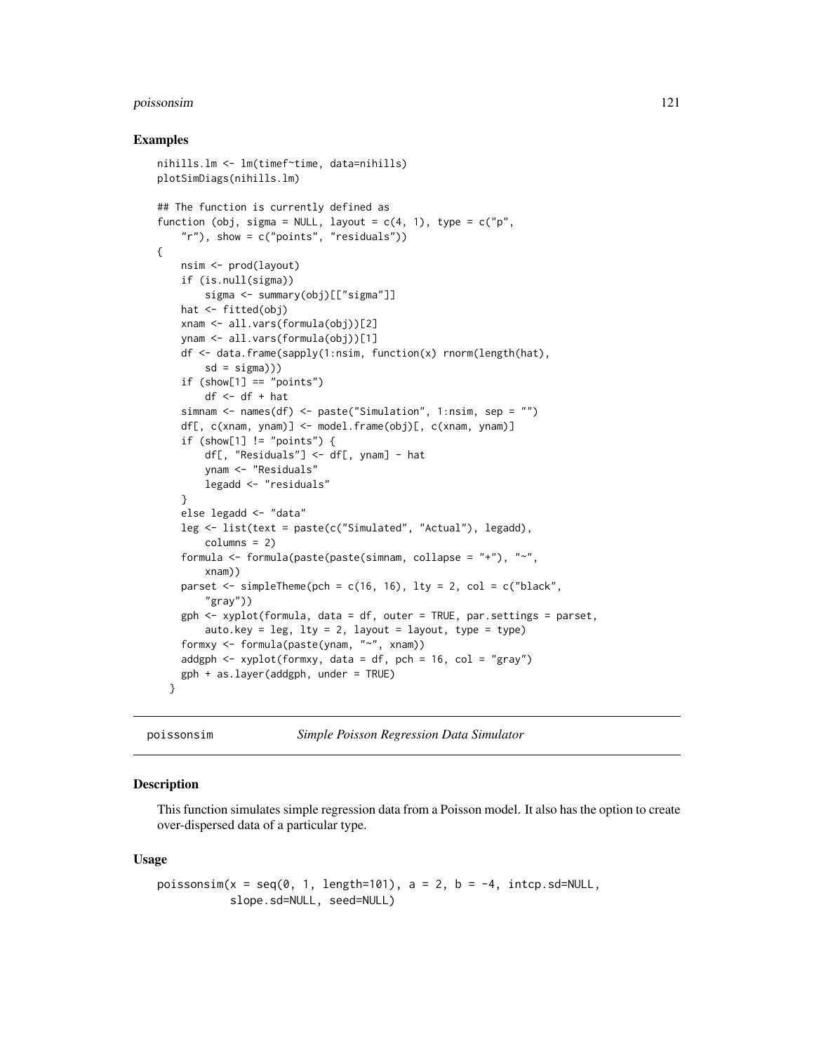## Examples

```
nihills.lm <- lm(timef~time, data=nihills)
plotSimDiags(nihills.lm)

## The function is currently defined as
function (obj, sigma = NULL, layout = c(4, 1), type = c("p",
    "r"), show = c("points", "residuals"))
{
    nsim <- prod(layout)
    if (is.null(sigma))
        sigma <- summary(obj)[["sigma"]]
    hat <- fitted(obj)
    xnam <- all.vars(formula(obj))[2]
    ynam <- all.vars(formula(obj))[1]
    df <- data.frame(sapply(1:nsim, function(x) rnorm(length(hat),
        sd = sigma)))
    if (show[1] == "points")
        df <- df + hat
    simnam <- names(df) <- paste("Simulation", 1:nsim, sep = "")
    df[, c(xnam, ynam)] <- model.frame(obj)[, c(xnam, ynam)]
    if (show[1] != "points") {
        df[, "Residuals"] <- df[, ynam] - hat
        ynam <- "Residuals"
        legadd <- "residuals"
    }
    else legadd <- "data"
    leg <- list(text = paste(c("Simulated", "Actual"), legadd),
        columns = 2)
    formula <- formula(paste(paste(simnam, collapse = "+"), "~",
        xnam))
    parset <- simpleTheme(pch = c(16, 16), lty = 2, col = c("black",
        "gray"))
    gph <- xyplot(formula, data = df, outer = TRUE, par.settings = parset,
        auto.key = leg, lty = 2, layout = layout, type = type)
    formxy <- formula(paste(ynam, "~", xnam))
    addgph <- xyplot(formxy, data = df, pch = 16, col = "gray")
    gph + as.layer(addgph, under = TRUE)
  }
```

---

poissonsim — *Simple Poisson Regression Data Simulator*

---

## Description

This function simulates simple regression data from a Poisson model. It also has the option to create over-dispersed data of a particular type.

## Usage

```
poissonsim(x = seq(0, 1, length=101), a = 2, b = -4, intcp.sd=NULL,
           slope.sd=NULL, seed=NULL)
```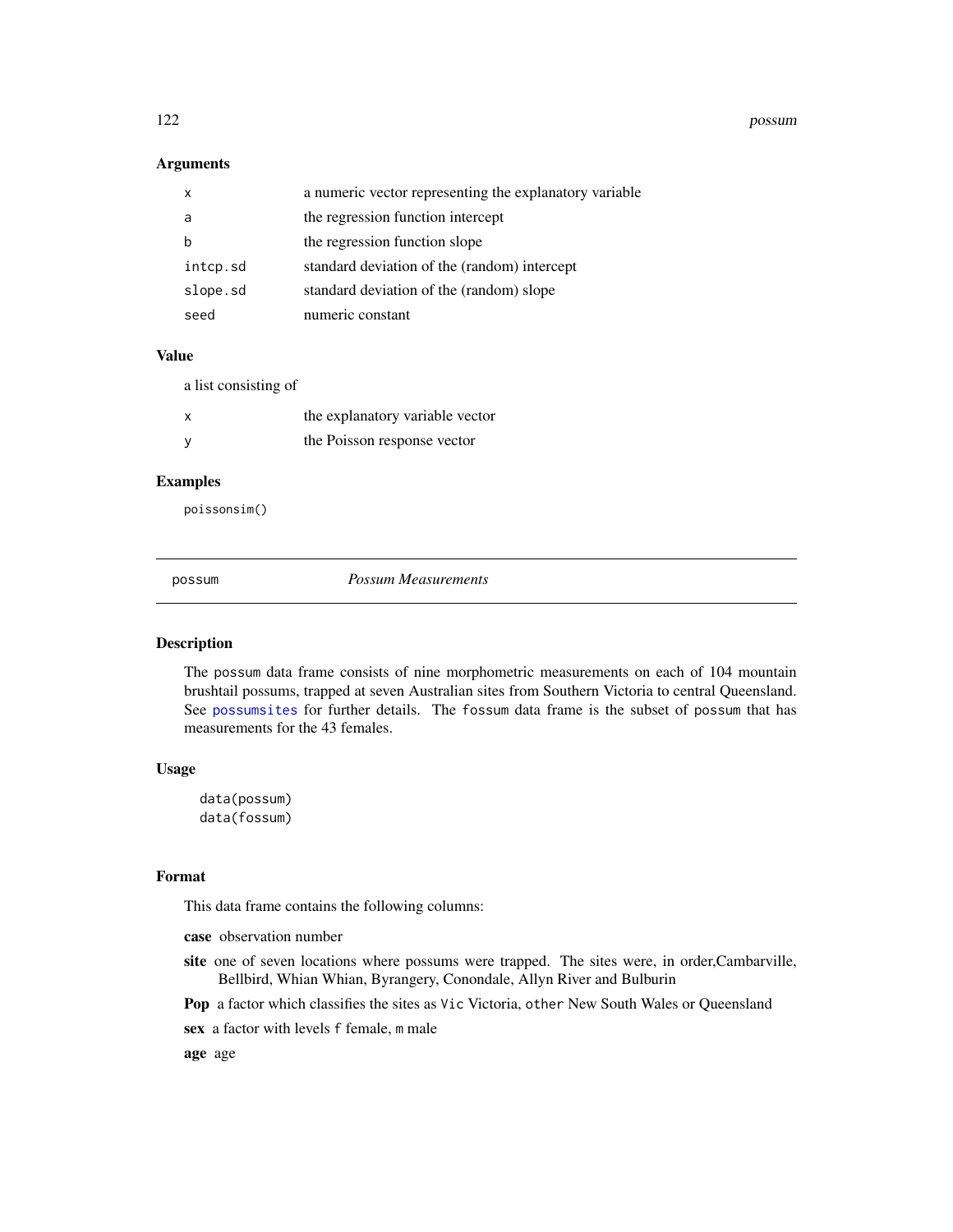## Arguments

| | |
|---|---|
| `x` | a numeric vector representing the explanatory variable |
| `a` | the regression function intercept |
| `b` | the regression function slope |
| `intcp.sd` | standard deviation of the (random) intercept |
| `slope.sd` | standard deviation of the (random) slope |
| `seed` | numeric constant |

## Value

a list consisting of

| | |
|---|---|
| `x` | the explanatory variable vector |
| `y` | the Poisson response vector |

## Examples

```
poissonsim()
```

---

# possum *Possum Measurements*

---

## Description

The `possum` data frame consists of nine morphometric measurements on each of 104 mountain brushtail possums, trapped at seven Australian sites from Southern Victoria to central Queensland. See `possumsites` for further details. The `fossum` data frame is the subset of `possum` that has measurements for the 43 females.

## Usage

```
data(possum)
data(fossum)
```

## Format

This data frame contains the following columns:

**case** observation number

**site** one of seven locations where possums were trapped. The sites were, in order,Cambarville, Bellbird, Whian Whian, Byrangery, Conondale, Allyn River and Bulburin

**Pop** a factor which classifies the sites as `Vic` Victoria, `other` New South Wales or Queensland

**sex** a factor with levels `f` female, `m` male

**age** age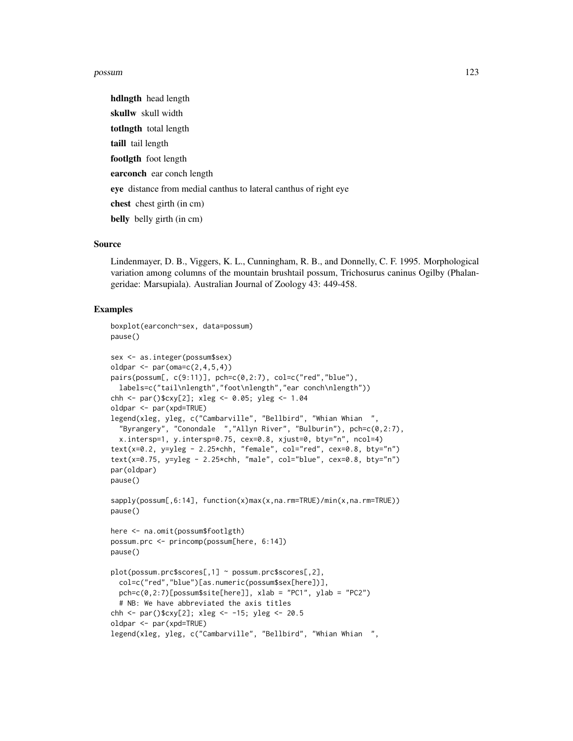**hdlngth** head length

**skullw** skull width

**totlngth** total length

**taill** tail length

**footlgth** foot length

**earconch** ear conch length

**eye** distance from medial canthus to lateral canthus of right eye

**chest** chest girth (in cm)

**belly** belly girth (in cm)

## Source

Lindenmayer, D. B., Viggers, K. L., Cunningham, R. B., and Donnelly, C. F. 1995. Morphological variation among columns of the mountain brushtail possum, Trichosurus caninus Ogilby (Phalangeridae: Marsupiala). Australian Journal of Zoology 43: 449-458.

## Examples

```
boxplot(earconch~sex, data=possum)
pause()

sex <- as.integer(possum$sex)
oldpar <- par(oma=c(2,4,5,4))
pairs(possum[, c(9:11)], pch=c(0,2:7), col=c("red","blue"),
  labels=c("tail\nlength","foot\nlength","ear conch\nlength"))
chh <- par()$cxy[2]; xleg <- 0.05; yleg <- 1.04
oldpar <- par(xpd=TRUE)
legend(xleg, yleg, c("Cambarville", "Bellbird", "Whian Whian  ",
  "Byrangery", "Conondale  ","Allyn River", "Bulburin"), pch=c(0,2:7),
  x.intersp=1, y.intersp=0.75, cex=0.8, xjust=0, bty="n", ncol=4)
text(x=0.2, y=yleg - 2.25*chh, "female", col="red", cex=0.8, bty="n")
text(x=0.75, y=yleg - 2.25*chh, "male", col="blue", cex=0.8, bty="n")
par(oldpar)
pause()

sapply(possum[,6:14], function(x)max(x,na.rm=TRUE)/min(x,na.rm=TRUE))
pause()

here <- na.omit(possum$footlgth)
possum.prc <- princomp(possum[here, 6:14])
pause()

plot(possum.prc$scores[,1] ~ possum.prc$scores[,2],
  col=c("red","blue")[as.numeric(possum$sex[here])],
  pch=c(0,2:7)[possum$site[here]], xlab = "PC1", ylab = "PC2")
  # NB: We have abbreviated the axis titles
chh <- par()$cxy[2]; xleg <- -15; yleg <- 20.5
oldpar <- par(xpd=TRUE)
legend(xleg, yleg, c("Cambarville", "Bellbird", "Whian Whian  ",
```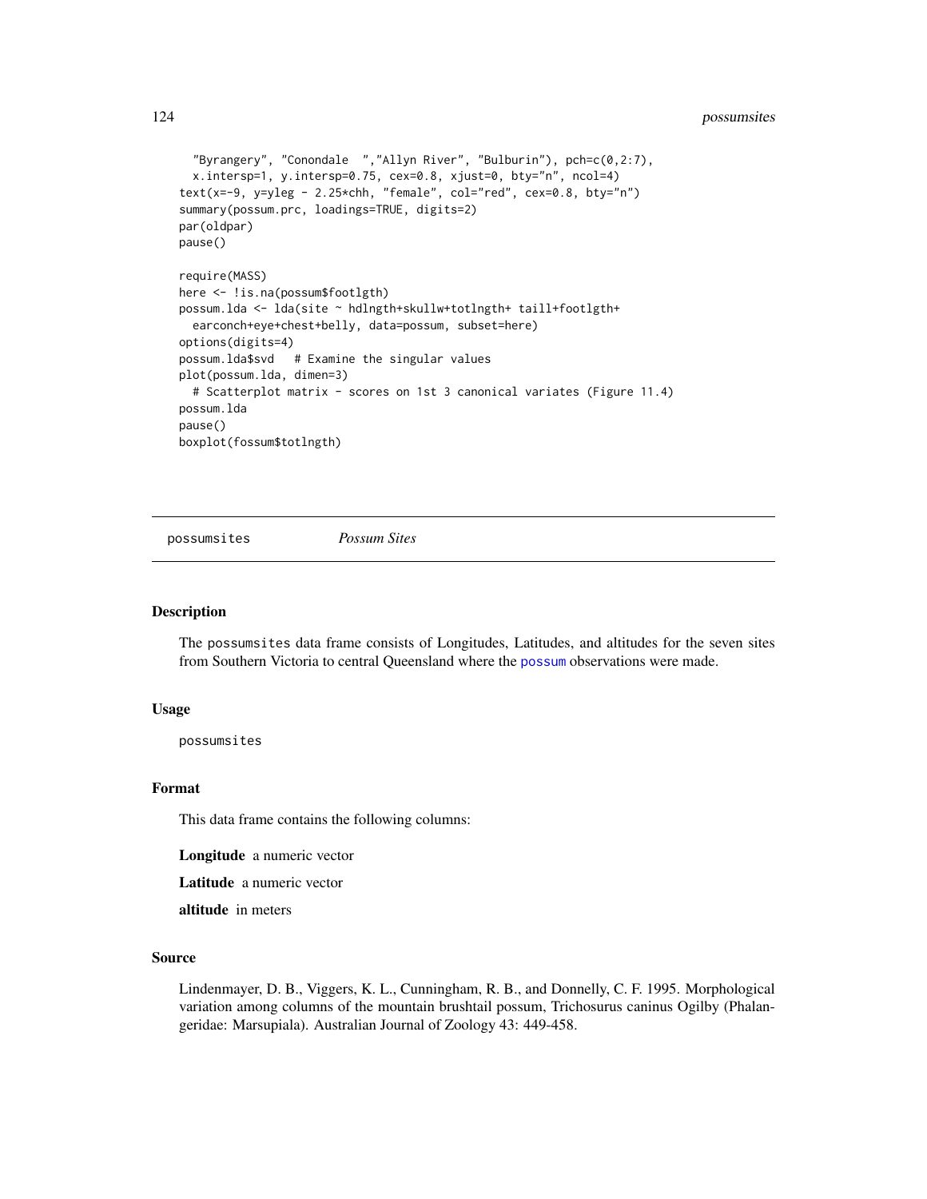```
  "Byrangery", "Conondale  ","Allyn River", "Bulburin"), pch=c(0,2:7),
  x.intersp=1, y.intersp=0.75, cex=0.8, xjust=0, bty="n", ncol=4)
text(x=-9, y=yleg - 2.25*chh, "female", col="red", cex=0.8, bty="n")
summary(possum.prc, loadings=TRUE, digits=2)
par(oldpar)
pause()

require(MASS)
here <- !is.na(possum$footlgth)
possum.lda <- lda(site ~ hdlngth+skullw+totlngth+ taill+footlgth+
  earconch+eye+chest+belly, data=possum, subset=here)
options(digits=4)
possum.lda$svd   # Examine the singular values
plot(possum.lda, dimen=3)
  # Scatterplot matrix - scores on 1st 3 canonical variates (Figure 11.4)
possum.lda
pause()
boxplot(fossum$totlngth)
```

---

possumsites *Possum Sites*

---

## Description

The possumsites data frame consists of Longitudes, Latitudes, and altitudes for the seven sites from Southern Victoria to central Queensland where the possum observations were made.

## Usage

```
possumsites
```

## Format

This data frame contains the following columns:

**Longitude** a numeric vector

**Latitude** a numeric vector

**altitude** in meters

## Source

Lindenmayer, D. B., Viggers, K. L., Cunningham, R. B., and Donnelly, C. F. 1995. Morphological variation among columns of the mountain brushtail possum, Trichosurus caninus Ogilby (Phalangeridae: Marsupiala). Australian Journal of Zoology 43: 449-458.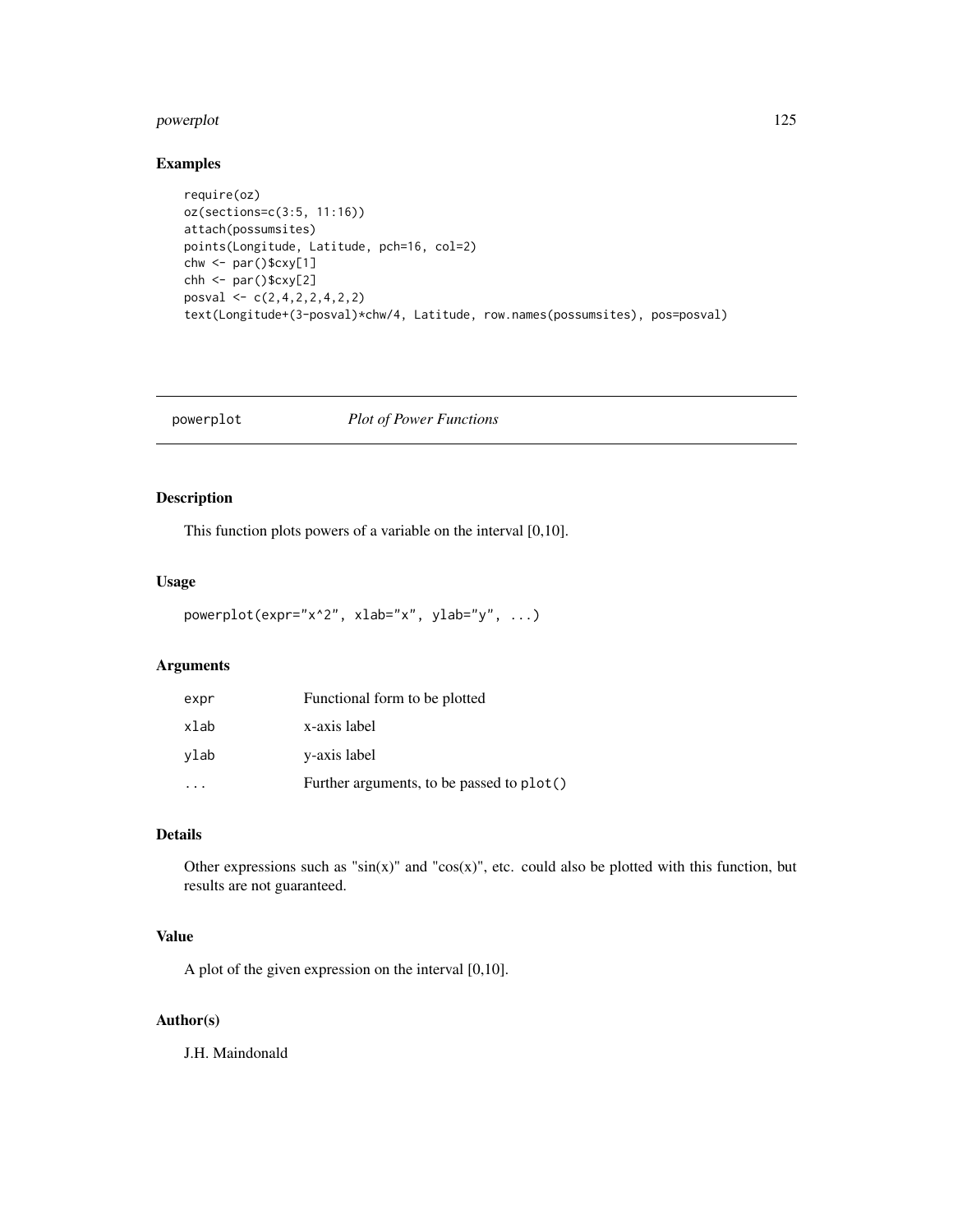## Examples

```
require(oz)
oz(sections=c(3:5, 11:16))
attach(possumsites)
points(Longitude, Latitude, pch=16, col=2)
chw <- par()$cxy[1]
chh <- par()$cxy[2]
posval <- c(2,4,2,2,4,2,2)
text(Longitude+(3-posval)*chw/4, Latitude, row.names(possumsites), pos=posval)
```

---

# powerplot *Plot of Power Functions*

---

## Description

This function plots powers of a variable on the interval [0,10].

## Usage

```
powerplot(expr="x^2", xlab="x", ylab="y", ...)
```

## Arguments

| | |
|---|---|
| expr | Functional form to be plotted |
| xlab | x-axis label |
| ylab | y-axis label |
| ... | Further arguments, to be passed to `plot()` |

## Details

Other expressions such as "sin(x)" and "cos(x)", etc. could also be plotted with this function, but results are not guaranteed.

## Value

A plot of the given expression on the interval [0,10].

## Author(s)

J.H. Maindonald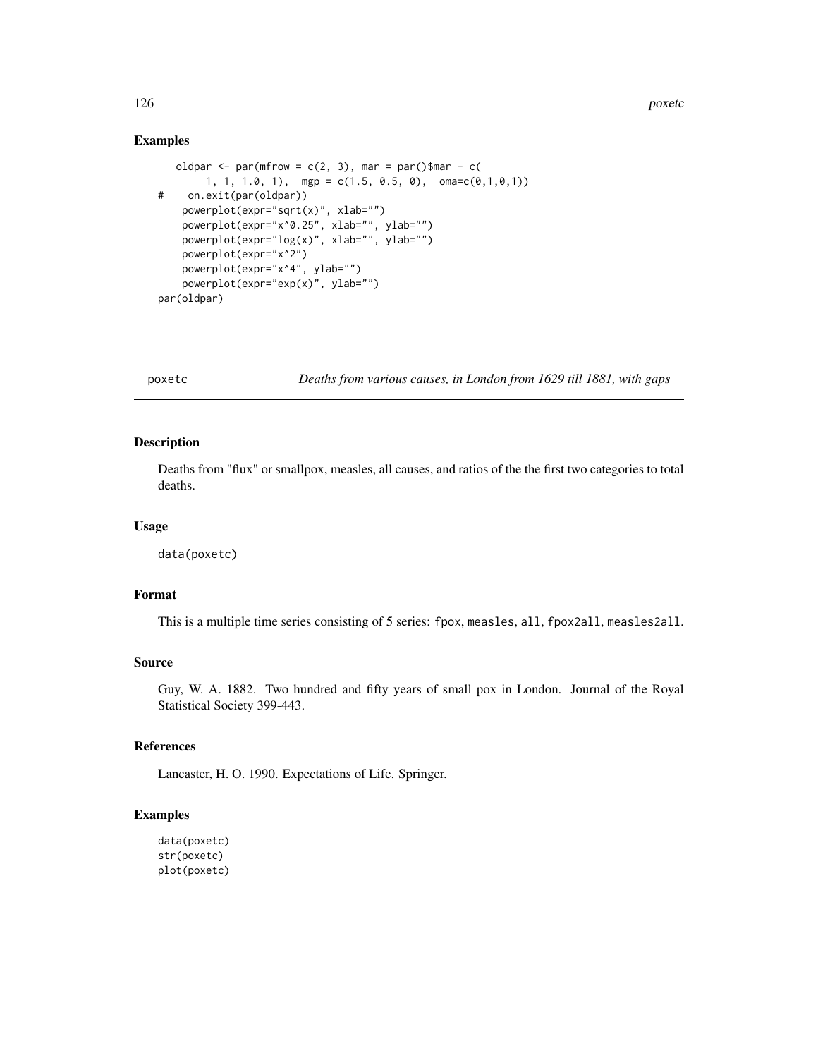### Examples

```
   oldpar <- par(mfrow = c(2, 3), mar = par()$mar - c(
       1, 1, 1.0, 1),  mgp = c(1.5, 0.5, 0),  oma=c(0,1,0,1))
#    on.exit(par(oldpar))
    powerplot(expr="sqrt(x)", xlab="")
    powerplot(expr="x^0.25", xlab="", ylab="")
    powerplot(expr="log(x)", xlab="", ylab="")
    powerplot(expr="x^2")
    powerplot(expr="x^4", ylab="")
    powerplot(expr="exp(x)", ylab="")
par(oldpar)
```

---

## poxetc — *Deaths from various causes, in London from 1629 till 1881, with gaps*

### Description

Deaths from "flux" or smallpox, measles, all causes, and ratios of the the first two categories to total deaths.

### Usage

```
data(poxetc)
```

### Format

This is a multiple time series consisting of 5 series: `fpox`, `measles`, `all`, `fpox2all`, `measles2all`.

### Source

Guy, W. A. 1882. Two hundred and fifty years of small pox in London. Journal of the Royal Statistical Society 399-443.

### References

Lancaster, H. O. 1990. Expectations of Life. Springer.

### Examples

```
data(poxetc)
str(poxetc)
plot(poxetc)
```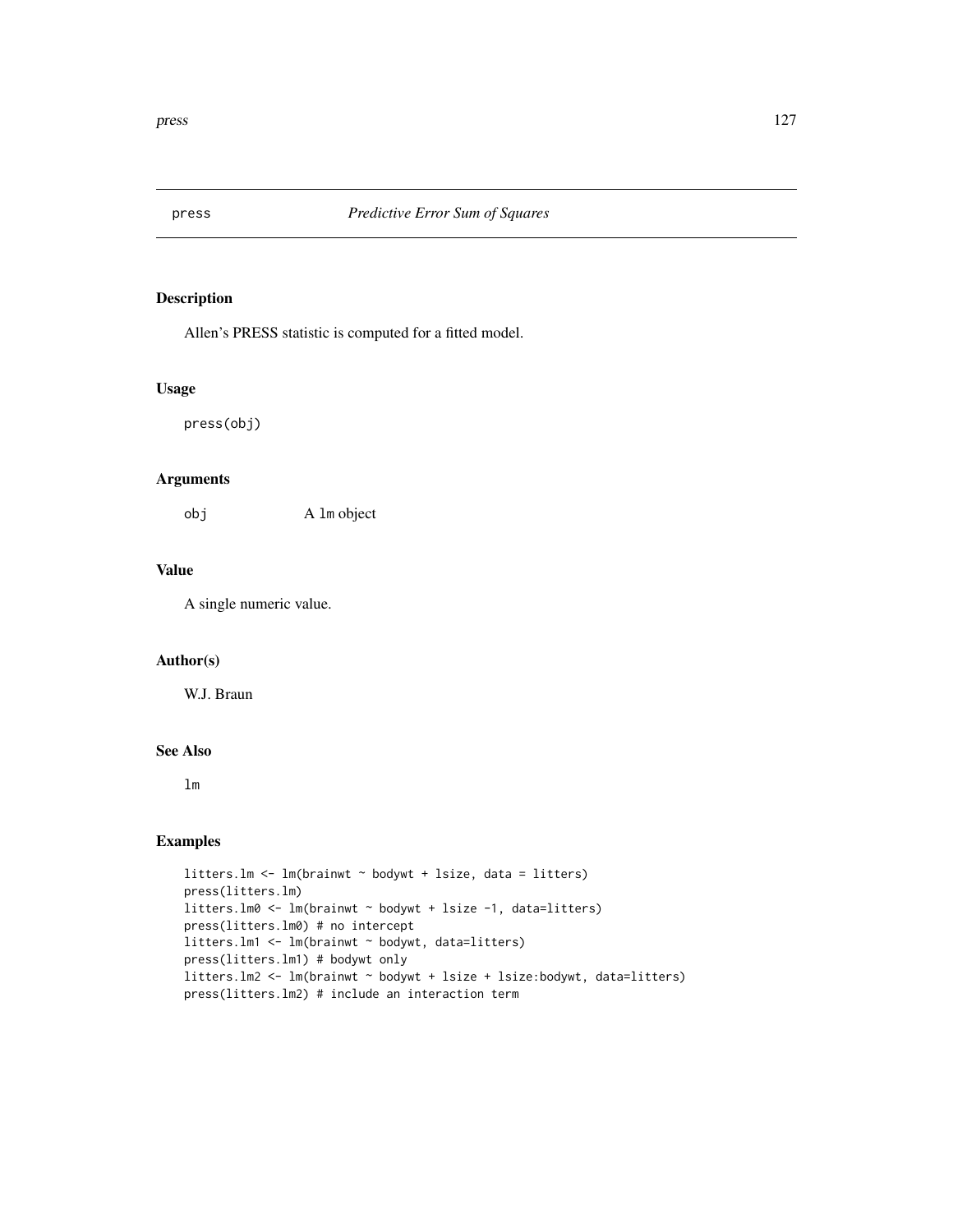# press — *Predictive Error Sum of Squares*

## Description

Allen's PRESS statistic is computed for a fitted model.

## Usage

```
press(obj)
```

## Arguments

| | |
|---|---|
| obj | A `lm` object |

## Value

A single numeric value.

## Author(s)

W.J. Braun

## See Also

`lm`

## Examples

```
litters.lm <- lm(brainwt ~ bodywt + lsize, data = litters)
press(litters.lm)
litters.lm0 <- lm(brainwt ~ bodywt + lsize -1, data=litters)
press(litters.lm0) # no intercept
litters.lm1 <- lm(brainwt ~ bodywt, data=litters)
press(litters.lm1) # bodywt only
litters.lm2 <- lm(brainwt ~ bodywt + lsize + lsize:bodywt, data=litters)
press(litters.lm2) # include an interaction term
```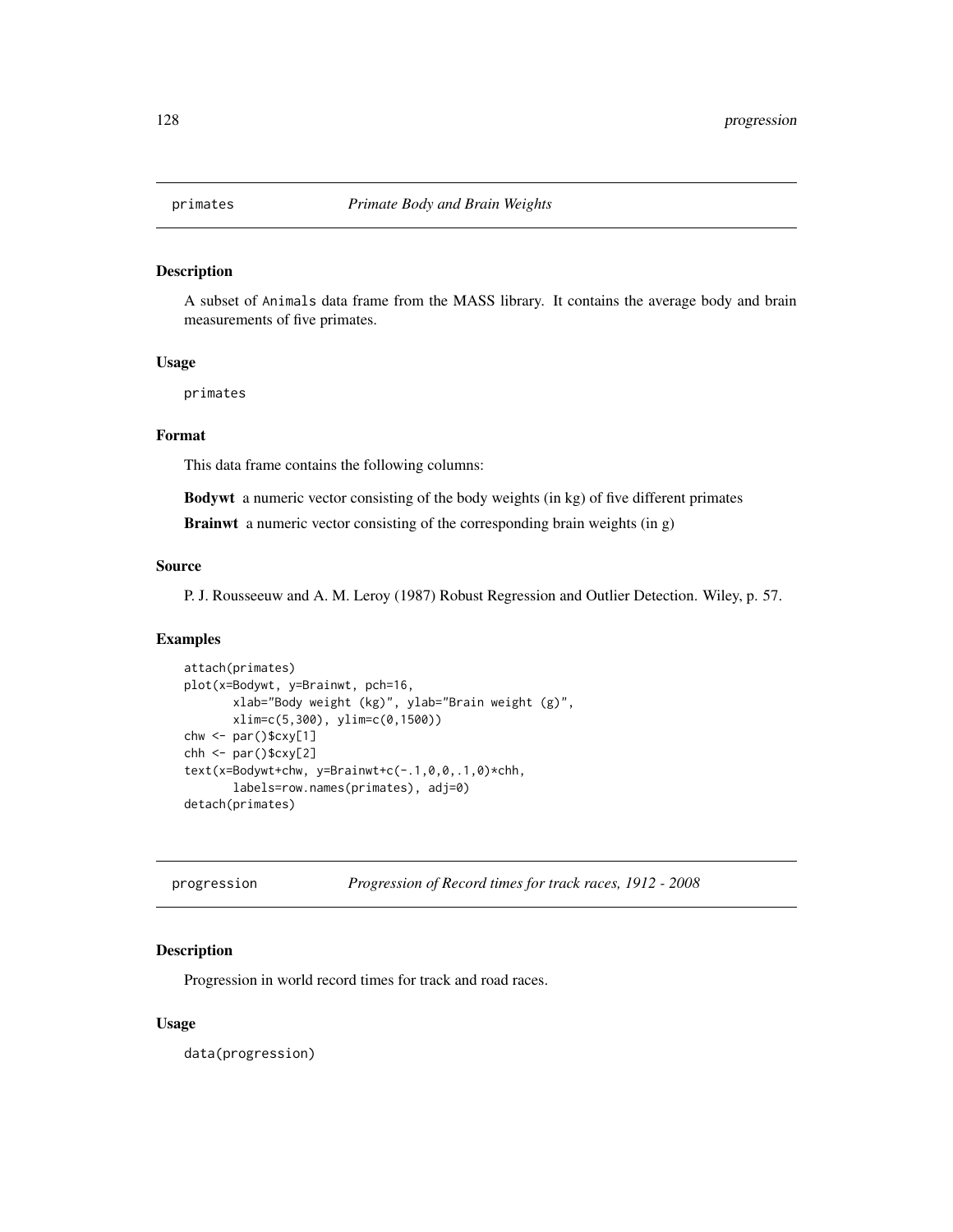## primates *Primate Body and Brain Weights*

### Description

A subset of `Animals` data frame from the MASS library. It contains the average body and brain measurements of five primates.

### Usage

```
primates
```

### Format

This data frame contains the following columns:

**Bodywt** a numeric vector consisting of the body weights (in kg) of five different primates

**Brainwt** a numeric vector consisting of the corresponding brain weights (in g)

### Source

P. J. Rousseeuw and A. M. Leroy (1987) Robust Regression and Outlier Detection. Wiley, p. 57.

### Examples

```
attach(primates)
plot(x=Bodywt, y=Brainwt, pch=16,
       xlab="Body weight (kg)", ylab="Brain weight (g)",
       xlim=c(5,300), ylim=c(0,1500))
chw <- par()$cxy[1]
chh <- par()$cxy[2]
text(x=Bodywt+chw, y=Brainwt+c(-.1,0,0,.1,0)*chh,
       labels=row.names(primates), adj=0)
detach(primates)
```

## progression *Progression of Record times for track races, 1912 - 2008*

### Description

Progression in world record times for track and road races.

### Usage

```
data(progression)
```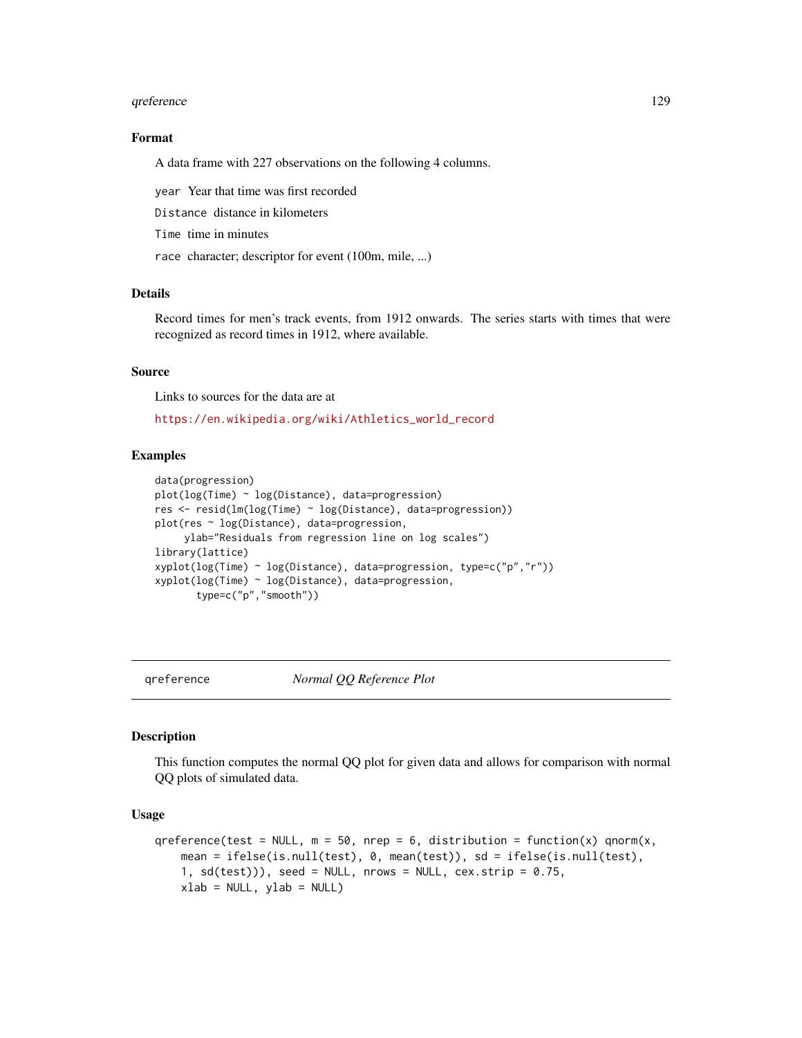### Format

A data frame with 227 observations on the following 4 columns.

`year` Year that time was first recorded

`Distance` distance in kilometers

`Time` time in minutes

`race` character; descriptor for event (100m, mile, ...)

### Details

Record times for men's track events, from 1912 onwards. The series starts with times that were recognized as record times in 1912, where available.

### Source

Links to sources for the data are at

https://en.wikipedia.org/wiki/Athletics_world_record

### Examples

```
data(progression)
plot(log(Time) ~ log(Distance), data=progression)
res <- resid(lm(log(Time) ~ log(Distance), data=progression))
plot(res ~ log(Distance), data=progression,
     ylab="Residuals from regression line on log scales")
library(lattice)
xyplot(log(Time) ~ log(Distance), data=progression, type=c("p","r"))
xyplot(log(Time) ~ log(Distance), data=progression,
       type=c("p","smooth"))
```

---

## qreference &nbsp;&nbsp;&nbsp;&nbsp; *Normal QQ Reference Plot*

### Description

This function computes the normal QQ plot for given data and allows for comparison with normal QQ plots of simulated data.

### Usage

```
qreference(test = NULL, m = 50, nrep = 6, distribution = function(x) qnorm(x,
    mean = ifelse(is.null(test), 0, mean(test)), sd = ifelse(is.null(test),
    1, sd(test))), seed = NULL, nrows = NULL, cex.strip = 0.75,
    xlab = NULL, ylab = NULL)
```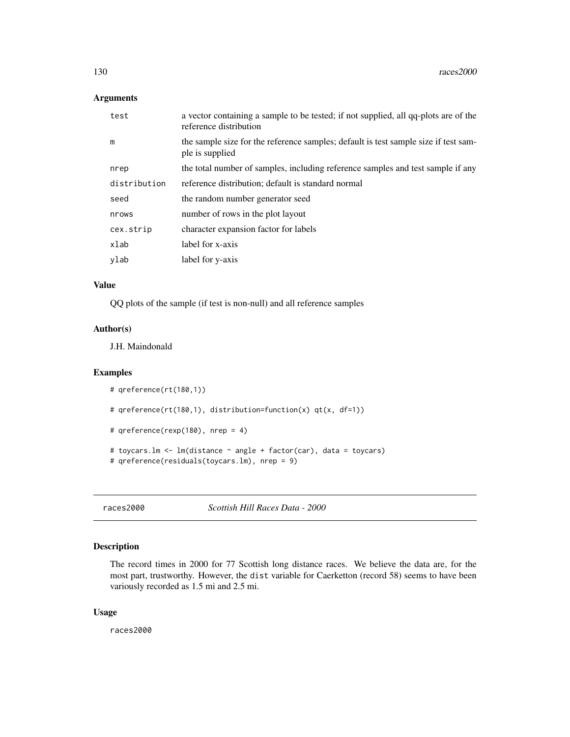## Arguments

| | |
|---|---|
| test | a vector containing a sample to be tested; if not supplied, all qq-plots are of the reference distribution |
| m | the sample size for the reference samples; default is test sample size if test sample is supplied |
| nrep | the total number of samples, including reference samples and test sample if any |
| distribution | reference distribution; default is standard normal |
| seed | the random number generator seed |
| nrows | number of rows in the plot layout |
| cex.strip | character expansion factor for labels |
| xlab | label for x-axis |
| ylab | label for y-axis |

## Value

QQ plots of the sample (if test is non-null) and all reference samples

## Author(s)

J.H. Maindonald

## Examples

```
# qreference(rt(180,1))

# qreference(rt(180,1), distribution=function(x) qt(x, df=1))

# qreference(rexp(180), nrep = 4)

# toycars.lm <- lm(distance ~ angle + factor(car), data = toycars)
# qreference(residuals(toycars.lm), nrep = 9)
```

---

# races2000 *Scottish Hill Races Data - 2000*

## Description

The record times in 2000 for 77 Scottish long distance races. We believe the data are, for the most part, trustworthy. However, the `dist` variable for Caerketton (record 58) seems to have been variously recorded as 1.5 mi and 2.5 mi.

## Usage

```
races2000
```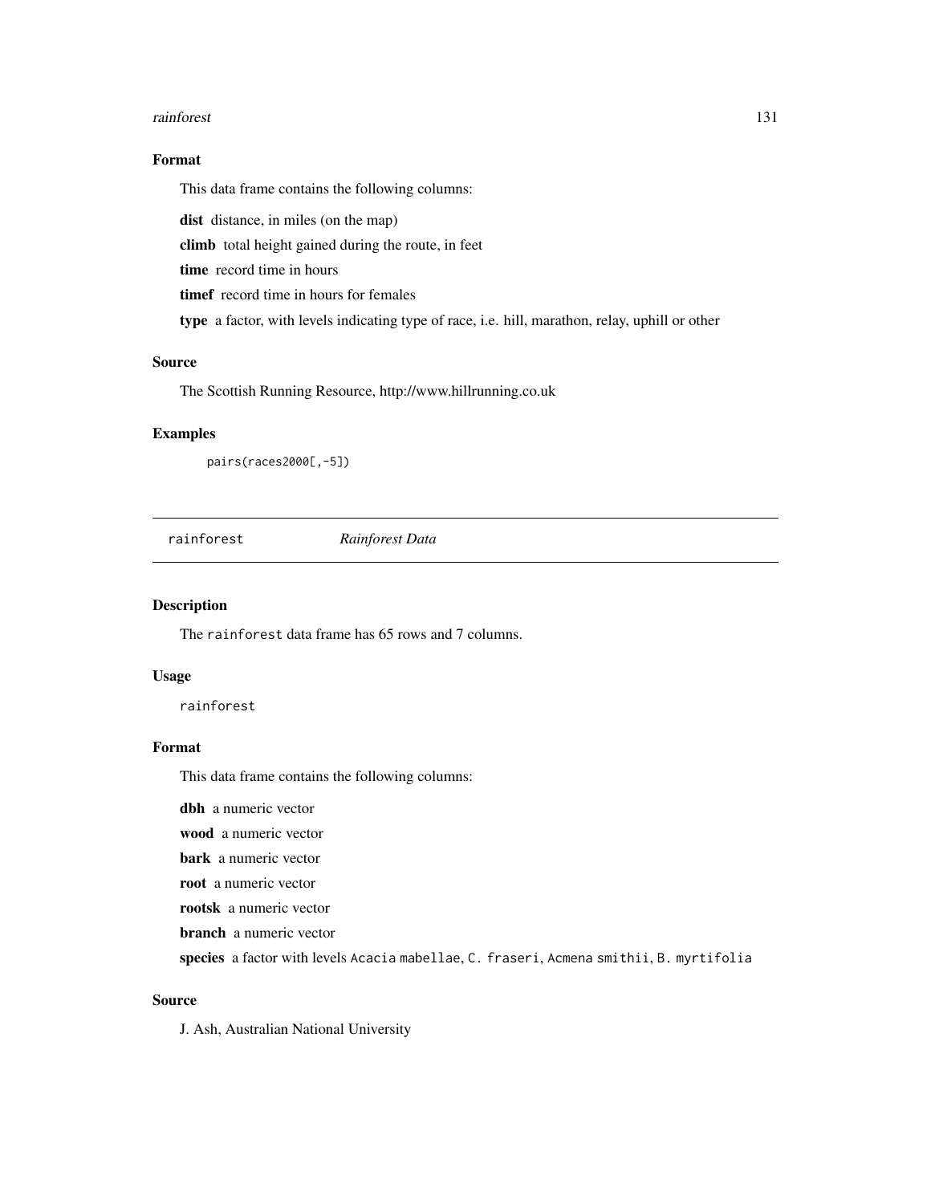### Format

This data frame contains the following columns:

**dist** distance, in miles (on the map)

**climb** total height gained during the route, in feet

**time** record time in hours

**timef** record time in hours for females

**type** a factor, with levels indicating type of race, i.e. hill, marathon, relay, uphill or other

### Source

The Scottish Running Resource, http://www.hillrunning.co.uk

### Examples

```
pairs(races2000[,-5])
```

---

## rainforest *Rainforest Data*

---

### Description

The `rainforest` data frame has 65 rows and 7 columns.

### Usage

```
rainforest
```

### Format

This data frame contains the following columns:

**dbh** a numeric vector

**wood** a numeric vector

**bark** a numeric vector

**root** a numeric vector

**rootsk** a numeric vector

**branch** a numeric vector

**species** a factor with levels `Acacia mabellae`, `C. fraseri`, `Acmena smithii`, `B. myrtifolia`

### Source

J. Ash, Australian National University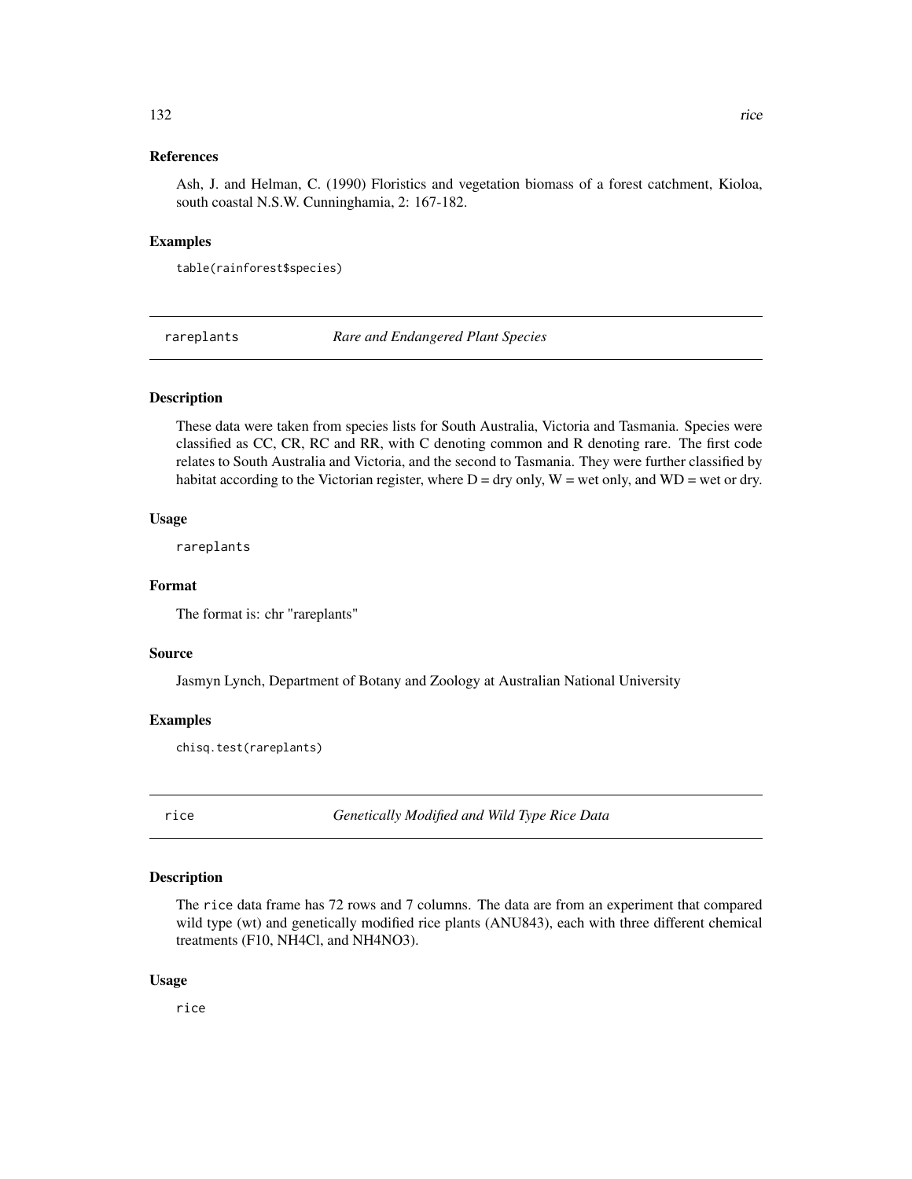### References

Ash, J. and Helman, C. (1990) Floristics and vegetation biomass of a forest catchment, Kioloa, south coastal N.S.W. Cunninghamia, 2: 167-182.

### Examples

```
table(rainforest$species)
```

---

## rareplants — *Rare and Endangered Plant Species*

### Description

These data were taken from species lists for South Australia, Victoria and Tasmania. Species were classified as CC, CR, RC and RR, with C denoting common and R denoting rare. The first code relates to South Australia and Victoria, and the second to Tasmania. They were further classified by habitat according to the Victorian register, where D = dry only, W = wet only, and WD = wet or dry.

### Usage

```
rareplants
```

### Format

The format is: chr "rareplants"

### Source

Jasmyn Lynch, Department of Botany and Zoology at Australian National University

### Examples

```
chisq.test(rareplants)
```

---

## rice — *Genetically Modified and Wild Type Rice Data*

### Description

The rice data frame has 72 rows and 7 columns. The data are from an experiment that compared wild type (wt) and genetically modified rice plants (ANU843), each with three different chemical treatments (F10, NH4Cl, and NH4NO3).

### Usage

```
rice
```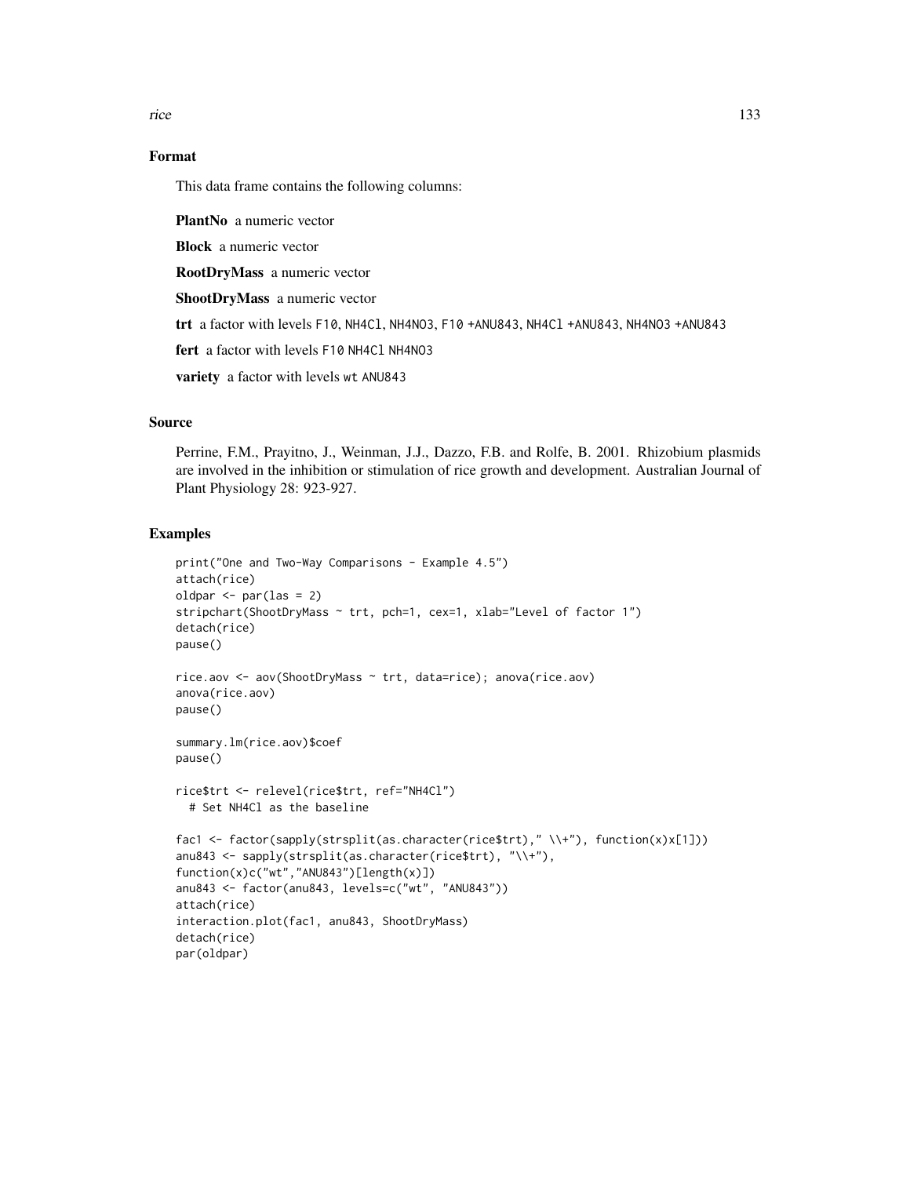## Format

This data frame contains the following columns:

**PlantNo** a numeric vector

**Block** a numeric vector

**RootDryMass** a numeric vector

**ShootDryMass** a numeric vector

**trt** a factor with levels F10, NH4Cl, NH4NO3, F10 +ANU843, NH4Cl +ANU843, NH4NO3 +ANU843

**fert** a factor with levels F10 NH4Cl NH4NO3

**variety** a factor with levels wt ANU843

## Source

Perrine, F.M., Prayitno, J., Weinman, J.J., Dazzo, F.B. and Rolfe, B. 2001. Rhizobium plasmids are involved in the inhibition or stimulation of rice growth and development. Australian Journal of Plant Physiology 28: 923-927.

## Examples

```
print("One and Two-Way Comparisons - Example 4.5")
attach(rice)
oldpar <- par(las = 2)
stripchart(ShootDryMass ~ trt, pch=1, cex=1, xlab="Level of factor 1")
detach(rice)
pause()

rice.aov <- aov(ShootDryMass ~ trt, data=rice); anova(rice.aov)
anova(rice.aov)
pause()

summary.lm(rice.aov)$coef
pause()

rice$trt <- relevel(rice$trt, ref="NH4Cl")
  # Set NH4Cl as the baseline

fac1 <- factor(sapply(strsplit(as.character(rice$trt)," \\+"), function(x)x[1]))
anu843 <- sapply(strsplit(as.character(rice$trt), "\\+"),
function(x)c("wt","ANU843")[length(x)])
anu843 <- factor(anu843, levels=c("wt", "ANU843"))
attach(rice)
interaction.plot(fac1, anu843, ShootDryMass)
detach(rice)
par(oldpar)
```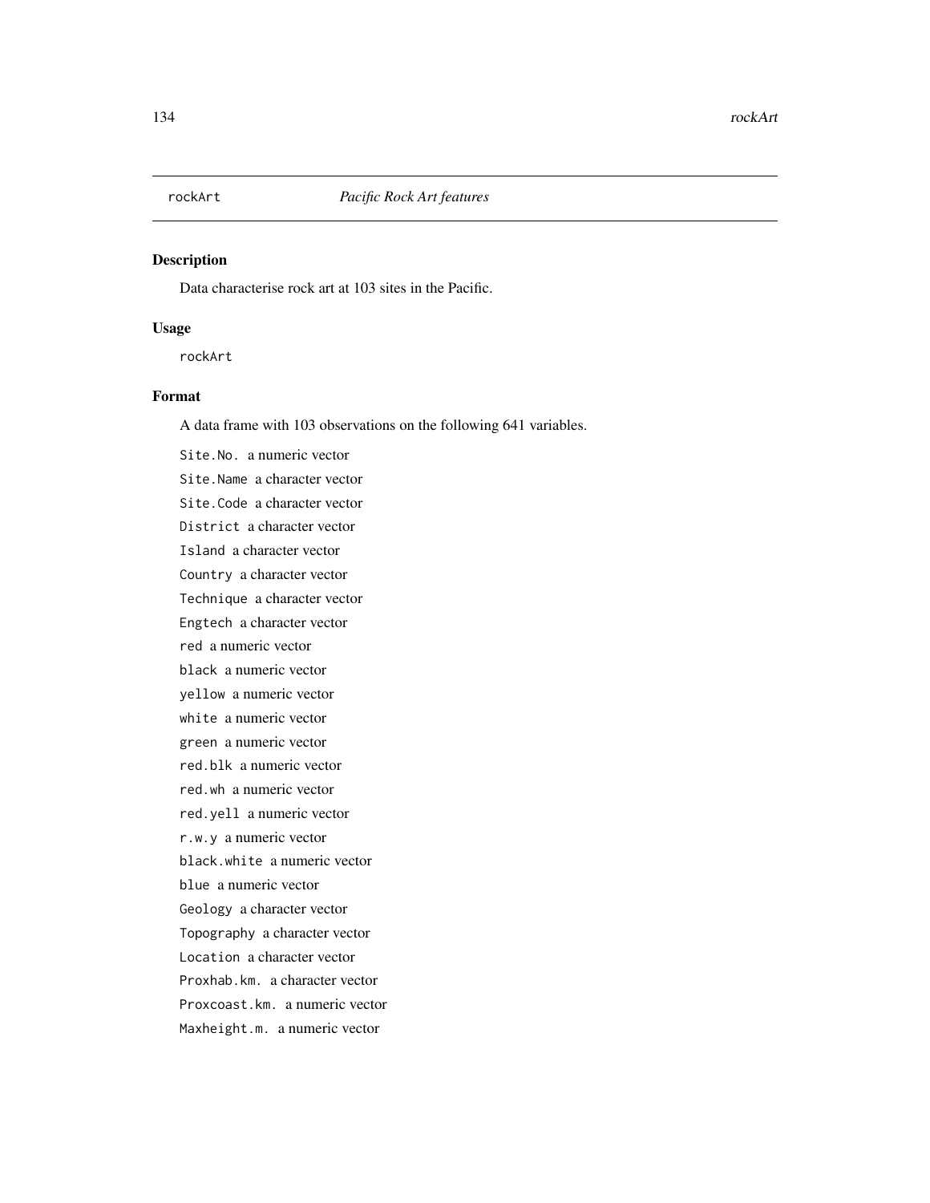# rockArt *Pacific Rock Art features*

## Description

Data characterise rock art at 103 sites in the Pacific.

## Usage

```
rockArt
```

## Format

A data frame with 103 observations on the following 641 variables.

`Site.No.` a numeric vector

`Site.Name` a character vector

`Site.Code` a character vector

`District` a character vector

`Island` a character vector

`Country` a character vector

`Technique` a character vector

`Engtech` a character vector

`red` a numeric vector

`black` a numeric vector

`yellow` a numeric vector

`white` a numeric vector

`green` a numeric vector

`red.blk` a numeric vector

`red.wh` a numeric vector

`red.yell` a numeric vector

`r.w.y` a numeric vector

`black.white` a numeric vector

`blue` a numeric vector

`Geology` a character vector

`Topography` a character vector

`Location` a character vector

`Proxhab.km.` a character vector

`Proxcoast.km.` a numeric vector

`Maxheight.m.` a numeric vector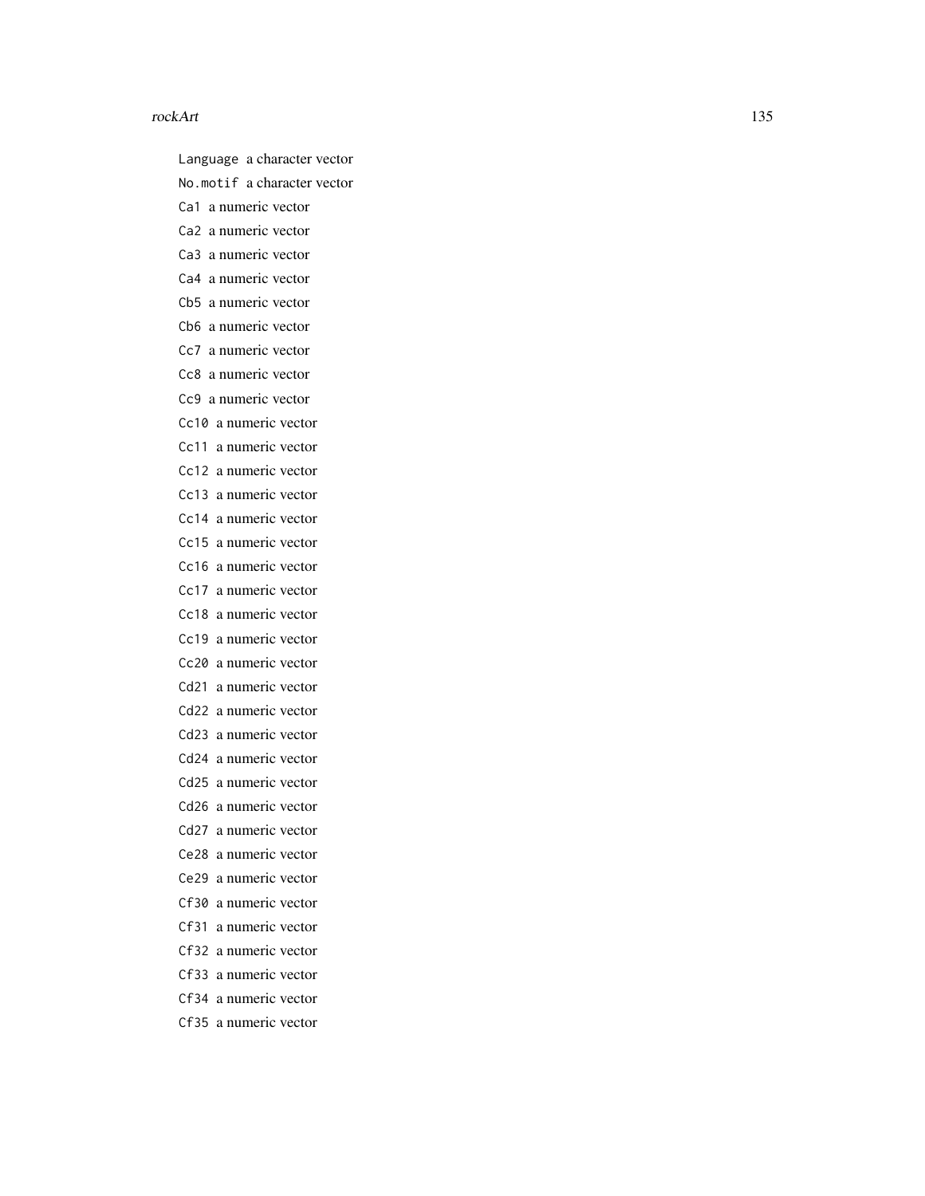`Language` a character vector

`No.motif` a character vector

`Ca1` a numeric vector

`Ca2` a numeric vector

`Ca3` a numeric vector

`Ca4` a numeric vector

`Cb5` a numeric vector

`Cb6` a numeric vector

`Cc7` a numeric vector

`Cc8` a numeric vector

`Cc9` a numeric vector

`Cc10` a numeric vector

`Cc11` a numeric vector

`Cc12` a numeric vector

`Cc13` a numeric vector

`Cc14` a numeric vector

`Cc15` a numeric vector

`Cc16` a numeric vector

`Cc17` a numeric vector

`Cc18` a numeric vector

`Cc19` a numeric vector

`Cc20` a numeric vector

`Cd21` a numeric vector

`Cd22` a numeric vector

`Cd23` a numeric vector

`Cd24` a numeric vector

`Cd25` a numeric vector

`Cd26` a numeric vector

`Cd27` a numeric vector

`Ce28` a numeric vector

`Ce29` a numeric vector

`Cf30` a numeric vector

`Cf31` a numeric vector

`Cf32` a numeric vector

`Cf33` a numeric vector

`Cf34` a numeric vector

`Cf35` a numeric vector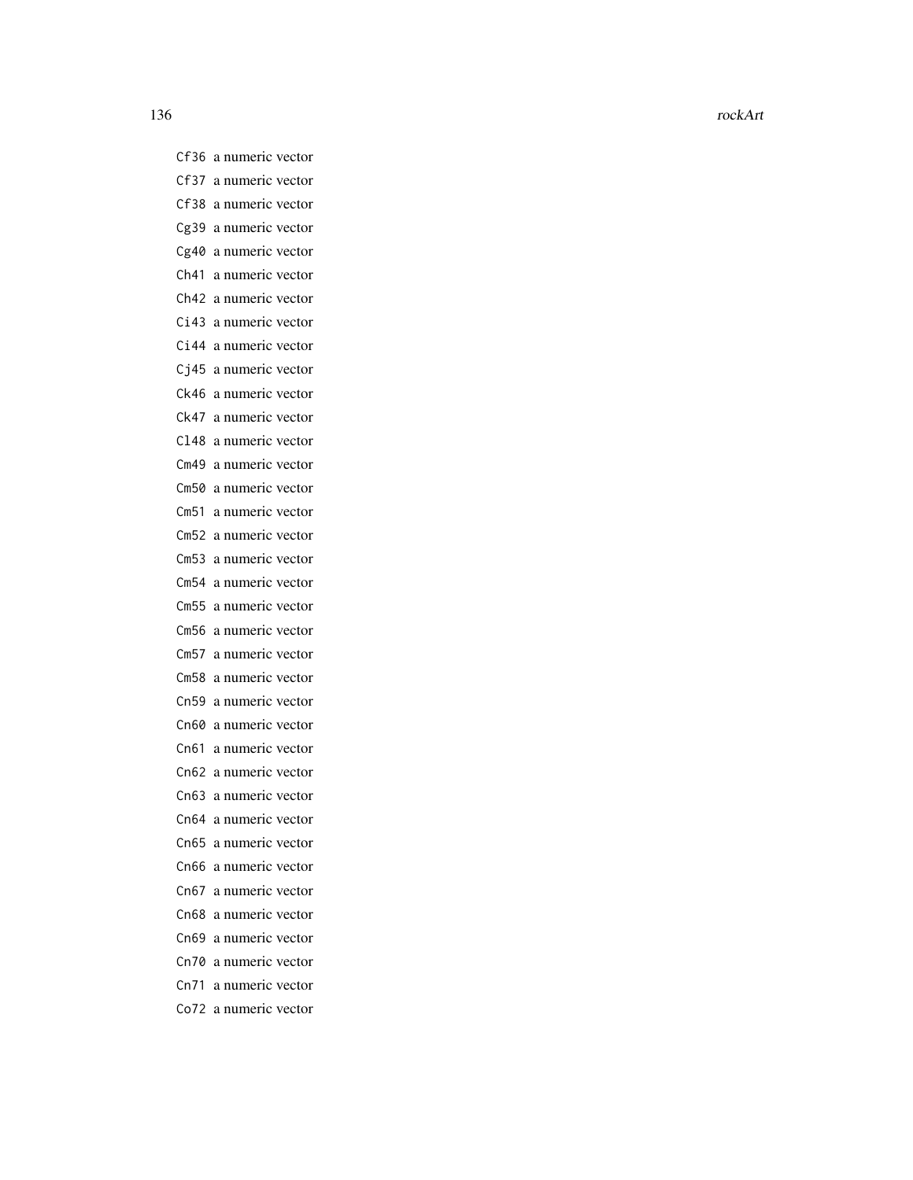Cf36 a numeric vector

Cf37 a numeric vector

Cf38 a numeric vector

Cg39 a numeric vector

Cg40 a numeric vector

Ch41 a numeric vector

Ch42 a numeric vector

Ci43 a numeric vector

Ci44 a numeric vector

Cj45 a numeric vector

Ck46 a numeric vector

Ck47 a numeric vector

Cl48 a numeric vector

Cm49 a numeric vector

Cm50 a numeric vector

Cm51 a numeric vector

Cm52 a numeric vector

Cm53 a numeric vector

Cm54 a numeric vector

Cm55 a numeric vector

Cm56 a numeric vector

Cm57 a numeric vector

Cm58 a numeric vector

Cn59 a numeric vector

Cn60 a numeric vector

Cn61 a numeric vector

Cn62 a numeric vector

Cn63 a numeric vector

Cn64 a numeric vector

Cn65 a numeric vector

Cn66 a numeric vector

Cn67 a numeric vector

Cn68 a numeric vector

Cn69 a numeric vector

Cn70 a numeric vector

Cn71 a numeric vector

Co72 a numeric vector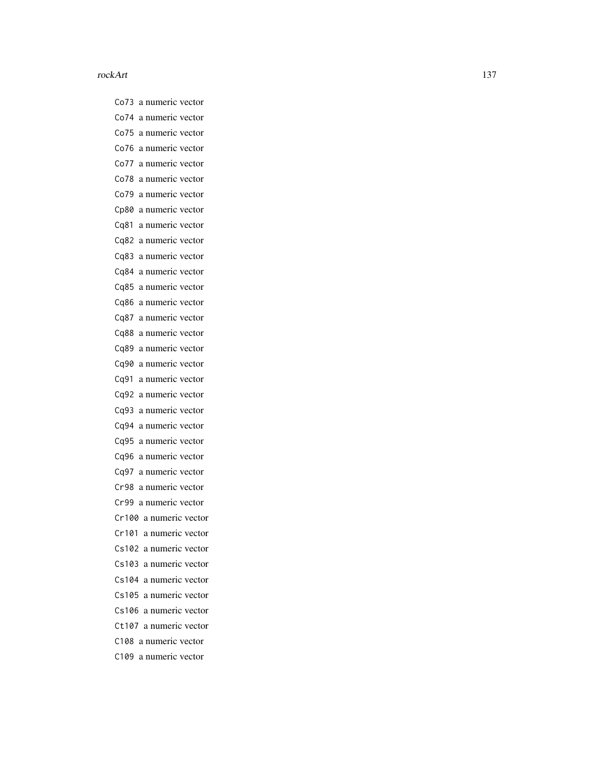Co73 a numeric vector

Co74 a numeric vector

Co75 a numeric vector

Co76 a numeric vector

Co77 a numeric vector

Co78 a numeric vector

Co79 a numeric vector

Cp80 a numeric vector

Cq81 a numeric vector

Cq82 a numeric vector

Cq83 a numeric vector

Cq84 a numeric vector

Cq85 a numeric vector

Cq86 a numeric vector

Cq87 a numeric vector

Cq88 a numeric vector

Cq89 a numeric vector

Cq90 a numeric vector

Cq91 a numeric vector

Cq92 a numeric vector

Cq93 a numeric vector

Cq94 a numeric vector

Cq95 a numeric vector

Cq96 a numeric vector

Cq97 a numeric vector

Cr98 a numeric vector

Cr99 a numeric vector

Cr100 a numeric vector

Cr101 a numeric vector

Cs102 a numeric vector

Cs103 a numeric vector

Cs104 a numeric vector

Cs105 a numeric vector

Cs106 a numeric vector

Ct107 a numeric vector

C108 a numeric vector

C109 a numeric vector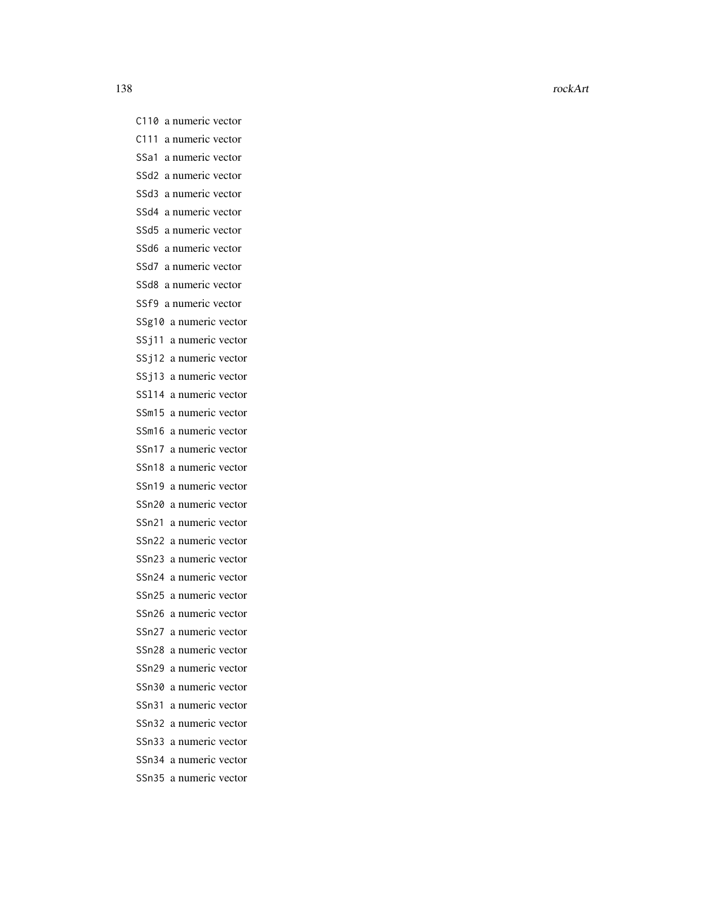C110 a numeric vector

C111 a numeric vector

SSa1 a numeric vector

SSd2 a numeric vector

SSd3 a numeric vector

SSd4 a numeric vector

SSd5 a numeric vector

SSd6 a numeric vector

SSd7 a numeric vector

SSd8 a numeric vector

SSf9 a numeric vector

SSg10 a numeric vector

SSj11 a numeric vector

SSj12 a numeric vector

SSj13 a numeric vector

SSl14 a numeric vector

SSm15 a numeric vector

SSm16 a numeric vector

SSn17 a numeric vector

SSn18 a numeric vector

SSn19 a numeric vector

SSn20 a numeric vector

SSn21 a numeric vector

SSn22 a numeric vector

SSn23 a numeric vector

SSn24 a numeric vector

SSn25 a numeric vector

SSn26 a numeric vector

SSn27 a numeric vector

SSn28 a numeric vector

SSn29 a numeric vector

SSn30 a numeric vector

SSn31 a numeric vector

SSn32 a numeric vector

SSn33 a numeric vector

SSn34 a numeric vector

SSn35 a numeric vector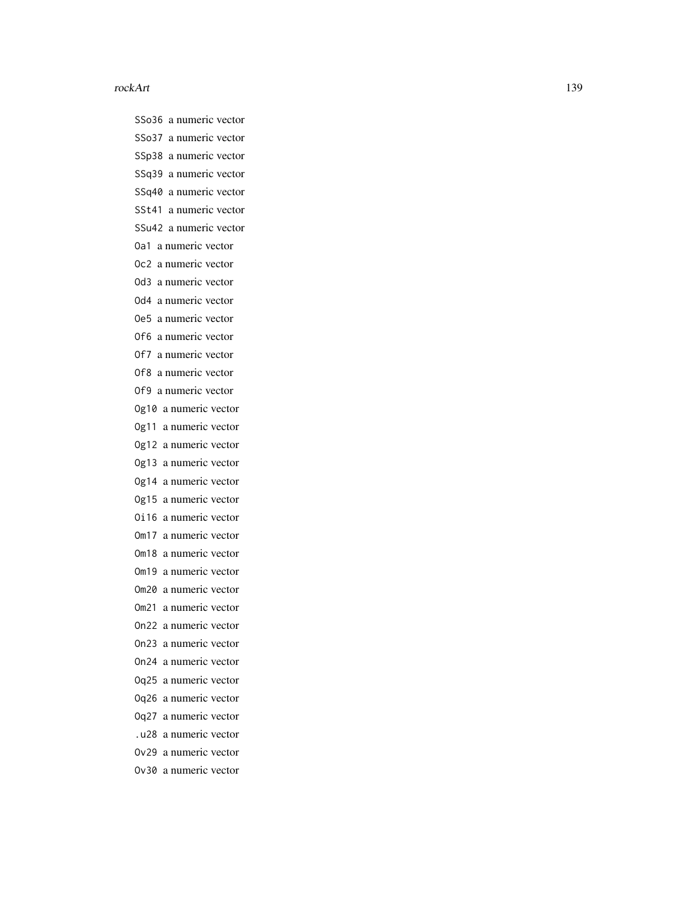SSo36 a numeric vector

SSo37 a numeric vector

SSp38 a numeric vector

SSq39 a numeric vector

SSq40 a numeric vector

SSt41 a numeric vector

SSu42 a numeric vector

Oa1 a numeric vector

Oc2 a numeric vector

Od3 a numeric vector

Od4 a numeric vector

Oe5 a numeric vector

Of6 a numeric vector

Of7 a numeric vector

Of8 a numeric vector

Of9 a numeric vector

Og10 a numeric vector

Og11 a numeric vector

Og12 a numeric vector

Og13 a numeric vector

Og14 a numeric vector

Og15 a numeric vector

Oi16 a numeric vector

Om17 a numeric vector

Om18 a numeric vector

Om19 a numeric vector

Om20 a numeric vector

Om21 a numeric vector

On22 a numeric vector

On23 a numeric vector

On24 a numeric vector

Oq25 a numeric vector

Oq26 a numeric vector

Oq27 a numeric vector

.u28 a numeric vector

Ov29 a numeric vector

Ov30 a numeric vector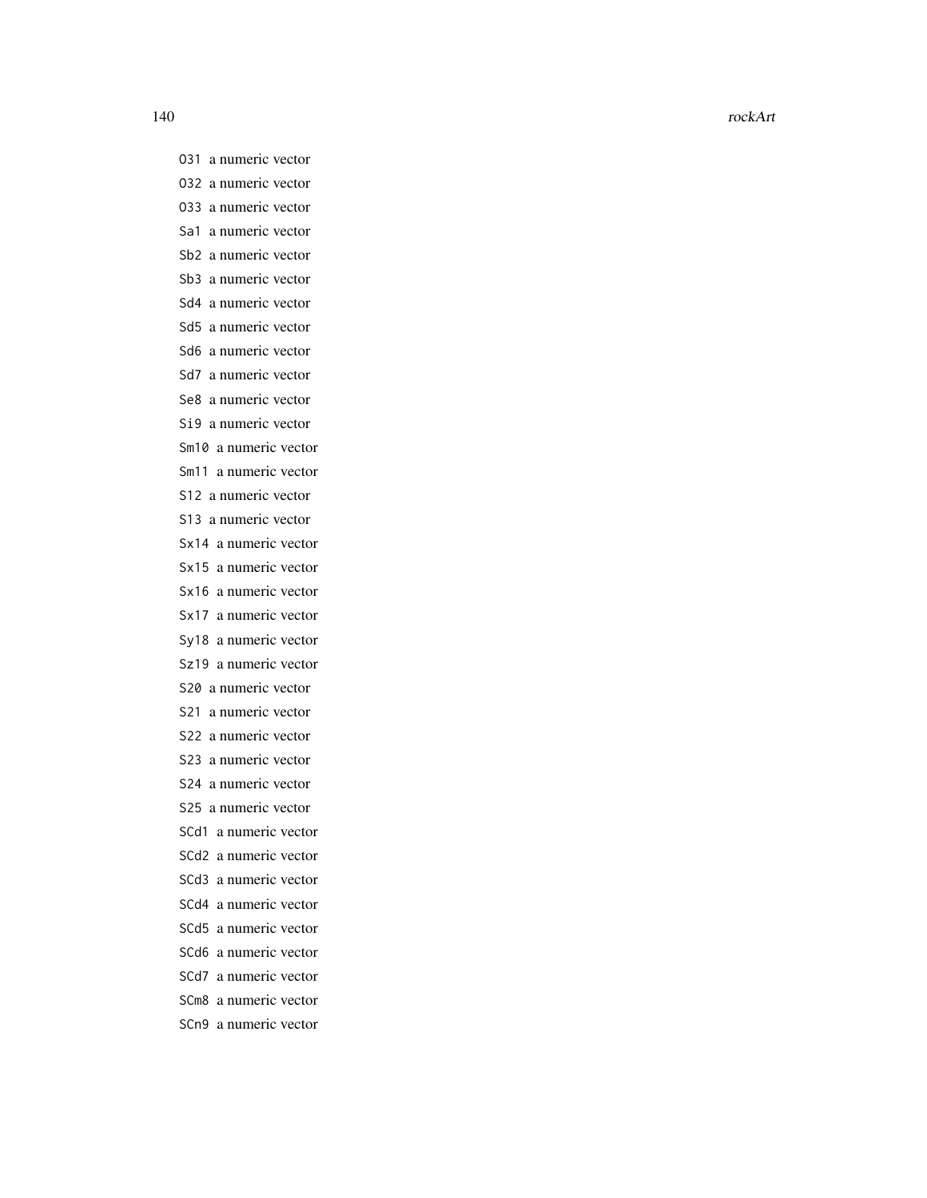- `O31` a numeric vector
- `O32` a numeric vector
- `O33` a numeric vector
- `Sa1` a numeric vector
- `Sb2` a numeric vector
- `Sb3` a numeric vector
- `Sd4` a numeric vector
- `Sd5` a numeric vector
- `Sd6` a numeric vector
- `Sd7` a numeric vector
- `Se8` a numeric vector
- `Si9` a numeric vector
- `Sm10` a numeric vector
- `Sm11` a numeric vector
- `S12` a numeric vector
- `S13` a numeric vector
- `Sx14` a numeric vector
- `Sx15` a numeric vector
- `Sx16` a numeric vector
- `Sx17` a numeric vector
- `Sy18` a numeric vector
- `Sz19` a numeric vector
- `S20` a numeric vector
- `S21` a numeric vector
- `S22` a numeric vector
- `S23` a numeric vector
- `S24` a numeric vector
- `S25` a numeric vector
- `SCd1` a numeric vector
- `SCd2` a numeric vector
- `SCd3` a numeric vector
- `SCd4` a numeric vector
- `SCd5` a numeric vector
- `SCd6` a numeric vector
- `SCd7` a numeric vector
- `SCm8` a numeric vector
- `SCn9` a numeric vector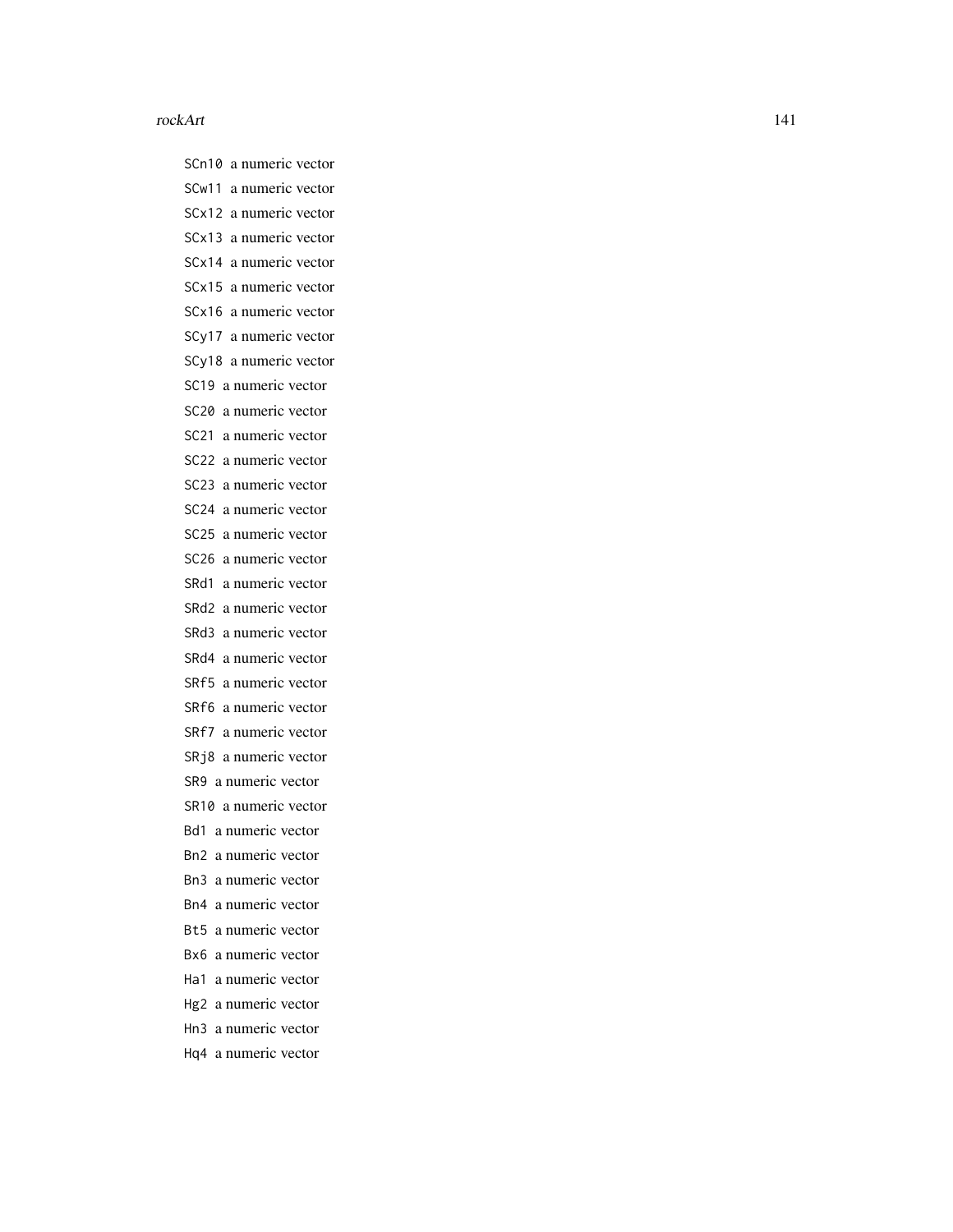`SCn10` a numeric vector

`SCw11` a numeric vector

`SCx12` a numeric vector

`SCx13` a numeric vector

`SCx14` a numeric vector

`SCx15` a numeric vector

`SCx16` a numeric vector

`SCy17` a numeric vector

`SCy18` a numeric vector

`SC19` a numeric vector

`SC20` a numeric vector

`SC21` a numeric vector

`SC22` a numeric vector

`SC23` a numeric vector

`SC24` a numeric vector

`SC25` a numeric vector

`SC26` a numeric vector

`SRd1` a numeric vector

`SRd2` a numeric vector

`SRd3` a numeric vector

`SRd4` a numeric vector

`SRf5` a numeric vector

`SRf6` a numeric vector

`SRf7` a numeric vector

`SRj8` a numeric vector

`SR9` a numeric vector

`SR10` a numeric vector

`Bd1` a numeric vector

`Bn2` a numeric vector

`Bn3` a numeric vector

`Bn4` a numeric vector

`Bt5` a numeric vector

`Bx6` a numeric vector

`Ha1` a numeric vector

`Hg2` a numeric vector

`Hn3` a numeric vector

`Hq4` a numeric vector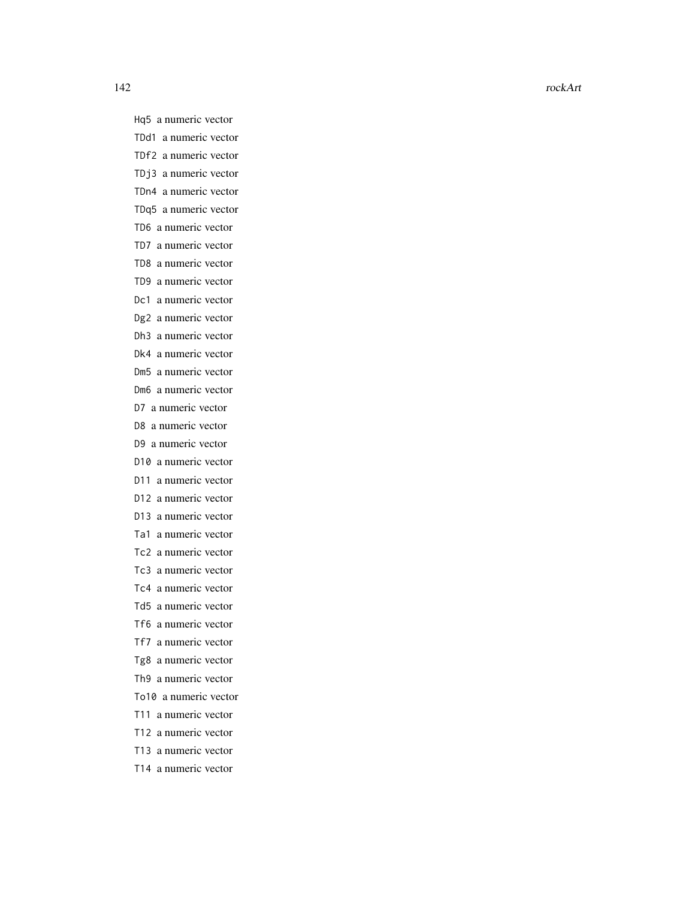Hq5 a numeric vector

TDd1 a numeric vector

TDf2 a numeric vector

TDj3 a numeric vector

TDn4 a numeric vector

TDq5 a numeric vector

TD6 a numeric vector

TD7 a numeric vector

TD8 a numeric vector

TD9 a numeric vector

Dc1 a numeric vector

Dg2 a numeric vector

Dh3 a numeric vector

Dk4 a numeric vector

Dm5 a numeric vector

Dm6 a numeric vector

D7 a numeric vector

D8 a numeric vector

D9 a numeric vector

D10 a numeric vector

D11 a numeric vector

D12 a numeric vector

D13 a numeric vector

Ta1 a numeric vector

Tc2 a numeric vector

Tc3 a numeric vector

Tc4 a numeric vector

Td5 a numeric vector

Tf6 a numeric vector

Tf7 a numeric vector

Tg8 a numeric vector

Th9 a numeric vector

To10 a numeric vector

T11 a numeric vector

T12 a numeric vector

T13 a numeric vector

T14 a numeric vector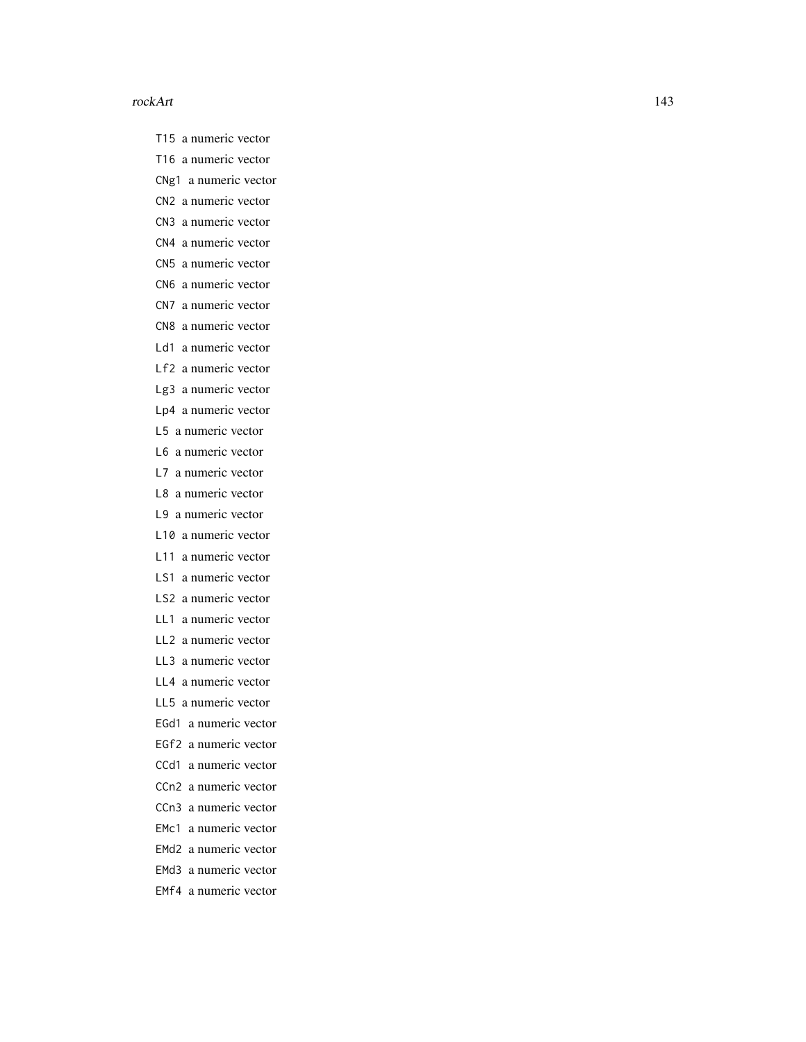`T15` a numeric vector

`T16` a numeric vector

`CNg1` a numeric vector

`CN2` a numeric vector

`CN3` a numeric vector

`CN4` a numeric vector

`CN5` a numeric vector

`CN6` a numeric vector

`CN7` a numeric vector

`CN8` a numeric vector

`Ld1` a numeric vector

`Lf2` a numeric vector

`Lg3` a numeric vector

`Lp4` a numeric vector

`L5` a numeric vector

`L6` a numeric vector

`L7` a numeric vector

`L8` a numeric vector

`L9` a numeric vector

`L10` a numeric vector

`L11` a numeric vector

`LS1` a numeric vector

`LS2` a numeric vector

`LL1` a numeric vector

`LL2` a numeric vector

`LL3` a numeric vector

`LL4` a numeric vector

`LL5` a numeric vector

`EGd1` a numeric vector

`EGf2` a numeric vector

`CCd1` a numeric vector

`CCn2` a numeric vector

`CCn3` a numeric vector

`EMc1` a numeric vector

`EMd2` a numeric vector

`EMd3` a numeric vector

`EMf4` a numeric vector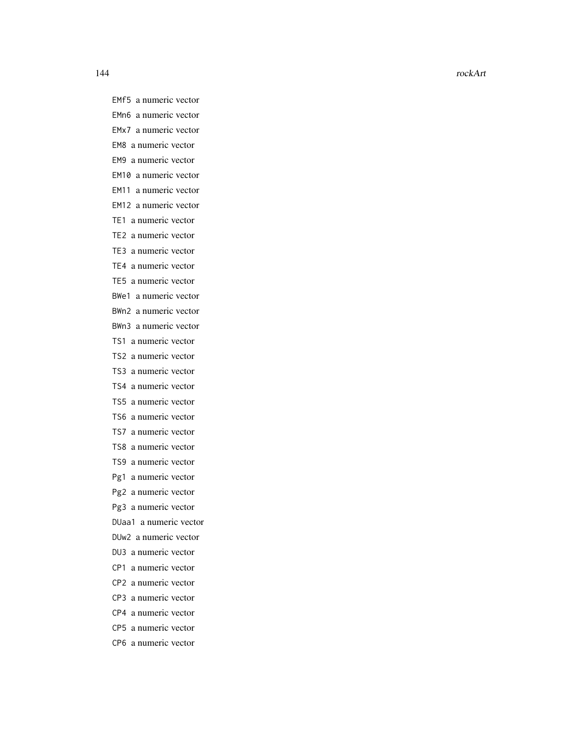EMf5 a numeric vector

EMn6 a numeric vector

EMx7 a numeric vector

EM8 a numeric vector

EM9 a numeric vector

EM10 a numeric vector

EM11 a numeric vector

EM12 a numeric vector

TE1 a numeric vector

TE2 a numeric vector

TE3 a numeric vector

TE4 a numeric vector

TE5 a numeric vector

BWe1 a numeric vector

BWn2 a numeric vector

BWn3 a numeric vector

TS1 a numeric vector

TS2 a numeric vector

TS3 a numeric vector

TS4 a numeric vector

TS5 a numeric vector

TS6 a numeric vector

TS7 a numeric vector

TS8 a numeric vector

TS9 a numeric vector

Pg1 a numeric vector

Pg2 a numeric vector

Pg3 a numeric vector

DUaa1 a numeric vector

DUw2 a numeric vector

DU3 a numeric vector

CP1 a numeric vector

CP2 a numeric vector

CP3 a numeric vector

CP4 a numeric vector

CP5 a numeric vector

CP6 a numeric vector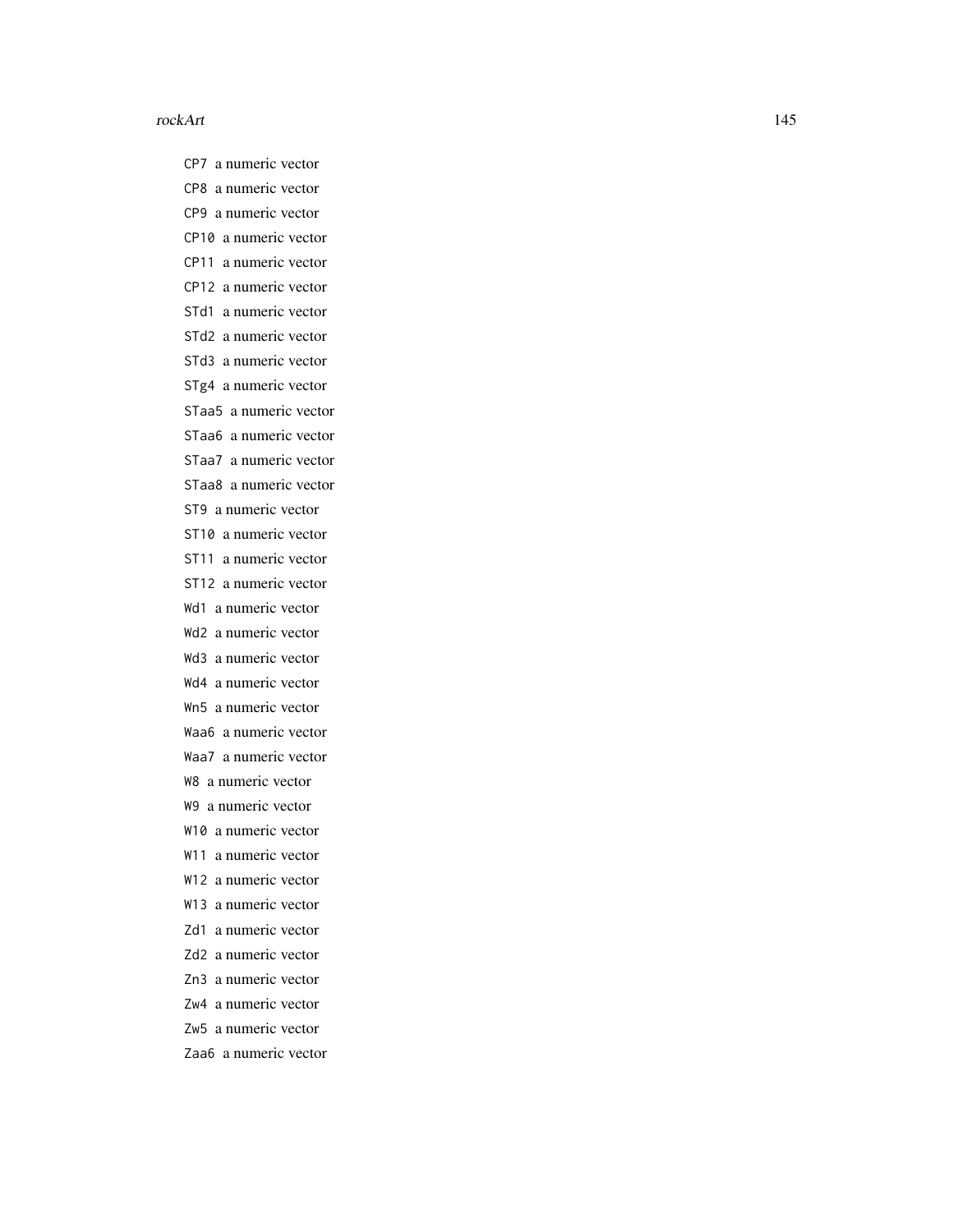CP7 a numeric vector

CP8 a numeric vector

CP9 a numeric vector

CP10 a numeric vector

CP11 a numeric vector

CP12 a numeric vector

STd1 a numeric vector

STd2 a numeric vector

STd3 a numeric vector

STg4 a numeric vector

STaa5 a numeric vector

STaa6 a numeric vector

STaa7 a numeric vector

STaa8 a numeric vector

ST9 a numeric vector

ST10 a numeric vector

ST11 a numeric vector

ST12 a numeric vector

Wd1 a numeric vector

Wd2 a numeric vector

Wd3 a numeric vector

Wd4 a numeric vector

Wn5 a numeric vector

Waa6 a numeric vector

Waa7 a numeric vector

W8 a numeric vector

W9 a numeric vector

W10 a numeric vector

W11 a numeric vector

W12 a numeric vector

W13 a numeric vector

Zd1 a numeric vector

Zd2 a numeric vector

Zn3 a numeric vector

Zw4 a numeric vector

Zw5 a numeric vector

Zaa6 a numeric vector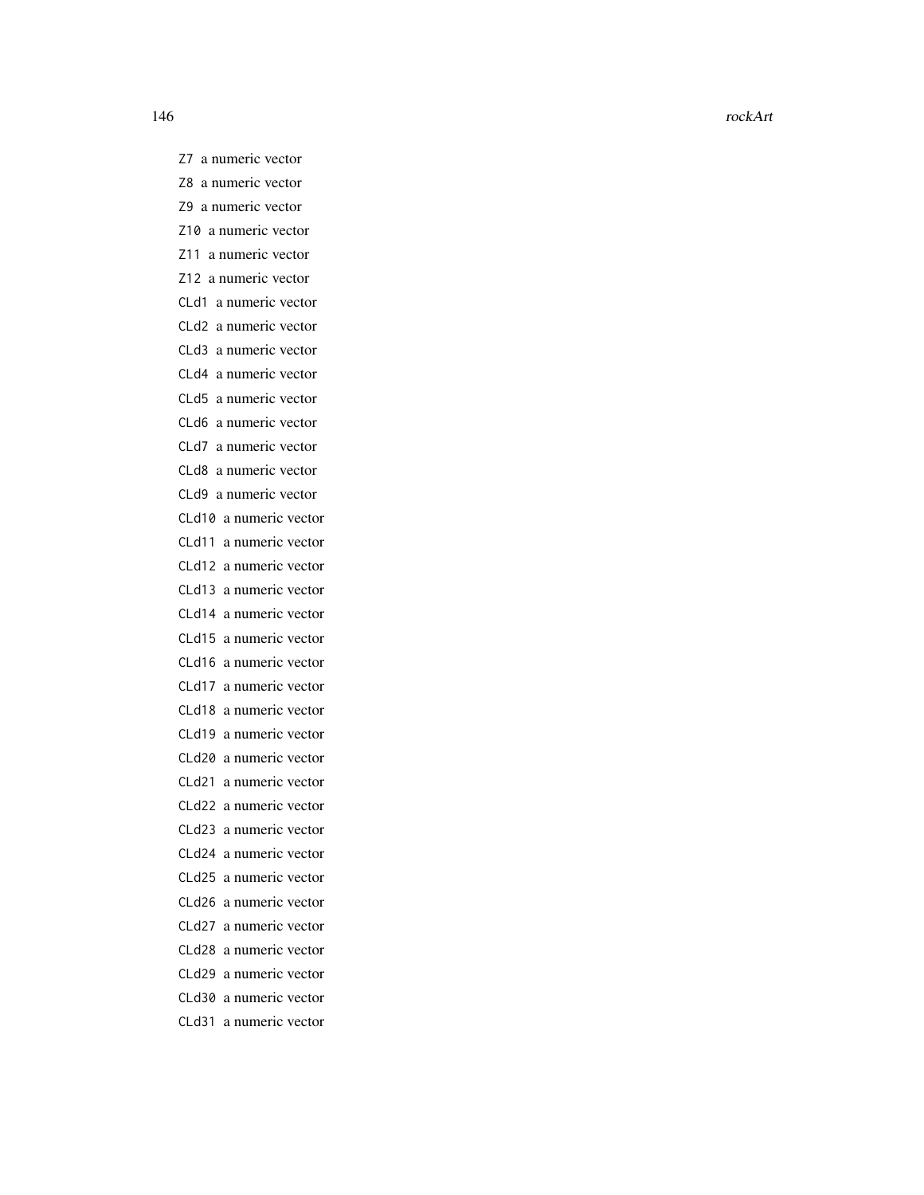`Z7` a numeric vector

`Z8` a numeric vector

`Z9` a numeric vector

`Z10` a numeric vector

`Z11` a numeric vector

`Z12` a numeric vector

`CLd1` a numeric vector

`CLd2` a numeric vector

`CLd3` a numeric vector

`CLd4` a numeric vector

`CLd5` a numeric vector

`CLd6` a numeric vector

`CLd7` a numeric vector

`CLd8` a numeric vector

`CLd9` a numeric vector

`CLd10` a numeric vector

`CLd11` a numeric vector

`CLd12` a numeric vector

`CLd13` a numeric vector

`CLd14` a numeric vector

`CLd15` a numeric vector

`CLd16` a numeric vector

`CLd17` a numeric vector

`CLd18` a numeric vector

`CLd19` a numeric vector

`CLd20` a numeric vector

`CLd21` a numeric vector

`CLd22` a numeric vector

`CLd23` a numeric vector

`CLd24` a numeric vector

`CLd25` a numeric vector

`CLd26` a numeric vector

`CLd27` a numeric vector

`CLd28` a numeric vector

`CLd29` a numeric vector

`CLd30` a numeric vector

`CLd31` a numeric vector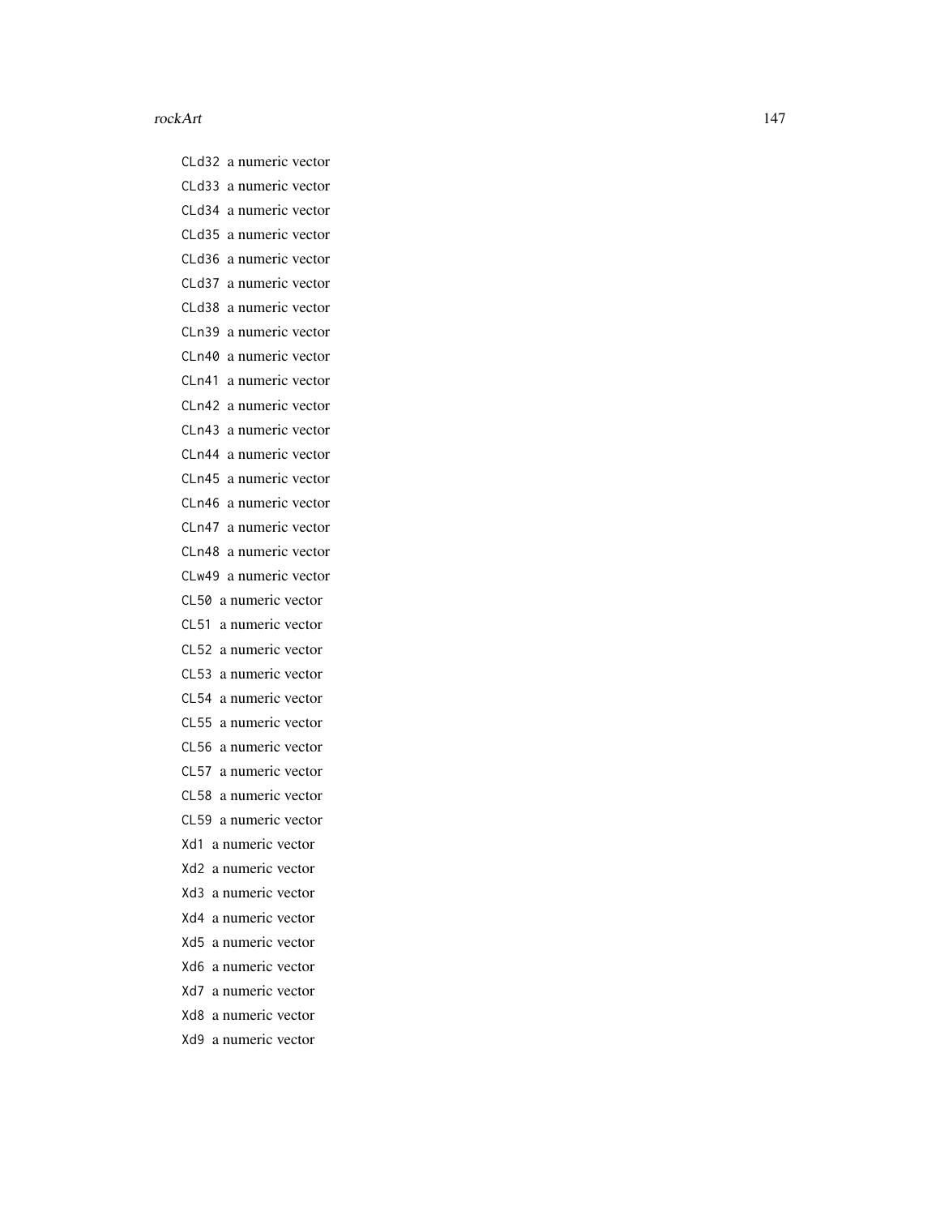CLd32 a numeric vector

CLd33 a numeric vector

CLd34 a numeric vector

CLd35 a numeric vector

CLd36 a numeric vector

CLd37 a numeric vector

CLd38 a numeric vector

CLn39 a numeric vector

CLn40 a numeric vector

CLn41 a numeric vector

CLn42 a numeric vector

CLn43 a numeric vector

CLn44 a numeric vector

CLn45 a numeric vector

CLn46 a numeric vector

CLn47 a numeric vector

CLn48 a numeric vector

CLw49 a numeric vector

CL50 a numeric vector

CL51 a numeric vector

CL52 a numeric vector

CL53 a numeric vector

CL54 a numeric vector

CL55 a numeric vector

CL56 a numeric vector

CL57 a numeric vector

CL58 a numeric vector

CL59 a numeric vector

Xd1 a numeric vector

Xd2 a numeric vector

Xd3 a numeric vector

Xd4 a numeric vector

Xd5 a numeric vector

Xd6 a numeric vector

Xd7 a numeric vector

Xd8 a numeric vector

Xd9 a numeric vector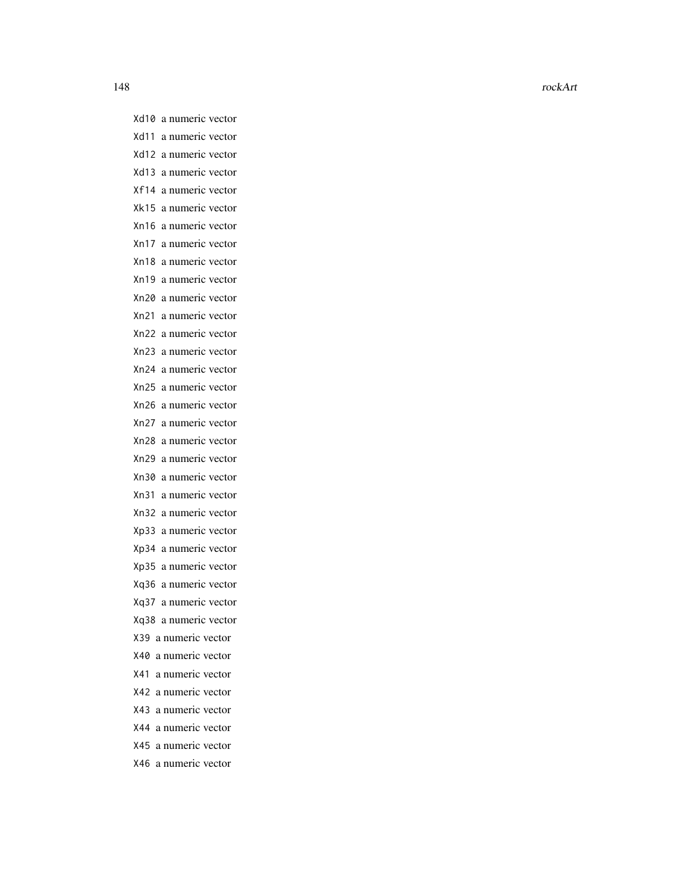`Xd10` a numeric vector

`Xd11` a numeric vector

`Xd12` a numeric vector

`Xd13` a numeric vector

`Xf14` a numeric vector

`Xk15` a numeric vector

`Xn16` a numeric vector

`Xn17` a numeric vector

`Xn18` a numeric vector

`Xn19` a numeric vector

`Xn20` a numeric vector

`Xn21` a numeric vector

`Xn22` a numeric vector

`Xn23` a numeric vector

`Xn24` a numeric vector

`Xn25` a numeric vector

`Xn26` a numeric vector

`Xn27` a numeric vector

`Xn28` a numeric vector

`Xn29` a numeric vector

`Xn30` a numeric vector

`Xn31` a numeric vector

`Xn32` a numeric vector

`Xp33` a numeric vector

`Xp34` a numeric vector

`Xp35` a numeric vector

`Xq36` a numeric vector

`Xq37` a numeric vector

`Xq38` a numeric vector

`X39` a numeric vector

`X40` a numeric vector

`X41` a numeric vector

`X42` a numeric vector

`X43` a numeric vector

`X44` a numeric vector

`X45` a numeric vector

`X46` a numeric vector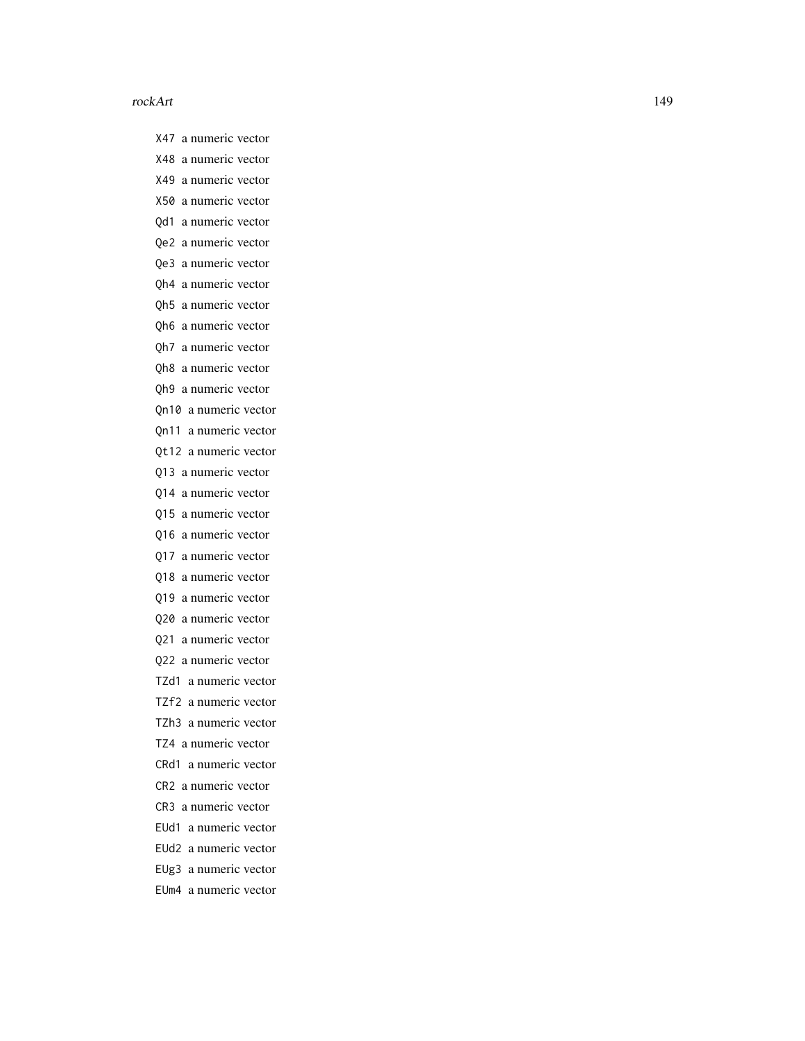`X47` a numeric vector

`X48` a numeric vector

`X49` a numeric vector

`X50` a numeric vector

`Qd1` a numeric vector

`Qe2` a numeric vector

`Qe3` a numeric vector

`Qh4` a numeric vector

`Qh5` a numeric vector

`Qh6` a numeric vector

`Qh7` a numeric vector

`Qh8` a numeric vector

`Qh9` a numeric vector

`Qn10` a numeric vector

`Qn11` a numeric vector

`Qt12` a numeric vector

`Q13` a numeric vector

`Q14` a numeric vector

`Q15` a numeric vector

`Q16` a numeric vector

`Q17` a numeric vector

`Q18` a numeric vector

`Q19` a numeric vector

`Q20` a numeric vector

`Q21` a numeric vector

`Q22` a numeric vector

`TZd1` a numeric vector

`TZf2` a numeric vector

`TZh3` a numeric vector

`TZ4` a numeric vector

`CRd1` a numeric vector

`CR2` a numeric vector

`CR3` a numeric vector

`EUd1` a numeric vector

`EUd2` a numeric vector

`EUg3` a numeric vector

`EUm4` a numeric vector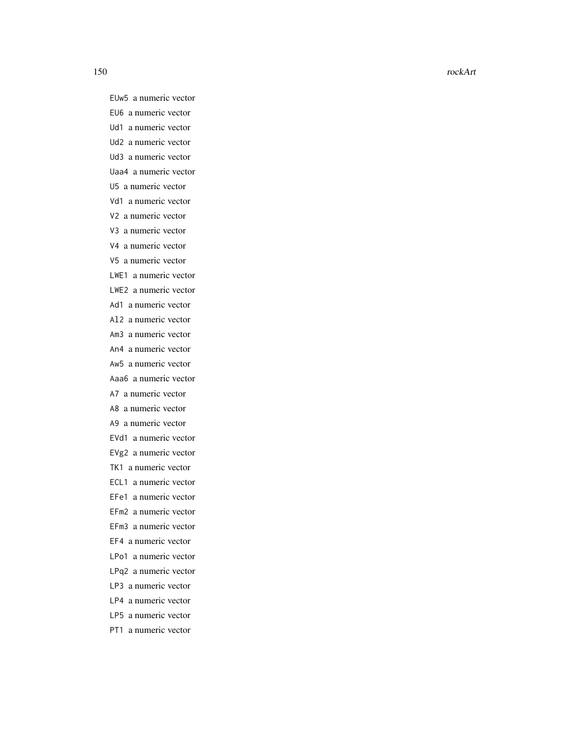EUw5 a numeric vector

EU6 a numeric vector

Ud1 a numeric vector

Ud2 a numeric vector

Ud3 a numeric vector

Uaa4 a numeric vector

U5 a numeric vector

Vd1 a numeric vector

V2 a numeric vector

V3 a numeric vector

V4 a numeric vector

V5 a numeric vector

LWE1 a numeric vector

LWE2 a numeric vector

Ad1 a numeric vector

Al2 a numeric vector

Am3 a numeric vector

An4 a numeric vector

Aw5 a numeric vector

Aaa6 a numeric vector

A7 a numeric vector

A8 a numeric vector

A9 a numeric vector

EVd1 a numeric vector

EVg2 a numeric vector

TK1 a numeric vector

ECL1 a numeric vector

EFe1 a numeric vector

EFm2 a numeric vector

EFm3 a numeric vector

EF4 a numeric vector

LPo1 a numeric vector

LPq2 a numeric vector

LP3 a numeric vector

LP4 a numeric vector

LP5 a numeric vector

PT1 a numeric vector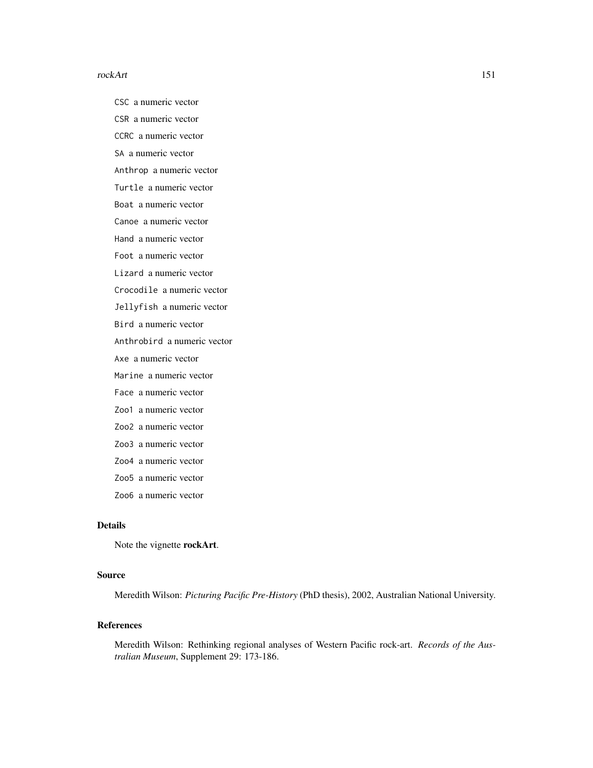`CSC` a numeric vector

`CSR` a numeric vector

`CCRC` a numeric vector

`SA` a numeric vector

`Anthrop` a numeric vector

`Turtle` a numeric vector

`Boat` a numeric vector

`Canoe` a numeric vector

`Hand` a numeric vector

`Foot` a numeric vector

`Lizard` a numeric vector

`Crocodile` a numeric vector

`Jellyfish` a numeric vector

`Bird` a numeric vector

`Anthrobird` a numeric vector

`Axe` a numeric vector

`Marine` a numeric vector

`Face` a numeric vector

`Zoo1` a numeric vector

`Zoo2` a numeric vector

`Zoo3` a numeric vector

`Zoo4` a numeric vector

`Zoo5` a numeric vector

`Zoo6` a numeric vector

## Details

Note the vignette **rockArt**.

## Source

Meredith Wilson: *Picturing Pacific Pre-History* (PhD thesis), 2002, Australian National University.

## References

Meredith Wilson: Rethinking regional analyses of Western Pacific rock-art. *Records of the Australian Museum*, Supplement 29: 173-186.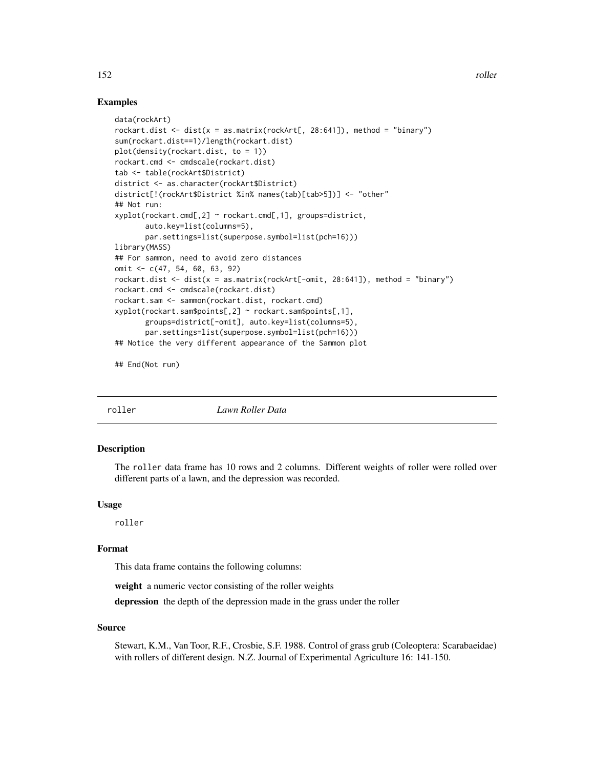## Examples

```
data(rockArt)
rockart.dist <- dist(x = as.matrix(rockArt[, 28:641]), method = "binary")
sum(rockart.dist==1)/length(rockart.dist)
plot(density(rockart.dist, to = 1))
rockart.cmd <- cmdscale(rockart.dist)
tab <- table(rockArt$District)
district <- as.character(rockArt$District)
district[!(rockArt$District %in% names(tab)[tab>5])] <- "other"
## Not run:
xyplot(rockart.cmd[,2] ~ rockart.cmd[,1], groups=district,
       auto.key=list(columns=5),
       par.settings=list(superpose.symbol=list(pch=16)))
library(MASS)
## For sammon, need to avoid zero distances
omit <- c(47, 54, 60, 63, 92)
rockart.dist <- dist(x = as.matrix(rockArt[-omit, 28:641]), method = "binary")
rockart.cmd <- cmdscale(rockart.dist)
rockart.sam <- sammon(rockart.dist, rockart.cmd)
xyplot(rockart.sam$points[,2] ~ rockart.sam$points[,1],
       groups=district[-omit], auto.key=list(columns=5),
       par.settings=list(superpose.symbol=list(pch=16)))
## Notice the very different appearance of the Sammon plot

## End(Not run)
```

---

# roller *Lawn Roller Data*

## Description

The `roller` data frame has 10 rows and 2 columns. Different weights of roller were rolled over different parts of a lawn, and the depression was recorded.

## Usage

```
roller
```

## Format

This data frame contains the following columns:

**weight** a numeric vector consisting of the roller weights

**depression** the depth of the depression made in the grass under the roller

## Source

Stewart, K.M., Van Toor, R.F., Crosbie, S.F. 1988. Control of grass grub (Coleoptera: Scarabaeidae) with rollers of different design. N.Z. Journal of Experimental Agriculture 16: 141-150.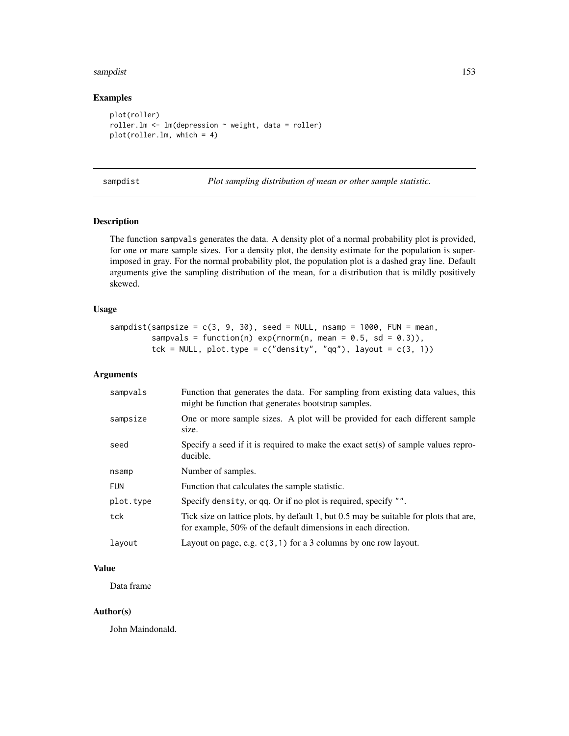## Examples

```
plot(roller)
roller.lm <- lm(depression ~ weight, data = roller)
plot(roller.lm, which = 4)
```

---

# sampdist — *Plot sampling distribution of mean or other sample statistic.*

---

## Description

The function sampvals generates the data. A density plot of a normal probability plot is provided, for one or mare sample sizes. For a density plot, the density estimate for the population is superimposed in gray. For the normal probability plot, the population plot is a dashed gray line. Default arguments give the sampling distribution of the mean, for a distribution that is mildly positively skewed.

## Usage

```
sampdist(sampsize = c(3, 9, 30), seed = NULL, nsamp = 1000, FUN = mean,
         sampvals = function(n) exp(rnorm(n, mean = 0.5, sd = 0.3)),
         tck = NULL, plot.type = c("density", "qq"), layout = c(3, 1))
```

## Arguments

| | |
|---|---|
| sampvals | Function that generates the data. For sampling from existing data values, this might be function that generates bootstrap samples. |
| sampsize | One or more sample sizes. A plot will be provided for each different sample size. |
| seed | Specify a seed if it is required to make the exact set(s) of sample values reproducible. |
| nsamp | Number of samples. |
| FUN | Function that calculates the sample statistic. |
| plot.type | Specify density, or qq. Or if no plot is required, specify "". |
| tck | Tick size on lattice plots, by default 1, but 0.5 may be suitable for plots that are, for example, 50% of the default dimensions in each direction. |
| layout | Layout on page, e.g. c(3,1) for a 3 columns by one row layout. |

## Value

Data frame

## Author(s)

John Maindonald.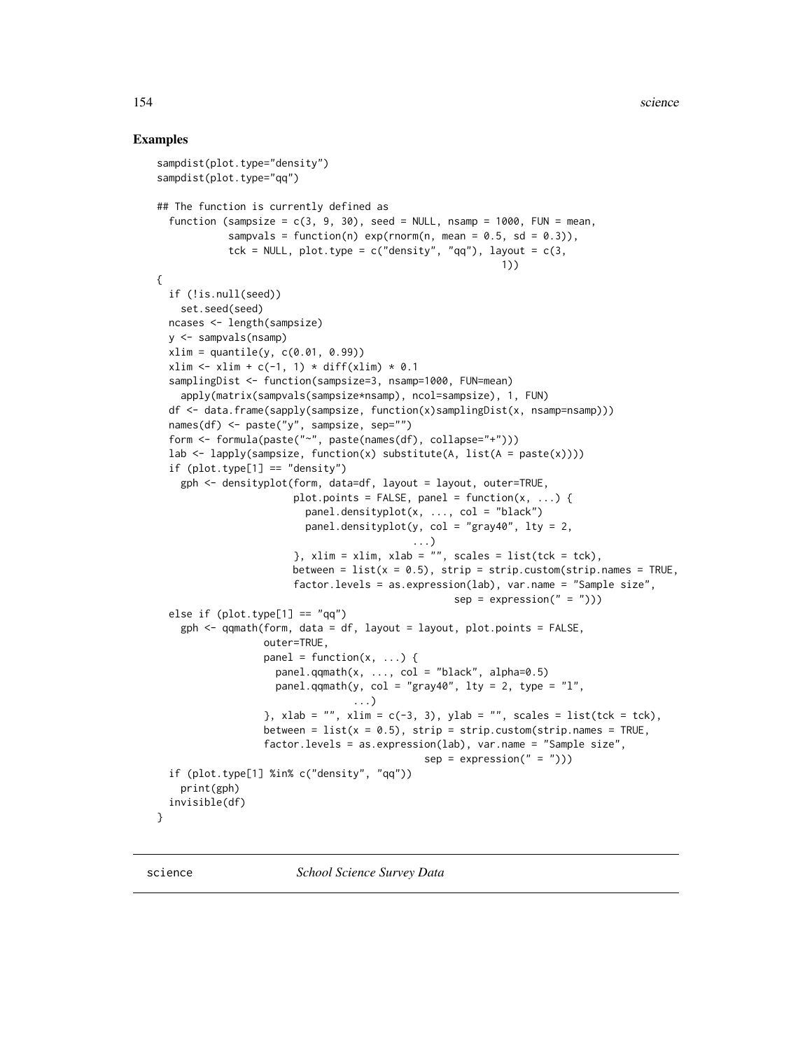## Examples

```
sampdist(plot.type="density")
sampdist(plot.type="qq")

## The function is currently defined as
  function (sampsize = c(3, 9, 30), seed = NULL, nsamp = 1000, FUN = mean,
            sampvals = function(n) exp(rnorm(n, mean = 0.5, sd = 0.3)),
            tck = NULL, plot.type = c("density", "qq"), layout = c(3,
                                                          1))
{
  if (!is.null(seed))
    set.seed(seed)
  ncases <- length(sampsize)
  y <- sampvals(nsamp)
  xlim = quantile(y, c(0.01, 0.99))
  xlim <- xlim + c(-1, 1) * diff(xlim) * 0.1
  samplingDist <- function(sampsize=3, nsamp=1000, FUN=mean)
    apply(matrix(sampvals(sampsize*nsamp), ncol=sampsize), 1, FUN)
  df <- data.frame(sapply(sampsize, function(x)samplingDist(x, nsamp=nsamp)))
  names(df) <- paste("y", sampsize, sep="")
  form <- formula(paste("~", paste(names(df), collapse="+")))
  lab <- lapply(sampsize, function(x) substitute(A, list(A = paste(x))))
  if (plot.type[1] == "density")
    gph <- densityplot(form, data=df, layout = layout, outer=TRUE,
                       plot.points = FALSE, panel = function(x, ...) {
                         panel.densityplot(x, ..., col = "black")
                         panel.densityplot(y, col = "gray40", lty = 2,
                                           ...)
                       }, xlim = xlim, xlab = "", scales = list(tck = tck),
                       between = list(x = 0.5), strip = strip.custom(strip.names = TRUE,
                       factor.levels = as.expression(lab), var.name = "Sample size",
                                                   sep = expression(" = ")))
  else if (plot.type[1] == "qq")
    gph <- qqmath(form, data = df, layout = layout, plot.points = FALSE,
                  outer=TRUE,
                  panel = function(x, ...) {
                    panel.qqmath(x, ..., col = "black", alpha=0.5)
                    panel.qqmath(y, col = "gray40", lty = 2, type = "l",
                                 ...)
                  }, xlab = "", xlim = c(-3, 3), ylab = "", scales = list(tck = tck),
                  between = list(x = 0.5), strip = strip.custom(strip.names = TRUE,
                  factor.levels = as.expression(lab), var.name = "Sample size",
                                              sep = expression(" = ")))
  if (plot.type[1] %in% c("density", "qq"))
    print(gph)
  invisible(df)
}
```

---

`science` *School Science Survey Data*

---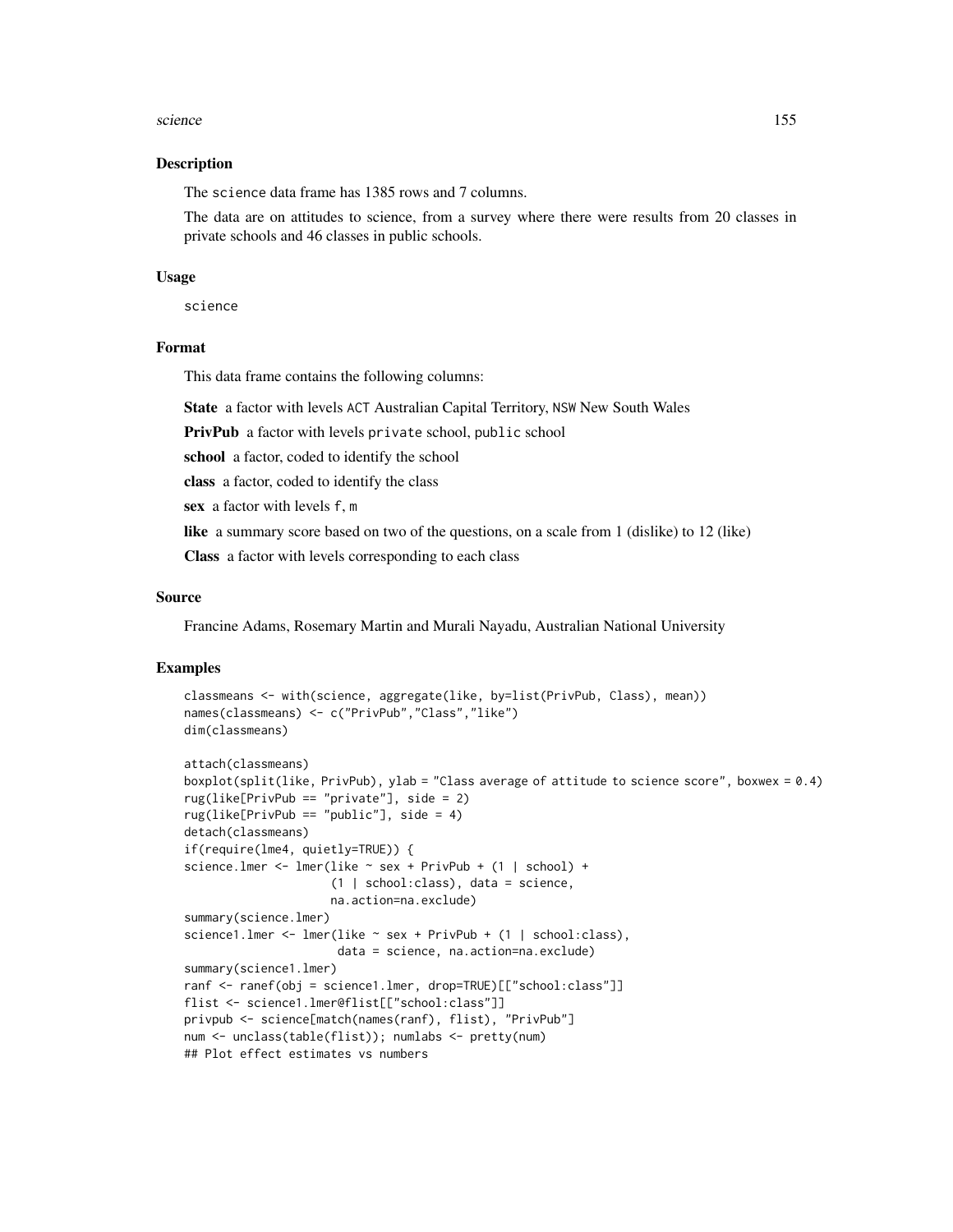## Description

The science data frame has 1385 rows and 7 columns.

The data are on attitudes to science, from a survey where there were results from 20 classes in private schools and 46 classes in public schools.

## Usage

science

## Format

This data frame contains the following columns:

**State** a factor with levels ACT Australian Capital Territory, NSW New South Wales

**PrivPub** a factor with levels private school, public school

**school** a factor, coded to identify the school

**class** a factor, coded to identify the class

**sex** a factor with levels f, m

**like** a summary score based on two of the questions, on a scale from 1 (dislike) to 12 (like)

**Class** a factor with levels corresponding to each class

## Source

Francine Adams, Rosemary Martin and Murali Nayadu, Australian National University

## Examples

```
classmeans <- with(science, aggregate(like, by=list(PrivPub, Class), mean))
names(classmeans) <- c("PrivPub","Class","like")
dim(classmeans)

attach(classmeans)
boxplot(split(like, PrivPub), ylab = "Class average of attitude to science score", boxwex = 0.4)
rug(like[PrivPub == "private"], side = 2)
rug(like[PrivPub == "public"], side = 4)
detach(classmeans)
if(require(lme4, quietly=TRUE)) {
science.lmer <- lmer(like ~ sex + PrivPub + (1 | school) +
                     (1 | school:class), data = science,
                     na.action=na.exclude)
summary(science.lmer)
science1.lmer <- lmer(like ~ sex + PrivPub + (1 | school:class),
                      data = science, na.action=na.exclude)
summary(science1.lmer)
ranf <- ranef(obj = science1.lmer, drop=TRUE)[["school:class"]]
flist <- science1.lmer@flist[["school:class"]]
privpub <- science[match(names(ranf), flist), "PrivPub"]
num <- unclass(table(flist)); numlabs <- pretty(num)
## Plot effect estimates vs numbers
```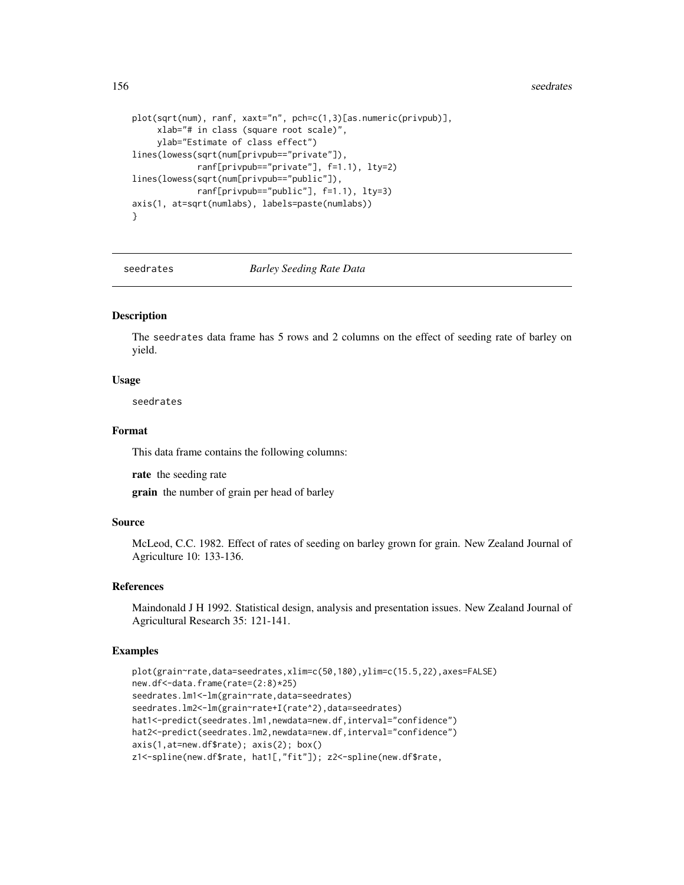```
plot(sqrt(num), ranf, xaxt="n", pch=c(1,3)[as.numeric(privpub)],
     xlab="# in class (square root scale)",
     ylab="Estimate of class effect")
lines(lowess(sqrt(num[privpub=="private"]),
             ranf[privpub=="private"], f=1.1), lty=2)
lines(lowess(sqrt(num[privpub=="public"]),
             ranf[privpub=="public"], f=1.1), lty=3)
axis(1, at=sqrt(numlabs), labels=paste(numlabs))
}
```

---

seedrates *Barley Seeding Rate Data*

---

## Description

The seedrates data frame has 5 rows and 2 columns on the effect of seeding rate of barley on yield.

## Usage

seedrates

## Format

This data frame contains the following columns:

**rate** the seeding rate

**grain** the number of grain per head of barley

## Source

McLeod, C.C. 1982. Effect of rates of seeding on barley grown for grain. New Zealand Journal of Agriculture 10: 133-136.

## References

Maindonald J H 1992. Statistical design, analysis and presentation issues. New Zealand Journal of Agricultural Research 35: 121-141.

## Examples

```
plot(grain~rate,data=seedrates,xlim=c(50,180),ylim=c(15.5,22),axes=FALSE)
new.df<-data.frame(rate=(2:8)*25)
seedrates.lm1<-lm(grain~rate,data=seedrates)
seedrates.lm2<-lm(grain~rate+I(rate^2),data=seedrates)
hat1<-predict(seedrates.lm1,newdata=new.df,interval="confidence")
hat2<-predict(seedrates.lm2,newdata=new.df,interval="confidence")
axis(1,at=new.df$rate); axis(2); box()
z1<-spline(new.df$rate, hat1[,"fit"]); z2<-spline(new.df$rate,
```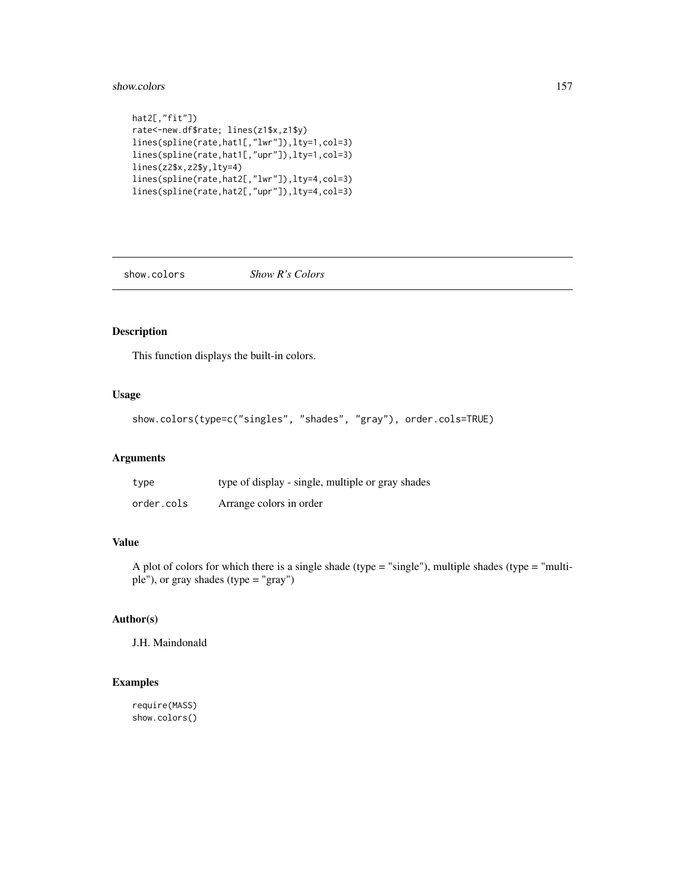```
hat2[,"fit"])
rate<-new.df$rate; lines(z1$x,z1$y)
lines(spline(rate,hat1[,"lwr"]),lty=1,col=3)
lines(spline(rate,hat1[,"upr"]),lty=1,col=3)
lines(z2$x,z2$y,lty=4)
lines(spline(rate,hat2[,"lwr"]),lty=4,col=3)
lines(spline(rate,hat2[,"upr"]),lty=4,col=3)
```

---

## show.colors — *Show R's Colors*

### Description

This function displays the built-in colors.

### Usage

```
show.colors(type=c("singles", "shades", "gray"), order.cols=TRUE)
```

### Arguments

| | |
|---|---|
| type | type of display - single, multiple or gray shades |
| order.cols | Arrange colors in order |

### Value

A plot of colors for which there is a single shade (type = "single"), multiple shades (type = "multiple"), or gray shades (type = "gray")

### Author(s)

J.H. Maindonald

### Examples

```
require(MASS)
show.colors()
```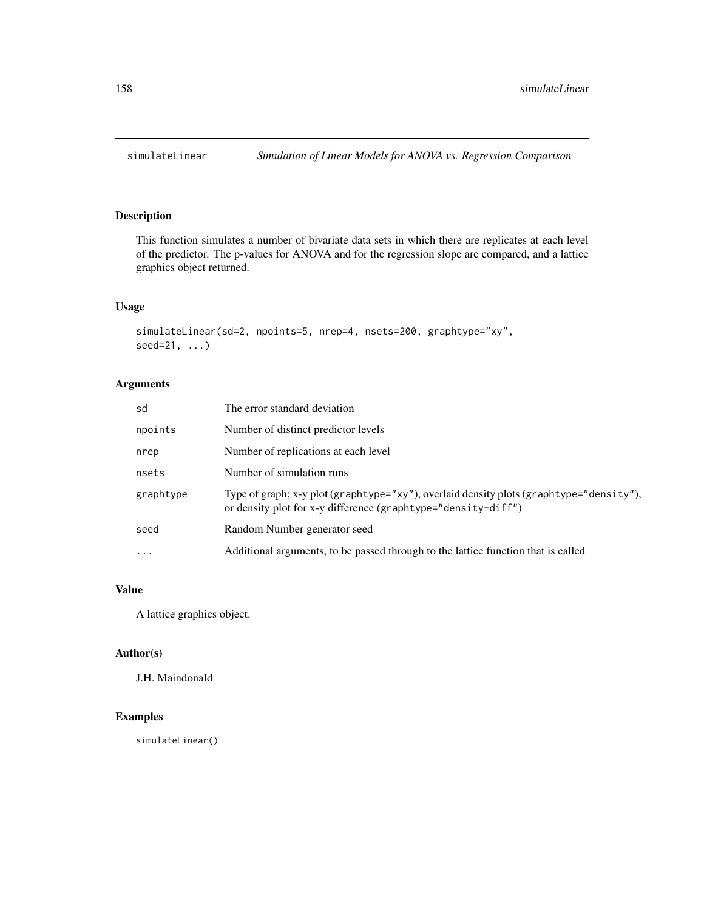simulateLinear *Simulation of Linear Models for ANOVA vs. Regression Comparison*

## Description

This function simulates a number of bivariate data sets in which there are replicates at each level of the predictor. The p-values for ANOVA and for the regression slope are compared, and a lattice graphics object returned.

## Usage

```
simulateLinear(sd=2, npoints=5, nrep=4, nsets=200, graphtype="xy",
seed=21, ...)
```

## Arguments

| | |
|---|---|
| sd | The error standard deviation |
| npoints | Number of distinct predictor levels |
| nrep | Number of replications at each level |
| nsets | Number of simulation runs |
| graphtype | Type of graph; x-y plot (`graphtype="xy"`), overlaid density plots (`graphtype="density"`), or density plot for x-y difference (`graphtype="density-diff"`) |
| seed | Random Number generator seed |
| ... | Additional arguments, to be passed through to the lattice function that is called |

## Value

A lattice graphics object.

## Author(s)

J.H. Maindonald

## Examples

```
simulateLinear()
```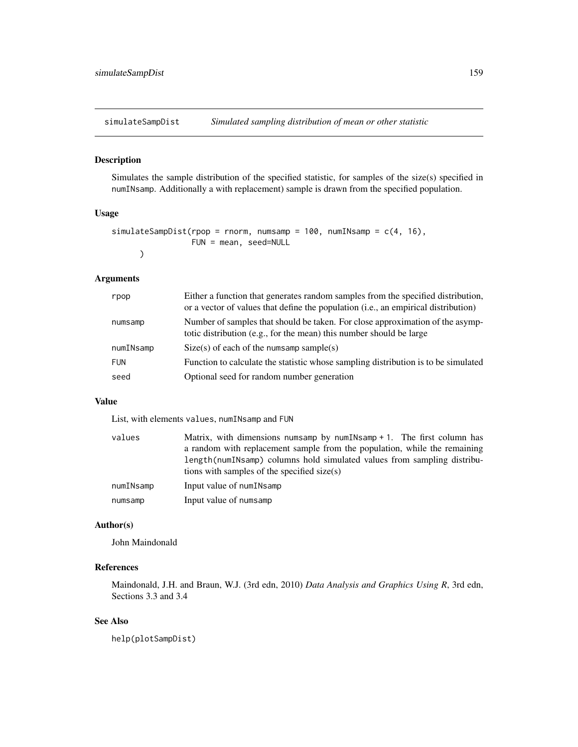# simulateSampDist — *Simulated sampling distribution of mean or other statistic*

## Description

Simulates the sample distribution of the specified statistic, for samples of the size(s) specified in `numINsamp`. Additionally a with replacement) sample is drawn from the specified population.

## Usage

```
simulateSampDist(rpop = rnorm, numsamp = 100, numINsamp = c(4, 16),
                 FUN = mean, seed=NULL
       )
```

## Arguments

| | |
|---|---|
| `rpop` | Either a function that generates random samples from the specified distribution, or a vector of values that define the population (i.e., an empirical distribution) |
| `numsamp` | Number of samples that should be taken. For close approximation of the asymptotic distribution (e.g., for the mean) this number should be large |
| `numINsamp` | Size(s) of each of the `numsamp` sample(s) |
| `FUN` | Function to calculate the statistic whose sampling distribution is to be simulated |
| `seed` | Optional seed for random number generation |

## Value

List, with elements `values`, `numINsamp` and `FUN`

| | |
|---|---|
| `values` | Matrix, with dimensions `numsamp` by `numINsamp + 1`. The first column has a random with replacement sample from the population, while the remaining `length(numINsamp)` columns hold simulated values from sampling distributions with samples of the specified size(s) |
| `numINsamp` | Input value of `numINsamp` |
| `numsamp` | Input value of `numsamp` |

## Author(s)

John Maindonald

## References

Maindonald, J.H. and Braun, W.J. (3rd edn, 2010) *Data Analysis and Graphics Using R*, 3rd edn, Sections 3.3 and 3.4

## See Also

`help(plotSampDist)`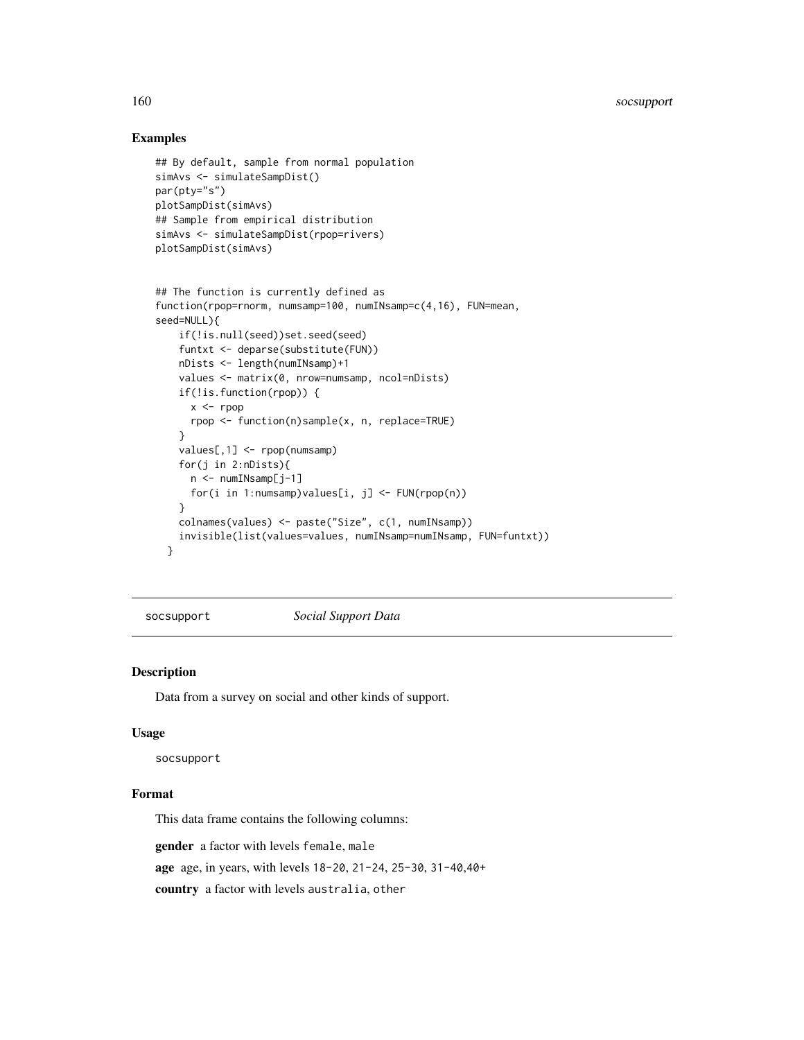## Examples

```
## By default, sample from normal population
simAvs <- simulateSampDist()
par(pty="s")
plotSampDist(simAvs)
## Sample from empirical distribution
simAvs <- simulateSampDist(rpop=rivers)
plotSampDist(simAvs)


## The function is currently defined as
function(rpop=rnorm, numsamp=100, numINsamp=c(4,16), FUN=mean,
seed=NULL){
    if(!is.null(seed))set.seed(seed)
    funtxt <- deparse(substitute(FUN))
    nDists <- length(numINsamp)+1
    values <- matrix(0, nrow=numsamp, ncol=nDists)
    if(!is.function(rpop)) {
      x <- rpop
      rpop <- function(n)sample(x, n, replace=TRUE)
    }
    values[,1] <- rpop(numsamp)
    for(j in 2:nDists){
      n <- numINsamp[j-1]
      for(i in 1:numsamp)values[i, j] <- FUN(rpop(n))
    }
    colnames(values) <- paste("Size", c(1, numINsamp))
    invisible(list(values=values, numINsamp=numINsamp, FUN=funtxt))
  }
```

---

# socsupport *Social Support Data*

## Description

Data from a survey on social and other kinds of support.

## Usage

socsupport

## Format

This data frame contains the following columns:

**gender** a factor with levels female, male

**age** age, in years, with levels 18-20, 21-24, 25-30, 31-40,40+

**country** a factor with levels australia, other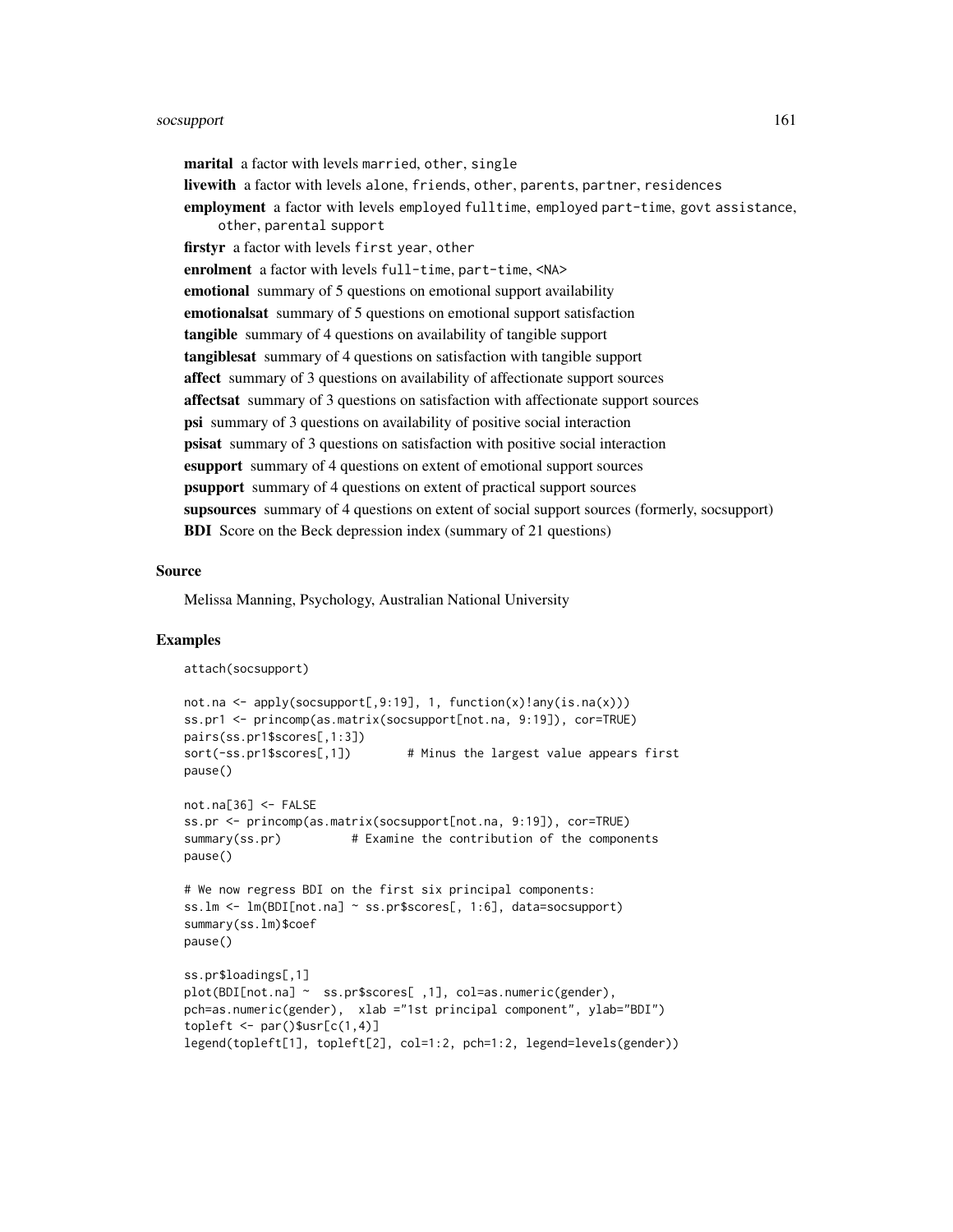**marital** a factor with levels married, other, single

**livewith** a factor with levels alone, friends, other, parents, partner, residences

**employment** a factor with levels employed fulltime, employed part-time, govt assistance, other, parental support

**firstyr** a factor with levels first year, other

**enrolment** a factor with levels full-time, part-time, <NA>

**emotional** summary of 5 questions on emotional support availability

**emotionalsat** summary of 5 questions on emotional support satisfaction

**tangible** summary of 4 questions on availability of tangible support

**tangiblesat** summary of 4 questions on satisfaction with tangible support

**affect** summary of 3 questions on availability of affectionate support sources

**affectsat** summary of 3 questions on satisfaction with affectionate support sources

**psi** summary of 3 questions on availability of positive social interaction

**psisat** summary of 3 questions on satisfaction with positive social interaction

**esupport** summary of 4 questions on extent of emotional support sources

**psupport** summary of 4 questions on extent of practical support sources

**supsources** summary of 4 questions on extent of social support sources (formerly, socsupport)

**BDI** Score on the Beck depression index (summary of 21 questions)

## Source

Melissa Manning, Psychology, Australian National University

## Examples

```
attach(socsupport)

not.na <- apply(socsupport[,9:19], 1, function(x)!any(is.na(x)))
ss.pr1 <- princomp(as.matrix(socsupport[not.na, 9:19]), cor=TRUE)
pairs(ss.pr1$scores[,1:3])
sort(-ss.pr1$scores[,1])        # Minus the largest value appears first
pause()

not.na[36] <- FALSE
ss.pr <- princomp(as.matrix(socsupport[not.na, 9:19]), cor=TRUE)
summary(ss.pr)          # Examine the contribution of the components
pause()

# We now regress BDI on the first six principal components:
ss.lm <- lm(BDI[not.na] ~ ss.pr$scores[, 1:6], data=socsupport)
summary(ss.lm)$coef
pause()

ss.pr$loadings[,1]
plot(BDI[not.na] ~  ss.pr$scores[ ,1], col=as.numeric(gender),
pch=as.numeric(gender),  xlab ="1st principal component", ylab="BDI")
topleft <- par()$usr[c(1,4)]
legend(topleft[1], topleft[2], col=1:2, pch=1:2, legend=levels(gender))
```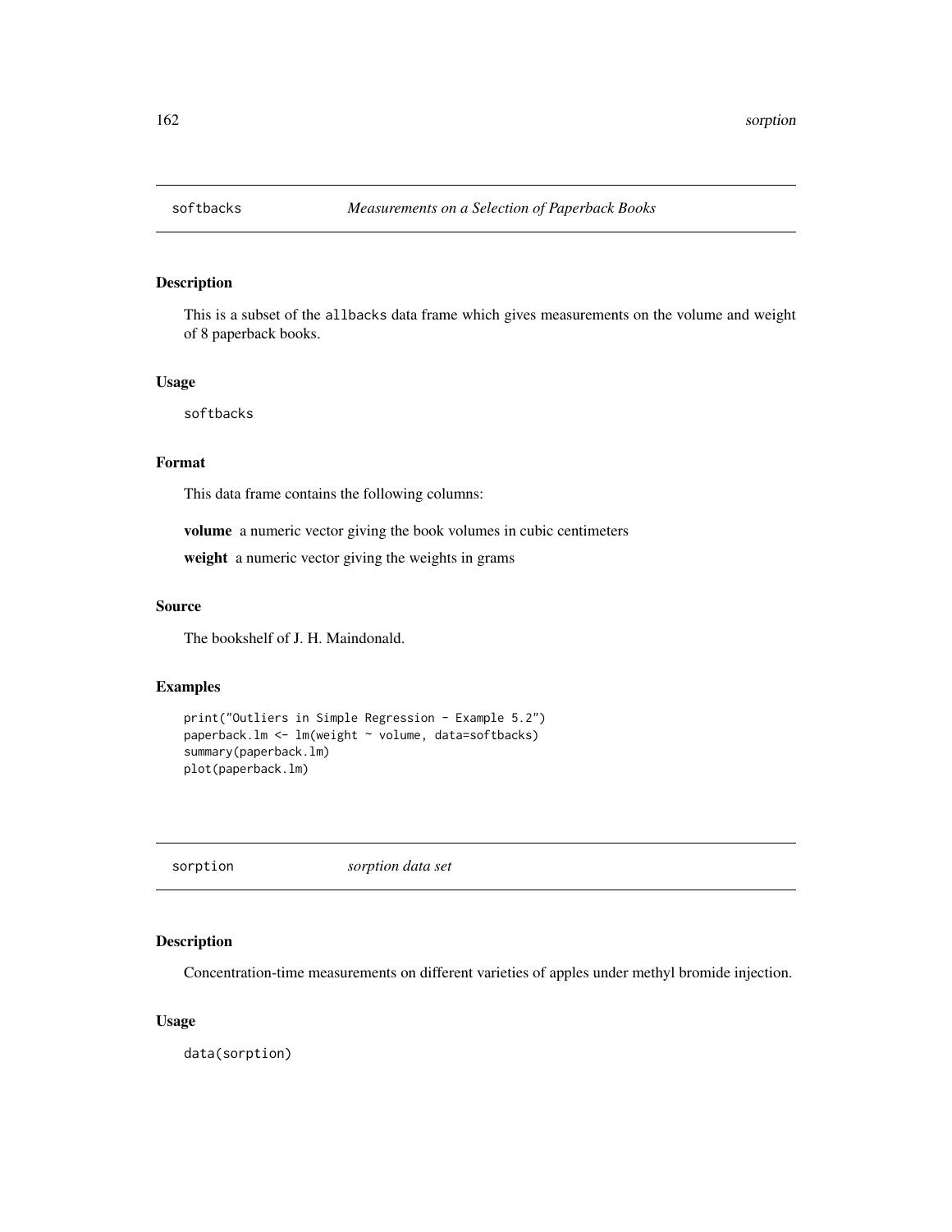## softbacks — *Measurements on a Selection of Paperback Books*

### Description

This is a subset of the allbacks data frame which gives measurements on the volume and weight of 8 paperback books.

### Usage

```
softbacks
```

### Format

This data frame contains the following columns:

**volume** a numeric vector giving the book volumes in cubic centimeters

**weight** a numeric vector giving the weights in grams

### Source

The bookshelf of J. H. Maindonald.

### Examples

```
print("Outliers in Simple Regression - Example 5.2")
paperback.lm <- lm(weight ~ volume, data=softbacks)
summary(paperback.lm)
plot(paperback.lm)
```

## sorption — *sorption data set*

### Description

Concentration-time measurements on different varieties of apples under methyl bromide injection.

### Usage

```
data(sorption)
```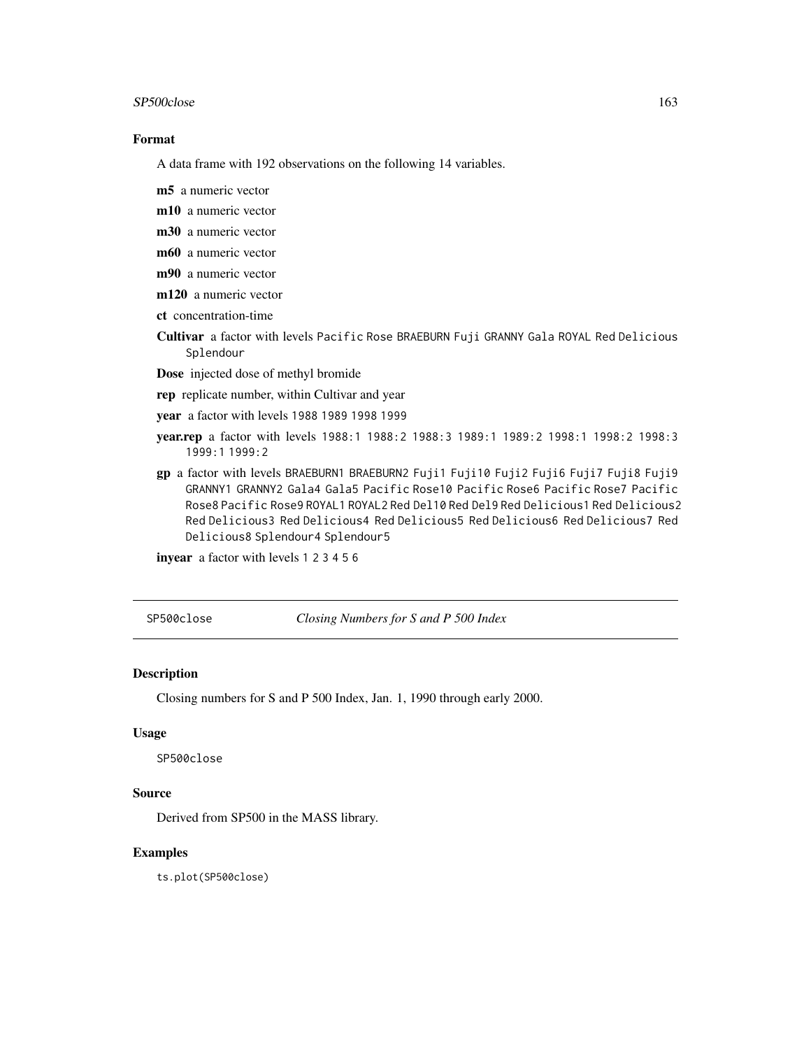### Format

A data frame with 192 observations on the following 14 variables.

**m5** a numeric vector

**m10** a numeric vector

**m30** a numeric vector

**m60** a numeric vector

**m90** a numeric vector

**m120** a numeric vector

**ct** concentration-time

**Cultivar** a factor with levels Pacific Rose BRAEBURN Fuji GRANNY Gala ROYAL Red Delicious Splendour

**Dose** injected dose of methyl bromide

**rep** replicate number, within Cultivar and year

**year** a factor with levels 1988 1989 1998 1999

**year.rep** a factor with levels 1988:1 1988:2 1988:3 1989:1 1989:2 1998:1 1998:2 1998:3 1999:1 1999:2

**gp** a factor with levels BRAEBURN1 BRAEBURN2 Fuji1 Fuji10 Fuji2 Fuji6 Fuji7 Fuji8 Fuji9 GRANNY1 GRANNY2 Gala4 Gala5 Pacific Rose10 Pacific Rose6 Pacific Rose7 Pacific Rose8 Pacific Rose9 ROYAL1 ROYAL2 Red Del10 Red Del9 Red Delicious1 Red Delicious2 Red Delicious3 Red Delicious4 Red Delicious5 Red Delicious6 Red Delicious7 Red Delicious8 Splendour4 Splendour5

**inyear** a factor with levels 1 2 3 4 5 6

---

SP500close *Closing Numbers for S and P 500 Index*

---

### Description

Closing numbers for S and P 500 Index, Jan. 1, 1990 through early 2000.

### Usage

```
SP500close
```

### Source

Derived from SP500 in the MASS library.

### Examples

```
ts.plot(SP500close)
```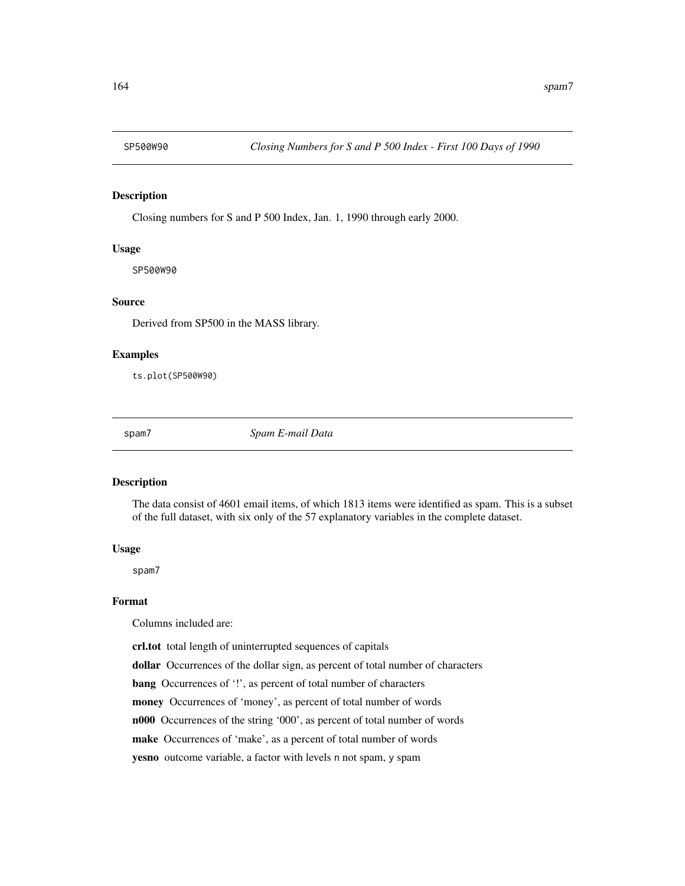## SP500W90 *Closing Numbers for S and P 500 Index - First 100 Days of 1990*

### Description

Closing numbers for S and P 500 Index, Jan. 1, 1990 through early 2000.

### Usage

```
SP500W90
```

### Source

Derived from SP500 in the MASS library.

### Examples

```
ts.plot(SP500W90)
```

## spam7 *Spam E-mail Data*

### Description

The data consist of 4601 email items, of which 1813 items were identified as spam. This is a subset of the full dataset, with six only of the 57 explanatory variables in the complete dataset.

### Usage

```
spam7
```

### Format

Columns included are:

**crl.tot** total length of uninterrupted sequences of capitals

**dollar** Occurrences of the dollar sign, as percent of total number of characters

**bang** Occurrences of '!', as percent of total number of characters

**money** Occurrences of 'money', as percent of total number of words

**n000** Occurrences of the string '000', as percent of total number of words

**make** Occurrences of 'make', as a percent of total number of words

**yesno** outcome variable, a factor with levels `n` not spam, `y` spam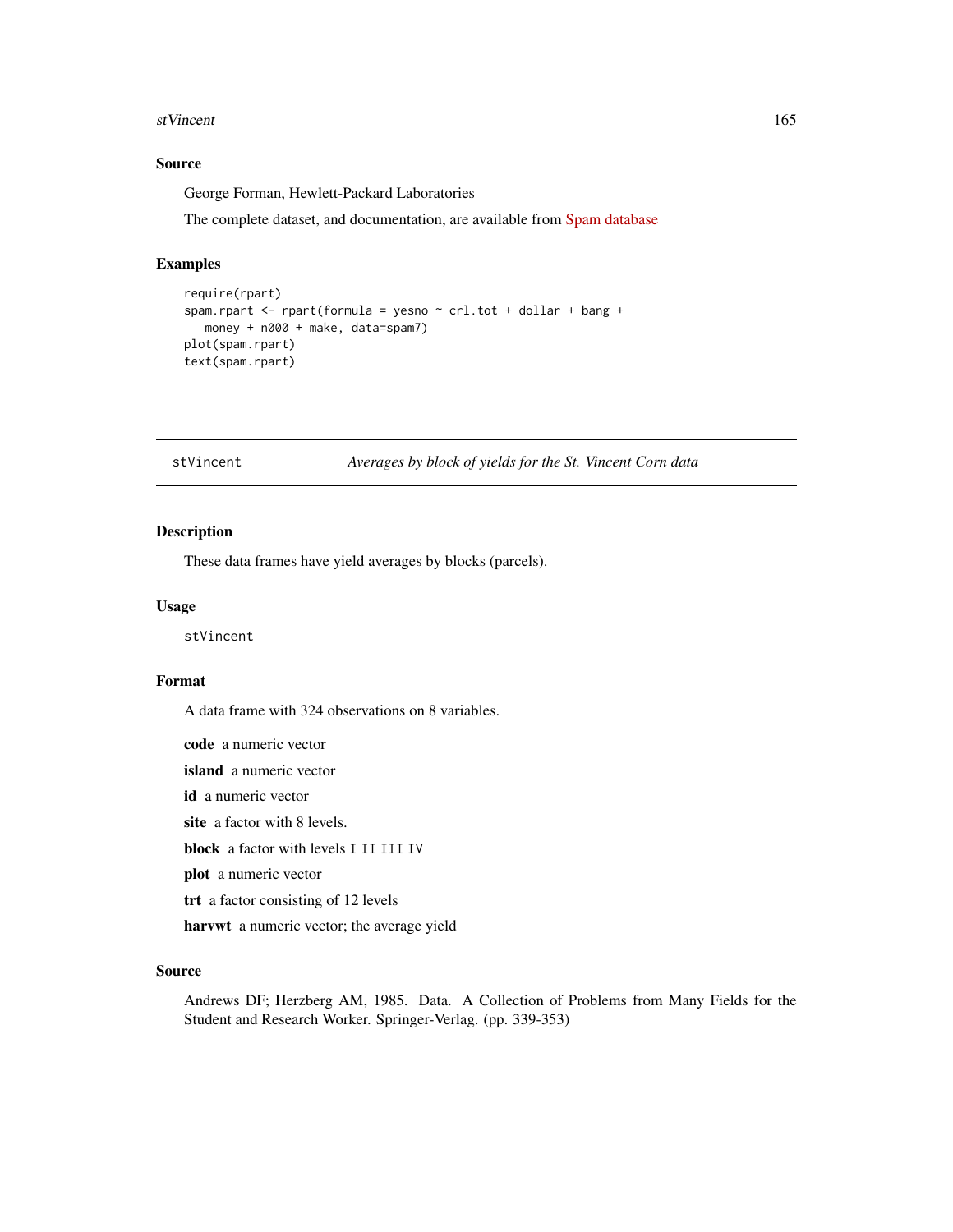## Source

George Forman, Hewlett-Packard Laboratories

The complete dataset, and documentation, are available from Spam database

## Examples

```
require(rpart)
spam.rpart <- rpart(formula = yesno ~ crl.tot + dollar + bang +
   money + n000 + make, data=spam7)
plot(spam.rpart)
text(spam.rpart)
```

---

# stVincent — *Averages by block of yields for the St. Vincent Corn data*

## Description

These data frames have yield averages by blocks (parcels).

## Usage

```
stVincent
```

## Format

A data frame with 324 observations on 8 variables.

**code** a numeric vector

**island** a numeric vector

**id** a numeric vector

**site** a factor with 8 levels.

**block** a factor with levels `I` `II` `III` `IV`

**plot** a numeric vector

**trt** a factor consisting of 12 levels

**harvwt** a numeric vector; the average yield

## Source

Andrews DF; Herzberg AM, 1985. Data. A Collection of Problems from Many Fields for the Student and Research Worker. Springer-Verlag. (pp. 339-353)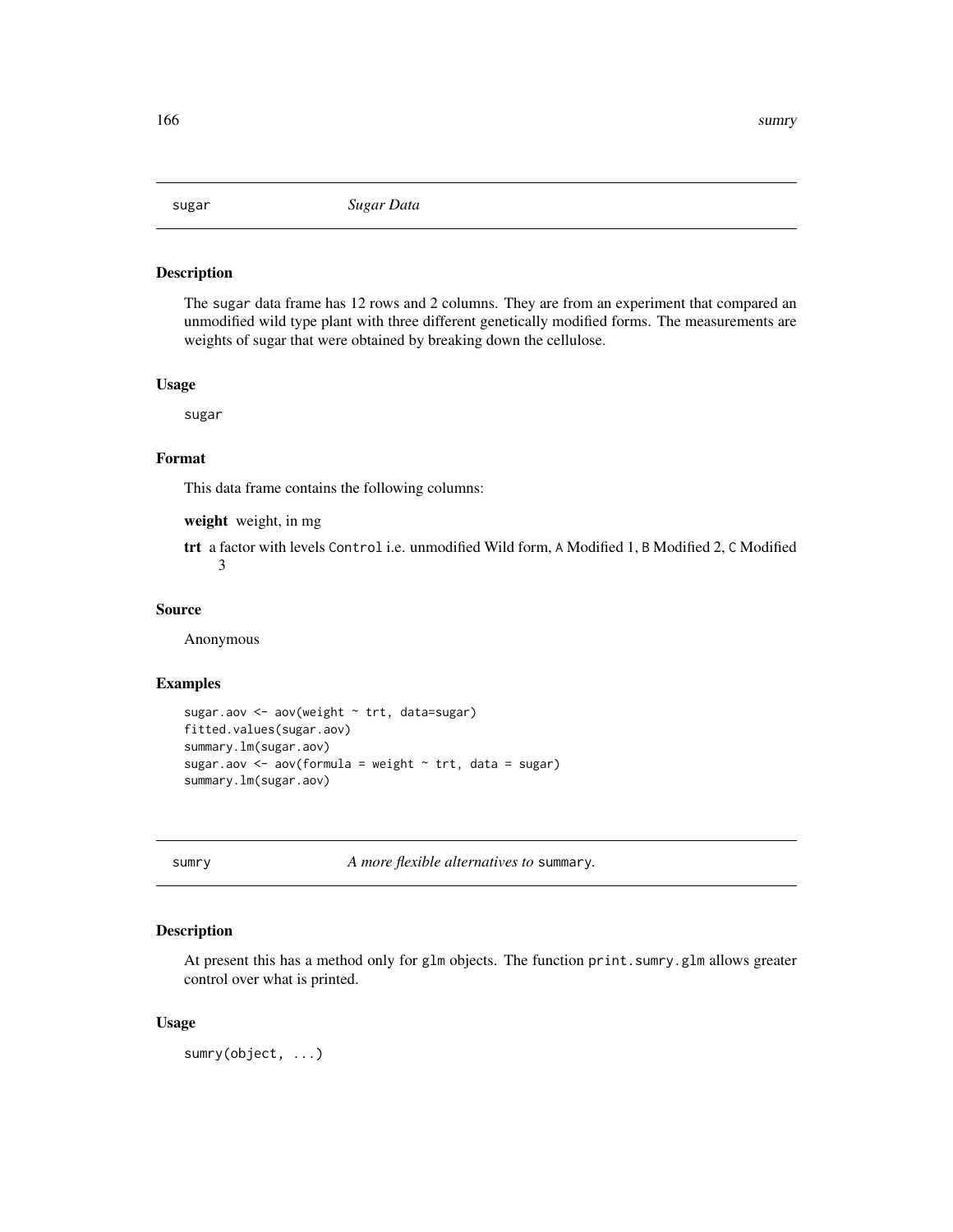## sugar *Sugar Data*

### Description

The sugar data frame has 12 rows and 2 columns. They are from an experiment that compared an unmodified wild type plant with three different genetically modified forms. The measurements are weights of sugar that were obtained by breaking down the cellulose.

### Usage

```
sugar
```

### Format

This data frame contains the following columns:

**weight** weight, in mg

**trt** a factor with levels Control i.e. unmodified Wild form, A Modified 1, B Modified 2, C Modified 3

### Source

Anonymous

### Examples

```
sugar.aov <- aov(weight ~ trt, data=sugar)
fitted.values(sugar.aov)
summary.lm(sugar.aov)
sugar.aov <- aov(formula = weight ~ trt, data = sugar)
summary.lm(sugar.aov)
```

## sumry *A more flexible alternatives to* summary.

### Description

At present this has a method only for glm objects. The function print.sumry.glm allows greater control over what is printed.

### Usage

```
sumry(object, ...)
```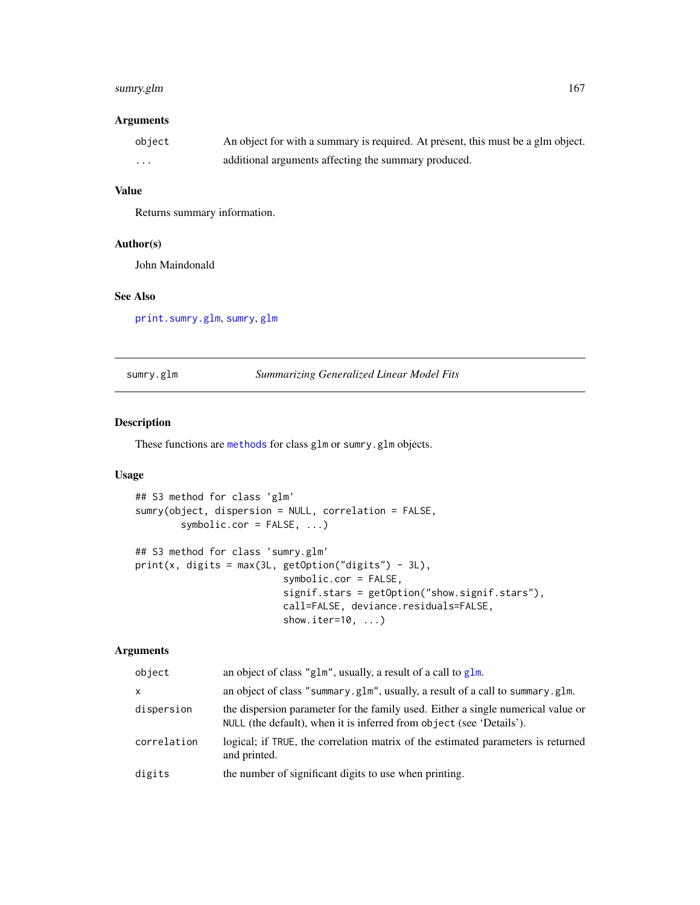### Arguments

| | |
|---|---|
| `object` | An object for with a summary is required. At present, this must be a glm object. |
| `...` | additional arguments affecting the summary produced. |

### Value

Returns summary information.

### Author(s)

John Maindonald

### See Also

`print.sumry.glm`, `sumry`, `glm`

---

## sumry.glm — *Summarizing Generalized Linear Model Fits*

---

### Description

These functions are `methods` for class `glm` or `sumry.glm` objects.

### Usage

```
## S3 method for class 'glm'
sumry(object, dispersion = NULL, correlation = FALSE,
        symbolic.cor = FALSE, ...)

## S3 method for class 'sumry.glm'
print(x, digits = max(3L, getOption("digits") - 3L),
                          symbolic.cor = FALSE,
                          signif.stars = getOption("show.signif.stars"),
                          call=FALSE, deviance.residuals=FALSE,
                          show.iter=10, ...)
```

### Arguments

| | |
|---|---|
| `object` | an object of class `"glm"`, usually, a result of a call to `glm`. |
| `x` | an object of class `"summary.glm"`, usually, a result of a call to `summary.glm`. |
| `dispersion` | the dispersion parameter for the family used. Either a single numerical value or `NULL` (the default), when it is inferred from `object` (see 'Details'). |
| `correlation` | logical; if `TRUE`, the correlation matrix of the estimated parameters is returned and printed. |
| `digits` | the number of significant digits to use when printing. |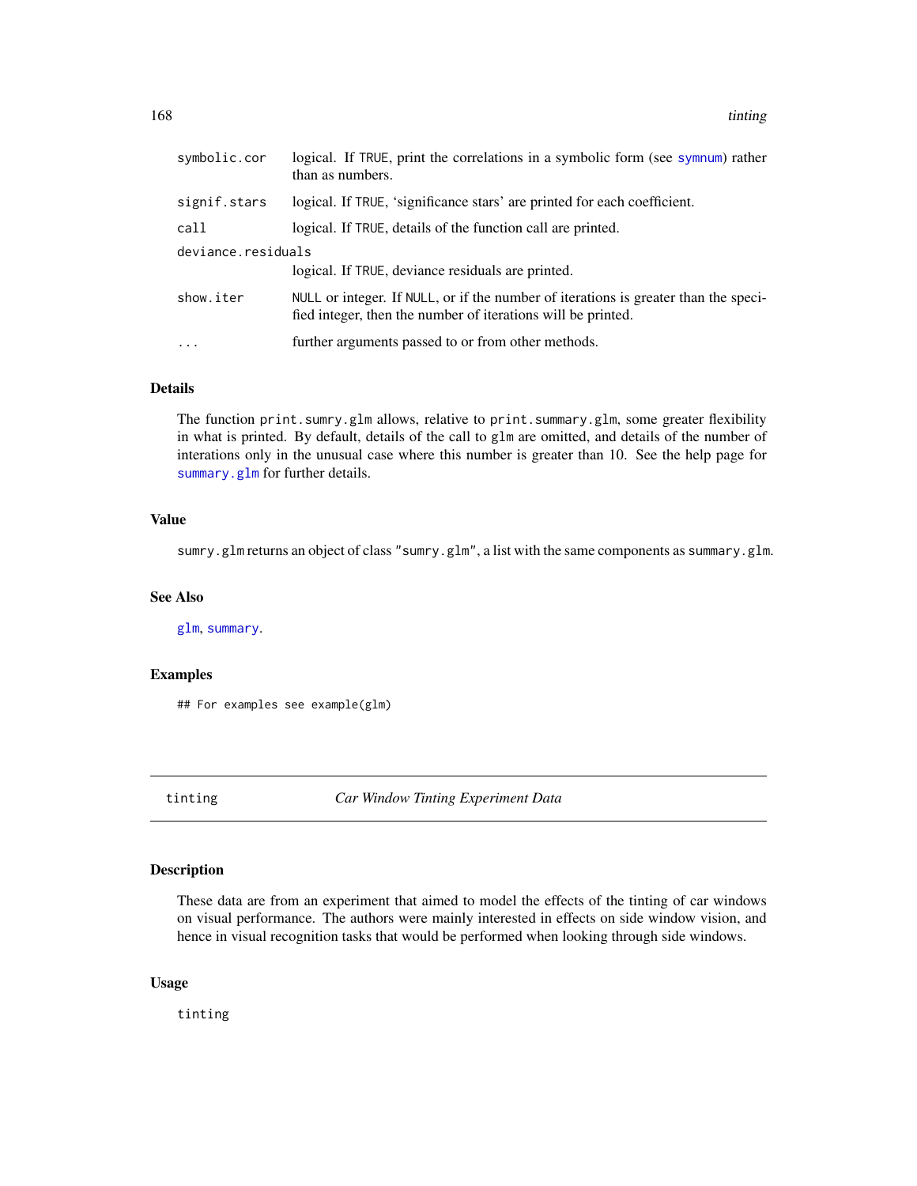| | |
|---|---|
| `symbolic.cor` | logical. If `TRUE`, print the correlations in a symbolic form (see `symnum`) rather than as numbers. |
| `signif.stars` | logical. If `TRUE`, 'significance stars' are printed for each coefficient. |
| `call` | logical. If `TRUE`, details of the function call are printed. |
| `deviance.residuals` | logical. If `TRUE`, deviance residuals are printed. |
| `show.iter` | `NULL` or integer. If `NULL`, or if the number of iterations is greater than the specified integer, then the number of iterations will be printed. |
| `...` | further arguments passed to or from other methods. |

### Details

The function `print.sumry.glm` allows, relative to `print.summary.glm`, some greater flexibility in what is printed. By default, details of the call to `glm` are omitted, and details of the number of interations only in the unusual case where this number is greater than 10. See the help page for `summary.glm` for further details.

### Value

`sumry.glm` returns an object of class `"sumry.glm"`, a list with the same components as `summary.glm`.

### See Also

`glm`, `summary`.

### Examples

```
## For examples see example(glm)
```

---

## tinting — *Car Window Tinting Experiment Data*

---

### Description

These data are from an experiment that aimed to model the effects of the tinting of car windows on visual performance. The authors were mainly interested in effects on side window vision, and hence in visual recognition tasks that would be performed when looking through side windows.

### Usage

```
tinting
```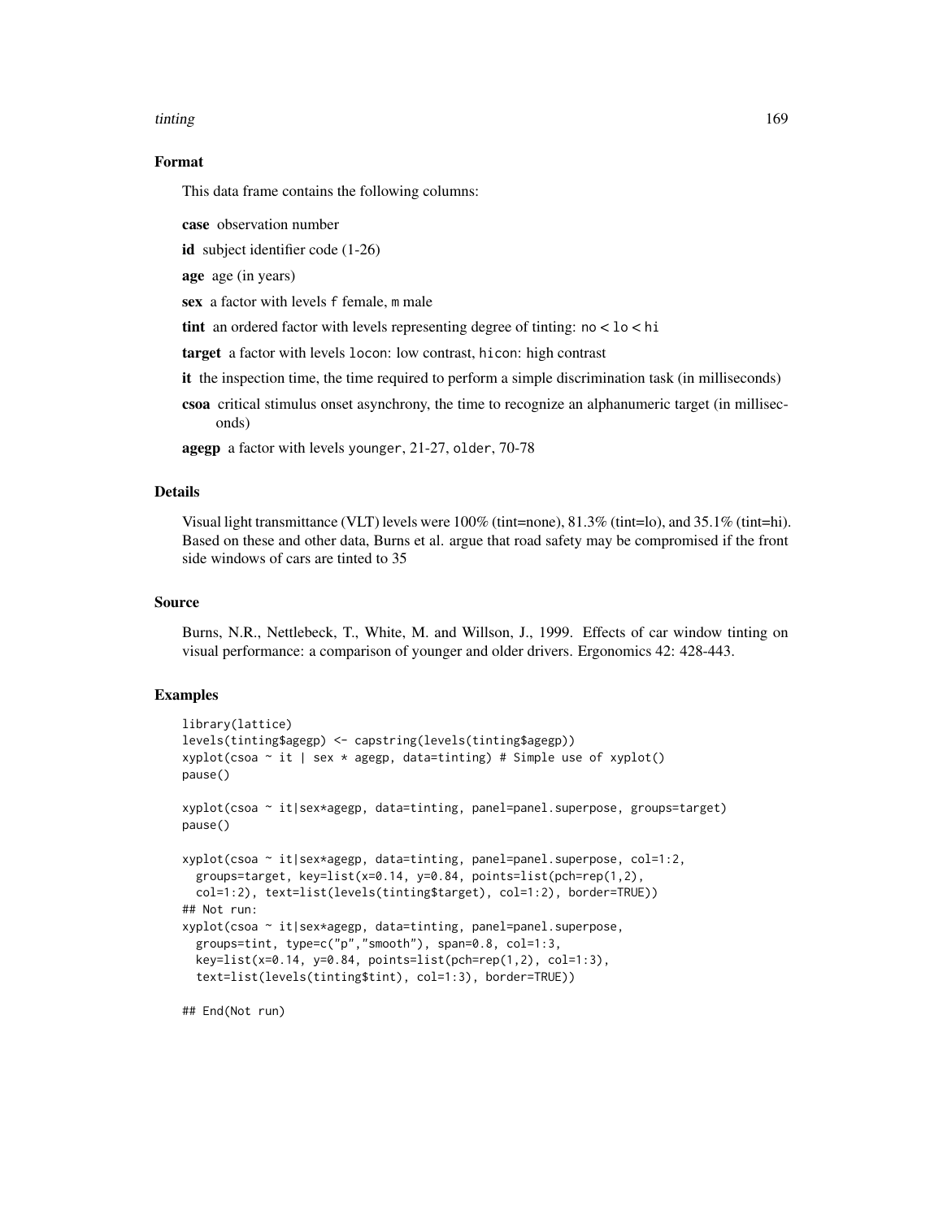### Format

This data frame contains the following columns:

**case** observation number

**id** subject identifier code (1-26)

**age** age (in years)

**sex** a factor with levels `f` female, `m` male

**tint** an ordered factor with levels representing degree of tinting: `no` < `lo` < `hi`

**target** a factor with levels `locon`: low contrast, `hicon`: high contrast

**it** the inspection time, the time required to perform a simple discrimination task (in milliseconds)

**csoa** critical stimulus onset asynchrony, the time to recognize an alphanumeric target (in milliseconds)

**agegp** a factor with levels `younger`, 21-27, `older`, 70-78

### Details

Visual light transmittance (VLT) levels were 100% (tint=none), 81.3% (tint=lo), and 35.1% (tint=hi). Based on these and other data, Burns et al. argue that road safety may be compromised if the front side windows of cars are tinted to 35

### Source

Burns, N.R., Nettlebeck, T., White, M. and Willson, J., 1999. Effects of car window tinting on visual performance: a comparison of younger and older drivers. Ergonomics 42: 428-443.

### Examples

```
library(lattice)
levels(tinting$agegp) <- capstring(levels(tinting$agegp))
xyplot(csoa ~ it | sex * agegp, data=tinting) # Simple use of xyplot()
pause()

xyplot(csoa ~ it|sex*agegp, data=tinting, panel=panel.superpose, groups=target)
pause()

xyplot(csoa ~ it|sex*agegp, data=tinting, panel=panel.superpose, col=1:2,
  groups=target, key=list(x=0.14, y=0.84, points=list(pch=rep(1,2),
  col=1:2), text=list(levels(tinting$target), col=1:2), border=TRUE))
## Not run:
xyplot(csoa ~ it|sex*agegp, data=tinting, panel=panel.superpose,
  groups=tint, type=c("p","smooth"), span=0.8, col=1:3,
  key=list(x=0.14, y=0.84, points=list(pch=rep(1,2), col=1:3),
  text=list(levels(tinting$tint), col=1:3), border=TRUE))

## End(Not run)
```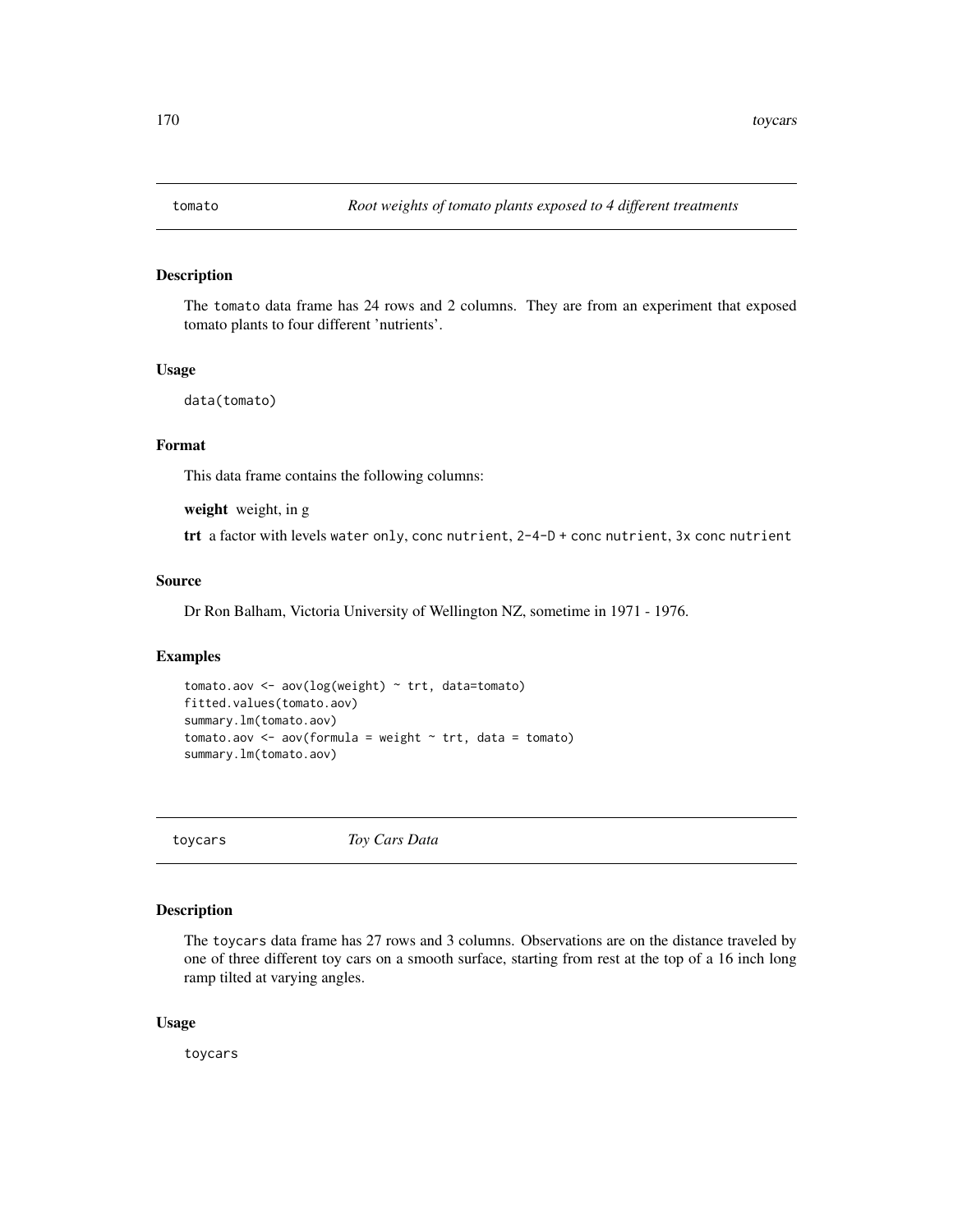## tomato *Root weights of tomato plants exposed to 4 different treatments*

### Description

The `tomato` data frame has 24 rows and 2 columns. They are from an experiment that exposed tomato plants to four different 'nutrients'.

### Usage

```
data(tomato)
```

### Format

This data frame contains the following columns:

**weight** weight, in g

**trt** a factor with levels `water only`, `conc nutrient`, `2-4-D + conc nutrient`, `3x conc nutrient`

### Source

Dr Ron Balham, Victoria University of Wellington NZ, sometime in 1971 - 1976.

### Examples

```
tomato.aov <- aov(log(weight) ~ trt, data=tomato)
fitted.values(tomato.aov)
summary.lm(tomato.aov)
tomato.aov <- aov(formula = weight ~ trt, data = tomato)
summary.lm(tomato.aov)
```

## toycars *Toy Cars Data*

### Description

The `toycars` data frame has 27 rows and 3 columns. Observations are on the distance traveled by one of three different toy cars on a smooth surface, starting from rest at the top of a 16 inch long ramp tilted at varying angles.

### Usage

```
toycars
```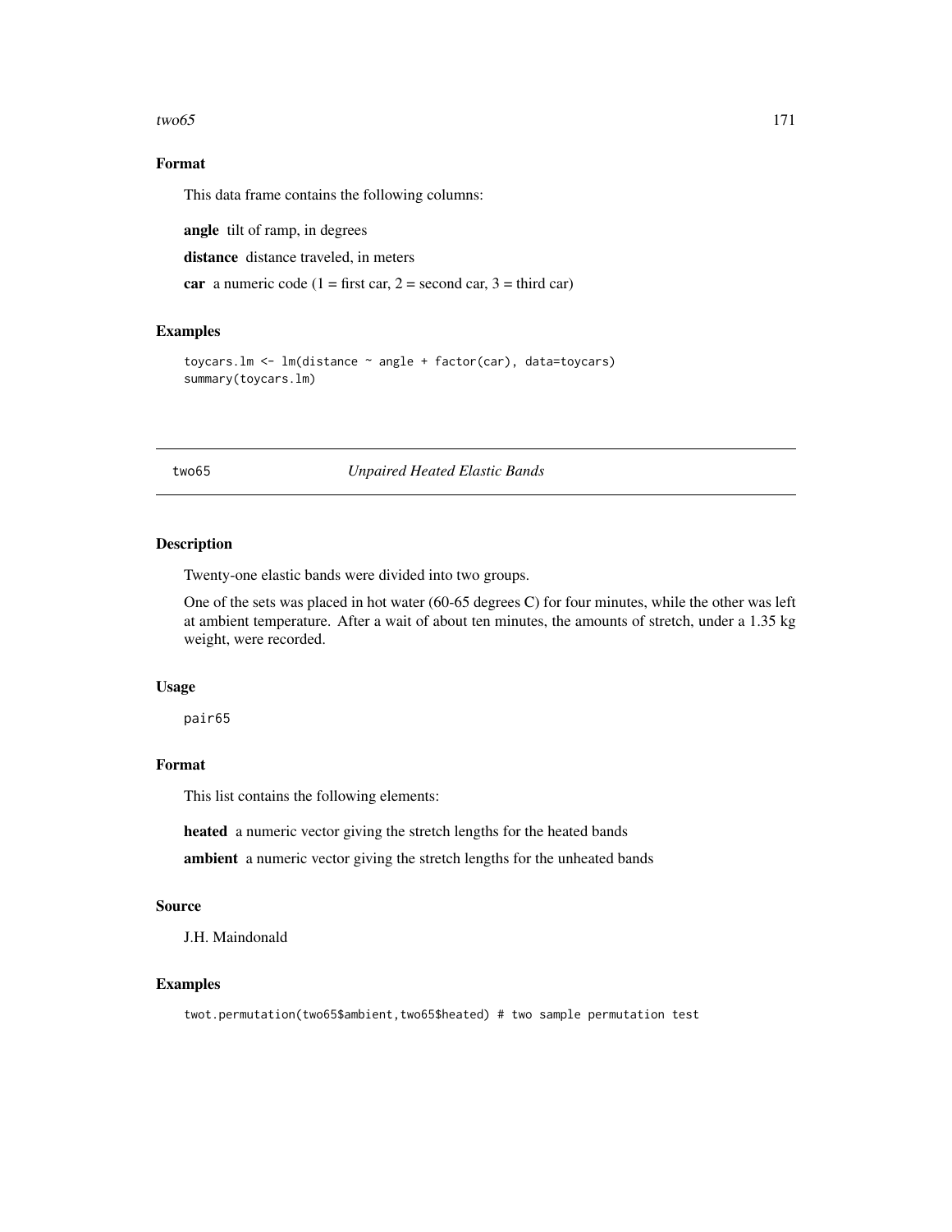### Format

This data frame contains the following columns:

**angle** tilt of ramp, in degrees

**distance** distance traveled, in meters

**car** a numeric code (1 = first car, 2 = second car, 3 = third car)

### Examples

```
toycars.lm <- lm(distance ~ angle + factor(car), data=toycars)
summary(toycars.lm)
```

---

## two65 *Unpaired Heated Elastic Bands*

---

### Description

Twenty-one elastic bands were divided into two groups.

One of the sets was placed in hot water (60-65 degrees C) for four minutes, while the other was left at ambient temperature. After a wait of about ten minutes, the amounts of stretch, under a 1.35 kg weight, were recorded.

### Usage

```
pair65
```

### Format

This list contains the following elements:

**heated** a numeric vector giving the stretch lengths for the heated bands

**ambient** a numeric vector giving the stretch lengths for the unheated bands

### Source

J.H. Maindonald

### Examples

```
twot.permutation(two65$ambient,two65$heated) # two sample permutation test
```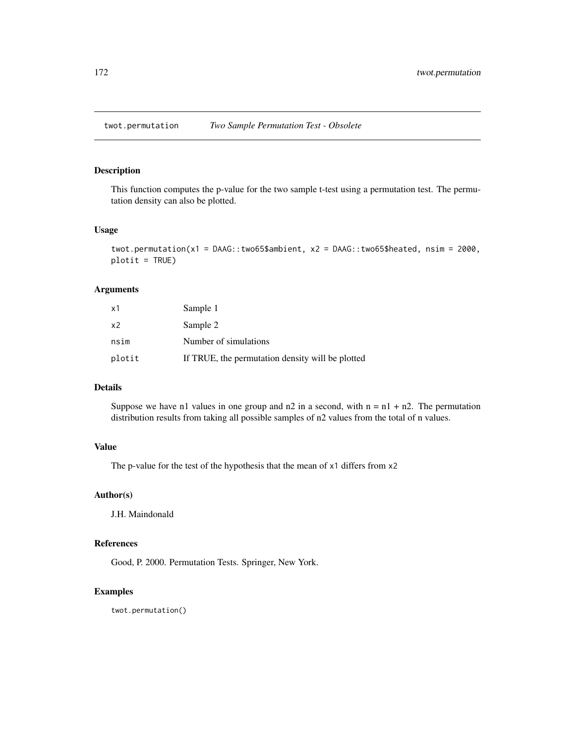# twot.permutation — *Two Sample Permutation Test - Obsolete*

## Description

This function computes the p-value for the two sample t-test using a permutation test. The permutation density can also be plotted.

## Usage

```
twot.permutation(x1 = DAAG::two65$ambient, x2 = DAAG::two65$heated, nsim = 2000,
plotit = TRUE)
```

## Arguments

| | |
|---|---|
| x1 | Sample 1 |
| x2 | Sample 2 |
| nsim | Number of simulations |
| plotit | If TRUE, the permutation density will be plotted |

## Details

Suppose we have n1 values in one group and n2 in a second, with n = n1 + n2. The permutation distribution results from taking all possible samples of n2 values from the total of n values.

## Value

The p-value for the test of the hypothesis that the mean of x1 differs from x2

## Author(s)

J.H. Maindonald

## References

Good, P. 2000. Permutation Tests. Springer, New York.

## Examples

```
twot.permutation()
```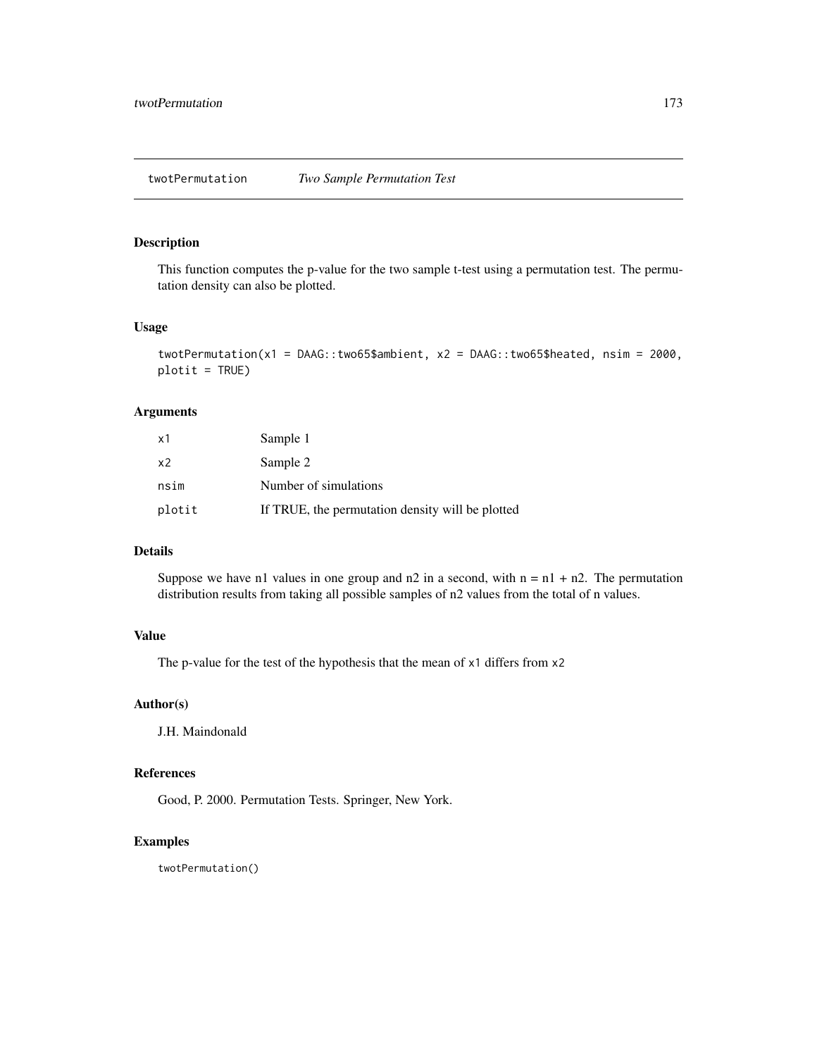## twotPermutation *Two Sample Permutation Test*

### Description

This function computes the p-value for the two sample t-test using a permutation test. The permutation density can also be plotted.

### Usage

```
twotPermutation(x1 = DAAG::two65$ambient, x2 = DAAG::two65$heated, nsim = 2000,
plotit = TRUE)
```

### Arguments

| | |
|---|---|
| x1 | Sample 1 |
| x2 | Sample 2 |
| nsim | Number of simulations |
| plotit | If TRUE, the permutation density will be plotted |

### Details

Suppose we have n1 values in one group and n2 in a second, with n = n1 + n2. The permutation distribution results from taking all possible samples of n2 values from the total of n values.

### Value

The p-value for the test of the hypothesis that the mean of `x1` differs from `x2`

### Author(s)

J.H. Maindonald

### References

Good, P. 2000. Permutation Tests. Springer, New York.

### Examples

```
twotPermutation()
```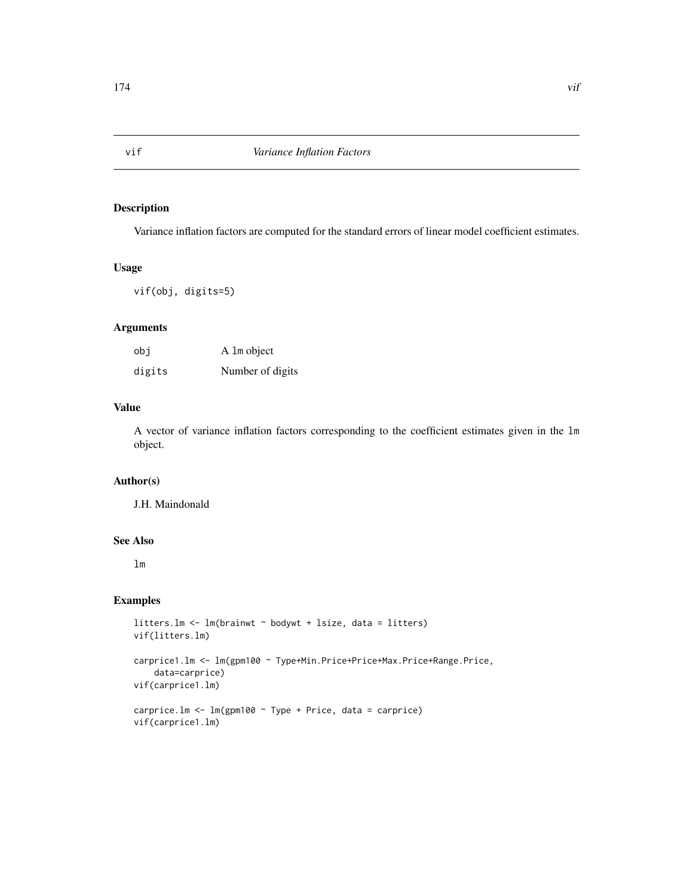# vif — *Variance Inflation Factors*

## Description

Variance inflation factors are computed for the standard errors of linear model coefficient estimates.

## Usage

```
vif(obj, digits=5)
```

## Arguments

| | |
|---|---|
| `obj` | A `lm` object |
| `digits` | Number of digits |

## Value

A vector of variance inflation factors corresponding to the coefficient estimates given in the `lm` object.

## Author(s)

J.H. Maindonald

## See Also

`lm`

## Examples

```
litters.lm <- lm(brainwt ~ bodywt + lsize, data = litters)
vif(litters.lm)

carprice1.lm <- lm(gpm100 ~ Type+Min.Price+Price+Max.Price+Range.Price,
    data=carprice)
vif(carprice1.lm)

carprice.lm <- lm(gpm100 ~ Type + Price, data = carprice)
vif(carprice1.lm)
```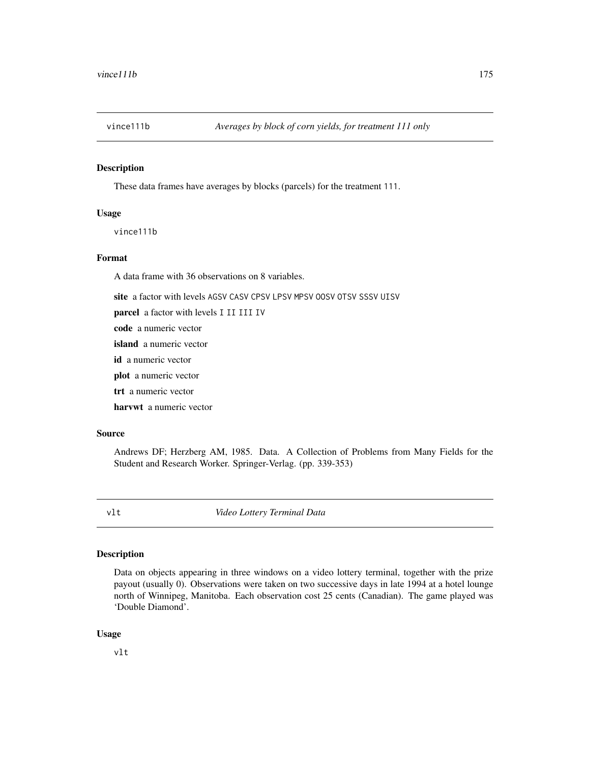## vince111b — *Averages by block of corn yields, for treatment 111 only*

### Description

These data frames have averages by blocks (parcels) for the treatment 111.

### Usage

```
vince111b
```

### Format

A data frame with 36 observations on 8 variables.

**site** a factor with levels AGSV CASV CPSV LPSV MPSV OOSV OTSV SSSV UISV

**parcel** a factor with levels I II III IV

**code** a numeric vector

**island** a numeric vector

**id** a numeric vector

**plot** a numeric vector

**trt** a numeric vector

**harvwt** a numeric vector

### Source

Andrews DF; Herzberg AM, 1985. Data. A Collection of Problems from Many Fields for the Student and Research Worker. Springer-Verlag. (pp. 339-353)

## vlt — *Video Lottery Terminal Data*

### Description

Data on objects appearing in three windows on a video lottery terminal, together with the prize payout (usually 0). Observations were taken on two successive days in late 1994 at a hotel lounge north of Winnipeg, Manitoba. Each observation cost 25 cents (Canadian). The game played was 'Double Diamond'.

### Usage

```
vlt
```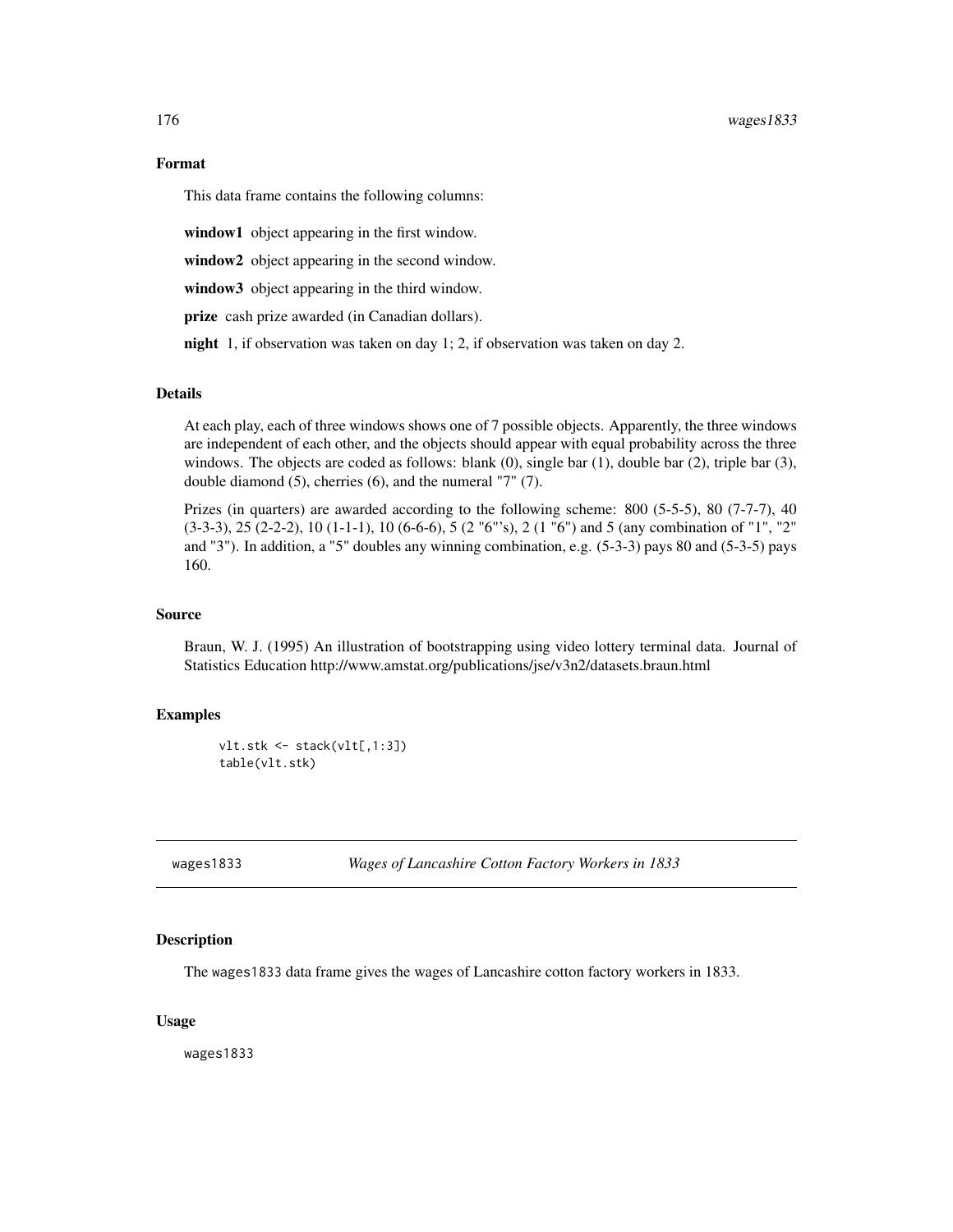### Format

This data frame contains the following columns:

**window1** object appearing in the first window.

**window2** object appearing in the second window.

**window3** object appearing in the third window.

**prize** cash prize awarded (in Canadian dollars).

**night** 1, if observation was taken on day 1; 2, if observation was taken on day 2.

### Details

At each play, each of three windows shows one of 7 possible objects. Apparently, the three windows are independent of each other, and the objects should appear with equal probability across the three windows. The objects are coded as follows: blank (0), single bar (1), double bar (2), triple bar (3), double diamond (5), cherries (6), and the numeral "7" (7).

Prizes (in quarters) are awarded according to the following scheme: 800 (5-5-5), 80 (7-7-7), 40 (3-3-3), 25 (2-2-2), 10 (1-1-1), 10 (6-6-6), 5 (2 "6"'s), 2 (1 "6") and 5 (any combination of "1", "2" and "3"). In addition, a "5" doubles any winning combination, e.g. (5-3-3) pays 80 and (5-3-5) pays 160.

### Source

Braun, W. J. (1995) An illustration of bootstrapping using video lottery terminal data. Journal of Statistics Education http://www.amstat.org/publications/jse/v3n2/datasets.braun.html

### Examples

```
vlt.stk <- stack(vlt[,1:3])
table(vlt.stk)
```

---

## wages1833 *Wages of Lancashire Cotton Factory Workers in 1833*

### Description

The `wages1833` data frame gives the wages of Lancashire cotton factory workers in 1833.

### Usage

```
wages1833
```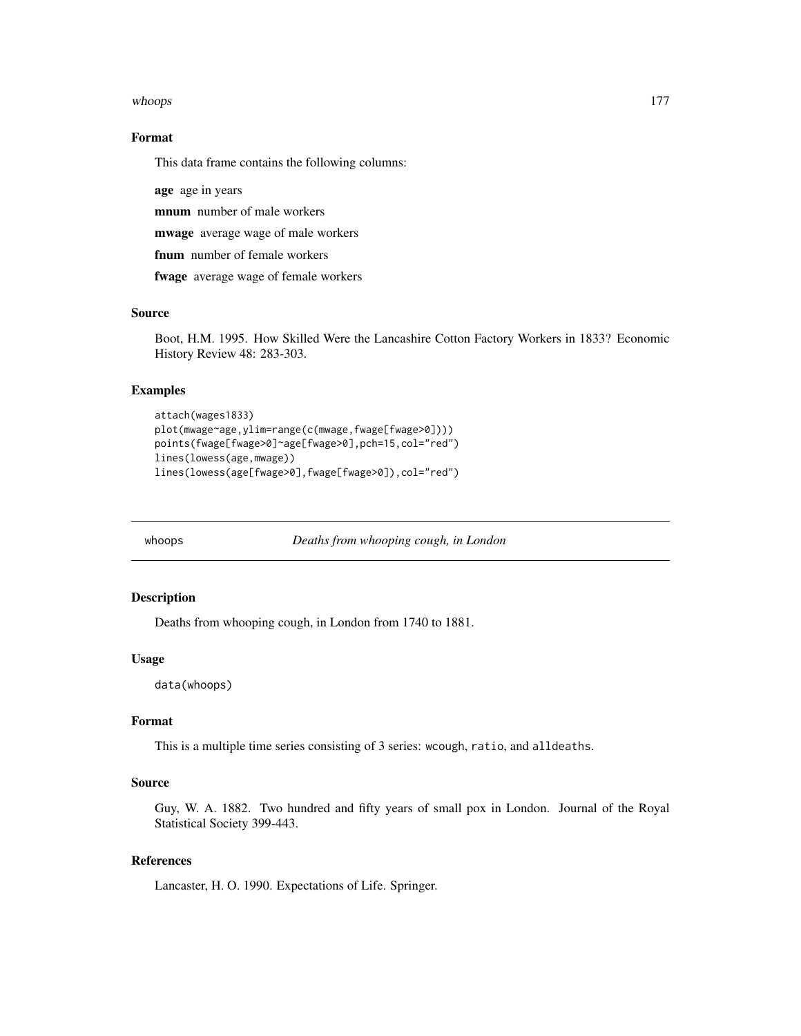### Format

This data frame contains the following columns:

**age** age in years

**mnum** number of male workers

**mwage** average wage of male workers

**fnum** number of female workers

**fwage** average wage of female workers

### Source

Boot, H.M. 1995. How Skilled Were the Lancashire Cotton Factory Workers in 1833? Economic History Review 48: 283-303.

### Examples

```
attach(wages1833)
plot(mwage~age,ylim=range(c(mwage,fwage[fwage>0])))
points(fwage[fwage>0]~age[fwage>0],pch=15,col="red")
lines(lowess(age,mwage))
lines(lowess(age[fwage>0],fwage[fwage>0]),col="red")
```

---

## whoops — *Deaths from whooping cough, in London*

---

### Description

Deaths from whooping cough, in London from 1740 to 1881.

### Usage

```
data(whoops)
```

### Format

This is a multiple time series consisting of 3 series: `wcough`, `ratio`, and `alldeaths`.

### Source

Guy, W. A. 1882. Two hundred and fifty years of small pox in London. Journal of the Royal Statistical Society 399-443.

### References

Lancaster, H. O. 1990. Expectations of Life. Springer.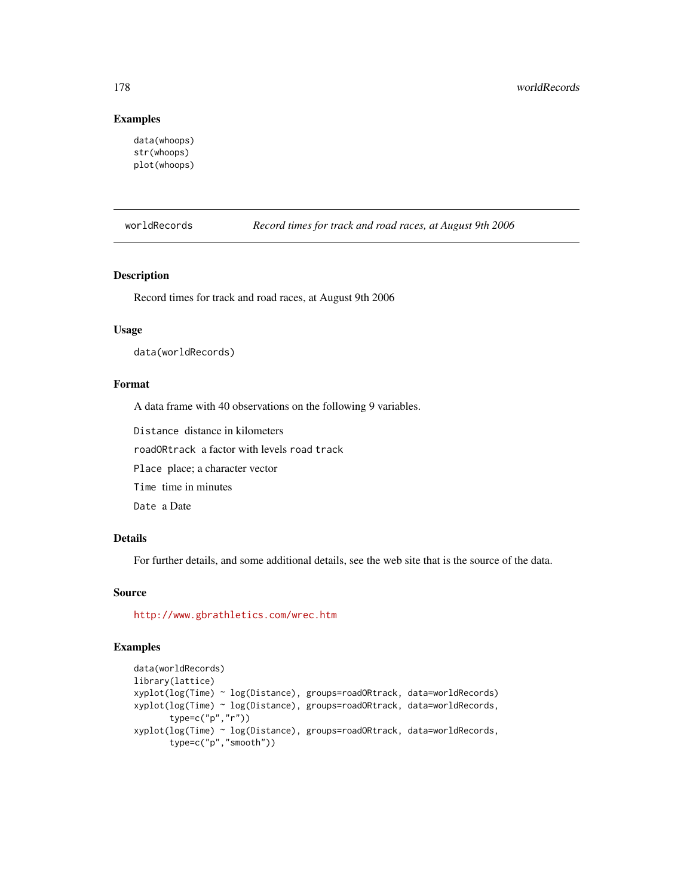### Examples

```
data(whoops)
str(whoops)
plot(whoops)
```

---

## worldRecords — *Record times for track and road races, at August 9th 2006*

---

### Description

Record times for track and road races, at August 9th 2006

### Usage

```
data(worldRecords)
```

### Format

A data frame with 40 observations on the following 9 variables.

`Distance` distance in kilometers

`roadORtrack` a factor with levels `road` `track`

`Place` place; a character vector

`Time` time in minutes

`Date` a Date

### Details

For further details, and some additional details, see the web site that is the source of the data.

### Source

http://www.gbrathletics.com/wrec.htm

### Examples

```
data(worldRecords)
library(lattice)
xyplot(log(Time) ~ log(Distance), groups=roadORtrack, data=worldRecords)
xyplot(log(Time) ~ log(Distance), groups=roadORtrack, data=worldRecords,
       type=c("p","r"))
xyplot(log(Time) ~ log(Distance), groups=roadORtrack, data=worldRecords,
       type=c("p","smooth"))
```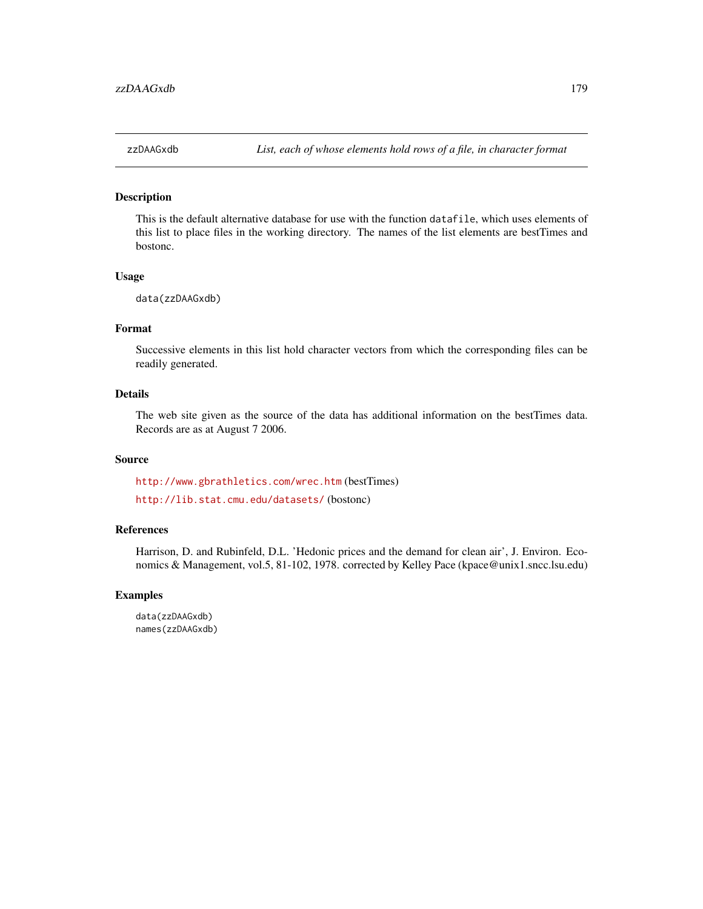## zzDAAGxdb — *List, each of whose elements hold rows of a file, in character format*

### Description

This is the default alternative database for use with the function `datafile`, which uses elements of this list to place files in the working directory. The names of the list elements are bestTimes and bostonc.

### Usage

```
data(zzDAAGxdb)
```

### Format

Successive elements in this list hold character vectors from which the corresponding files can be readily generated.

### Details

The web site given as the source of the data has additional information on the bestTimes data. Records are as at August 7 2006.

### Source

http://www.gbrathletics.com/wrec.htm (bestTimes)

http://lib.stat.cmu.edu/datasets/ (bostonc)

### References

Harrison, D. and Rubinfeld, D.L. 'Hedonic prices and the demand for clean air', J. Environ. Economics & Management, vol.5, 81-102, 1978. corrected by Kelley Pace (kpace@unix1.sncc.lsu.edu)

### Examples

```
data(zzDAAGxdb)
names(zzDAAGxdb)
```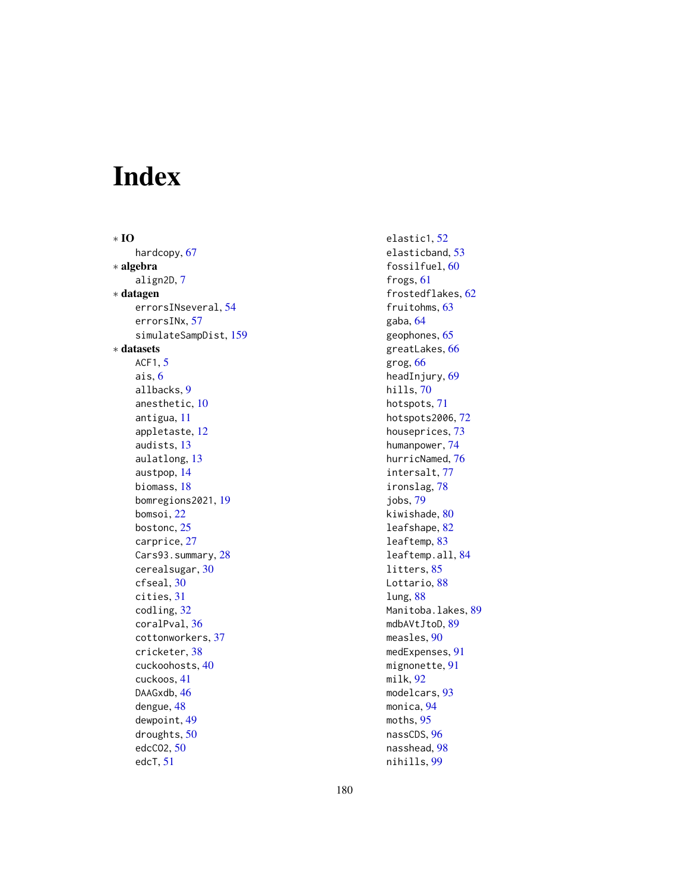# Index

∗ **IO**
- hardcopy, 67

∗ **algebra**
- align2D, 7

∗ **datagen**
- errorsINseveral, 54
- errorsINx, 57
- simulateSampDist, 159

∗ **datasets**
- ACF1, 5
- ais, 6
- allbacks, 9
- anesthetic, 10
- antigua, 11
- appletaste, 12
- audists, 13
- aulatlong, 13
- austpop, 14
- biomass, 18
- bomregions2021, 19
- bomsoi, 22
- bostonc, 25
- carprice, 27
- Cars93.summary, 28
- cerealsugar, 30
- cfseal, 30
- cities, 31
- codling, 32
- coralPval, 36
- cottonworkers, 37
- cricketer, 38
- cuckoohosts, 40
- cuckoos, 41
- DAAGxdb, 46
- dengue, 48
- dewpoint, 49
- droughts, 50
- edcCO2, 50
- edcT, 51
- elastic1, 52
- elasticband, 53
- fossilfuel, 60
- frogs, 61
- frostedflakes, 62
- fruitohms, 63
- gaba, 64
- geophones, 65
- greatLakes, 66
- grog, 66
- headInjury, 69
- hills, 70
- hotspots, 71
- hotspots2006, 72
- houseprices, 73
- humanpower, 74
- hurricNamed, 76
- intersalt, 77
- ironslag, 78
- jobs, 79
- kiwishade, 80
- leafshape, 82
- leaftemp, 83
- leaftemp.all, 84
- litters, 85
- Lottario, 88
- lung, 88
- Manitoba.lakes, 89
- mdbAVtJtoD, 89
- measles, 90
- medExpenses, 91
- mignonette, 91
- milk, 92
- modelcars, 93
- monica, 94
- moths, 95
- nassCDS, 96
- nasshead, 98
- nihills, 99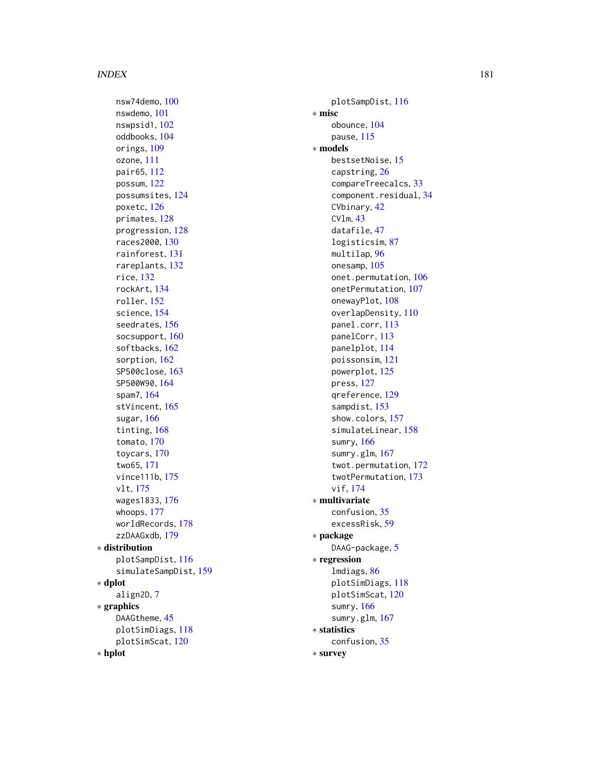nsw74demo, 100
nswdemo, 101
nswpsid1, 102
oddbooks, 104
orings, 109
ozone, 111
pair65, 112
possum, 122
possumsites, 124
poxetc, 126
primates, 128
progression, 128
races2000, 130
rainforest, 131
rareplants, 132
rice, 132
rockArt, 134
roller, 152
science, 154
seedrates, 156
socsupport, 160
softbacks, 162
sorption, 162
SP500close, 163
SP500W90, 164
spam7, 164
stVincent, 165
sugar, 166
tinting, 168
tomato, 170
toycars, 170
two65, 171
vince111b, 175
vlt, 175
wages1833, 176
whoops, 177
worldRecords, 178
zzDAAGxdb, 179

∗ **distribution**

plotSampDist, 116
simulateSampDist, 159

∗ **dplot**

align2D, 7

∗ **graphics**

DAAGtheme, 45
plotSimDiags, 118
plotSimScat, 120

∗ **hplot**

plotSampDist, 116

∗ **misc**

obounce, 104
pause, 115

∗ **models**

bestsetNoise, 15
capstring, 26
compareTreecalcs, 33
component.residual, 34
CVbinary, 42
CVlm, 43
datafile, 47
logisticsim, 87
multilap, 96
onesamp, 105
onet.permutation, 106
onetPermutation, 107
onewayPlot, 108
overlapDensity, 110
panel.corr, 113
panelCorr, 113
panelplot, 114
poissonsim, 121
powerplot, 125
press, 127
qreference, 129
sampdist, 153
show.colors, 157
simulateLinear, 158
sumry, 166
sumry.glm, 167
twot.permutation, 172
twotPermutation, 173
vif, 174

∗ **multivariate**

confusion, 35
excessRisk, 59

∗ **package**

DAAG-package, 5

∗ **regression**

lmdiags, 86
plotSimDiags, 118
plotSimScat, 120
sumry, 166
sumry.glm, 167

∗ **statistics**

confusion, 35

∗ **survey**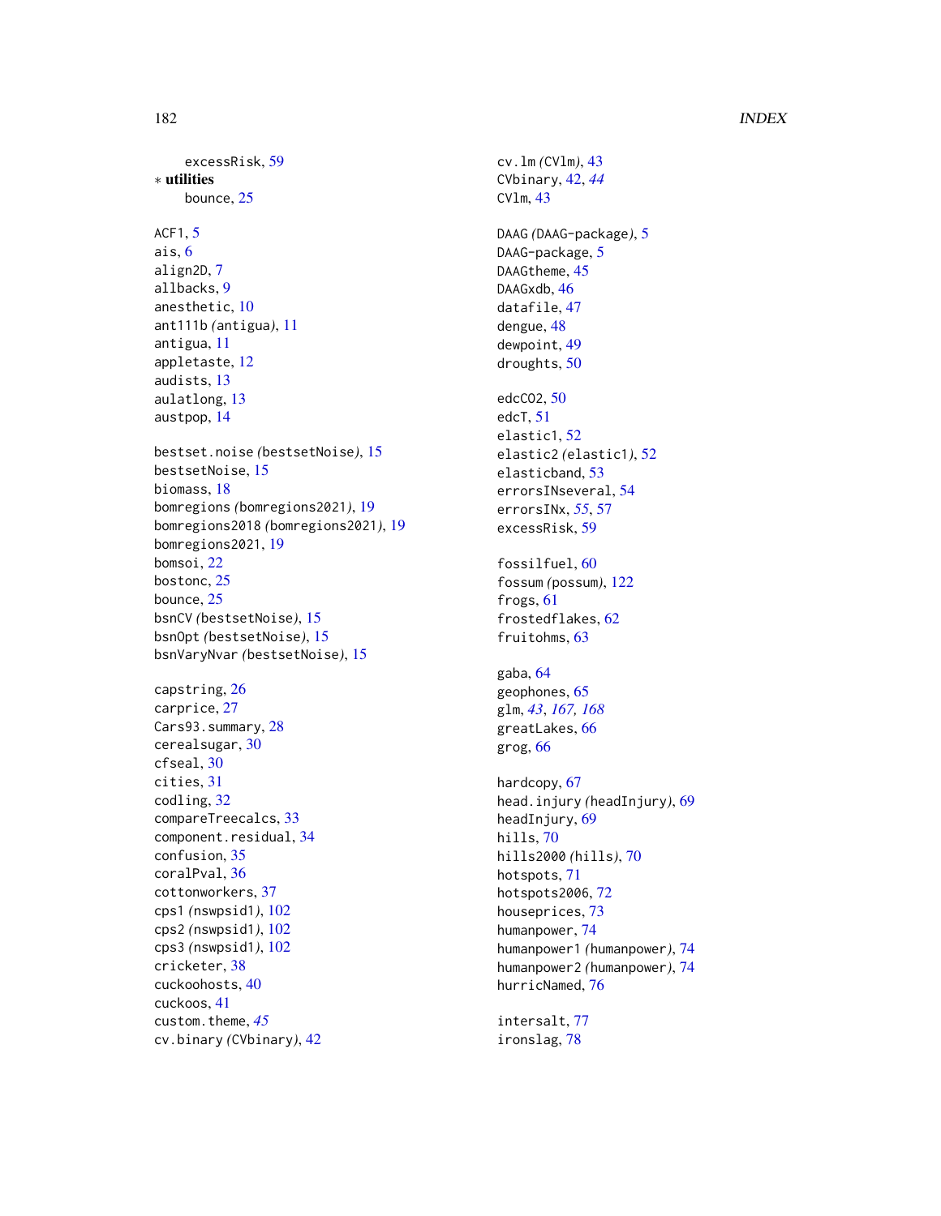excessRisk, 59

∗ **utilities**

bounce, 25

ACF1, 5
ais, 6
align2D, 7
allbacks, 9
anesthetic, 10
ant111b *(antigua)*, 11
antigua, 11
appletaste, 12
audists, 13
aulatlong, 13
austpop, 14

bestset.noise *(bestsetNoise)*, 15
bestsetNoise, 15
biomass, 18
bomregions *(bomregions2021)*, 19
bomregions2018 *(bomregions2021)*, 19
bomregions2021, 19
bomsoi, 22
bostonc, 25
bounce, 25
bsnCV *(bestsetNoise)*, 15
bsnOpt *(bestsetNoise)*, 15
bsnVaryNvar *(bestsetNoise)*, 15

capstring, 26
carprice, 27
Cars93.summary, 28
cerealsugar, 30
cfseal, 30
cities, 31
codling, 32
compareTreecalcs, 33
component.residual, 34
confusion, 35
coralPval, 36
cottonworkers, 37
cps1 *(nswpsid1)*, 102
cps2 *(nswpsid1)*, 102
cps3 *(nswpsid1)*, 102
cricketer, 38
cuckoohosts, 40
cuckoos, 41
custom.theme, *45*
cv.binary *(CVbinary)*, 42
cv.lm *(CVlm)*, 43
CVbinary, 42, *44*
CVlm, 43

DAAG *(DAAG-package)*, 5
DAAG-package, 5
DAAGtheme, 45
DAAGxdb, 46
datafile, 47
dengue, 48
dewpoint, 49
droughts, 50

edcCO2, 50
edcT, 51
elastic1, 52
elastic2 *(elastic1)*, 52
elasticband, 53
errorsINseveral, 54
errorsINx, *55*, 57
excessRisk, 59

fossilfuel, 60
fossum *(possum)*, 122
frogs, 61
frostedflakes, 62
fruitohms, 63

gaba, 64
geophones, 65
glm, *43*, *167*, *168*
greatLakes, 66
grog, 66

hardcopy, 67
head.injury *(headInjury)*, 69
headInjury, 69
hills, 70
hills2000 *(hills)*, 70
hotspots, 71
hotspots2006, 72
houseprices, 73
humanpower, 74
humanpower1 *(humanpower)*, 74
humanpower2 *(humanpower)*, 74
hurricNamed, 76

intersalt, 77
ironslag, 78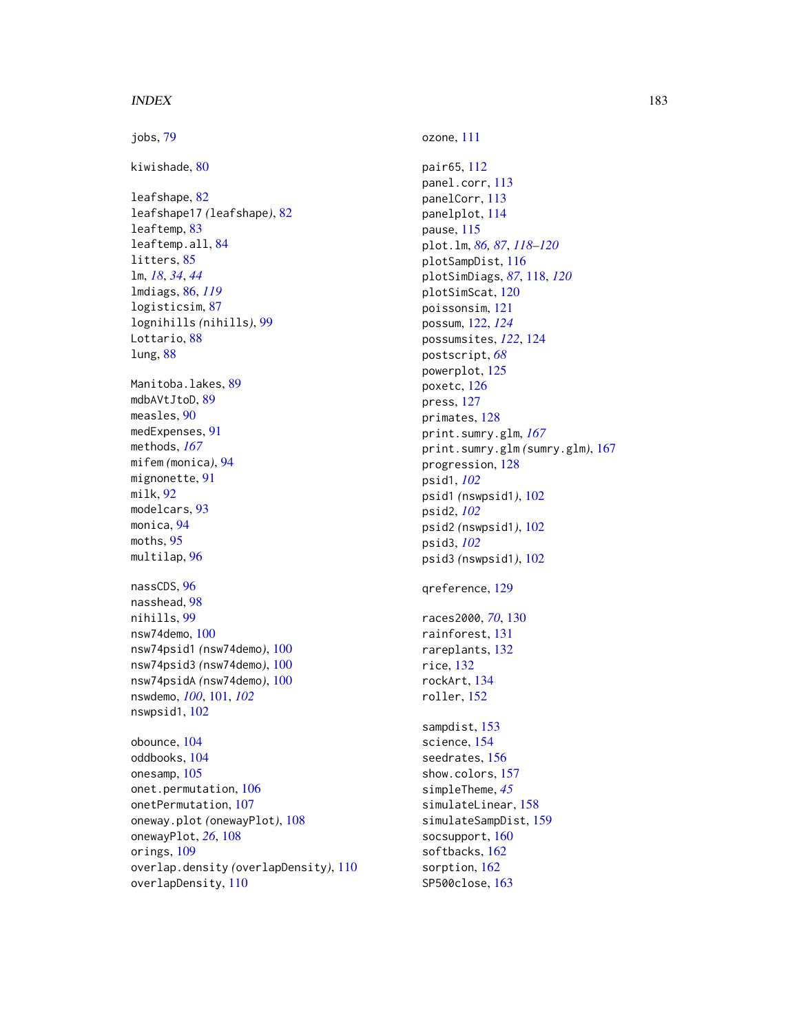jobs, 79

kiwishade, 80

leafshape, 82
leafshape17 *(leafshape)*, 82
leaftemp, 83
leaftemp.all, 84
litters, 85
lm, *18*, *34*, *44*
lmdiags, 86, *119*
logisticsim, 87
lognihills *(nihills)*, 99
Lottario, 88
lung, 88

Manitoba.lakes, 89
mdbAVtJtoD, 89
measles, 90
medExpenses, 91
methods, *167*
mifem *(monica)*, 94
mignonette, 91
milk, 92
modelcars, 93
monica, 94
moths, 95
multilap, 96

nassCDS, 96
nasshead, 98
nihills, 99
nsw74demo, 100
nsw74psid1 *(nsw74demo)*, 100
nsw74psid3 *(nsw74demo)*, 100
nsw74psidA *(nsw74demo)*, 100
nswdemo, *100*, 101, *102*
nswpsid1, 102

obounce, 104
oddbooks, 104
onesamp, 105
onet.permutation, 106
onetPermutation, 107
oneway.plot *(onewayPlot)*, 108
onewayPlot, *26*, 108
orings, 109
overlap.density *(overlapDensity)*, 110
overlapDensity, 110

ozone, 111

pair65, 112
panel.corr, 113
panelCorr, 113
panelplot, 114
pause, 115
plot.lm, *86*, *87*, *118–120*
plotSampDist, 116
plotSimDiags, *87*, 118, *120*
plotSimScat, 120
poissonsim, 121
possum, 122, *124*
possumsites, *122*, 124
postscript, *68*
powerplot, 125
poxetc, 126
press, 127
primates, 128
print.sumry.glm, *167*
print.sumry.glm *(sumry.glm)*, 167
progression, 128
psid1, *102*
psid1 *(nswpsid1)*, 102
psid2, *102*
psid2 *(nswpsid1)*, 102
psid3, *102*
psid3 *(nswpsid1)*, 102

qreference, 129

races2000, *70*, 130
rainforest, 131
rareplants, 132
rice, 132
rockArt, 134
roller, 152

sampdist, 153
science, 154
seedrates, 156
show.colors, 157
simpleTheme, *45*
simulateLinear, 158
simulateSampDist, 159
socsupport, 160
softbacks, 162
sorption, 162
SP500close, 163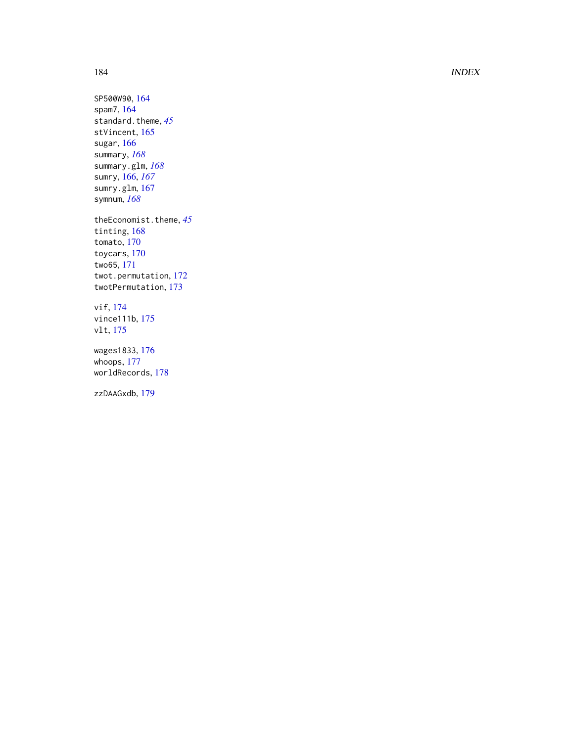SP500W90, 164
spam7, 164
standard.theme, *45*
stVincent, 165
sugar, 166
summary, *168*
summary.glm, *168*
sumry, 166, *167*
sumry.glm, 167
symnum, *168*

theEconomist.theme, *45*
tinting, 168
tomato, 170
toycars, 170
two65, 171
twot.permutation, 172
twotPermutation, 173

vif, 174
vince111b, 175
vlt, 175

wages1833, 176
whoops, 177
worldRecords, 178

zzDAAGxdb, 179